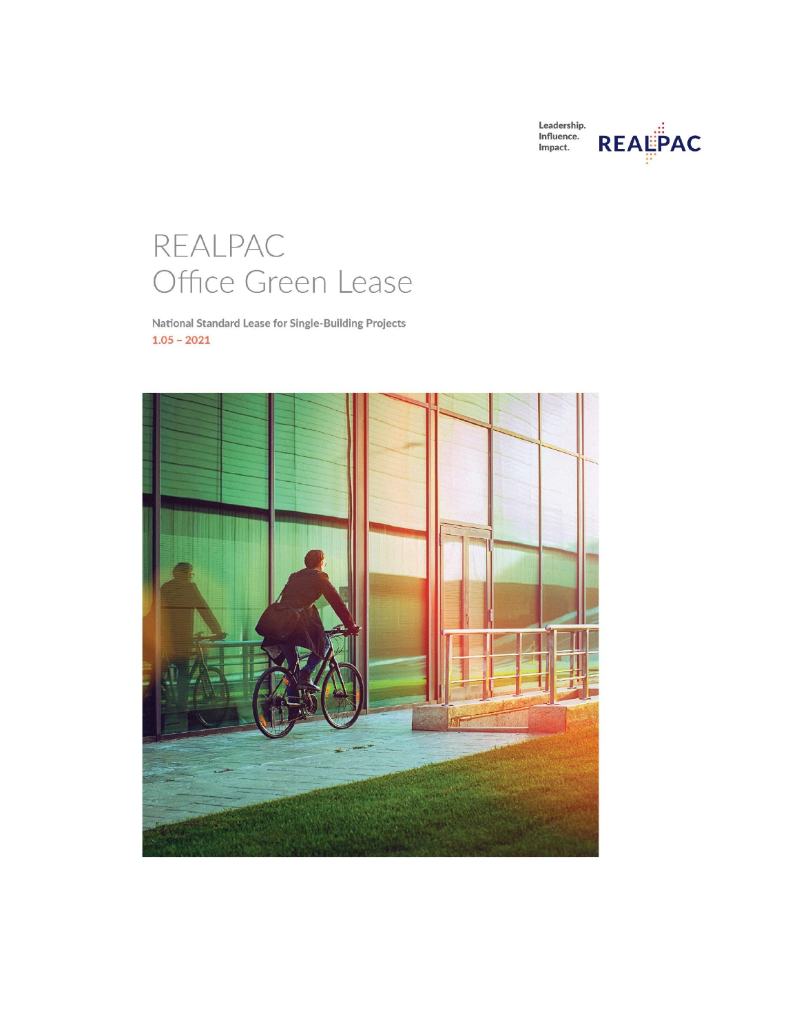Leadership.
Influence.
Impact.

REALPAC

# REALPAC Office Green Lease

National Standard Lease for Single-Building Projects

1.05 – 2021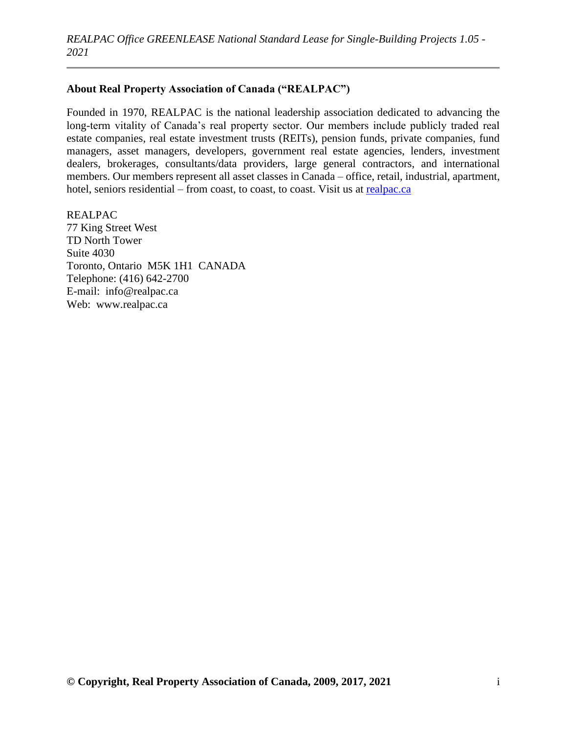## About Real Property Association of Canada ("REALPAC")

Founded in 1970, REALPAC is the national leadership association dedicated to advancing the long-term vitality of Canada's real property sector. Our members include publicly traded real estate companies, real estate investment trusts (REITs), pension funds, private companies, fund managers, asset managers, developers, government real estate agencies, lenders, investment dealers, brokerages, consultants/data providers, large general contractors, and international members. Our members represent all asset classes in Canada – office, retail, industrial, apartment, hotel, seniors residential – from coast, to coast, to coast. Visit us at [realpac.ca](realpac.ca)

REALPAC
77 King Street West
TD North Tower
Suite 4030
Toronto, Ontario M5K 1H1 CANADA
Telephone: (416) 642-2700
E-mail: info@realpac.ca
Web: www.realpac.ca

**© Copyright, Real Property Association of Canada, 2009, 2017, 2021**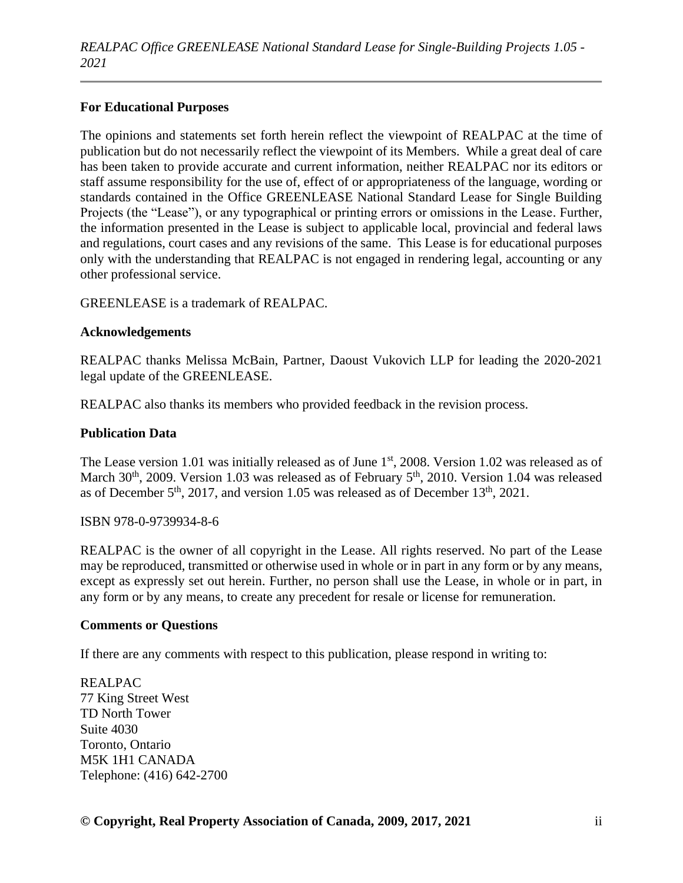**For Educational Purposes**

The opinions and statements set forth herein reflect the viewpoint of REALPAC at the time of publication but do not necessarily reflect the viewpoint of its Members. While a great deal of care has been taken to provide accurate and current information, neither REALPAC nor its editors or staff assume responsibility for the use of, effect of or appropriateness of the language, wording or standards contained in the Office GREENLEASE National Standard Lease for Single Building Projects (the "Lease"), or any typographical or printing errors or omissions in the Lease. Further, the information presented in the Lease is subject to applicable local, provincial and federal laws and regulations, court cases and any revisions of the same. This Lease is for educational purposes only with the understanding that REALPAC is not engaged in rendering legal, accounting or any other professional service.

GREENLEASE is a trademark of REALPAC.

**Acknowledgements**

REALPAC thanks Melissa McBain, Partner, Daoust Vukovich LLP for leading the 2020-2021 legal update of the GREENLEASE.

REALPAC also thanks its members who provided feedback in the revision process.

**Publication Data**

The Lease version 1.01 was initially released as of June 1st, 2008. Version 1.02 was released as of March 30th, 2009. Version 1.03 was released as of February 5th, 2010. Version 1.04 was released as of December 5th, 2017, and version 1.05 was released as of December 13th, 2021.

ISBN 978-0-9739934-8-6

REALPAC is the owner of all copyright in the Lease. All rights reserved. No part of the Lease may be reproduced, transmitted or otherwise used in whole or in part in any form or by any means, except as expressly set out herein. Further, no person shall use the Lease, in whole or in part, in any form or by any means, to create any precedent for resale or license for remuneration.

**Comments or Questions**

If there are any comments with respect to this publication, please respond in writing to:

REALPAC
77 King Street West
TD North Tower
Suite 4030
Toronto, Ontario
M5K 1H1 CANADA
Telephone: (416) 642-2700

**© Copyright, Real Property Association of Canada, 2009, 2017, 2021**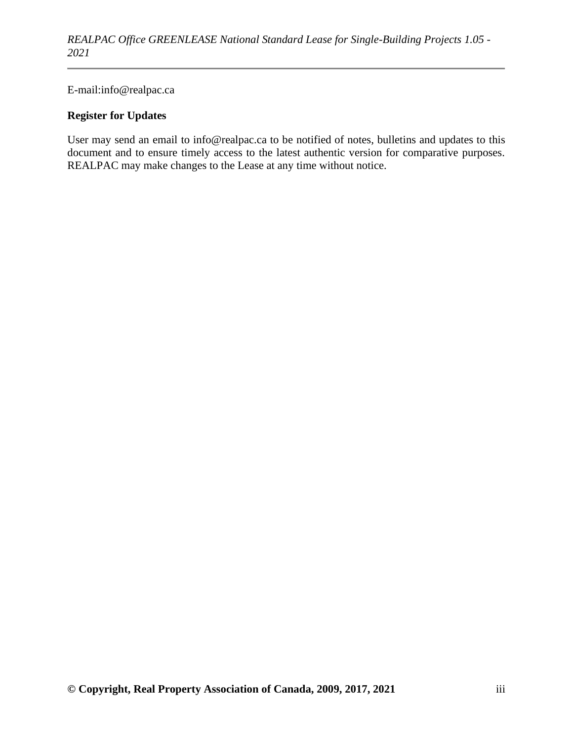E-mail:info@realpac.ca

**Register for Updates**

User may send an email to info@realpac.ca to be notified of notes, bulletins and updates to this document and to ensure timely access to the latest authentic version for comparative purposes. REALPAC may make changes to the Lease at any time without notice.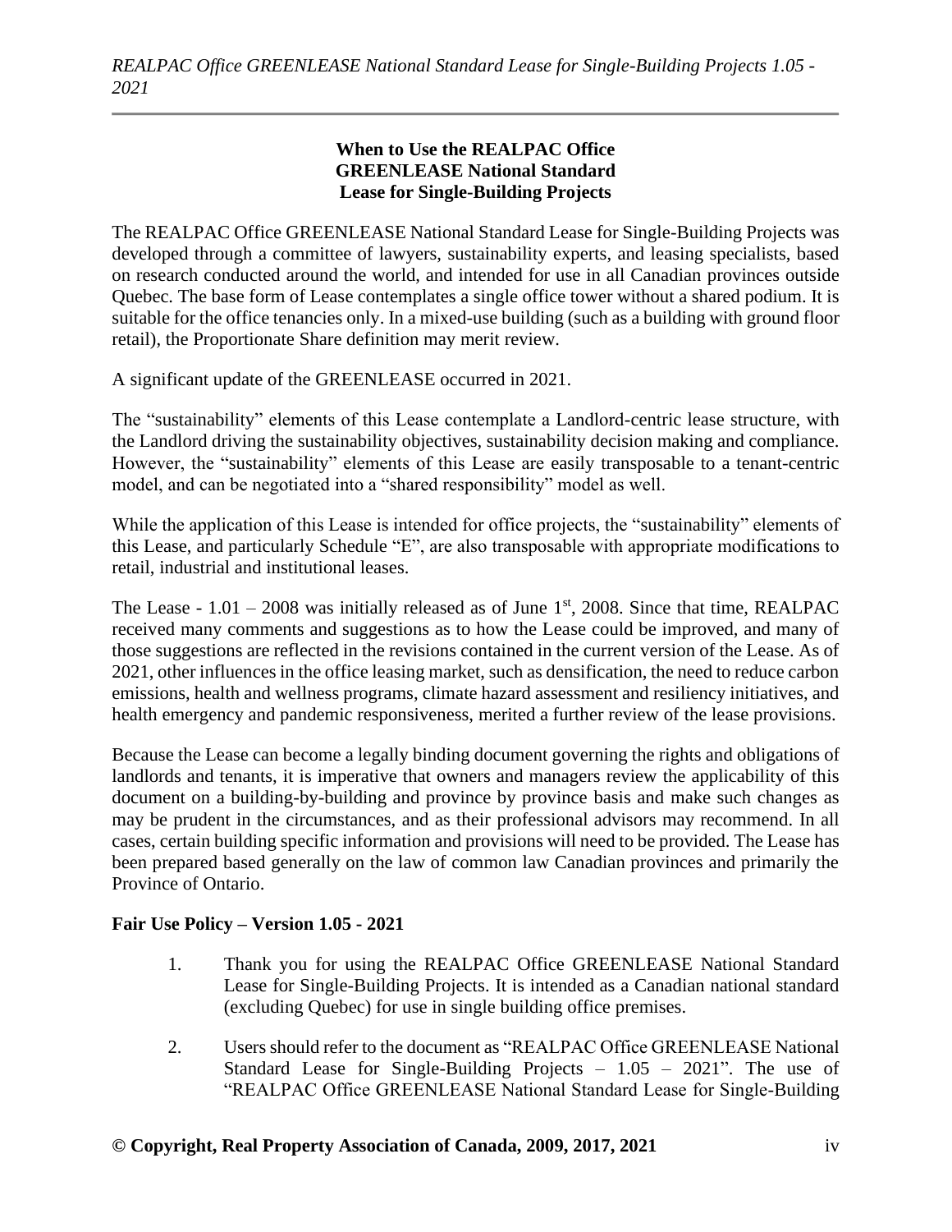## When to Use the REALPAC Office GREENLEASE National Standard Lease for Single-Building Projects

The REALPAC Office GREENLEASE National Standard Lease for Single-Building Projects was developed through a committee of lawyers, sustainability experts, and leasing specialists, based on research conducted around the world, and intended for use in all Canadian provinces outside Quebec. The base form of Lease contemplates a single office tower without a shared podium. It is suitable for the office tenancies only. In a mixed-use building (such as a building with ground floor retail), the Proportionate Share definition may merit review.

A significant update of the GREENLEASE occurred in 2021.

The "sustainability" elements of this Lease contemplate a Landlord-centric lease structure, with the Landlord driving the sustainability objectives, sustainability decision making and compliance. However, the "sustainability" elements of this Lease are easily transposable to a tenant-centric model, and can be negotiated into a "shared responsibility" model as well.

While the application of this Lease is intended for office projects, the "sustainability" elements of this Lease, and particularly Schedule "E", are also transposable with appropriate modifications to retail, industrial and institutional leases.

The Lease - 1.01 – 2008 was initially released as of June 1st, 2008. Since that time, REALPAC received many comments and suggestions as to how the Lease could be improved, and many of those suggestions are reflected in the revisions contained in the current version of the Lease. As of 2021, other influences in the office leasing market, such as densification, the need to reduce carbon emissions, health and wellness programs, climate hazard assessment and resiliency initiatives, and health emergency and pandemic responsiveness, merited a further review of the lease provisions.

Because the Lease can become a legally binding document governing the rights and obligations of landlords and tenants, it is imperative that owners and managers review the applicability of this document on a building-by-building and province by province basis and make such changes as may be prudent in the circumstances, and as their professional advisors may recommend. In all cases, certain building specific information and provisions will need to be provided. The Lease has been prepared based generally on the law of common law Canadian provinces and primarily the Province of Ontario.

**Fair Use Policy – Version 1.05 - 2021**

1. Thank you for using the REALPAC Office GREENLEASE National Standard Lease for Single-Building Projects. It is intended as a Canadian national standard (excluding Quebec) for use in single building office premises.

2. Users should refer to the document as "REALPAC Office GREENLEASE National Standard Lease for Single-Building Projects – 1.05 – 2021". The use of "REALPAC Office GREENLEASE National Standard Lease for Single-Building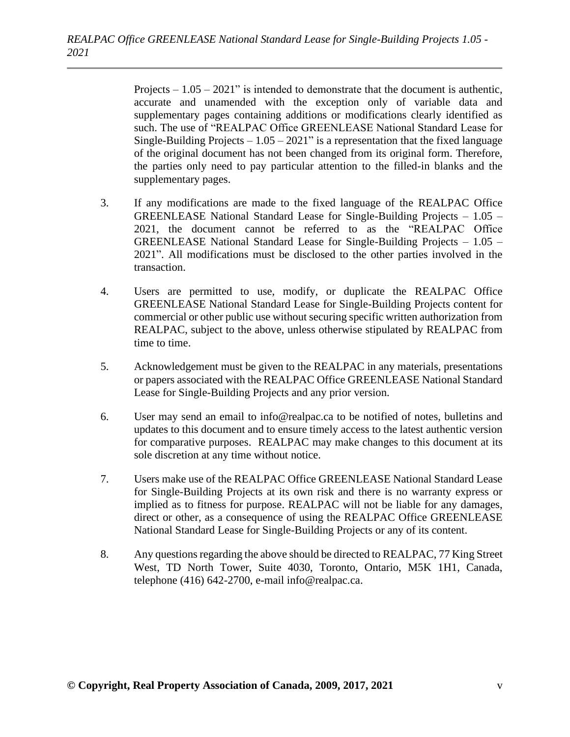Projects – 1.05 – 2021" is intended to demonstrate that the document is authentic, accurate and unamended with the exception only of variable data and supplementary pages containing additions or modifications clearly identified as such. The use of "REALPAC Office GREENLEASE National Standard Lease for Single-Building Projects – 1.05 – 2021" is a representation that the fixed language of the original document has not been changed from its original form. Therefore, the parties only need to pay particular attention to the filled-in blanks and the supplementary pages.

3. If any modifications are made to the fixed language of the REALPAC Office GREENLEASE National Standard Lease for Single-Building Projects – 1.05 – 2021, the document cannot be referred to as the "REALPAC Office GREENLEASE National Standard Lease for Single-Building Projects – 1.05 – 2021". All modifications must be disclosed to the other parties involved in the transaction.

4. Users are permitted to use, modify, or duplicate the REALPAC Office GREENLEASE National Standard Lease for Single-Building Projects content for commercial or other public use without securing specific written authorization from REALPAC, subject to the above, unless otherwise stipulated by REALPAC from time to time.

5. Acknowledgement must be given to the REALPAC in any materials, presentations or papers associated with the REALPAC Office GREENLEASE National Standard Lease for Single-Building Projects and any prior version.

6. User may send an email to info@realpac.ca to be notified of notes, bulletins and updates to this document and to ensure timely access to the latest authentic version for comparative purposes. REALPAC may make changes to this document at its sole discretion at any time without notice.

7. Users make use of the REALPAC Office GREENLEASE National Standard Lease for Single-Building Projects at its own risk and there is no warranty express or implied as to fitness for purpose. REALPAC will not be liable for any damages, direct or other, as a consequence of using the REALPAC Office GREENLEASE National Standard Lease for Single-Building Projects or any of its content.

8. Any questions regarding the above should be directed to REALPAC, 77 King Street West, TD North Tower, Suite 4030, Toronto, Ontario, M5K 1H1, Canada, telephone (416) 642-2700, e-mail info@realpac.ca.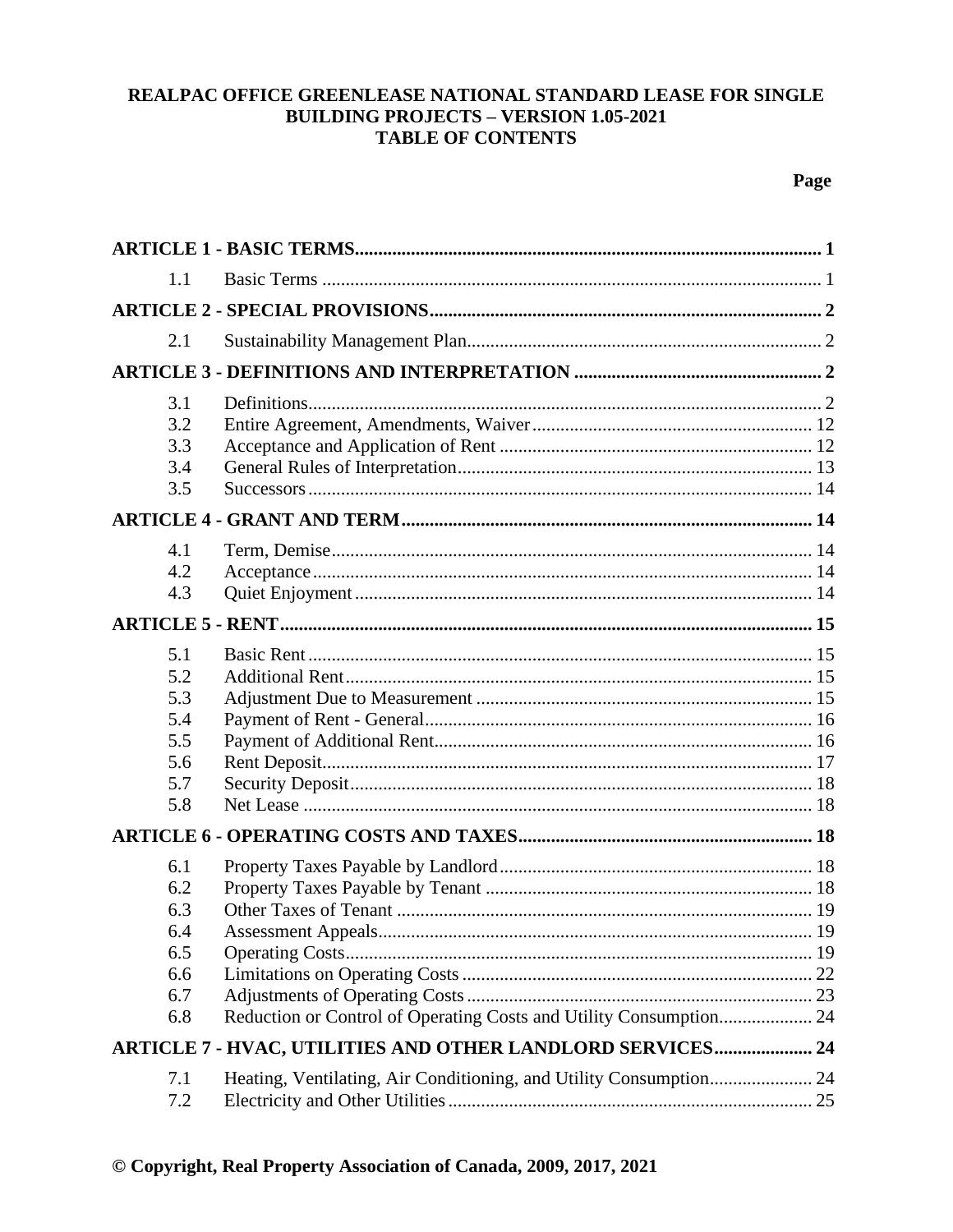**REALPAC OFFICE GREENLEASE NATIONAL STANDARD LEASE FOR SINGLE BUILDING PROJECTS – VERSION 1.05-2021**
**TABLE OF CONTENTS**

| | | Page |
|---|---|---|
| **ARTICLE 1 - BASIC TERMS** | | **1** |
| 1.1 | Basic Terms | 1 |
| **ARTICLE 2 - SPECIAL PROVISIONS** | | **2** |
| 2.1 | Sustainability Management Plan | 2 |
| **ARTICLE 3 - DEFINITIONS AND INTERPRETATION** | | **2** |
| 3.1 | Definitions | 2 |
| 3.2 | Entire Agreement, Amendments, Waiver | 12 |
| 3.3 | Acceptance and Application of Rent | 12 |
| 3.4 | General Rules of Interpretation | 13 |
| 3.5 | Successors | 14 |
| **ARTICLE 4 - GRANT AND TERM** | | **14** |
| 4.1 | Term, Demise | 14 |
| 4.2 | Acceptance | 14 |
| 4.3 | Quiet Enjoyment | 14 |
| **ARTICLE 5 - RENT** | | **15** |
| 5.1 | Basic Rent | 15 |
| 5.2 | Additional Rent | 15 |
| 5.3 | Adjustment Due to Measurement | 15 |
| 5.4 | Payment of Rent - General | 16 |
| 5.5 | Payment of Additional Rent | 16 |
| 5.6 | Rent Deposit | 17 |
| 5.7 | Security Deposit | 18 |
| 5.8 | Net Lease | 18 |
| **ARTICLE 6 - OPERATING COSTS AND TAXES** | | **18** |
| 6.1 | Property Taxes Payable by Landlord | 18 |
| 6.2 | Property Taxes Payable by Tenant | 18 |
| 6.3 | Other Taxes of Tenant | 19 |
| 6.4 | Assessment Appeals | 19 |
| 6.5 | Operating Costs | 19 |
| 6.6 | Limitations on Operating Costs | 22 |
| 6.7 | Adjustments of Operating Costs | 23 |
| 6.8 | Reduction or Control of Operating Costs and Utility Consumption | 24 |
| **ARTICLE 7 - HVAC, UTILITIES AND OTHER LANDLORD SERVICES** | | **24** |
| 7.1 | Heating, Ventilating, Air Conditioning, and Utility Consumption | 24 |
| 7.2 | Electricity and Other Utilities | 25 |

**© Copyright, Real Property Association of Canada, 2009, 2017, 2021**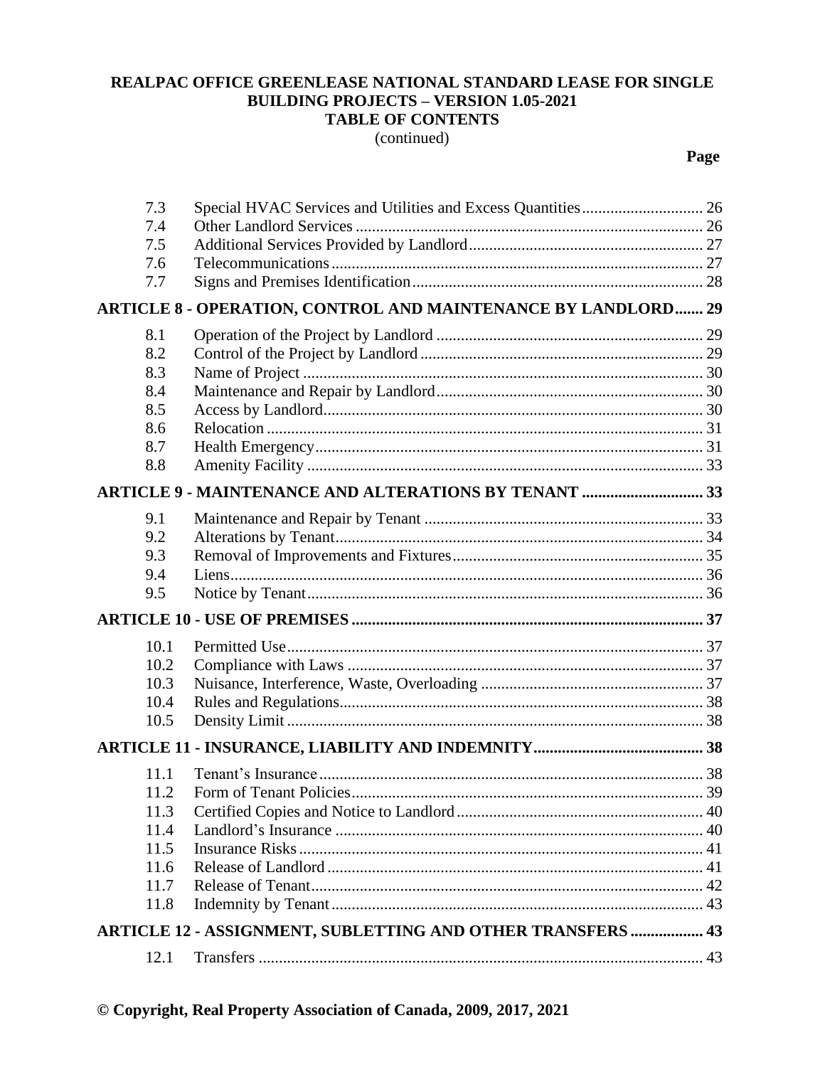**REALPAC OFFICE GREENLEASE NATIONAL STANDARD LEASE FOR SINGLE BUILDING PROJECTS – VERSION 1.05-2021**
**TABLE OF CONTENTS**
(continued)

| | | Page |
|---|---|---|
| 7.3 | Special HVAC Services and Utilities and Excess Quantities | 26 |
| 7.4 | Other Landlord Services | 26 |
| 7.5 | Additional Services Provided by Landlord | 27 |
| 7.6 | Telecommunications | 27 |
| 7.7 | Signs and Premises Identification | 28 |
| **ARTICLE 8 - OPERATION, CONTROL AND MAINTENANCE BY LANDLORD** | | **29** |
| 8.1 | Operation of the Project by Landlord | 29 |
| 8.2 | Control of the Project by Landlord | 29 |
| 8.3 | Name of Project | 30 |
| 8.4 | Maintenance and Repair by Landlord | 30 |
| 8.5 | Access by Landlord | 30 |
| 8.6 | Relocation | 31 |
| 8.7 | Health Emergency | 31 |
| 8.8 | Amenity Facility | 33 |
| **ARTICLE 9 - MAINTENANCE AND ALTERATIONS BY TENANT** | | **33** |
| 9.1 | Maintenance and Repair by Tenant | 33 |
| 9.2 | Alterations by Tenant | 34 |
| 9.3 | Removal of Improvements and Fixtures | 35 |
| 9.4 | Liens | 36 |
| 9.5 | Notice by Tenant | 36 |
| **ARTICLE 10 - USE OF PREMISES** | | **37** |
| 10.1 | Permitted Use | 37 |
| 10.2 | Compliance with Laws | 37 |
| 10.3 | Nuisance, Interference, Waste, Overloading | 37 |
| 10.4 | Rules and Regulations | 38 |
| 10.5 | Density Limit | 38 |
| **ARTICLE 11 - INSURANCE, LIABILITY AND INDEMNITY** | | **38** |
| 11.1 | Tenant's Insurance | 38 |
| 11.2 | Form of Tenant Policies | 39 |
| 11.3 | Certified Copies and Notice to Landlord | 40 |
| 11.4 | Landlord's Insurance | 40 |
| 11.5 | Insurance Risks | 41 |
| 11.6 | Release of Landlord | 41 |
| 11.7 | Release of Tenant | 42 |
| 11.8 | Indemnity by Tenant | 43 |
| **ARTICLE 12 - ASSIGNMENT, SUBLETTING AND OTHER TRANSFERS** | | **43** |
| 12.1 | Transfers | 43 |

**© Copyright, Real Property Association of Canada, 2009, 2017, 2021**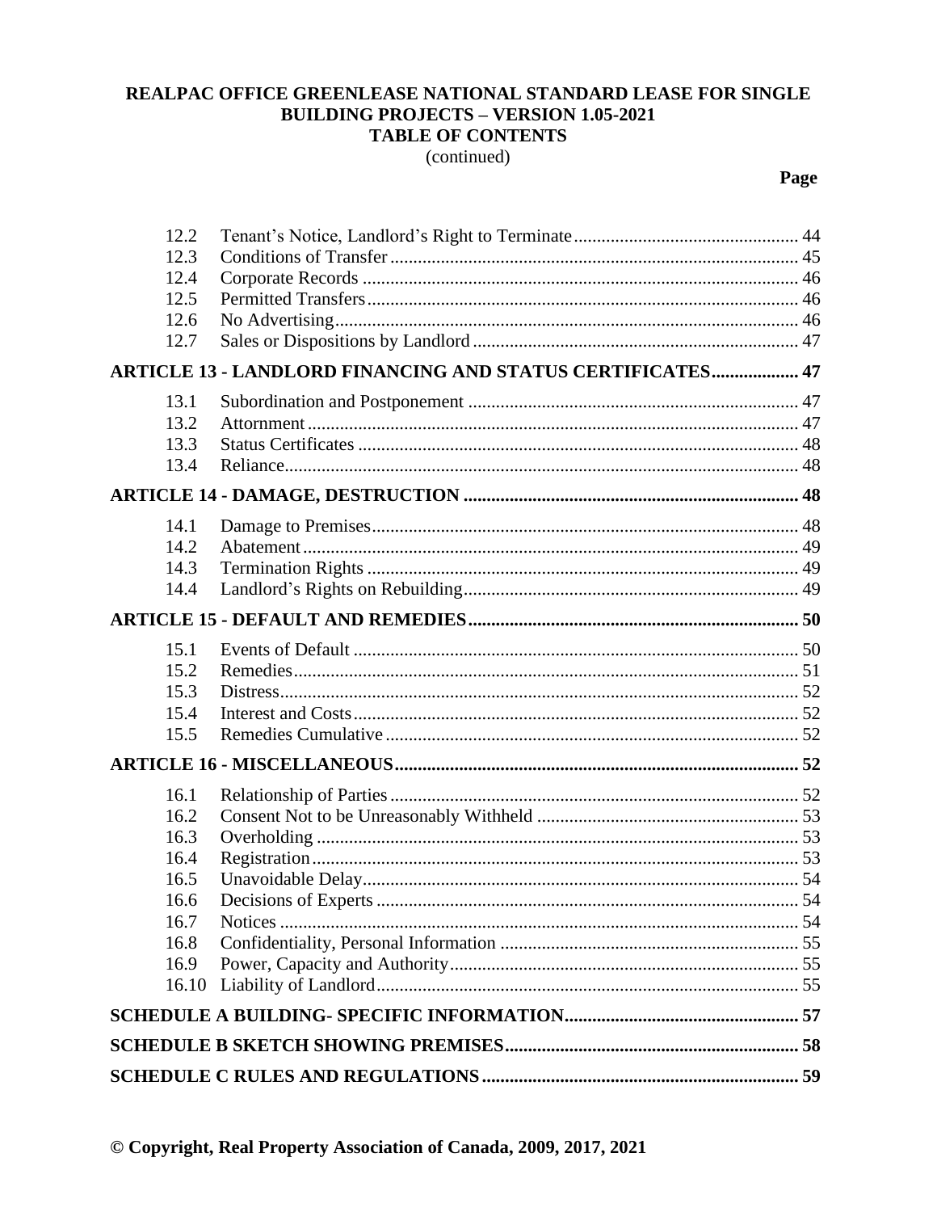**REALPAC OFFICE GREENLEASE NATIONAL STANDARD LEASE FOR SINGLE BUILDING PROJECTS – VERSION 1.05-2021**
**TABLE OF CONTENTS**
(continued)

| | | Page |
|---|---|---|
| 12.2 | Tenant's Notice, Landlord's Right to Terminate | 44 |
| 12.3 | Conditions of Transfer | 45 |
| 12.4 | Corporate Records | 46 |
| 12.5 | Permitted Transfers | 46 |
| 12.6 | No Advertising | 46 |
| 12.7 | Sales or Dispositions by Landlord | 47 |
| **ARTICLE 13 - LANDLORD FINANCING AND STATUS CERTIFICATES** | | **47** |
| 13.1 | Subordination and Postponement | 47 |
| 13.2 | Attornment | 47 |
| 13.3 | Status Certificates | 48 |
| 13.4 | Reliance | 48 |
| **ARTICLE 14 - DAMAGE, DESTRUCTION** | | **48** |
| 14.1 | Damage to Premises | 48 |
| 14.2 | Abatement | 49 |
| 14.3 | Termination Rights | 49 |
| 14.4 | Landlord's Rights on Rebuilding | 49 |
| **ARTICLE 15 - DEFAULT AND REMEDIES** | | **50** |
| 15.1 | Events of Default | 50 |
| 15.2 | Remedies | 51 |
| 15.3 | Distress | 52 |
| 15.4 | Interest and Costs | 52 |
| 15.5 | Remedies Cumulative | 52 |
| **ARTICLE 16 - MISCELLANEOUS** | | **52** |
| 16.1 | Relationship of Parties | 52 |
| 16.2 | Consent Not to be Unreasonably Withheld | 53 |
| 16.3 | Overholding | 53 |
| 16.4 | Registration | 53 |
| 16.5 | Unavoidable Delay | 54 |
| 16.6 | Decisions of Experts | 54 |
| 16.7 | Notices | 54 |
| 16.8 | Confidentiality, Personal Information | 55 |
| 16.9 | Power, Capacity and Authority | 55 |
| 16.10 | Liability of Landlord | 55 |
| **SCHEDULE A BUILDING- SPECIFIC INFORMATION** | | **57** |
| **SCHEDULE B SKETCH SHOWING PREMISES** | | **58** |
| **SCHEDULE C RULES AND REGULATIONS** | | **59** |

**© Copyright, Real Property Association of Canada, 2009, 2017, 2021**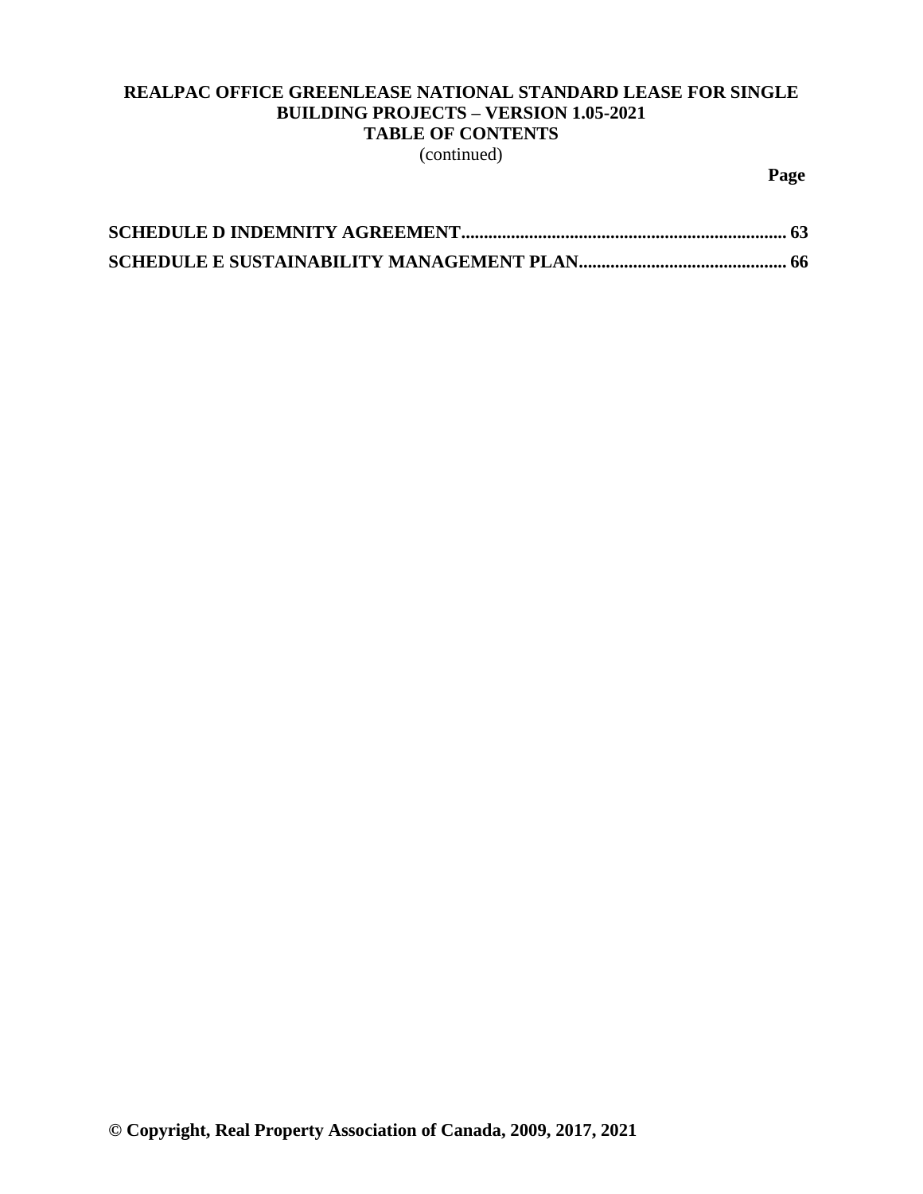**REALPAC OFFICE GREENLEASE NATIONAL STANDARD LEASE FOR SINGLE BUILDING PROJECTS – VERSION 1.05-2021**
**TABLE OF CONTENTS**
(continued)

**Page**

**SCHEDULE D INDEMNITY AGREEMENT....................................................................... 63**

**SCHEDULE E SUSTAINABILITY MANAGEMENT PLAN............................................. 66**

**© Copyright, Real Property Association of Canada, 2009, 2017, 2021**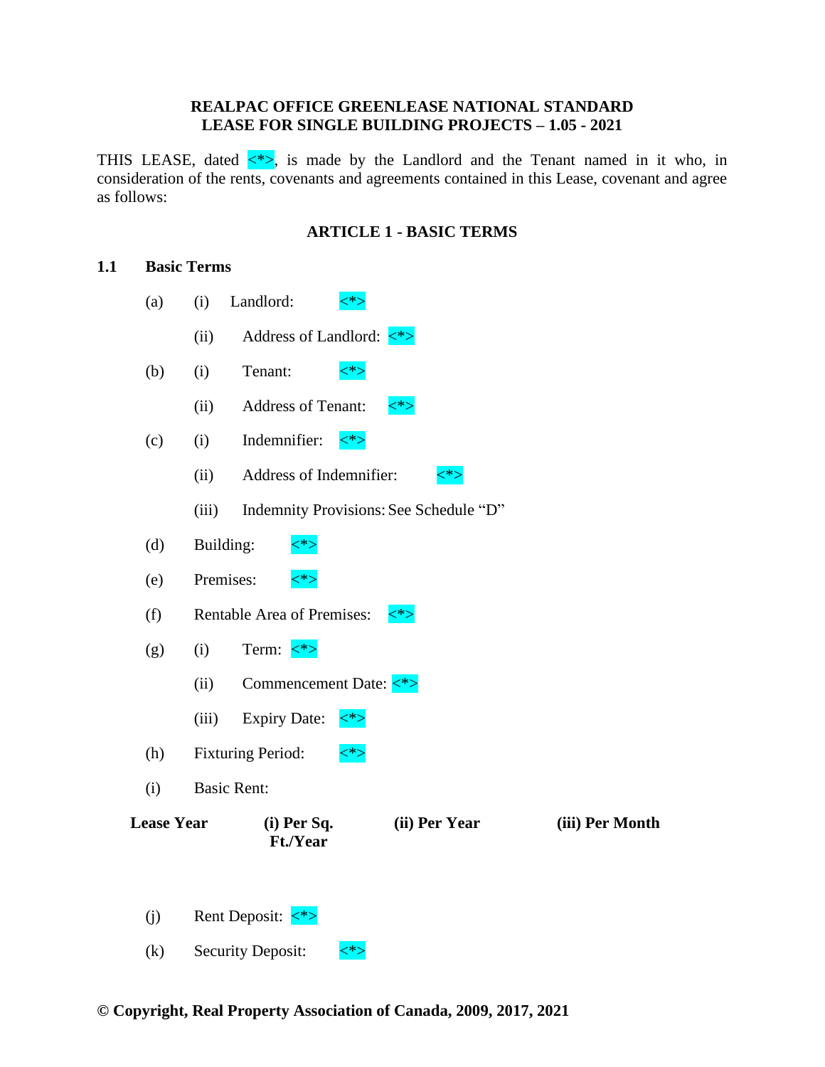**REALPAC OFFICE GREENLEASE NATIONAL STANDARD**
**LEASE FOR SINGLE BUILDING PROJECTS – 1.05 - 2021**

THIS LEASE, dated <*>, is made by the Landlord and the Tenant named in it who, in consideration of the rents, covenants and agreements contained in this Lease, covenant and agree as follows:

## ARTICLE 1 - BASIC TERMS

### 1.1 Basic Terms

(a) (i) Landlord: <*>

(ii) Address of Landlord: <*>

(b) (i) Tenant: <*>

(ii) Address of Tenant: <*>

(c) (i) Indemnifier: <*>

(ii) Address of Indemnifier: <*>

(iii) Indemnity Provisions: See Schedule "D"

(d) Building: <*>

(e) Premises: <*>

(f) Rentable Area of Premises: <*>

(g) (i) Term: <*>

(ii) Commencement Date: <*>

(iii) Expiry Date: <*>

(h) Fixturing Period: <*>

(i) Basic Rent:

| Lease Year | (i) Per Sq. Ft./Year | (ii) Per Year | (iii) Per Month |
|---|---|---|---|
| | | | |

(j) Rent Deposit: <*>

(k) Security Deposit: <*>

**© Copyright, Real Property Association of Canada, 2009, 2017, 2021**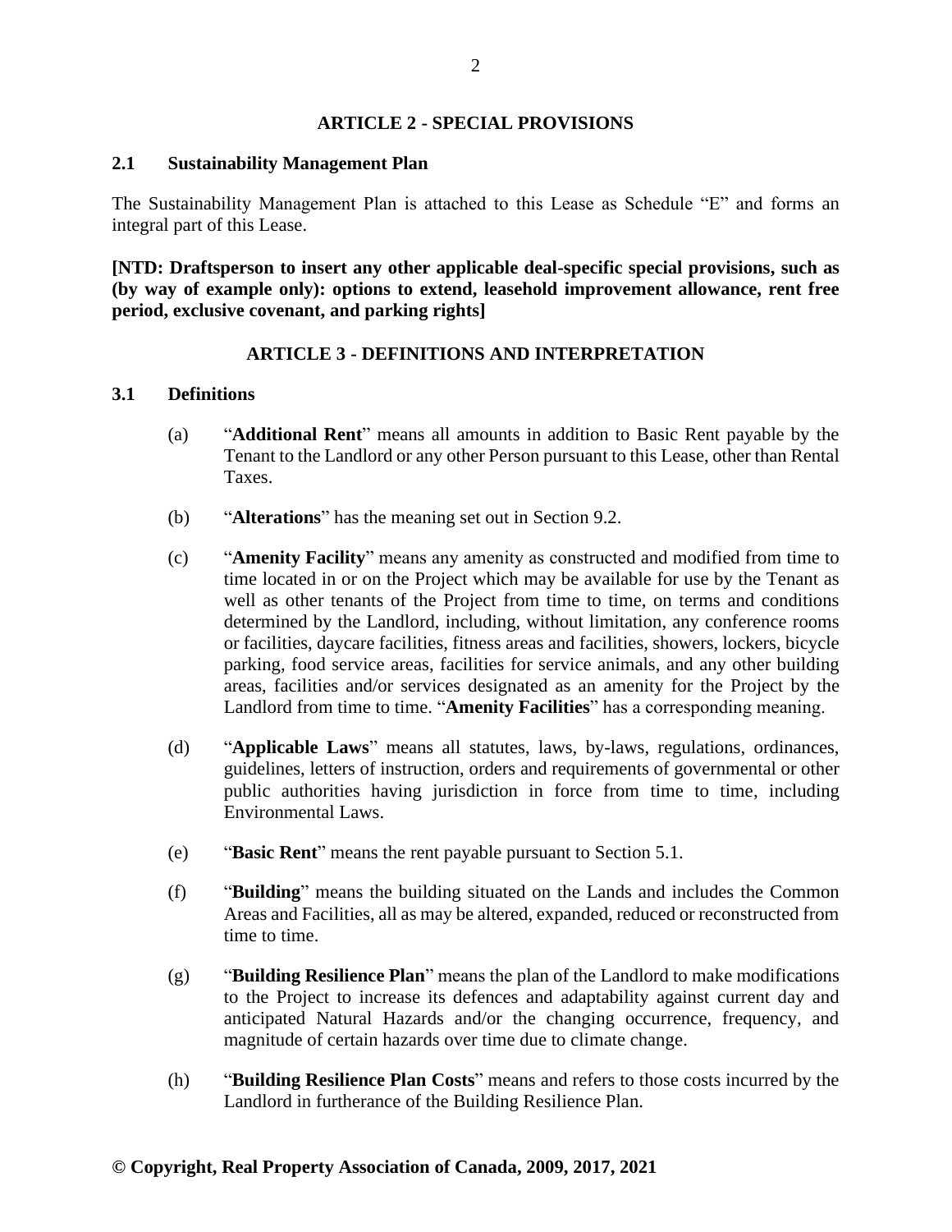## ARTICLE 2 - SPECIAL PROVISIONS

### 2.1 Sustainability Management Plan

The Sustainability Management Plan is attached to this Lease as Schedule "E" and forms an integral part of this Lease.

**[NTD: Draftsperson to insert any other applicable deal-specific special provisions, such as (by way of example only): options to extend, leasehold improvement allowance, rent free period, exclusive covenant, and parking rights]**

## ARTICLE 3 - DEFINITIONS AND INTERPRETATION

### 3.1 Definitions

(a) "**Additional Rent**" means all amounts in addition to Basic Rent payable by the Tenant to the Landlord or any other Person pursuant to this Lease, other than Rental Taxes.

(b) "**Alterations**" has the meaning set out in Section 9.2.

(c) "**Amenity Facility**" means any amenity as constructed and modified from time to time located in or on the Project which may be available for use by the Tenant as well as other tenants of the Project from time to time, on terms and conditions determined by the Landlord, including, without limitation, any conference rooms or facilities, daycare facilities, fitness areas and facilities, showers, lockers, bicycle parking, food service areas, facilities for service animals, and any other building areas, facilities and/or services designated as an amenity for the Project by the Landlord from time to time. "**Amenity Facilities**" has a corresponding meaning.

(d) "**Applicable Laws**" means all statutes, laws, by-laws, regulations, ordinances, guidelines, letters of instruction, orders and requirements of governmental or other public authorities having jurisdiction in force from time to time, including Environmental Laws.

(e) "**Basic Rent**" means the rent payable pursuant to Section 5.1.

(f) "**Building**" means the building situated on the Lands and includes the Common Areas and Facilities, all as may be altered, expanded, reduced or reconstructed from time to time.

(g) "**Building Resilience Plan**" means the plan of the Landlord to make modifications to the Project to increase its defences and adaptability against current day and anticipated Natural Hazards and/or the changing occurrence, frequency, and magnitude of certain hazards over time due to climate change.

(h) "**Building Resilience Plan Costs**" means and refers to those costs incurred by the Landlord in furtherance of the Building Resilience Plan.

**© Copyright, Real Property Association of Canada, 2009, 2017, 2021**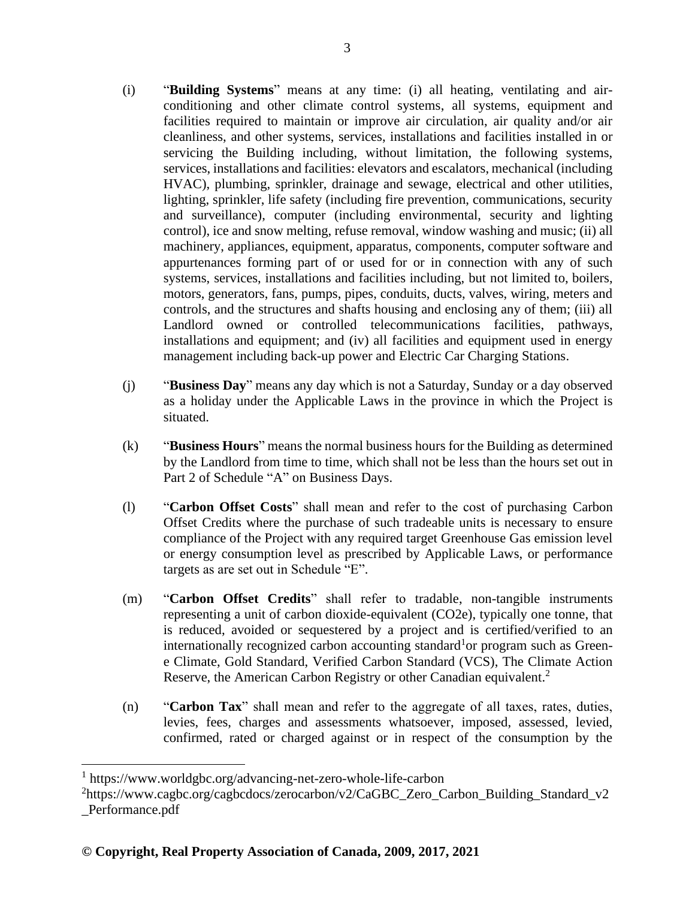(i) "**Building Systems**" means at any time: (i) all heating, ventilating and air-conditioning and other climate control systems, all systems, equipment and facilities required to maintain or improve air circulation, air quality and/or air cleanliness, and other systems, services, installations and facilities installed in or servicing the Building including, without limitation, the following systems, services, installations and facilities: elevators and escalators, mechanical (including HVAC), plumbing, sprinkler, drainage and sewage, electrical and other utilities, lighting, sprinkler, life safety (including fire prevention, communications, security and surveillance), computer (including environmental, security and lighting control), ice and snow melting, refuse removal, window washing and music; (ii) all machinery, appliances, equipment, apparatus, components, computer software and appurtenances forming part of or used for or in connection with any of such systems, services, installations and facilities including, but not limited to, boilers, motors, generators, fans, pumps, pipes, conduits, ducts, valves, wiring, meters and controls, and the structures and shafts housing and enclosing any of them; (iii) all Landlord owned or controlled telecommunications facilities, pathways, installations and equipment; and (iv) all facilities and equipment used in energy management including back-up power and Electric Car Charging Stations.

(j) "**Business Day**" means any day which is not a Saturday, Sunday or a day observed as a holiday under the Applicable Laws in the province in which the Project is situated.

(k) "**Business Hours**" means the normal business hours for the Building as determined by the Landlord from time to time, which shall not be less than the hours set out in Part 2 of Schedule "A" on Business Days.

(l) "**Carbon Offset Costs**" shall mean and refer to the cost of purchasing Carbon Offset Credits where the purchase of such tradeable units is necessary to ensure compliance of the Project with any required target Greenhouse Gas emission level or energy consumption level as prescribed by Applicable Laws, or performance targets as are set out in Schedule "E".

(m) "**Carbon Offset Credits**" shall refer to tradable, non-tangible instruments representing a unit of carbon dioxide-equivalent (CO2e), typically one tonne, that is reduced, avoided or sequestered by a project and is certified/verified to an internationally recognized carbon accounting standard[1] or program such as Green-e Climate, Gold Standard, Verified Carbon Standard (VCS), The Climate Action Reserve, the American Carbon Registry or other Canadian equivalent.[2]

(n) "**Carbon Tax**" shall mean and refer to the aggregate of all taxes, rates, duties, levies, fees, charges and assessments whatsoever, imposed, assessed, levied, confirmed, rated or charged against or in respect of the consumption by the

---

[1] https://www.worldgbc.org/advancing-net-zero-whole-life-carbon

[2] https://www.cagbc.org/cagbcdocs/zerocarbon/v2/CaGBC_Zero_Carbon_Building_Standard_v2_Performance.pdf

**© Copyright, Real Property Association of Canada, 2009, 2017, 2021**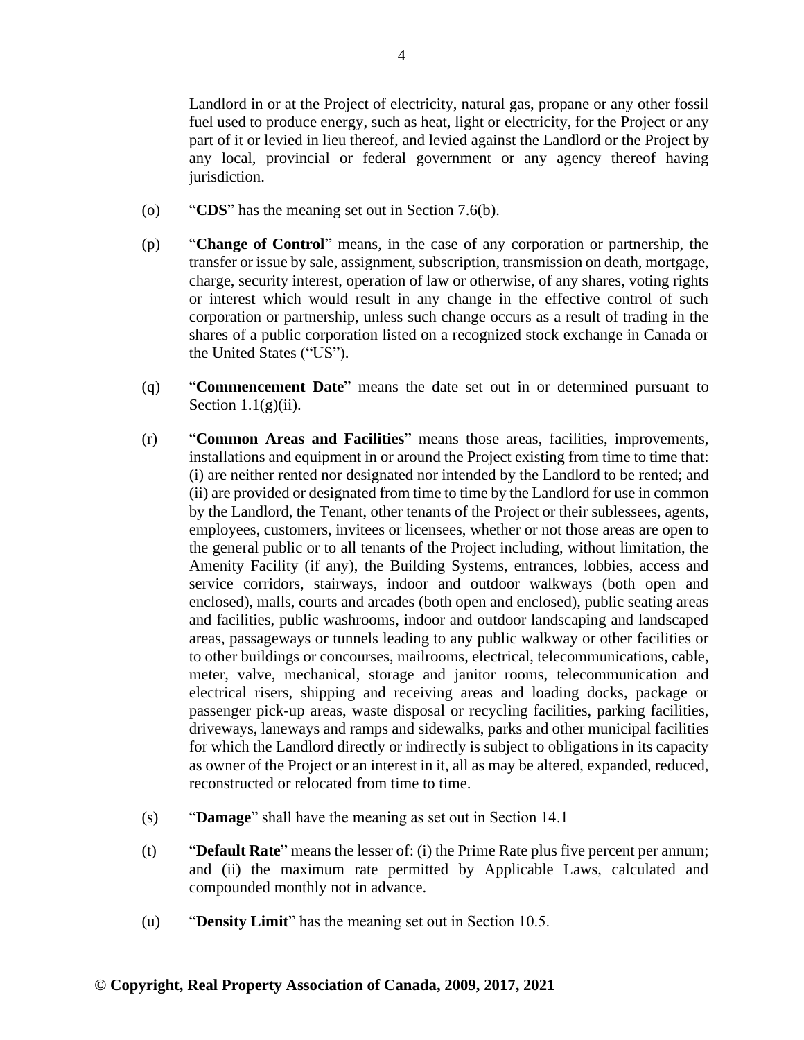Landlord in or at the Project of electricity, natural gas, propane or any other fossil fuel used to produce energy, such as heat, light or electricity, for the Project or any part of it or levied in lieu thereof, and levied against the Landlord or the Project by any local, provincial or federal government or any agency thereof having jurisdiction.

(o) "**CDS**" has the meaning set out in Section 7.6(b).

(p) "**Change of Control**" means, in the case of any corporation or partnership, the transfer or issue by sale, assignment, subscription, transmission on death, mortgage, charge, security interest, operation of law or otherwise, of any shares, voting rights or interest which would result in any change in the effective control of such corporation or partnership, unless such change occurs as a result of trading in the shares of a public corporation listed on a recognized stock exchange in Canada or the United States ("US").

(q) "**Commencement Date**" means the date set out in or determined pursuant to Section 1.1(g)(ii).

(r) "**Common Areas and Facilities**" means those areas, facilities, improvements, installations and equipment in or around the Project existing from time to time that: (i) are neither rented nor designated nor intended by the Landlord to be rented; and (ii) are provided or designated from time to time by the Landlord for use in common by the Landlord, the Tenant, other tenants of the Project or their sublessees, agents, employees, customers, invitees or licensees, whether or not those areas are open to the general public or to all tenants of the Project including, without limitation, the Amenity Facility (if any), the Building Systems, entrances, lobbies, access and service corridors, stairways, indoor and outdoor walkways (both open and enclosed), malls, courts and arcades (both open and enclosed), public seating areas and facilities, public washrooms, indoor and outdoor landscaping and landscaped areas, passageways or tunnels leading to any public walkway or other facilities or to other buildings or concourses, mailrooms, electrical, telecommunications, cable, meter, valve, mechanical, storage and janitor rooms, telecommunication and electrical risers, shipping and receiving areas and loading docks, package or passenger pick-up areas, waste disposal or recycling facilities, parking facilities, driveways, laneways and ramps and sidewalks, parks and other municipal facilities for which the Landlord directly or indirectly is subject to obligations in its capacity as owner of the Project or an interest in it, all as may be altered, expanded, reduced, reconstructed or relocated from time to time.

(s) "**Damage**" shall have the meaning as set out in Section 14.1

(t) "**Default Rate**" means the lesser of: (i) the Prime Rate plus five percent per annum; and (ii) the maximum rate permitted by Applicable Laws, calculated and compounded monthly not in advance.

(u) "**Density Limit**" has the meaning set out in Section 10.5.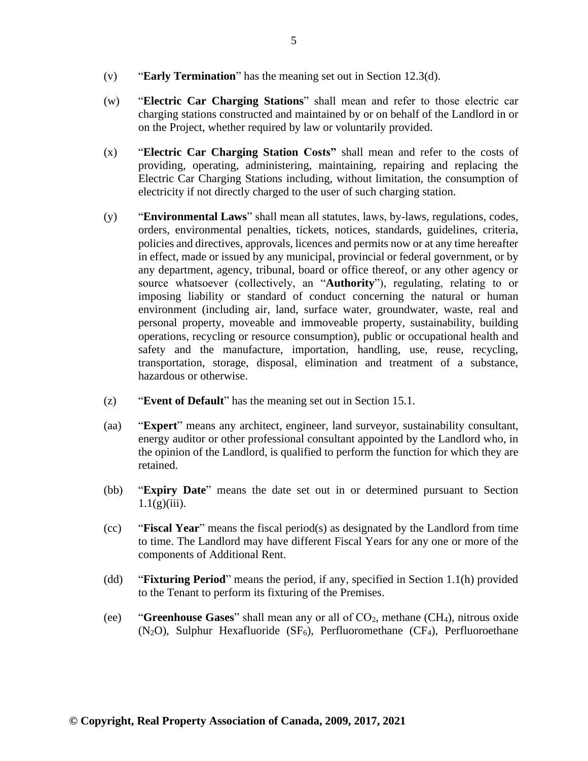(v) "**Early Termination**" has the meaning set out in Section 12.3(d).

(w) "**Electric Car Charging Stations**" shall mean and refer to those electric car charging stations constructed and maintained by or on behalf of the Landlord in or on the Project, whether required by law or voluntarily provided.

(x) "**Electric Car Charging Station Costs"** shall mean and refer to the costs of providing, operating, administering, maintaining, repairing and replacing the Electric Car Charging Stations including, without limitation, the consumption of electricity if not directly charged to the user of such charging station.

(y) "**Environmental Laws**" shall mean all statutes, laws, by-laws, regulations, codes, orders, environmental penalties, tickets, notices, standards, guidelines, criteria, policies and directives, approvals, licences and permits now or at any time hereafter in effect, made or issued by any municipal, provincial or federal government, or by any department, agency, tribunal, board or office thereof, or any other agency or source whatsoever (collectively, an "**Authority**"), regulating, relating to or imposing liability or standard of conduct concerning the natural or human environment (including air, land, surface water, groundwater, waste, real and personal property, moveable and immoveable property, sustainability, building operations, recycling or resource consumption), public or occupational health and safety and the manufacture, importation, handling, use, reuse, recycling, transportation, storage, disposal, elimination and treatment of a substance, hazardous or otherwise.

(z) "**Event of Default**" has the meaning set out in Section 15.1.

(aa) "**Expert**" means any architect, engineer, land surveyor, sustainability consultant, energy auditor or other professional consultant appointed by the Landlord who, in the opinion of the Landlord, is qualified to perform the function for which they are retained.

(bb) "**Expiry Date**" means the date set out in or determined pursuant to Section 1.1(g)(iii).

(cc) "**Fiscal Year**" means the fiscal period(s) as designated by the Landlord from time to time. The Landlord may have different Fiscal Years for any one or more of the components of Additional Rent.

(dd) "**Fixturing Period**" means the period, if any, specified in Section 1.1(h) provided to the Tenant to perform its fixturing of the Premises.

(ee) "**Greenhouse Gases**" shall mean any or all of $CO_2$, methane ($CH_4$), nitrous oxide ($N_2O$), Sulphur Hexafluoride ($SF_6$), Perfluoromethane ($CF_4$), Perfluoroethane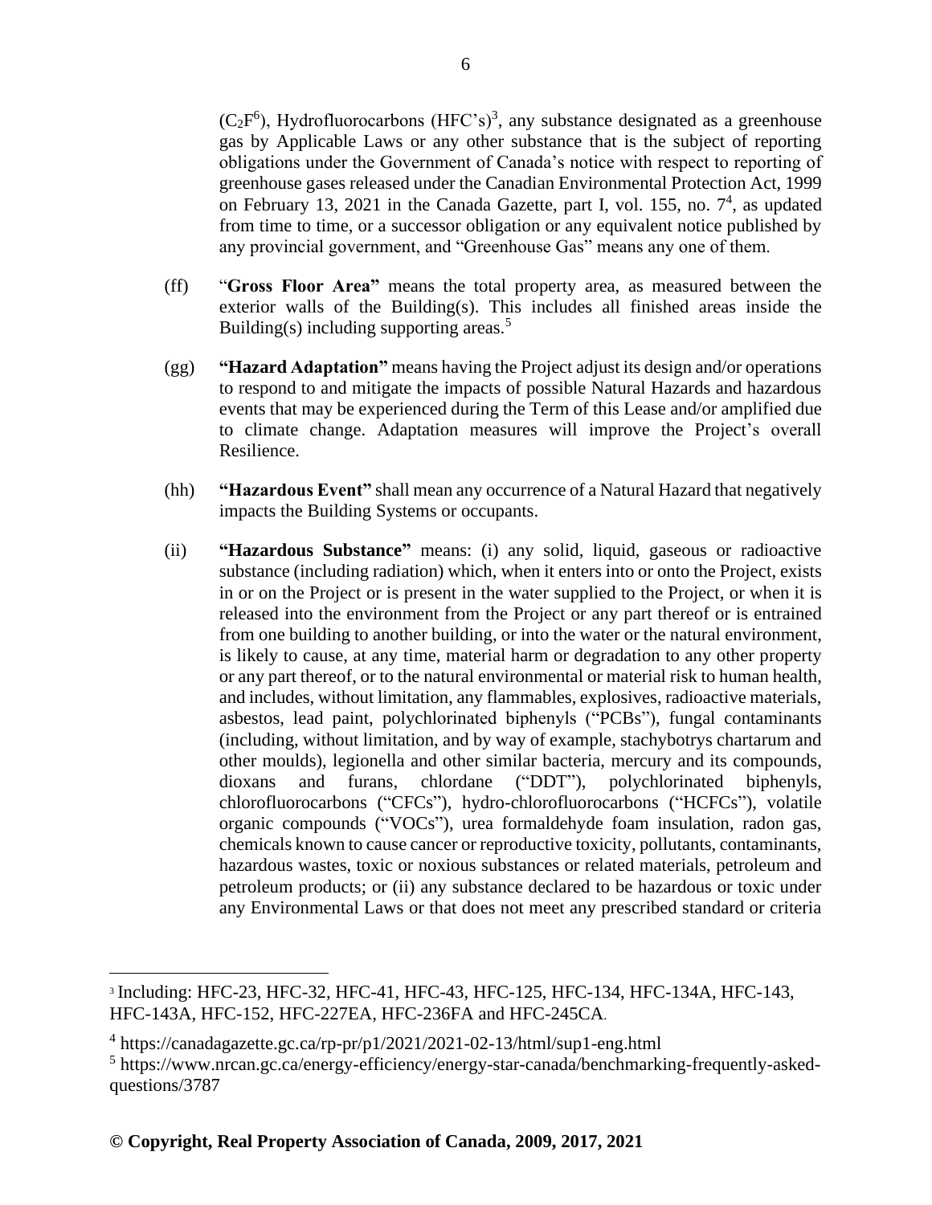($C_2F^6$), Hydrofluorocarbons (HFC's)[3], any substance designated as a greenhouse gas by Applicable Laws or any other substance that is the subject of reporting obligations under the Government of Canada's notice with respect to reporting of greenhouse gases released under the Canadian Environmental Protection Act, 1999 on February 13, 2021 in the Canada Gazette, part I, vol. 155, no. 7[4], as updated from time to time, or a successor obligation or any equivalent notice published by any provincial government, and "Greenhouse Gas" means any one of them.

(ff) "**Gross Floor Area"** means the total property area, as measured between the exterior walls of the Building(s). This includes all finished areas inside the Building(s) including supporting areas.[5]

(gg) **"Hazard Adaptation"** means having the Project adjust its design and/or operations to respond to and mitigate the impacts of possible Natural Hazards and hazardous events that may be experienced during the Term of this Lease and/or amplified due to climate change. Adaptation measures will improve the Project's overall Resilience.

(hh) **"Hazardous Event"** shall mean any occurrence of a Natural Hazard that negatively impacts the Building Systems or occupants.

(ii) **"Hazardous Substance"** means: (i) any solid, liquid, gaseous or radioactive substance (including radiation) which, when it enters into or onto the Project, exists in or on the Project or is present in the water supplied to the Project, or when it is released into the environment from the Project or any part thereof or is entrained from one building to another building, or into the water or the natural environment, is likely to cause, at any time, material harm or degradation to any other property or any part thereof, or to the natural environmental or material risk to human health, and includes, without limitation, any flammables, explosives, radioactive materials, asbestos, lead paint, polychlorinated biphenyls ("PCBs"), fungal contaminants (including, without limitation, and by way of example, stachybotrys chartarum and other moulds), legionella and other similar bacteria, mercury and its compounds, dioxans and furans, chlordane ("DDT"), polychlorinated biphenyls, chlorofluorocarbons ("CFCs"), hydro-chlorofluorocarbons ("HCFCs"), volatile organic compounds ("VOCs"), urea formaldehyde foam insulation, radon gas, chemicals known to cause cancer or reproductive toxicity, pollutants, contaminants, hazardous wastes, toxic or noxious substances or related materials, petroleum and petroleum products; or (ii) any substance declared to be hazardous or toxic under any Environmental Laws or that does not meet any prescribed standard or criteria

---

[3] Including: HFC-23, HFC-32, HFC-41, HFC-43, HFC-125, HFC-134, HFC-134A, HFC-143, HFC-143A, HFC-152, HFC-227EA, HFC-236FA and HFC-245CA.

[4] https://canadagazette.gc.ca/rp-pr/p1/2021/2021-02-13/html/sup1-eng.html

[5] https://www.nrcan.gc.ca/energy-efficiency/energy-star-canada/benchmarking-frequently-asked-questions/3787

**© Copyright, Real Property Association of Canada, 2009, 2017, 2021**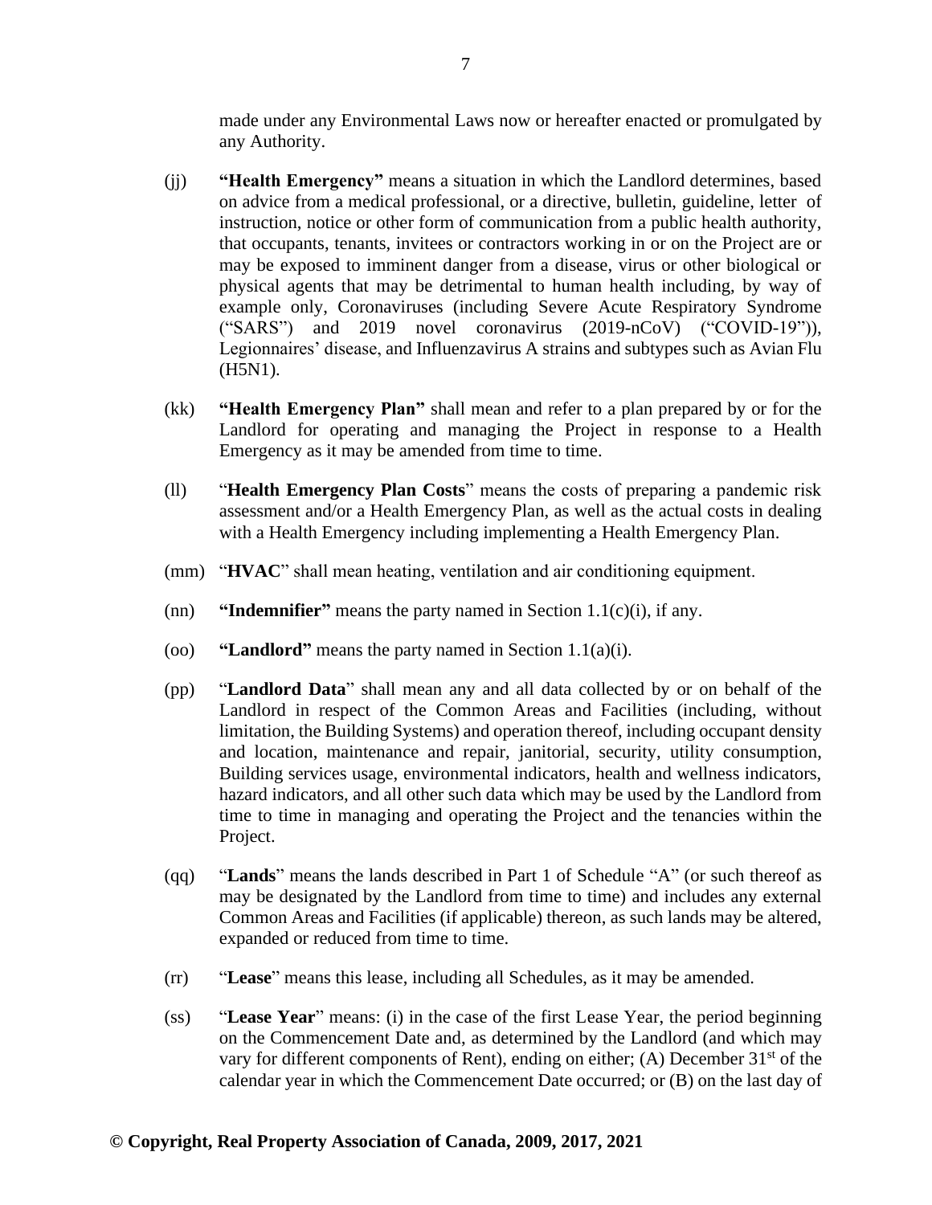made under any Environmental Laws now or hereafter enacted or promulgated by any Authority.

(jj) **"Health Emergency"** means a situation in which the Landlord determines, based on advice from a medical professional, or a directive, bulletin, guideline, letter of instruction, notice or other form of communication from a public health authority, that occupants, tenants, invitees or contractors working in or on the Project are or may be exposed to imminent danger from a disease, virus or other biological or physical agents that may be detrimental to human health including, by way of example only, Coronaviruses (including Severe Acute Respiratory Syndrome ("SARS") and 2019 novel coronavirus (2019-nCoV) ("COVID-19")), Legionnaires' disease, and Influenzavirus A strains and subtypes such as Avian Flu (H5N1).

(kk) **"Health Emergency Plan"** shall mean and refer to a plan prepared by or for the Landlord for operating and managing the Project in response to a Health Emergency as it may be amended from time to time.

(ll) "**Health Emergency Plan Costs**" means the costs of preparing a pandemic risk assessment and/or a Health Emergency Plan, as well as the actual costs in dealing with a Health Emergency including implementing a Health Emergency Plan.

(mm) "**HVAC**" shall mean heating, ventilation and air conditioning equipment.

(nn) **"Indemnifier"** means the party named in Section 1.1(c)(i), if any.

(oo) **"Landlord"** means the party named in Section 1.1(a)(i).

(pp) "**Landlord Data**" shall mean any and all data collected by or on behalf of the Landlord in respect of the Common Areas and Facilities (including, without limitation, the Building Systems) and operation thereof, including occupant density and location, maintenance and repair, janitorial, security, utility consumption, Building services usage, environmental indicators, health and wellness indicators, hazard indicators, and all other such data which may be used by the Landlord from time to time in managing and operating the Project and the tenancies within the Project.

(qq) "**Lands**" means the lands described in Part 1 of Schedule "A" (or such thereof as may be designated by the Landlord from time to time) and includes any external Common Areas and Facilities (if applicable) thereon, as such lands may be altered, expanded or reduced from time to time.

(rr) "**Lease**" means this lease, including all Schedules, as it may be amended.

(ss) "**Lease Year**" means: (i) in the case of the first Lease Year, the period beginning on the Commencement Date and, as determined by the Landlord (and which may vary for different components of Rent), ending on either; (A) December 31st of the calendar year in which the Commencement Date occurred; or (B) on the last day of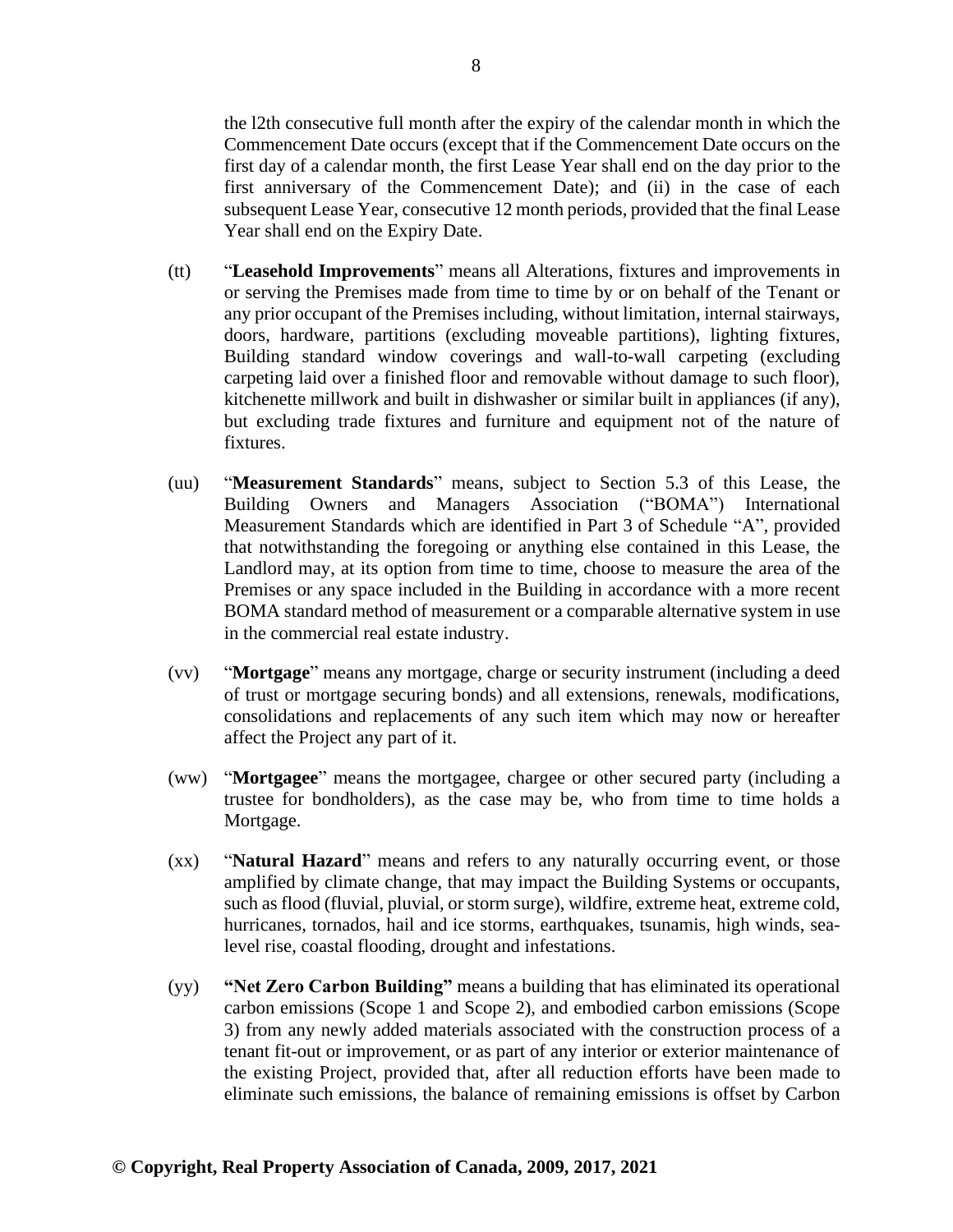the l2th consecutive full month after the expiry of the calendar month in which the Commencement Date occurs (except that if the Commencement Date occurs on the first day of a calendar month, the first Lease Year shall end on the day prior to the first anniversary of the Commencement Date); and (ii) in the case of each subsequent Lease Year, consecutive 12 month periods, provided that the final Lease Year shall end on the Expiry Date.

(tt) "**Leasehold Improvements**" means all Alterations, fixtures and improvements in or serving the Premises made from time to time by or on behalf of the Tenant or any prior occupant of the Premises including, without limitation, internal stairways, doors, hardware, partitions (excluding moveable partitions), lighting fixtures, Building standard window coverings and wall-to-wall carpeting (excluding carpeting laid over a finished floor and removable without damage to such floor), kitchenette millwork and built in dishwasher or similar built in appliances (if any), but excluding trade fixtures and furniture and equipment not of the nature of fixtures.

(uu) "**Measurement Standards**" means, subject to Section 5.3 of this Lease, the Building Owners and Managers Association ("BOMA") International Measurement Standards which are identified in Part 3 of Schedule "A", provided that notwithstanding the foregoing or anything else contained in this Lease, the Landlord may, at its option from time to time, choose to measure the area of the Premises or any space included in the Building in accordance with a more recent BOMA standard method of measurement or a comparable alternative system in use in the commercial real estate industry.

(vv) "**Mortgage**" means any mortgage, charge or security instrument (including a deed of trust or mortgage securing bonds) and all extensions, renewals, modifications, consolidations and replacements of any such item which may now or hereafter affect the Project any part of it.

(ww) "**Mortgagee**" means the mortgagee, chargee or other secured party (including a trustee for bondholders), as the case may be, who from time to time holds a Mortgage.

(xx) "**Natural Hazard**" means and refers to any naturally occurring event, or those amplified by climate change, that may impact the Building Systems or occupants, such as flood (fluvial, pluvial, or storm surge), wildfire, extreme heat, extreme cold, hurricanes, tornados, hail and ice storms, earthquakes, tsunamis, high winds, sea-level rise, coastal flooding, drought and infestations.

(yy) **"Net Zero Carbon Building"** means a building that has eliminated its operational carbon emissions (Scope 1 and Scope 2), and embodied carbon emissions (Scope 3) from any newly added materials associated with the construction process of a tenant fit-out or improvement, or as part of any interior or exterior maintenance of the existing Project, provided that, after all reduction efforts have been made to eliminate such emissions, the balance of remaining emissions is offset by Carbon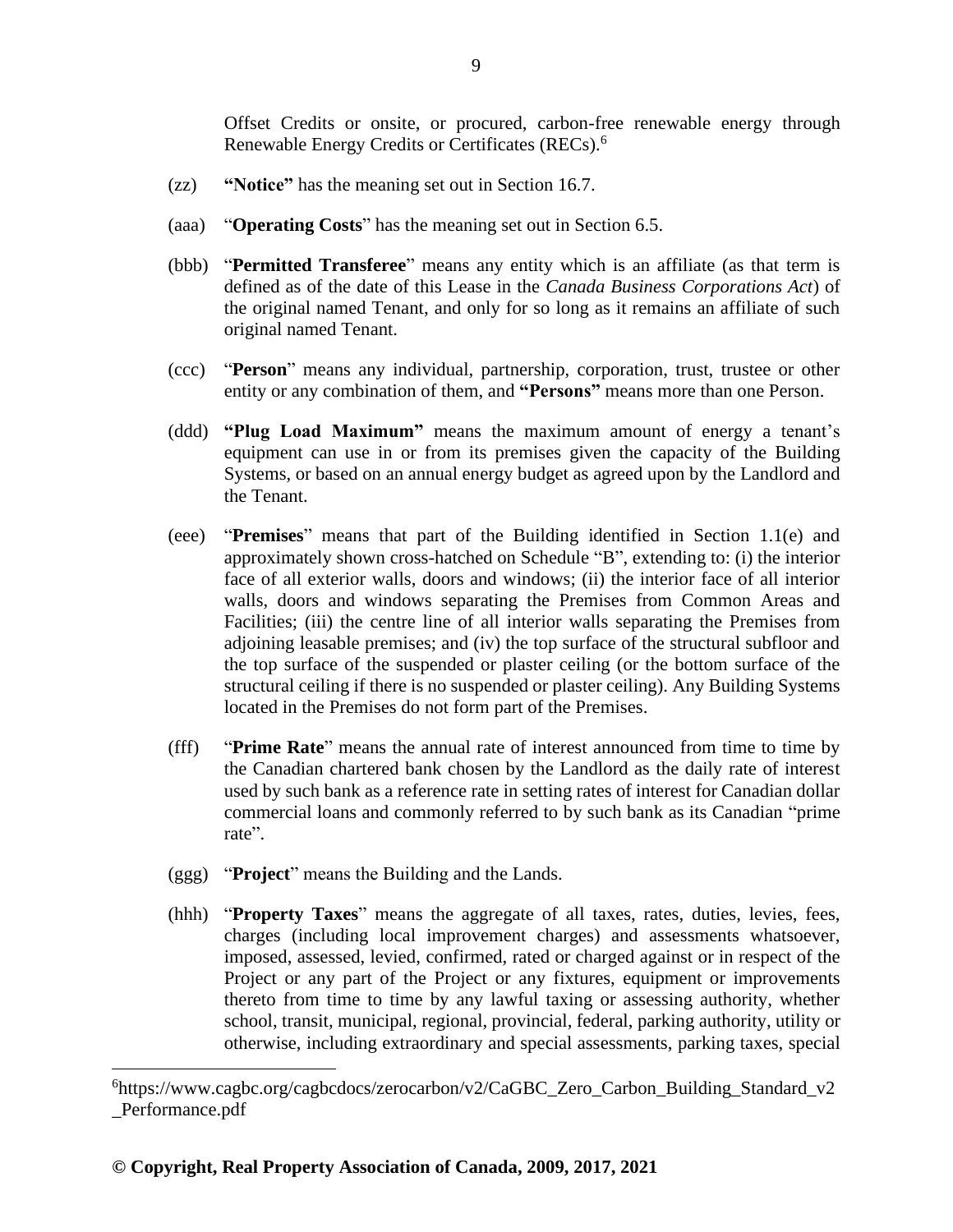Offset Credits or onsite, or procured, carbon-free renewable energy through Renewable Energy Credits or Certificates (RECs).[6]

(zz) **"Notice"** has the meaning set out in Section 16.7.

(aaa) "**Operating Costs**" has the meaning set out in Section 6.5.

(bbb) "**Permitted Transferee**" means any entity which is an affiliate (as that term is defined as of the date of this Lease in the *Canada Business Corporations Act*) of the original named Tenant, and only for so long as it remains an affiliate of such original named Tenant.

(ccc) "**Person**" means any individual, partnership, corporation, trust, trustee or other entity or any combination of them, and **"Persons"** means more than one Person.

(ddd) **"Plug Load Maximum"** means the maximum amount of energy a tenant's equipment can use in or from its premises given the capacity of the Building Systems, or based on an annual energy budget as agreed upon by the Landlord and the Tenant.

(eee) "**Premises**" means that part of the Building identified in Section 1.1(e) and approximately shown cross-hatched on Schedule "B", extending to: (i) the interior face of all exterior walls, doors and windows; (ii) the interior face of all interior walls, doors and windows separating the Premises from Common Areas and Facilities; (iii) the centre line of all interior walls separating the Premises from adjoining leasable premises; and (iv) the top surface of the structural subfloor and the top surface of the suspended or plaster ceiling (or the bottom surface of the structural ceiling if there is no suspended or plaster ceiling). Any Building Systems located in the Premises do not form part of the Premises.

(fff) "**Prime Rate**" means the annual rate of interest announced from time to time by the Canadian chartered bank chosen by the Landlord as the daily rate of interest used by such bank as a reference rate in setting rates of interest for Canadian dollar commercial loans and commonly referred to by such bank as its Canadian "prime rate".

(ggg) "**Project**" means the Building and the Lands.

(hhh) "**Property Taxes**" means the aggregate of all taxes, rates, duties, levies, fees, charges (including local improvement charges) and assessments whatsoever, imposed, assessed, levied, confirmed, rated or charged against or in respect of the Project or any part of the Project or any fixtures, equipment or improvements thereto from time to time by any lawful taxing or assessing authority, whether school, transit, municipal, regional, provincial, federal, parking authority, utility or otherwise, including extraordinary and special assessments, parking taxes, special

---

[6] https://www.cagbc.org/cagbcdocs/zerocarbon/v2/CaGBC_Zero_Carbon_Building_Standard_v2_Performance.pdf

**© Copyright, Real Property Association of Canada, 2009, 2017, 2021**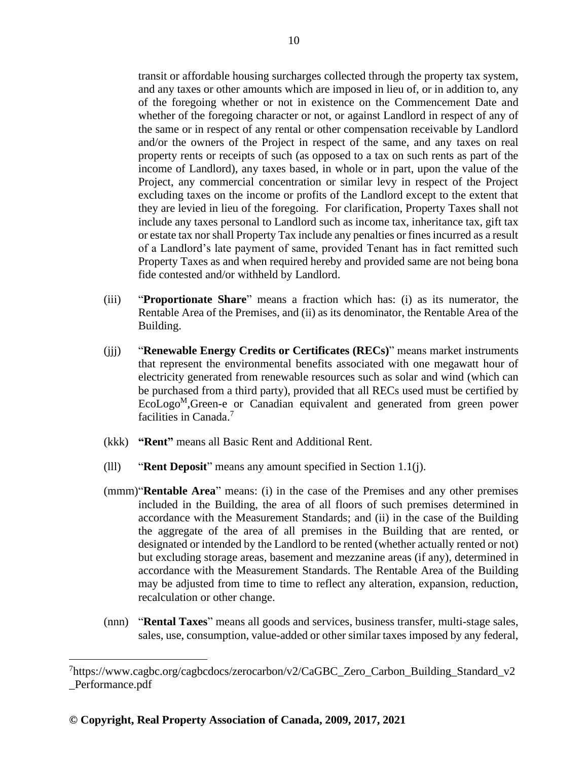transit or affordable housing surcharges collected through the property tax system, and any taxes or other amounts which are imposed in lieu of, or in addition to, any of the foregoing whether or not in existence on the Commencement Date and whether of the foregoing character or not, or against Landlord in respect of any of the same or in respect of any rental or other compensation receivable by Landlord and/or the owners of the Project in respect of the same, and any taxes on real property rents or receipts of such (as opposed to a tax on such rents as part of the income of Landlord), any taxes based, in whole or in part, upon the value of the Project, any commercial concentration or similar levy in respect of the Project excluding taxes on the income or profits of the Landlord except to the extent that they are levied in lieu of the foregoing. For clarification, Property Taxes shall not include any taxes personal to Landlord such as income tax, inheritance tax, gift tax or estate tax nor shall Property Tax include any penalties or fines incurred as a result of a Landlord's late payment of same, provided Tenant has in fact remitted such Property Taxes as and when required hereby and provided same are not being bona fide contested and/or withheld by Landlord.

(iii) "**Proportionate Share**" means a fraction which has: (i) as its numerator, the Rentable Area of the Premises, and (ii) as its denominator, the Rentable Area of the Building.

(jjj) "**Renewable Energy Credits or Certificates (RECs)**" means market instruments that represent the environmental benefits associated with one megawatt hour of electricity generated from renewable resources such as solar and wind (which can be purchased from a third party), provided that all RECs used must be certified by EcoLogo[M],Green-e or Canadian equivalent and generated from green power facilities in Canada.[7]

(kkk) **"Rent"** means all Basic Rent and Additional Rent.

(lll) "**Rent Deposit**" means any amount specified in Section 1.1(j).

(mmm) "**Rentable Area**" means: (i) in the case of the Premises and any other premises included in the Building, the area of all floors of such premises determined in accordance with the Measurement Standards; and (ii) in the case of the Building the aggregate of the area of all premises in the Building that are rented, or designated or intended by the Landlord to be rented (whether actually rented or not) but excluding storage areas, basement and mezzanine areas (if any), determined in accordance with the Measurement Standards. The Rentable Area of the Building may be adjusted from time to time to reflect any alteration, expansion, reduction, recalculation or other change.

(nnn) "**Rental Taxes**" means all goods and services, business transfer, multi-stage sales, sales, use, consumption, value-added or other similar taxes imposed by any federal,

---

[7] https://www.cagbc.org/cagbcdocs/zerocarbon/v2/CaGBC_Zero_Carbon_Building_Standard_v2_Performance.pdf

**© Copyright, Real Property Association of Canada, 2009, 2017, 2021**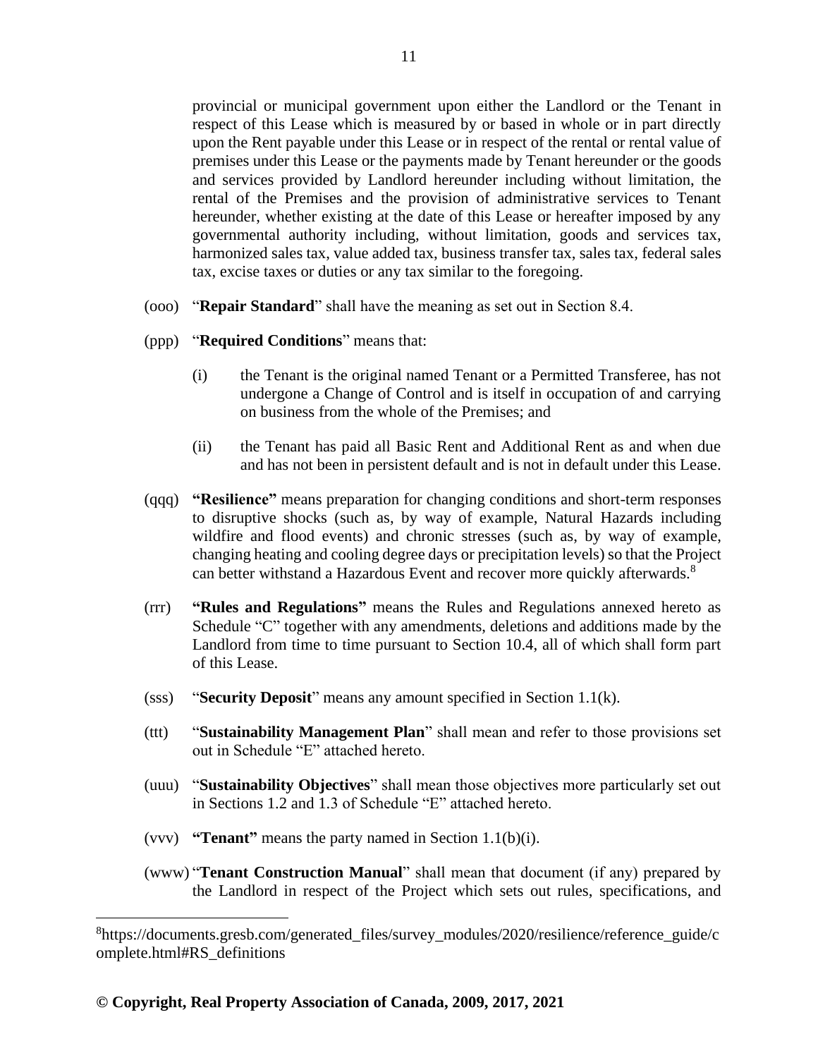provincial or municipal government upon either the Landlord or the Tenant in respect of this Lease which is measured by or based in whole or in part directly upon the Rent payable under this Lease or in respect of the rental or rental value of premises under this Lease or the payments made by Tenant hereunder or the goods and services provided by Landlord hereunder including without limitation, the rental of the Premises and the provision of administrative services to Tenant hereunder, whether existing at the date of this Lease or hereafter imposed by any governmental authority including, without limitation, goods and services tax, harmonized sales tax, value added tax, business transfer tax, sales tax, federal sales tax, excise taxes or duties or any tax similar to the foregoing.

(ooo) "**Repair Standard**" shall have the meaning as set out in Section 8.4.

(ppp) "**Required Conditions**" means that:

(i) the Tenant is the original named Tenant or a Permitted Transferee, has not undergone a Change of Control and is itself in occupation of and carrying on business from the whole of the Premises; and

(ii) the Tenant has paid all Basic Rent and Additional Rent as and when due and has not been in persistent default and is not in default under this Lease.

(qqq) **"Resilience"** means preparation for changing conditions and short-term responses to disruptive shocks (such as, by way of example, Natural Hazards including wildfire and flood events) and chronic stresses (such as, by way of example, changing heating and cooling degree days or precipitation levels) so that the Project can better withstand a Hazardous Event and recover more quickly afterwards.[8]

(rrr) **"Rules and Regulations"** means the Rules and Regulations annexed hereto as Schedule "C" together with any amendments, deletions and additions made by the Landlord from time to time pursuant to Section 10.4, all of which shall form part of this Lease.

(sss) "**Security Deposit**" means any amount specified in Section 1.1(k).

(ttt) "**Sustainability Management Plan**" shall mean and refer to those provisions set out in Schedule "E" attached hereto.

(uuu) "**Sustainability Objectives**" shall mean those objectives more particularly set out in Sections 1.2 and 1.3 of Schedule "E" attached hereto.

(vvv) **"Tenant"** means the party named in Section 1.1(b)(i).

(www) "**Tenant Construction Manual**" shall mean that document (if any) prepared by the Landlord in respect of the Project which sets out rules, specifications, and

---

[8] https://documents.gresb.com/generated_files/survey_modules/2020/resilience/reference_guide/complete.html#RS_definitions

**© Copyright, Real Property Association of Canada, 2009, 2017, 2021**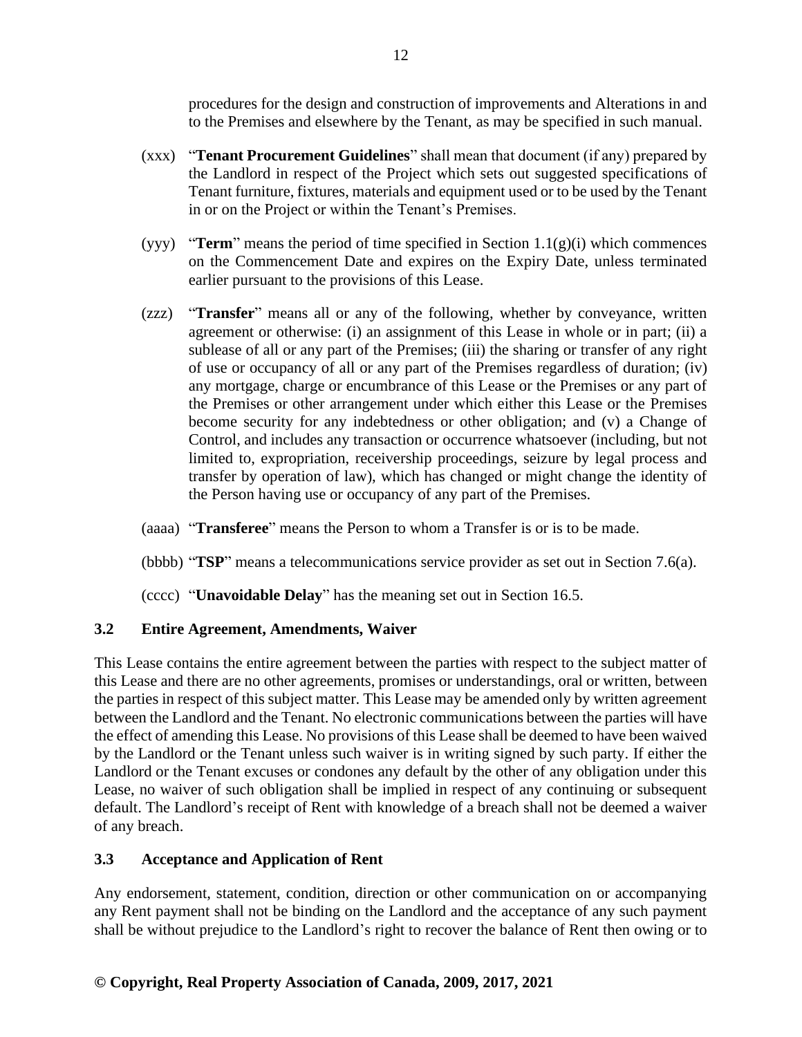procedures for the design and construction of improvements and Alterations in and to the Premises and elsewhere by the Tenant, as may be specified in such manual.

(xxx) "**Tenant Procurement Guidelines**" shall mean that document (if any) prepared by the Landlord in respect of the Project which sets out suggested specifications of Tenant furniture, fixtures, materials and equipment used or to be used by the Tenant in or on the Project or within the Tenant's Premises.

(yyy) "**Term**" means the period of time specified in Section 1.1(g)(i) which commences on the Commencement Date and expires on the Expiry Date, unless terminated earlier pursuant to the provisions of this Lease.

(zzz) "**Transfer**" means all or any of the following, whether by conveyance, written agreement or otherwise: (i) an assignment of this Lease in whole or in part; (ii) a sublease of all or any part of the Premises; (iii) the sharing or transfer of any right of use or occupancy of all or any part of the Premises regardless of duration; (iv) any mortgage, charge or encumbrance of this Lease or the Premises or any part of the Premises or other arrangement under which either this Lease or the Premises become security for any indebtedness or other obligation; and (v) a Change of Control, and includes any transaction or occurrence whatsoever (including, but not limited to, expropriation, receivership proceedings, seizure by legal process and transfer by operation of law), which has changed or might change the identity of the Person having use or occupancy of any part of the Premises.

(aaaa) "**Transferee**" means the Person to whom a Transfer is or is to be made.

(bbbb) "**TSP**" means a telecommunications service provider as set out in Section 7.6(a).

(cccc) "**Unavoidable Delay**" has the meaning set out in Section 16.5.

### 3.2 Entire Agreement, Amendments, Waiver

This Lease contains the entire agreement between the parties with respect to the subject matter of this Lease and there are no other agreements, promises or understandings, oral or written, between the parties in respect of this subject matter. This Lease may be amended only by written agreement between the Landlord and the Tenant. No electronic communications between the parties will have the effect of amending this Lease. No provisions of this Lease shall be deemed to have been waived by the Landlord or the Tenant unless such waiver is in writing signed by such party. If either the Landlord or the Tenant excuses or condones any default by the other of any obligation under this Lease, no waiver of such obligation shall be implied in respect of any continuing or subsequent default. The Landlord's receipt of Rent with knowledge of a breach shall not be deemed a waiver of any breach.

### 3.3 Acceptance and Application of Rent

Any endorsement, statement, condition, direction or other communication on or accompanying any Rent payment shall not be binding on the Landlord and the acceptance of any such payment shall be without prejudice to the Landlord's right to recover the balance of Rent then owing or to

**© Copyright, Real Property Association of Canada, 2009, 2017, 2021**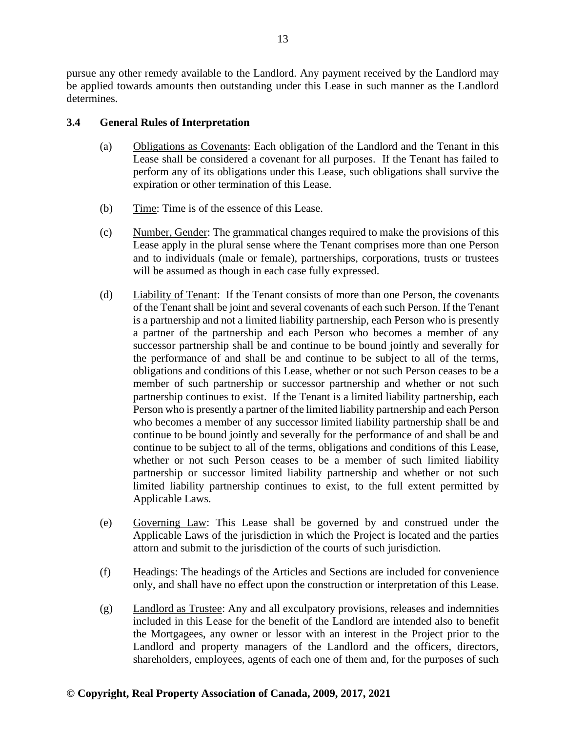pursue any other remedy available to the Landlord. Any payment received by the Landlord may be applied towards amounts then outstanding under this Lease in such manner as the Landlord determines.

### 3.4 General Rules of Interpretation

(a) Obligations as Covenants: Each obligation of the Landlord and the Tenant in this Lease shall be considered a covenant for all purposes. If the Tenant has failed to perform any of its obligations under this Lease, such obligations shall survive the expiration or other termination of this Lease.

(b) Time: Time is of the essence of this Lease.

(c) Number, Gender: The grammatical changes required to make the provisions of this Lease apply in the plural sense where the Tenant comprises more than one Person and to individuals (male or female), partnerships, corporations, trusts or trustees will be assumed as though in each case fully expressed.

(d) Liability of Tenant: If the Tenant consists of more than one Person, the covenants of the Tenant shall be joint and several covenants of each such Person. If the Tenant is a partnership and not a limited liability partnership, each Person who is presently a partner of the partnership and each Person who becomes a member of any successor partnership shall be and continue to be bound jointly and severally for the performance of and shall be and continue to be subject to all of the terms, obligations and conditions of this Lease, whether or not such Person ceases to be a member of such partnership or successor partnership and whether or not such partnership continues to exist. If the Tenant is a limited liability partnership, each Person who is presently a partner of the limited liability partnership and each Person who becomes a member of any successor limited liability partnership shall be and continue to be bound jointly and severally for the performance of and shall be and continue to be subject to all of the terms, obligations and conditions of this Lease, whether or not such Person ceases to be a member of such limited liability partnership or successor limited liability partnership and whether or not such limited liability partnership continues to exist, to the full extent permitted by Applicable Laws.

(e) Governing Law: This Lease shall be governed by and construed under the Applicable Laws of the jurisdiction in which the Project is located and the parties attorn and submit to the jurisdiction of the courts of such jurisdiction.

(f) Headings: The headings of the Articles and Sections are included for convenience only, and shall have no effect upon the construction or interpretation of this Lease.

(g) Landlord as Trustee: Any and all exculpatory provisions, releases and indemnities included in this Lease for the benefit of the Landlord are intended also to benefit the Mortgagees, any owner or lessor with an interest in the Project prior to the Landlord and property managers of the Landlord and the officers, directors, shareholders, employees, agents of each one of them and, for the purposes of such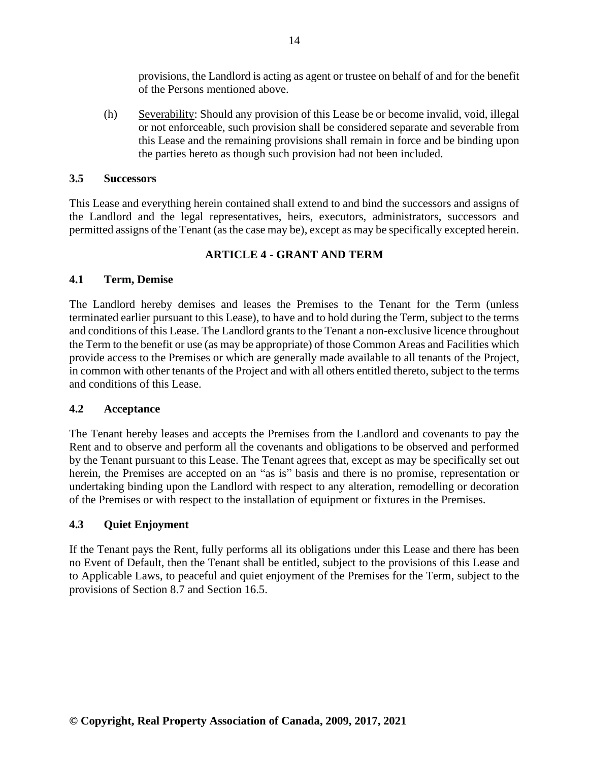provisions, the Landlord is acting as agent or trustee on behalf of and for the benefit of the Persons mentioned above.

(h) Severability: Should any provision of this Lease be or become invalid, void, illegal or not enforceable, such provision shall be considered separate and severable from this Lease and the remaining provisions shall remain in force and be binding upon the parties hereto as though such provision had not been included.

### 3.5 Successors

This Lease and everything herein contained shall extend to and bind the successors and assigns of the Landlord and the legal representatives, heirs, executors, administrators, successors and permitted assigns of the Tenant (as the case may be), except as may be specifically excepted herein.

## ARTICLE 4 - GRANT AND TERM

### 4.1 Term, Demise

The Landlord hereby demises and leases the Premises to the Tenant for the Term (unless terminated earlier pursuant to this Lease), to have and to hold during the Term, subject to the terms and conditions of this Lease. The Landlord grants to the Tenant a non-exclusive licence throughout the Term to the benefit or use (as may be appropriate) of those Common Areas and Facilities which provide access to the Premises or which are generally made available to all tenants of the Project, in common with other tenants of the Project and with all others entitled thereto, subject to the terms and conditions of this Lease.

### 4.2 Acceptance

The Tenant hereby leases and accepts the Premises from the Landlord and covenants to pay the Rent and to observe and perform all the covenants and obligations to be observed and performed by the Tenant pursuant to this Lease. The Tenant agrees that, except as may be specifically set out herein, the Premises are accepted on an "as is" basis and there is no promise, representation or undertaking binding upon the Landlord with respect to any alteration, remodelling or decoration of the Premises or with respect to the installation of equipment or fixtures in the Premises.

### 4.3 Quiet Enjoyment

If the Tenant pays the Rent, fully performs all its obligations under this Lease and there has been no Event of Default, then the Tenant shall be entitled, subject to the provisions of this Lease and to Applicable Laws, to peaceful and quiet enjoyment of the Premises for the Term, subject to the provisions of Section 8.7 and Section 16.5.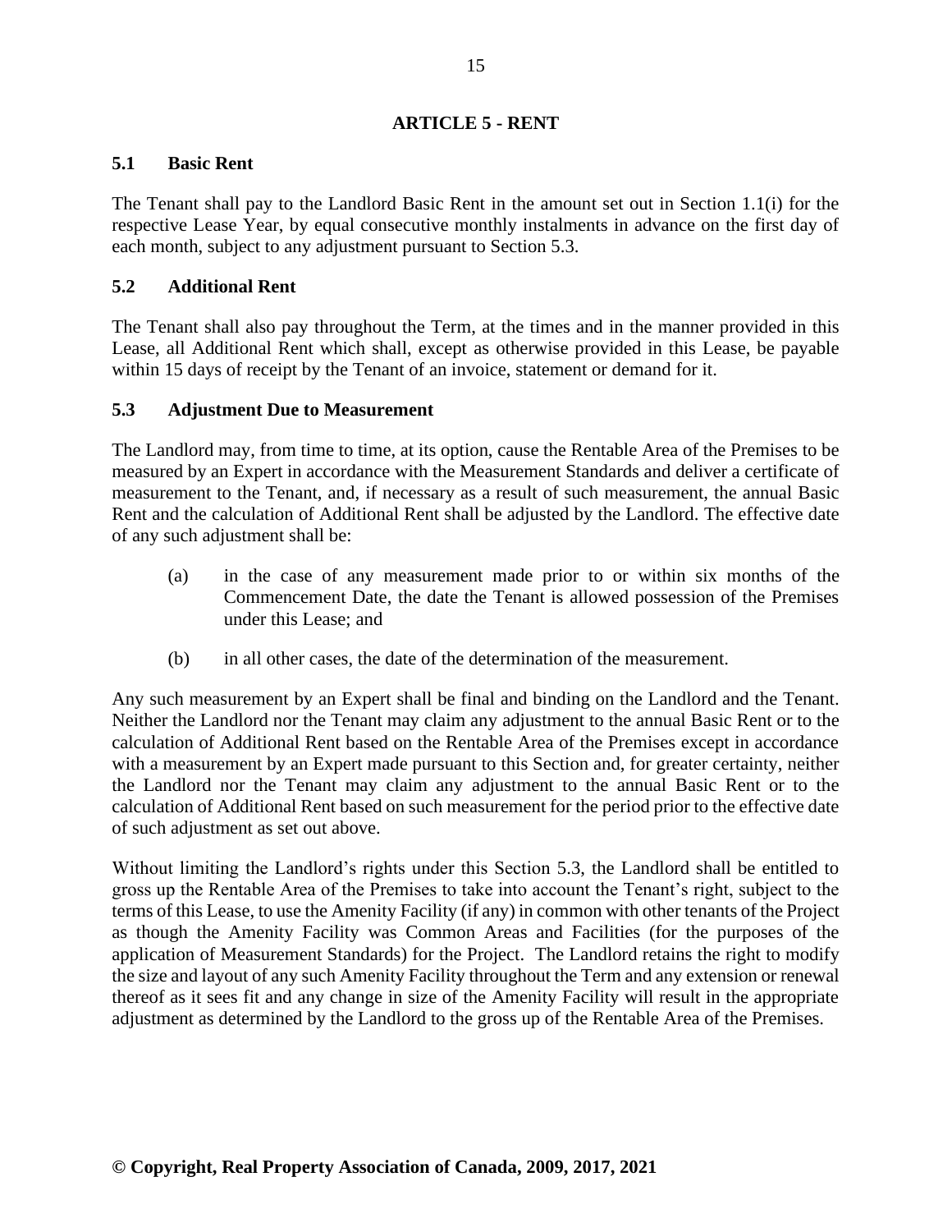## ARTICLE 5 - RENT

### 5.1 Basic Rent

The Tenant shall pay to the Landlord Basic Rent in the amount set out in Section 1.1(i) for the respective Lease Year, by equal consecutive monthly instalments in advance on the first day of each month, subject to any adjustment pursuant to Section 5.3.

### 5.2 Additional Rent

The Tenant shall also pay throughout the Term, at the times and in the manner provided in this Lease, all Additional Rent which shall, except as otherwise provided in this Lease, be payable within 15 days of receipt by the Tenant of an invoice, statement or demand for it.

### 5.3 Adjustment Due to Measurement

The Landlord may, from time to time, at its option, cause the Rentable Area of the Premises to be measured by an Expert in accordance with the Measurement Standards and deliver a certificate of measurement to the Tenant, and, if necessary as a result of such measurement, the annual Basic Rent and the calculation of Additional Rent shall be adjusted by the Landlord. The effective date of any such adjustment shall be:

(a) in the case of any measurement made prior to or within six months of the Commencement Date, the date the Tenant is allowed possession of the Premises under this Lease; and

(b) in all other cases, the date of the determination of the measurement.

Any such measurement by an Expert shall be final and binding on the Landlord and the Tenant. Neither the Landlord nor the Tenant may claim any adjustment to the annual Basic Rent or to the calculation of Additional Rent based on the Rentable Area of the Premises except in accordance with a measurement by an Expert made pursuant to this Section and, for greater certainty, neither the Landlord nor the Tenant may claim any adjustment to the annual Basic Rent or to the calculation of Additional Rent based on such measurement for the period prior to the effective date of such adjustment as set out above.

Without limiting the Landlord's rights under this Section 5.3, the Landlord shall be entitled to gross up the Rentable Area of the Premises to take into account the Tenant's right, subject to the terms of this Lease, to use the Amenity Facility (if any) in common with other tenants of the Project as though the Amenity Facility was Common Areas and Facilities (for the purposes of the application of Measurement Standards) for the Project. The Landlord retains the right to modify the size and layout of any such Amenity Facility throughout the Term and any extension or renewal thereof as it sees fit and any change in size of the Amenity Facility will result in the appropriate adjustment as determined by the Landlord to the gross up of the Rentable Area of the Premises.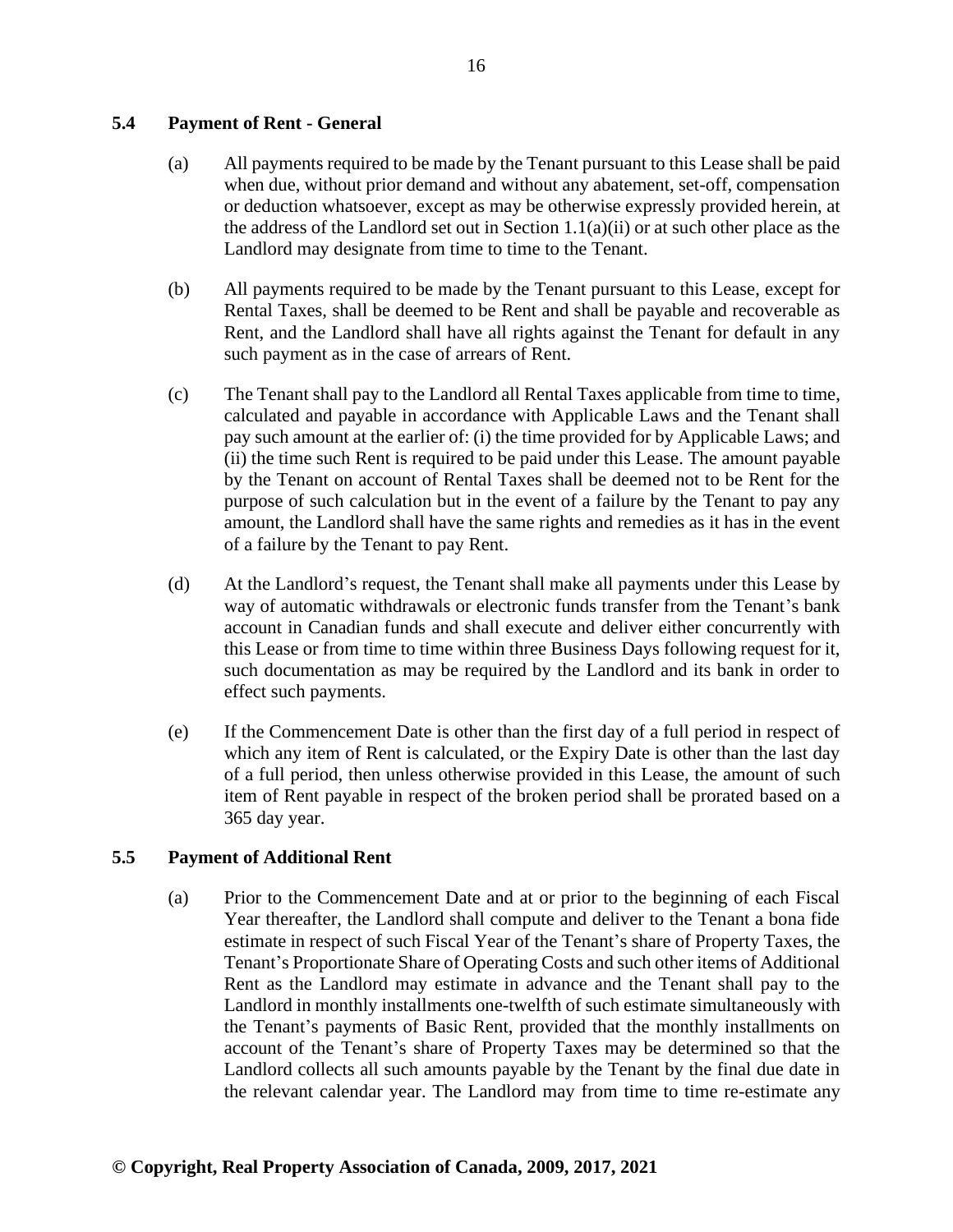### 5.4 Payment of Rent - General

(a) All payments required to be made by the Tenant pursuant to this Lease shall be paid when due, without prior demand and without any abatement, set-off, compensation or deduction whatsoever, except as may be otherwise expressly provided herein, at the address of the Landlord set out in Section 1.1(a)(ii) or at such other place as the Landlord may designate from time to time to the Tenant.

(b) All payments required to be made by the Tenant pursuant to this Lease, except for Rental Taxes, shall be deemed to be Rent and shall be payable and recoverable as Rent, and the Landlord shall have all rights against the Tenant for default in any such payment as in the case of arrears of Rent.

(c) The Tenant shall pay to the Landlord all Rental Taxes applicable from time to time, calculated and payable in accordance with Applicable Laws and the Tenant shall pay such amount at the earlier of: (i) the time provided for by Applicable Laws; and (ii) the time such Rent is required to be paid under this Lease. The amount payable by the Tenant on account of Rental Taxes shall be deemed not to be Rent for the purpose of such calculation but in the event of a failure by the Tenant to pay any amount, the Landlord shall have the same rights and remedies as it has in the event of a failure by the Tenant to pay Rent.

(d) At the Landlord's request, the Tenant shall make all payments under this Lease by way of automatic withdrawals or electronic funds transfer from the Tenant's bank account in Canadian funds and shall execute and deliver either concurrently with this Lease or from time to time within three Business Days following request for it, such documentation as may be required by the Landlord and its bank in order to effect such payments.

(e) If the Commencement Date is other than the first day of a full period in respect of which any item of Rent is calculated, or the Expiry Date is other than the last day of a full period, then unless otherwise provided in this Lease, the amount of such item of Rent payable in respect of the broken period shall be prorated based on a 365 day year.

### 5.5 Payment of Additional Rent

(a) Prior to the Commencement Date and at or prior to the beginning of each Fiscal Year thereafter, the Landlord shall compute and deliver to the Tenant a bona fide estimate in respect of such Fiscal Year of the Tenant's share of Property Taxes, the Tenant's Proportionate Share of Operating Costs and such other items of Additional Rent as the Landlord may estimate in advance and the Tenant shall pay to the Landlord in monthly installments one-twelfth of such estimate simultaneously with the Tenant's payments of Basic Rent, provided that the monthly installments on account of the Tenant's share of Property Taxes may be determined so that the Landlord collects all such amounts payable by the Tenant by the final due date in the relevant calendar year. The Landlord may from time to time re-estimate any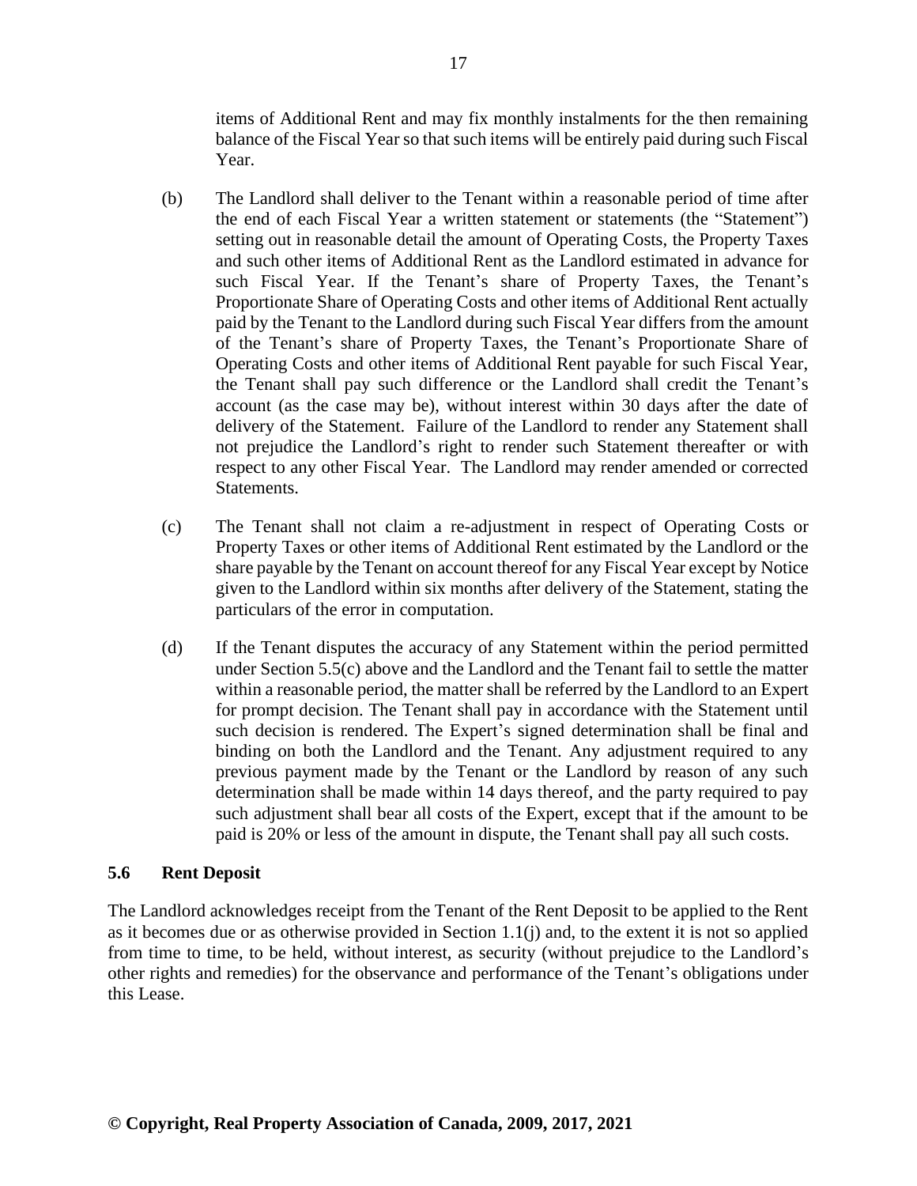items of Additional Rent and may fix monthly instalments for the then remaining balance of the Fiscal Year so that such items will be entirely paid during such Fiscal Year.

(b) The Landlord shall deliver to the Tenant within a reasonable period of time after the end of each Fiscal Year a written statement or statements (the "Statement") setting out in reasonable detail the amount of Operating Costs, the Property Taxes and such other items of Additional Rent as the Landlord estimated in advance for such Fiscal Year. If the Tenant's share of Property Taxes, the Tenant's Proportionate Share of Operating Costs and other items of Additional Rent actually paid by the Tenant to the Landlord during such Fiscal Year differs from the amount of the Tenant's share of Property Taxes, the Tenant's Proportionate Share of Operating Costs and other items of Additional Rent payable for such Fiscal Year, the Tenant shall pay such difference or the Landlord shall credit the Tenant's account (as the case may be), without interest within 30 days after the date of delivery of the Statement. Failure of the Landlord to render any Statement shall not prejudice the Landlord's right to render such Statement thereafter or with respect to any other Fiscal Year. The Landlord may render amended or corrected Statements.

(c) The Tenant shall not claim a re-adjustment in respect of Operating Costs or Property Taxes or other items of Additional Rent estimated by the Landlord or the share payable by the Tenant on account thereof for any Fiscal Year except by Notice given to the Landlord within six months after delivery of the Statement, stating the particulars of the error in computation.

(d) If the Tenant disputes the accuracy of any Statement within the period permitted under Section 5.5(c) above and the Landlord and the Tenant fail to settle the matter within a reasonable period, the matter shall be referred by the Landlord to an Expert for prompt decision. The Tenant shall pay in accordance with the Statement until such decision is rendered. The Expert's signed determination shall be final and binding on both the Landlord and the Tenant. Any adjustment required to any previous payment made by the Tenant or the Landlord by reason of any such determination shall be made within 14 days thereof, and the party required to pay such adjustment shall bear all costs of the Expert, except that if the amount to be paid is 20% or less of the amount in dispute, the Tenant shall pay all such costs.

### 5.6 Rent Deposit

The Landlord acknowledges receipt from the Tenant of the Rent Deposit to be applied to the Rent as it becomes due or as otherwise provided in Section 1.1(j) and, to the extent it is not so applied from time to time, to be held, without interest, as security (without prejudice to the Landlord's other rights and remedies) for the observance and performance of the Tenant's obligations under this Lease.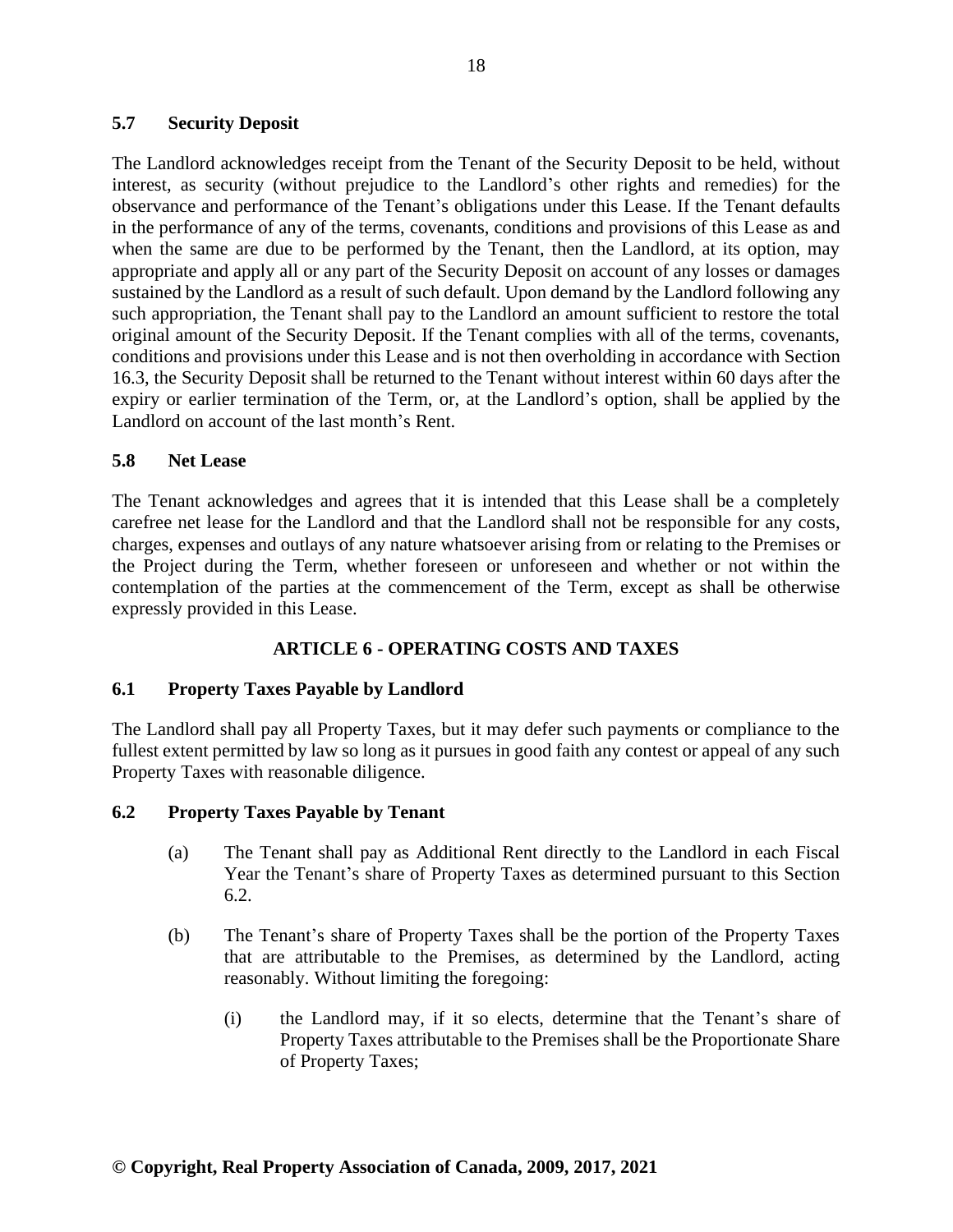### 5.7 Security Deposit

The Landlord acknowledges receipt from the Tenant of the Security Deposit to be held, without interest, as security (without prejudice to the Landlord's other rights and remedies) for the observance and performance of the Tenant's obligations under this Lease. If the Tenant defaults in the performance of any of the terms, covenants, conditions and provisions of this Lease as and when the same are due to be performed by the Tenant, then the Landlord, at its option, may appropriate and apply all or any part of the Security Deposit on account of any losses or damages sustained by the Landlord as a result of such default. Upon demand by the Landlord following any such appropriation, the Tenant shall pay to the Landlord an amount sufficient to restore the total original amount of the Security Deposit. If the Tenant complies with all of the terms, covenants, conditions and provisions under this Lease and is not then overholding in accordance with Section 16.3, the Security Deposit shall be returned to the Tenant without interest within 60 days after the expiry or earlier termination of the Term, or, at the Landlord's option, shall be applied by the Landlord on account of the last month's Rent.

### 5.8 Net Lease

The Tenant acknowledges and agrees that it is intended that this Lease shall be a completely carefree net lease for the Landlord and that the Landlord shall not be responsible for any costs, charges, expenses and outlays of any nature whatsoever arising from or relating to the Premises or the Project during the Term, whether foreseen or unforeseen and whether or not within the contemplation of the parties at the commencement of the Term, except as shall be otherwise expressly provided in this Lease.

## ARTICLE 6 - OPERATING COSTS AND TAXES

### 6.1 Property Taxes Payable by Landlord

The Landlord shall pay all Property Taxes, but it may defer such payments or compliance to the fullest extent permitted by law so long as it pursues in good faith any contest or appeal of any such Property Taxes with reasonable diligence.

### 6.2 Property Taxes Payable by Tenant

(a) The Tenant shall pay as Additional Rent directly to the Landlord in each Fiscal Year the Tenant's share of Property Taxes as determined pursuant to this Section 6.2.

(b) The Tenant's share of Property Taxes shall be the portion of the Property Taxes that are attributable to the Premises, as determined by the Landlord, acting reasonably. Without limiting the foregoing:

(i) the Landlord may, if it so elects, determine that the Tenant's share of Property Taxes attributable to the Premises shall be the Proportionate Share of Property Taxes;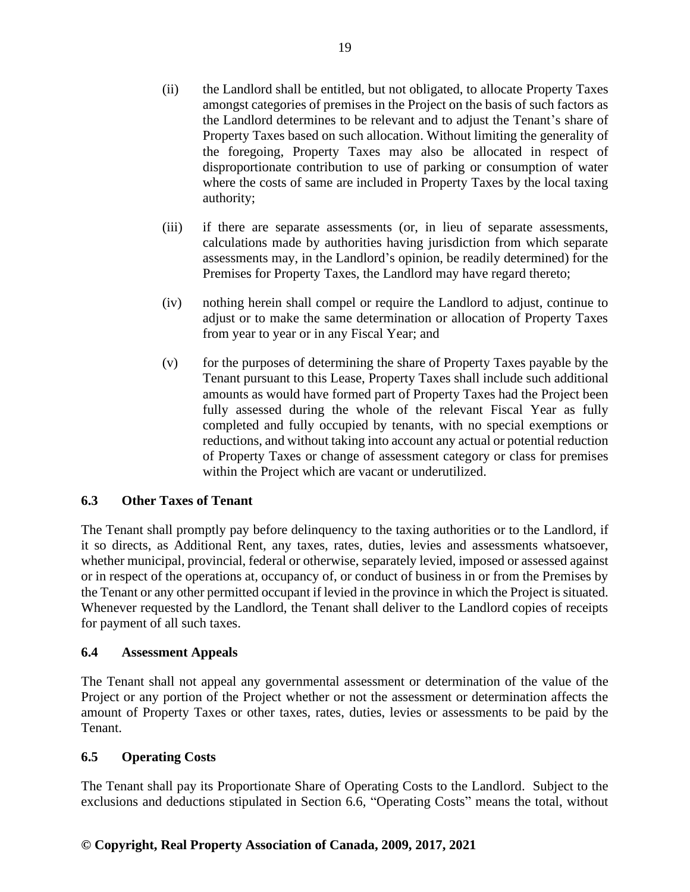(ii) the Landlord shall be entitled, but not obligated, to allocate Property Taxes amongst categories of premises in the Project on the basis of such factors as the Landlord determines to be relevant and to adjust the Tenant's share of Property Taxes based on such allocation. Without limiting the generality of the foregoing, Property Taxes may also be allocated in respect of disproportionate contribution to use of parking or consumption of water where the costs of same are included in Property Taxes by the local taxing authority;

(iii) if there are separate assessments (or, in lieu of separate assessments, calculations made by authorities having jurisdiction from which separate assessments may, in the Landlord's opinion, be readily determined) for the Premises for Property Taxes, the Landlord may have regard thereto;

(iv) nothing herein shall compel or require the Landlord to adjust, continue to adjust or to make the same determination or allocation of Property Taxes from year to year or in any Fiscal Year; and

(v) for the purposes of determining the share of Property Taxes payable by the Tenant pursuant to this Lease, Property Taxes shall include such additional amounts as would have formed part of Property Taxes had the Project been fully assessed during the whole of the relevant Fiscal Year as fully completed and fully occupied by tenants, with no special exemptions or reductions, and without taking into account any actual or potential reduction of Property Taxes or change of assessment category or class for premises within the Project which are vacant or underutilized.

### 6.3 Other Taxes of Tenant

The Tenant shall promptly pay before delinquency to the taxing authorities or to the Landlord, if it so directs, as Additional Rent, any taxes, rates, duties, levies and assessments whatsoever, whether municipal, provincial, federal or otherwise, separately levied, imposed or assessed against or in respect of the operations at, occupancy of, or conduct of business in or from the Premises by the Tenant or any other permitted occupant if levied in the province in which the Project is situated. Whenever requested by the Landlord, the Tenant shall deliver to the Landlord copies of receipts for payment of all such taxes.

### 6.4 Assessment Appeals

The Tenant shall not appeal any governmental assessment or determination of the value of the Project or any portion of the Project whether or not the assessment or determination affects the amount of Property Taxes or other taxes, rates, duties, levies or assessments to be paid by the Tenant.

### 6.5 Operating Costs

The Tenant shall pay its Proportionate Share of Operating Costs to the Landlord. Subject to the exclusions and deductions stipulated in Section 6.6, "Operating Costs" means the total, without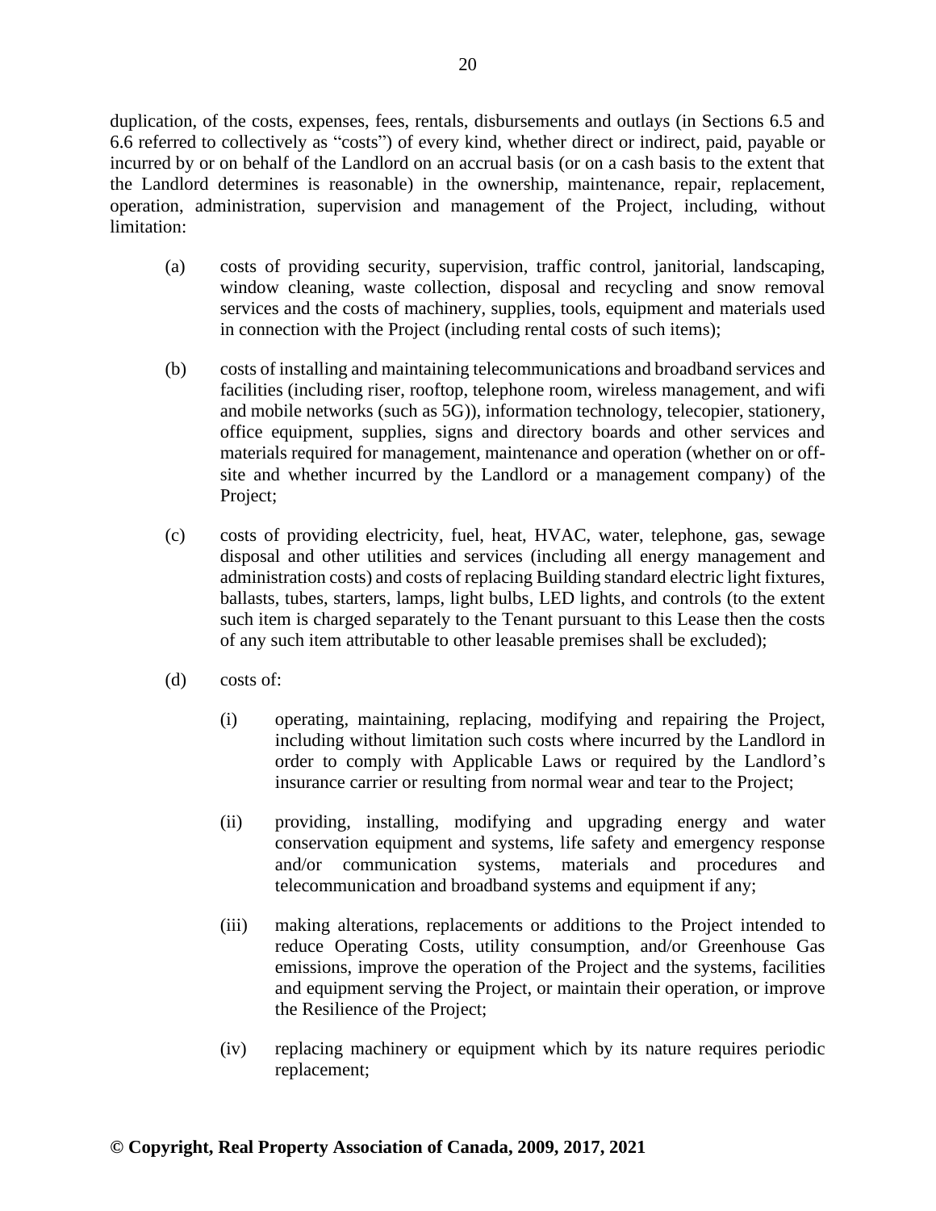duplication, of the costs, expenses, fees, rentals, disbursements and outlays (in Sections 6.5 and 6.6 referred to collectively as "costs") of every kind, whether direct or indirect, paid, payable or incurred by or on behalf of the Landlord on an accrual basis (or on a cash basis to the extent that the Landlord determines is reasonable) in the ownership, maintenance, repair, replacement, operation, administration, supervision and management of the Project, including, without limitation:

(a) costs of providing security, supervision, traffic control, janitorial, landscaping, window cleaning, waste collection, disposal and recycling and snow removal services and the costs of machinery, supplies, tools, equipment and materials used in connection with the Project (including rental costs of such items);

(b) costs of installing and maintaining telecommunications and broadband services and facilities (including riser, rooftop, telephone room, wireless management, and wifi and mobile networks (such as 5G)), information technology, telecopier, stationery, office equipment, supplies, signs and directory boards and other services and materials required for management, maintenance and operation (whether on or off-site and whether incurred by the Landlord or a management company) of the Project;

(c) costs of providing electricity, fuel, heat, HVAC, water, telephone, gas, sewage disposal and other utilities and services (including all energy management and administration costs) and costs of replacing Building standard electric light fixtures, ballasts, tubes, starters, lamps, light bulbs, LED lights, and controls (to the extent such item is charged separately to the Tenant pursuant to this Lease then the costs of any such item attributable to other leasable premises shall be excluded);

(d) costs of:

   (i) operating, maintaining, replacing, modifying and repairing the Project, including without limitation such costs where incurred by the Landlord in order to comply with Applicable Laws or required by the Landlord's insurance carrier or resulting from normal wear and tear to the Project;

   (ii) providing, installing, modifying and upgrading energy and water conservation equipment and systems, life safety and emergency response and/or communication systems, materials and procedures and telecommunication and broadband systems and equipment if any;

   (iii) making alterations, replacements or additions to the Project intended to reduce Operating Costs, utility consumption, and/or Greenhouse Gas emissions, improve the operation of the Project and the systems, facilities and equipment serving the Project, or maintain their operation, or improve the Resilience of the Project;

   (iv) replacing machinery or equipment which by its nature requires periodic replacement;

**© Copyright, Real Property Association of Canada, 2009, 2017, 2021**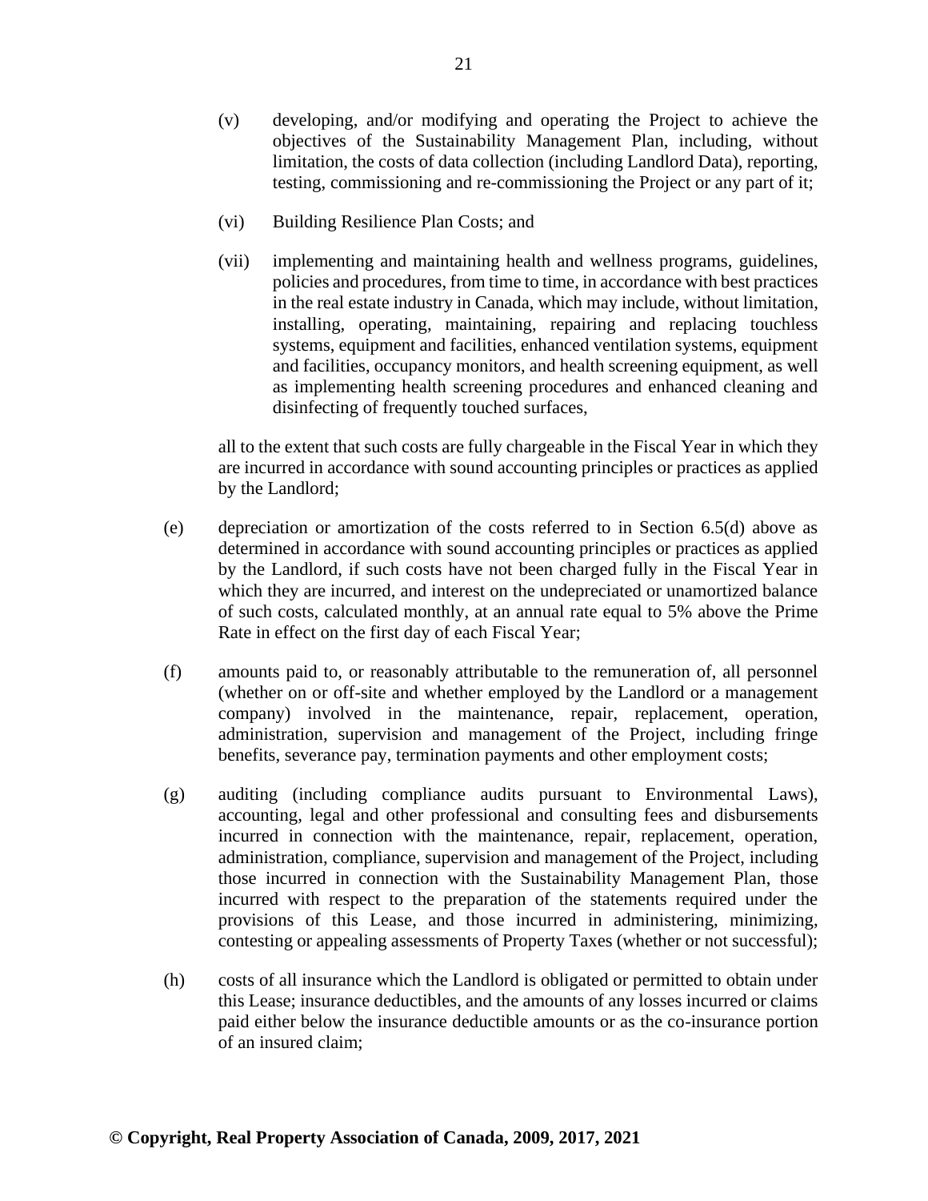(v) developing, and/or modifying and operating the Project to achieve the objectives of the Sustainability Management Plan, including, without limitation, the costs of data collection (including Landlord Data), reporting, testing, commissioning and re-commissioning the Project or any part of it;

(vi) Building Resilience Plan Costs; and

(vii) implementing and maintaining health and wellness programs, guidelines, policies and procedures, from time to time, in accordance with best practices in the real estate industry in Canada, which may include, without limitation, installing, operating, maintaining, repairing and replacing touchless systems, equipment and facilities, enhanced ventilation systems, equipment and facilities, occupancy monitors, and health screening equipment, as well as implementing health screening procedures and enhanced cleaning and disinfecting of frequently touched surfaces,

all to the extent that such costs are fully chargeable in the Fiscal Year in which they are incurred in accordance with sound accounting principles or practices as applied by the Landlord;

(e) depreciation or amortization of the costs referred to in Section 6.5(d) above as determined in accordance with sound accounting principles or practices as applied by the Landlord, if such costs have not been charged fully in the Fiscal Year in which they are incurred, and interest on the undepreciated or unamortized balance of such costs, calculated monthly, at an annual rate equal to 5% above the Prime Rate in effect on the first day of each Fiscal Year;

(f) amounts paid to, or reasonably attributable to the remuneration of, all personnel (whether on or off-site and whether employed by the Landlord or a management company) involved in the maintenance, repair, replacement, operation, administration, supervision and management of the Project, including fringe benefits, severance pay, termination payments and other employment costs;

(g) auditing (including compliance audits pursuant to Environmental Laws), accounting, legal and other professional and consulting fees and disbursements incurred in connection with the maintenance, repair, replacement, operation, administration, compliance, supervision and management of the Project, including those incurred in connection with the Sustainability Management Plan, those incurred with respect to the preparation of the statements required under the provisions of this Lease, and those incurred in administering, minimizing, contesting or appealing assessments of Property Taxes (whether or not successful);

(h) costs of all insurance which the Landlord is obligated or permitted to obtain under this Lease; insurance deductibles, and the amounts of any losses incurred or claims paid either below the insurance deductible amounts or as the co-insurance portion of an insured claim;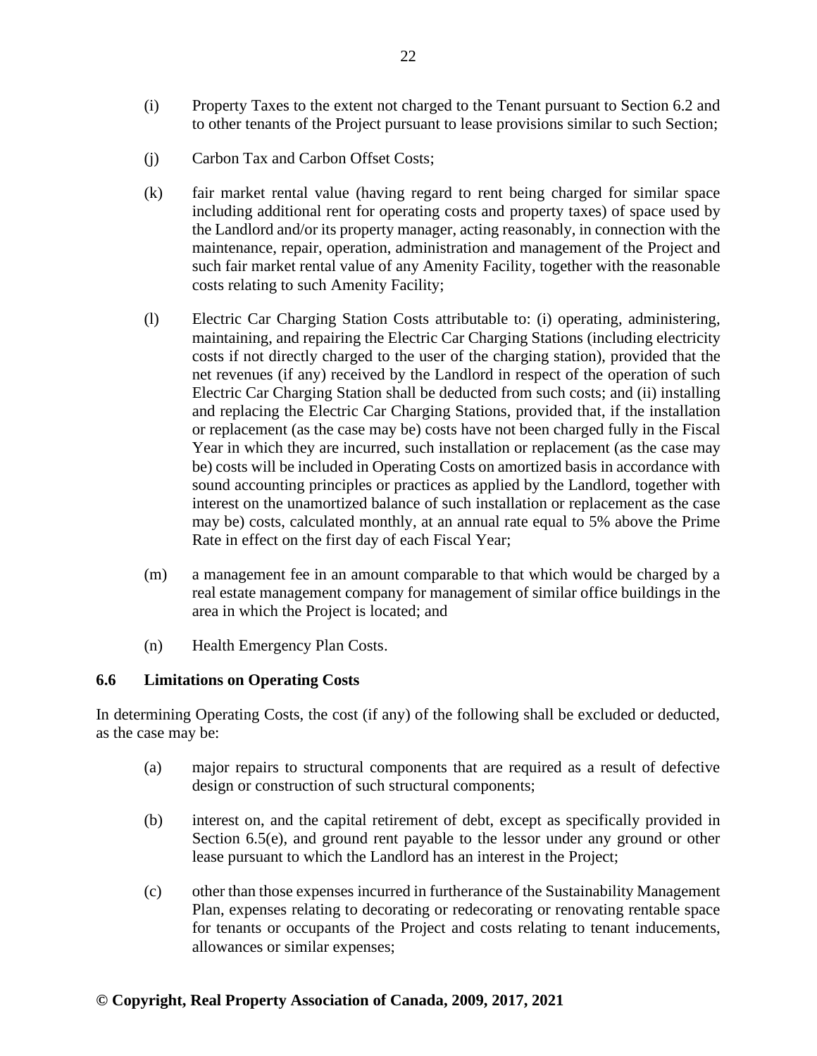(i) Property Taxes to the extent not charged to the Tenant pursuant to Section 6.2 and to other tenants of the Project pursuant to lease provisions similar to such Section;

(j) Carbon Tax and Carbon Offset Costs;

(k) fair market rental value (having regard to rent being charged for similar space including additional rent for operating costs and property taxes) of space used by the Landlord and/or its property manager, acting reasonably, in connection with the maintenance, repair, operation, administration and management of the Project and such fair market rental value of any Amenity Facility, together with the reasonable costs relating to such Amenity Facility;

(l) Electric Car Charging Station Costs attributable to: (i) operating, administering, maintaining, and repairing the Electric Car Charging Stations (including electricity costs if not directly charged to the user of the charging station), provided that the net revenues (if any) received by the Landlord in respect of the operation of such Electric Car Charging Station shall be deducted from such costs; and (ii) installing and replacing the Electric Car Charging Stations, provided that, if the installation or replacement (as the case may be) costs have not been charged fully in the Fiscal Year in which they are incurred, such installation or replacement (as the case may be) costs will be included in Operating Costs on amortized basis in accordance with sound accounting principles or practices as applied by the Landlord, together with interest on the unamortized balance of such installation or replacement as the case may be) costs, calculated monthly, at an annual rate equal to 5% above the Prime Rate in effect on the first day of each Fiscal Year;

(m) a management fee in an amount comparable to that which would be charged by a real estate management company for management of similar office buildings in the area in which the Project is located; and

(n) Health Emergency Plan Costs.

### 6.6 Limitations on Operating Costs

In determining Operating Costs, the cost (if any) of the following shall be excluded or deducted, as the case may be:

(a) major repairs to structural components that are required as a result of defective design or construction of such structural components;

(b) interest on, and the capital retirement of debt, except as specifically provided in Section 6.5(e), and ground rent payable to the lessor under any ground or other lease pursuant to which the Landlord has an interest in the Project;

(c) other than those expenses incurred in furtherance of the Sustainability Management Plan, expenses relating to decorating or redecorating or renovating rentable space for tenants or occupants of the Project and costs relating to tenant inducements, allowances or similar expenses;

**© Copyright, Real Property Association of Canada, 2009, 2017, 2021**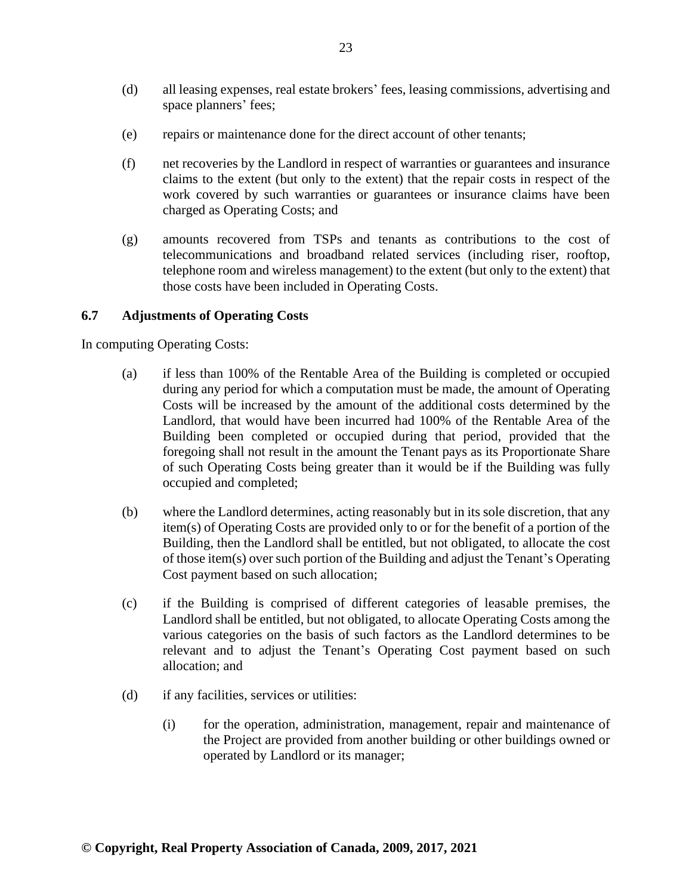(d) all leasing expenses, real estate brokers' fees, leasing commissions, advertising and space planners' fees;

(e) repairs or maintenance done for the direct account of other tenants;

(f) net recoveries by the Landlord in respect of warranties or guarantees and insurance claims to the extent (but only to the extent) that the repair costs in respect of the work covered by such warranties or guarantees or insurance claims have been charged as Operating Costs; and

(g) amounts recovered from TSPs and tenants as contributions to the cost of telecommunications and broadband related services (including riser, rooftop, telephone room and wireless management) to the extent (but only to the extent) that those costs have been included in Operating Costs.

### 6.7 Adjustments of Operating Costs

In computing Operating Costs:

(a) if less than 100% of the Rentable Area of the Building is completed or occupied during any period for which a computation must be made, the amount of Operating Costs will be increased by the amount of the additional costs determined by the Landlord, that would have been incurred had 100% of the Rentable Area of the Building been completed or occupied during that period, provided that the foregoing shall not result in the amount the Tenant pays as its Proportionate Share of such Operating Costs being greater than it would be if the Building was fully occupied and completed;

(b) where the Landlord determines, acting reasonably but in its sole discretion, that any item(s) of Operating Costs are provided only to or for the benefit of a portion of the Building, then the Landlord shall be entitled, but not obligated, to allocate the cost of those item(s) over such portion of the Building and adjust the Tenant's Operating Cost payment based on such allocation;

(c) if the Building is comprised of different categories of leasable premises, the Landlord shall be entitled, but not obligated, to allocate Operating Costs among the various categories on the basis of such factors as the Landlord determines to be relevant and to adjust the Tenant's Operating Cost payment based on such allocation; and

(d) if any facilities, services or utilities:

(i) for the operation, administration, management, repair and maintenance of the Project are provided from another building or other buildings owned or operated by Landlord or its manager;

**© Copyright, Real Property Association of Canada, 2009, 2017, 2021**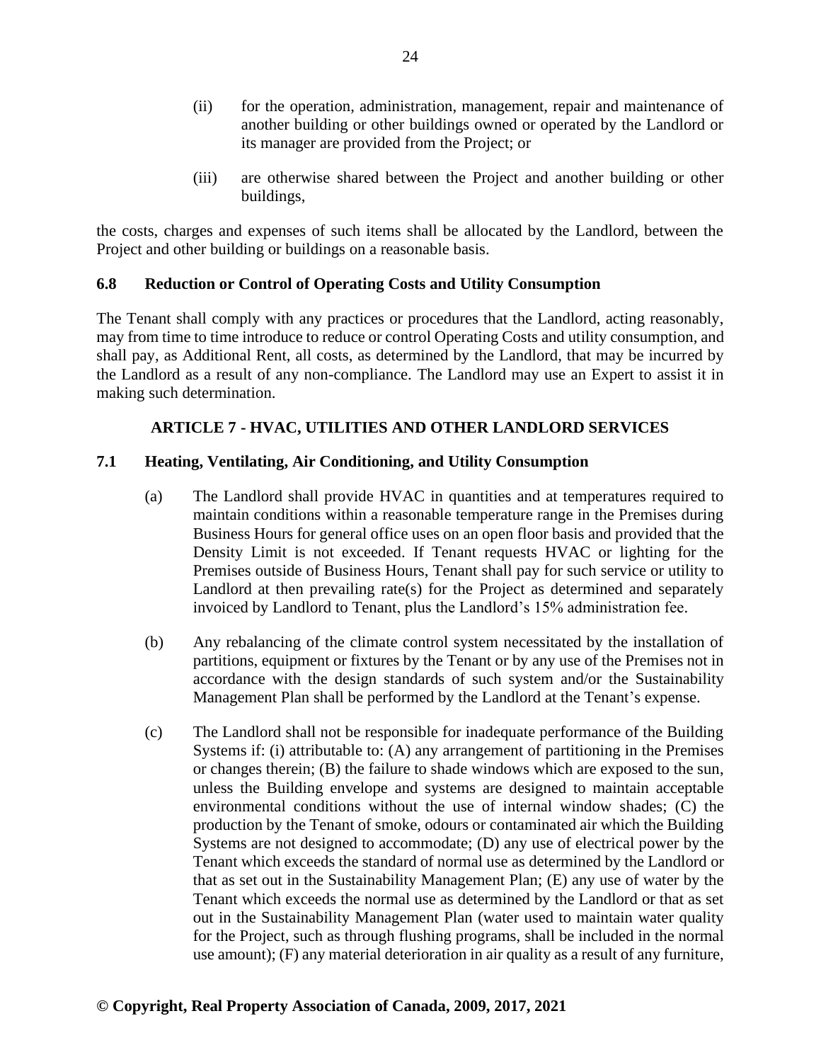(ii) for the operation, administration, management, repair and maintenance of another building or other buildings owned or operated by the Landlord or its manager are provided from the Project; or

(iii) are otherwise shared between the Project and another building or other buildings,

the costs, charges and expenses of such items shall be allocated by the Landlord, between the Project and other building or buildings on a reasonable basis.

### 6.8 Reduction or Control of Operating Costs and Utility Consumption

The Tenant shall comply with any practices or procedures that the Landlord, acting reasonably, may from time to time introduce to reduce or control Operating Costs and utility consumption, and shall pay, as Additional Rent, all costs, as determined by the Landlord, that may be incurred by the Landlord as a result of any non-compliance. The Landlord may use an Expert to assist it in making such determination.

## ARTICLE 7 - HVAC, UTILITIES AND OTHER LANDLORD SERVICES

### 7.1 Heating, Ventilating, Air Conditioning, and Utility Consumption

(a) The Landlord shall provide HVAC in quantities and at temperatures required to maintain conditions within a reasonable temperature range in the Premises during Business Hours for general office uses on an open floor basis and provided that the Density Limit is not exceeded. If Tenant requests HVAC or lighting for the Premises outside of Business Hours, Tenant shall pay for such service or utility to Landlord at then prevailing rate(s) for the Project as determined and separately invoiced by Landlord to Tenant, plus the Landlord's 15% administration fee.

(b) Any rebalancing of the climate control system necessitated by the installation of partitions, equipment or fixtures by the Tenant or by any use of the Premises not in accordance with the design standards of such system and/or the Sustainability Management Plan shall be performed by the Landlord at the Tenant's expense.

(c) The Landlord shall not be responsible for inadequate performance of the Building Systems if: (i) attributable to: (A) any arrangement of partitioning in the Premises or changes therein; (B) the failure to shade windows which are exposed to the sun, unless the Building envelope and systems are designed to maintain acceptable environmental conditions without the use of internal window shades; (C) the production by the Tenant of smoke, odours or contaminated air which the Building Systems are not designed to accommodate; (D) any use of electrical power by the Tenant which exceeds the standard of normal use as determined by the Landlord or that as set out in the Sustainability Management Plan; (E) any use of water by the Tenant which exceeds the normal use as determined by the Landlord or that as set out in the Sustainability Management Plan (water used to maintain water quality for the Project, such as through flushing programs, shall be included in the normal use amount); (F) any material deterioration in air quality as a result of any furniture,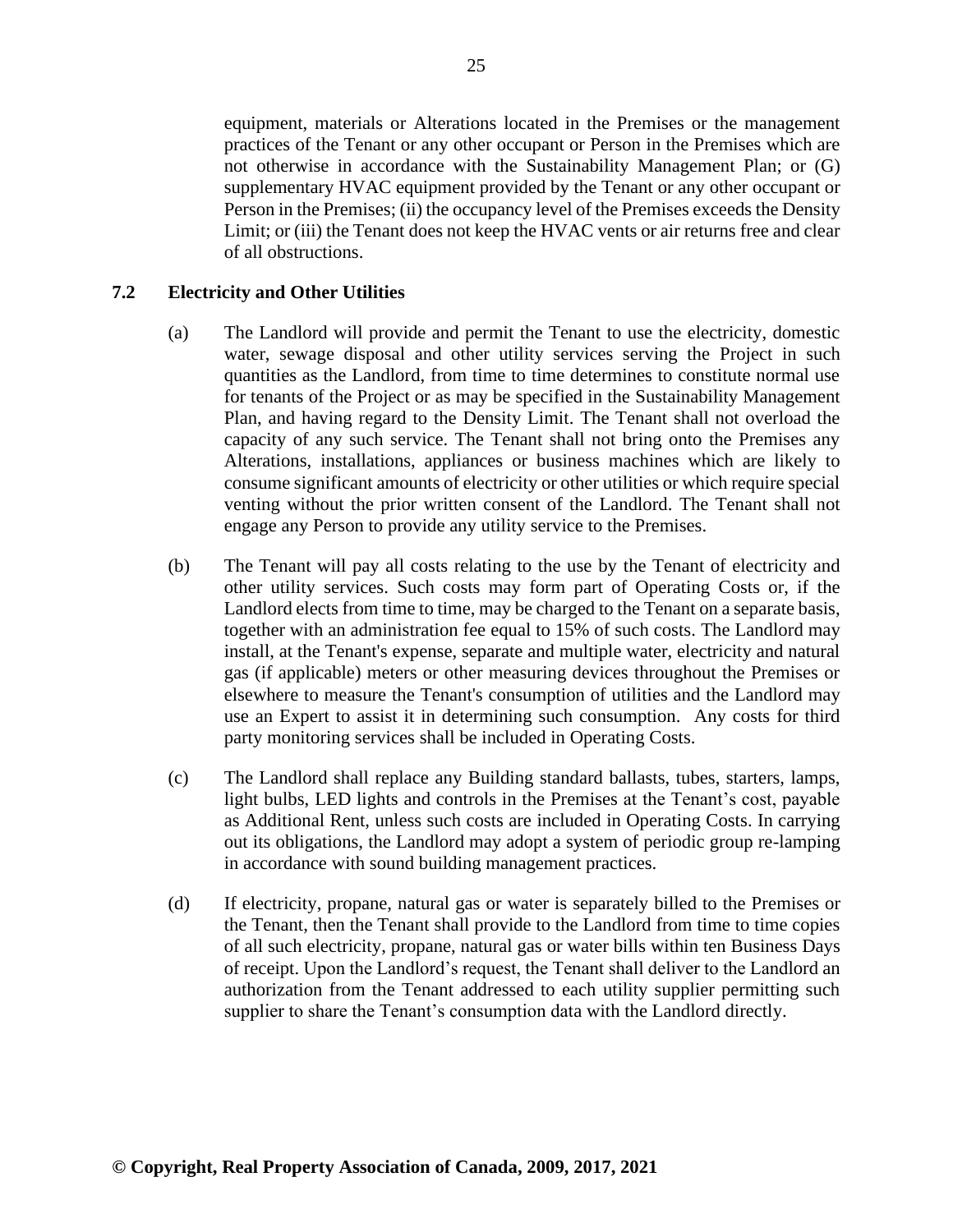equipment, materials or Alterations located in the Premises or the management practices of the Tenant or any other occupant or Person in the Premises which are not otherwise in accordance with the Sustainability Management Plan; or (G) supplementary HVAC equipment provided by the Tenant or any other occupant or Person in the Premises; (ii) the occupancy level of the Premises exceeds the Density Limit; or (iii) the Tenant does not keep the HVAC vents or air returns free and clear of all obstructions.

### 7.2 Electricity and Other Utilities

(a) The Landlord will provide and permit the Tenant to use the electricity, domestic water, sewage disposal and other utility services serving the Project in such quantities as the Landlord, from time to time determines to constitute normal use for tenants of the Project or as may be specified in the Sustainability Management Plan, and having regard to the Density Limit. The Tenant shall not overload the capacity of any such service. The Tenant shall not bring onto the Premises any Alterations, installations, appliances or business machines which are likely to consume significant amounts of electricity or other utilities or which require special venting without the prior written consent of the Landlord. The Tenant shall not engage any Person to provide any utility service to the Premises.

(b) The Tenant will pay all costs relating to the use by the Tenant of electricity and other utility services. Such costs may form part of Operating Costs or, if the Landlord elects from time to time, may be charged to the Tenant on a separate basis, together with an administration fee equal to 15% of such costs. The Landlord may install, at the Tenant's expense, separate and multiple water, electricity and natural gas (if applicable) meters or other measuring devices throughout the Premises or elsewhere to measure the Tenant's consumption of utilities and the Landlord may use an Expert to assist it in determining such consumption. Any costs for third party monitoring services shall be included in Operating Costs.

(c) The Landlord shall replace any Building standard ballasts, tubes, starters, lamps, light bulbs, LED lights and controls in the Premises at the Tenant's cost, payable as Additional Rent, unless such costs are included in Operating Costs. In carrying out its obligations, the Landlord may adopt a system of periodic group re-lamping in accordance with sound building management practices.

(d) If electricity, propane, natural gas or water is separately billed to the Premises or the Tenant, then the Tenant shall provide to the Landlord from time to time copies of all such electricity, propane, natural gas or water bills within ten Business Days of receipt. Upon the Landlord's request, the Tenant shall deliver to the Landlord an authorization from the Tenant addressed to each utility supplier permitting such supplier to share the Tenant's consumption data with the Landlord directly.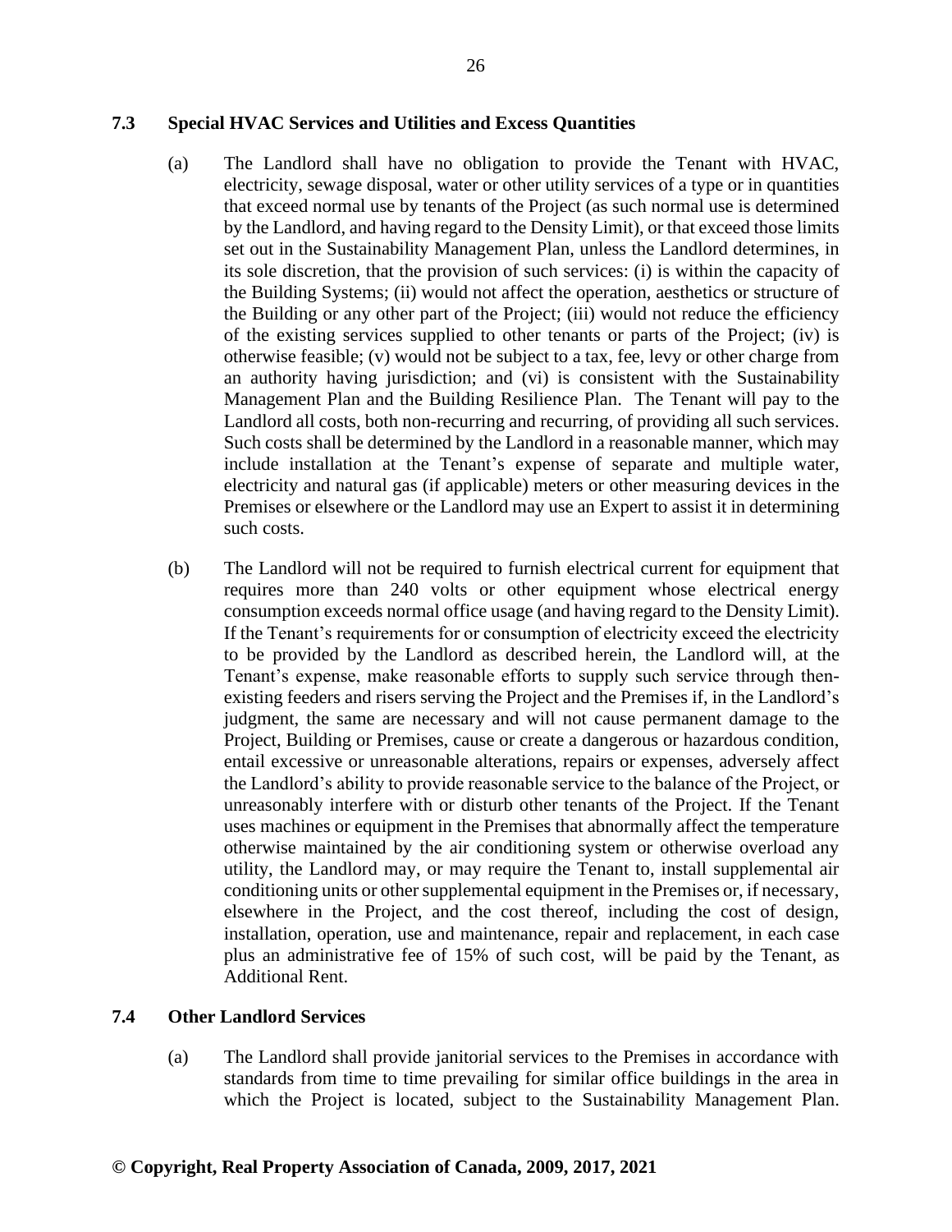### 7.3 Special HVAC Services and Utilities and Excess Quantities

(a) The Landlord shall have no obligation to provide the Tenant with HVAC, electricity, sewage disposal, water or other utility services of a type or in quantities that exceed normal use by tenants of the Project (as such normal use is determined by the Landlord, and having regard to the Density Limit), or that exceed those limits set out in the Sustainability Management Plan, unless the Landlord determines, in its sole discretion, that the provision of such services: (i) is within the capacity of the Building Systems; (ii) would not affect the operation, aesthetics or structure of the Building or any other part of the Project; (iii) would not reduce the efficiency of the existing services supplied to other tenants or parts of the Project; (iv) is otherwise feasible; (v) would not be subject to a tax, fee, levy or other charge from an authority having jurisdiction; and (vi) is consistent with the Sustainability Management Plan and the Building Resilience Plan. The Tenant will pay to the Landlord all costs, both non-recurring and recurring, of providing all such services. Such costs shall be determined by the Landlord in a reasonable manner, which may include installation at the Tenant's expense of separate and multiple water, electricity and natural gas (if applicable) meters or other measuring devices in the Premises or elsewhere or the Landlord may use an Expert to assist it in determining such costs.

(b) The Landlord will not be required to furnish electrical current for equipment that requires more than 240 volts or other equipment whose electrical energy consumption exceeds normal office usage (and having regard to the Density Limit). If the Tenant's requirements for or consumption of electricity exceed the electricity to be provided by the Landlord as described herein, the Landlord will, at the Tenant's expense, make reasonable efforts to supply such service through then-existing feeders and risers serving the Project and the Premises if, in the Landlord's judgment, the same are necessary and will not cause permanent damage to the Project, Building or Premises, cause or create a dangerous or hazardous condition, entail excessive or unreasonable alterations, repairs or expenses, adversely affect the Landlord's ability to provide reasonable service to the balance of the Project, or unreasonably interfere with or disturb other tenants of the Project. If the Tenant uses machines or equipment in the Premises that abnormally affect the temperature otherwise maintained by the air conditioning system or otherwise overload any utility, the Landlord may, or may require the Tenant to, install supplemental air conditioning units or other supplemental equipment in the Premises or, if necessary, elsewhere in the Project, and the cost thereof, including the cost of design, installation, operation, use and maintenance, repair and replacement, in each case plus an administrative fee of 15% of such cost, will be paid by the Tenant, as Additional Rent.

### 7.4 Other Landlord Services

(a) The Landlord shall provide janitorial services to the Premises in accordance with standards from time to time prevailing for similar office buildings in the area in which the Project is located, subject to the Sustainability Management Plan.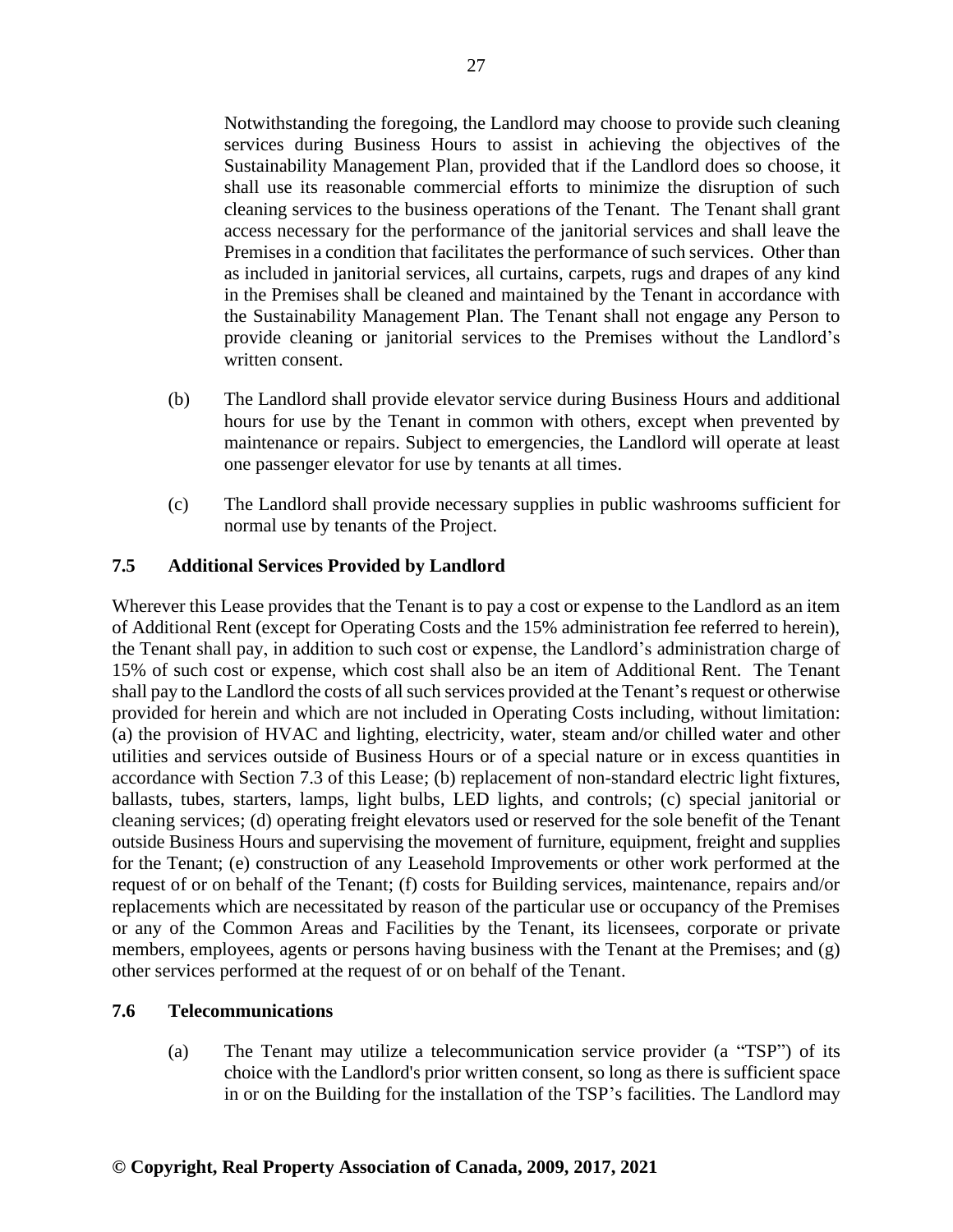Notwithstanding the foregoing, the Landlord may choose to provide such cleaning services during Business Hours to assist in achieving the objectives of the Sustainability Management Plan, provided that if the Landlord does so choose, it shall use its reasonable commercial efforts to minimize the disruption of such cleaning services to the business operations of the Tenant. The Tenant shall grant access necessary for the performance of the janitorial services and shall leave the Premises in a condition that facilitates the performance of such services. Other than as included in janitorial services, all curtains, carpets, rugs and drapes of any kind in the Premises shall be cleaned and maintained by the Tenant in accordance with the Sustainability Management Plan. The Tenant shall not engage any Person to provide cleaning or janitorial services to the Premises without the Landlord's written consent.

(b) The Landlord shall provide elevator service during Business Hours and additional hours for use by the Tenant in common with others, except when prevented by maintenance or repairs. Subject to emergencies, the Landlord will operate at least one passenger elevator for use by tenants at all times.

(c) The Landlord shall provide necessary supplies in public washrooms sufficient for normal use by tenants of the Project.

### 7.5 Additional Services Provided by Landlord

Wherever this Lease provides that the Tenant is to pay a cost or expense to the Landlord as an item of Additional Rent (except for Operating Costs and the 15% administration fee referred to herein), the Tenant shall pay, in addition to such cost or expense, the Landlord's administration charge of 15% of such cost or expense, which cost shall also be an item of Additional Rent. The Tenant shall pay to the Landlord the costs of all such services provided at the Tenant's request or otherwise provided for herein and which are not included in Operating Costs including, without limitation: (a) the provision of HVAC and lighting, electricity, water, steam and/or chilled water and other utilities and services outside of Business Hours or of a special nature or in excess quantities in accordance with Section 7.3 of this Lease; (b) replacement of non-standard electric light fixtures, ballasts, tubes, starters, lamps, light bulbs, LED lights, and controls; (c) special janitorial or cleaning services; (d) operating freight elevators used or reserved for the sole benefit of the Tenant outside Business Hours and supervising the movement of furniture, equipment, freight and supplies for the Tenant; (e) construction of any Leasehold Improvements or other work performed at the request of or on behalf of the Tenant; (f) costs for Building services, maintenance, repairs and/or replacements which are necessitated by reason of the particular use or occupancy of the Premises or any of the Common Areas and Facilities by the Tenant, its licensees, corporate or private members, employees, agents or persons having business with the Tenant at the Premises; and (g) other services performed at the request of or on behalf of the Tenant.

### 7.6 Telecommunications

(a) The Tenant may utilize a telecommunication service provider (a "TSP") of its choice with the Landlord's prior written consent, so long as there is sufficient space in or on the Building for the installation of the TSP's facilities. The Landlord may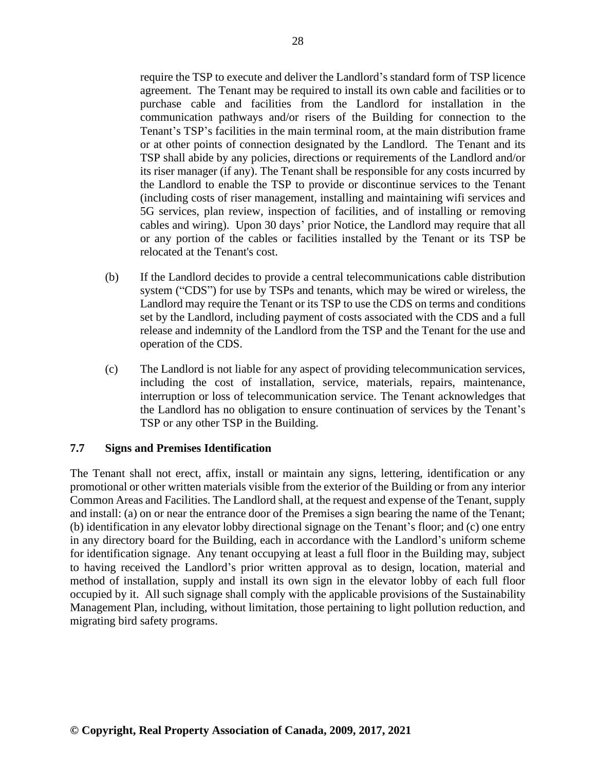require the TSP to execute and deliver the Landlord's standard form of TSP licence agreement. The Tenant may be required to install its own cable and facilities or to purchase cable and facilities from the Landlord for installation in the communication pathways and/or risers of the Building for connection to the Tenant's TSP's facilities in the main terminal room, at the main distribution frame or at other points of connection designated by the Landlord. The Tenant and its TSP shall abide by any policies, directions or requirements of the Landlord and/or its riser manager (if any). The Tenant shall be responsible for any costs incurred by the Landlord to enable the TSP to provide or discontinue services to the Tenant (including costs of riser management, installing and maintaining wifi services and 5G services, plan review, inspection of facilities, and of installing or removing cables and wiring). Upon 30 days' prior Notice, the Landlord may require that all or any portion of the cables or facilities installed by the Tenant or its TSP be relocated at the Tenant's cost.

(b) If the Landlord decides to provide a central telecommunications cable distribution system ("CDS") for use by TSPs and tenants, which may be wired or wireless, the Landlord may require the Tenant or its TSP to use the CDS on terms and conditions set by the Landlord, including payment of costs associated with the CDS and a full release and indemnity of the Landlord from the TSP and the Tenant for the use and operation of the CDS.

(c) The Landlord is not liable for any aspect of providing telecommunication services, including the cost of installation, service, materials, repairs, maintenance, interruption or loss of telecommunication service. The Tenant acknowledges that the Landlord has no obligation to ensure continuation of services by the Tenant's TSP or any other TSP in the Building.

### 7.7 Signs and Premises Identification

The Tenant shall not erect, affix, install or maintain any signs, lettering, identification or any promotional or other written materials visible from the exterior of the Building or from any interior Common Areas and Facilities. The Landlord shall, at the request and expense of the Tenant, supply and install: (a) on or near the entrance door of the Premises a sign bearing the name of the Tenant; (b) identification in any elevator lobby directional signage on the Tenant's floor; and (c) one entry in any directory board for the Building, each in accordance with the Landlord's uniform scheme for identification signage. Any tenant occupying at least a full floor in the Building may, subject to having received the Landlord's prior written approval as to design, location, material and method of installation, supply and install its own sign in the elevator lobby of each full floor occupied by it. All such signage shall comply with the applicable provisions of the Sustainability Management Plan, including, without limitation, those pertaining to light pollution reduction, and migrating bird safety programs.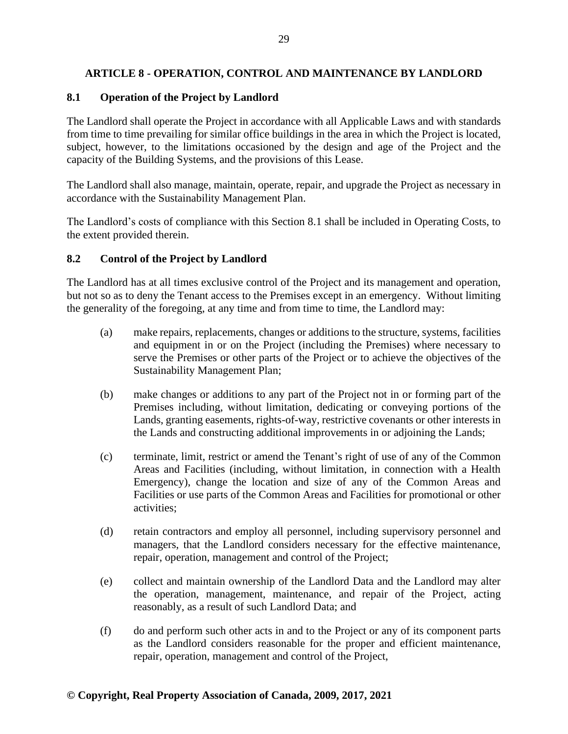## ARTICLE 8 - OPERATION, CONTROL AND MAINTENANCE BY LANDLORD

### 8.1 Operation of the Project by Landlord

The Landlord shall operate the Project in accordance with all Applicable Laws and with standards from time to time prevailing for similar office buildings in the area in which the Project is located, subject, however, to the limitations occasioned by the design and age of the Project and the capacity of the Building Systems, and the provisions of this Lease.

The Landlord shall also manage, maintain, operate, repair, and upgrade the Project as necessary in accordance with the Sustainability Management Plan.

The Landlord's costs of compliance with this Section 8.1 shall be included in Operating Costs, to the extent provided therein.

### 8.2 Control of the Project by Landlord

The Landlord has at all times exclusive control of the Project and its management and operation, but not so as to deny the Tenant access to the Premises except in an emergency. Without limiting the generality of the foregoing, at any time and from time to time, the Landlord may:

(a) make repairs, replacements, changes or additions to the structure, systems, facilities and equipment in or on the Project (including the Premises) where necessary to serve the Premises or other parts of the Project or to achieve the objectives of the Sustainability Management Plan;

(b) make changes or additions to any part of the Project not in or forming part of the Premises including, without limitation, dedicating or conveying portions of the Lands, granting easements, rights-of-way, restrictive covenants or other interests in the Lands and constructing additional improvements in or adjoining the Lands;

(c) terminate, limit, restrict or amend the Tenant's right of use of any of the Common Areas and Facilities (including, without limitation, in connection with a Health Emergency), change the location and size of any of the Common Areas and Facilities or use parts of the Common Areas and Facilities for promotional or other activities;

(d) retain contractors and employ all personnel, including supervisory personnel and managers, that the Landlord considers necessary for the effective maintenance, repair, operation, management and control of the Project;

(e) collect and maintain ownership of the Landlord Data and the Landlord may alter the operation, management, maintenance, and repair of the Project, acting reasonably, as a result of such Landlord Data; and

(f) do and perform such other acts in and to the Project or any of its component parts as the Landlord considers reasonable for the proper and efficient maintenance, repair, operation, management and control of the Project,

**© Copyright, Real Property Association of Canada, 2009, 2017, 2021**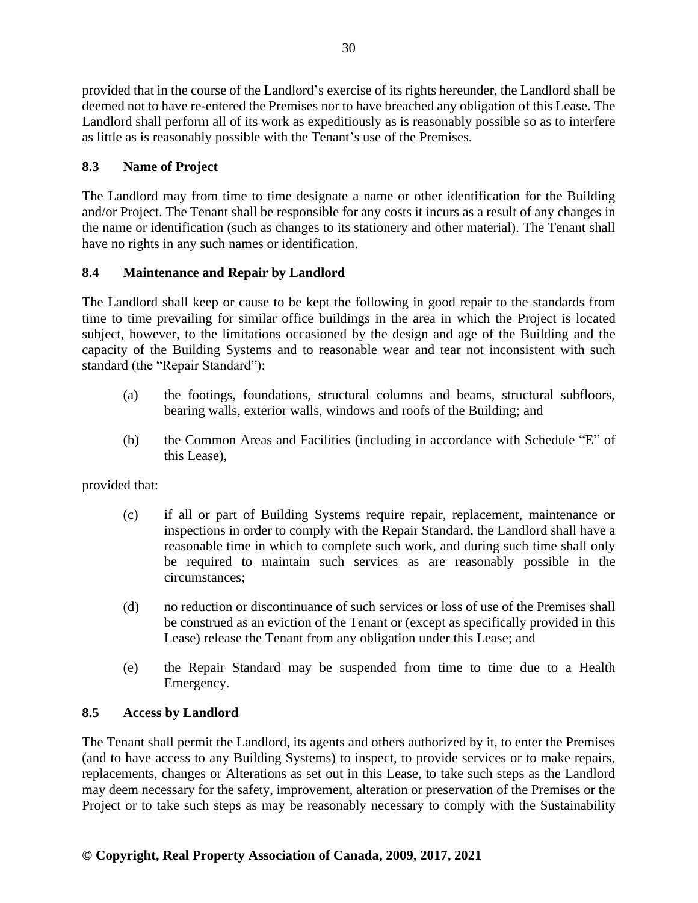provided that in the course of the Landlord's exercise of its rights hereunder, the Landlord shall be deemed not to have re-entered the Premises nor to have breached any obligation of this Lease. The Landlord shall perform all of its work as expeditiously as is reasonably possible so as to interfere as little as is reasonably possible with the Tenant's use of the Premises.

### 8.3 Name of Project

The Landlord may from time to time designate a name or other identification for the Building and/or Project. The Tenant shall be responsible for any costs it incurs as a result of any changes in the name or identification (such as changes to its stationery and other material). The Tenant shall have no rights in any such names or identification.

### 8.4 Maintenance and Repair by Landlord

The Landlord shall keep or cause to be kept the following in good repair to the standards from time to time prevailing for similar office buildings in the area in which the Project is located subject, however, to the limitations occasioned by the design and age of the Building and the capacity of the Building Systems and to reasonable wear and tear not inconsistent with such standard (the "Repair Standard"):

(a) the footings, foundations, structural columns and beams, structural subfloors, bearing walls, exterior walls, windows and roofs of the Building; and

(b) the Common Areas and Facilities (including in accordance with Schedule "E" of this Lease),

provided that:

(c) if all or part of Building Systems require repair, replacement, maintenance or inspections in order to comply with the Repair Standard, the Landlord shall have a reasonable time in which to complete such work, and during such time shall only be required to maintain such services as are reasonably possible in the circumstances;

(d) no reduction or discontinuance of such services or loss of use of the Premises shall be construed as an eviction of the Tenant or (except as specifically provided in this Lease) release the Tenant from any obligation under this Lease; and

(e) the Repair Standard may be suspended from time to time due to a Health Emergency.

### 8.5 Access by Landlord

The Tenant shall permit the Landlord, its agents and others authorized by it, to enter the Premises (and to have access to any Building Systems) to inspect, to provide services or to make repairs, replacements, changes or Alterations as set out in this Lease, to take such steps as the Landlord may deem necessary for the safety, improvement, alteration or preservation of the Premises or the Project or to take such steps as may be reasonably necessary to comply with the Sustainability

**© Copyright, Real Property Association of Canada, 2009, 2017, 2021**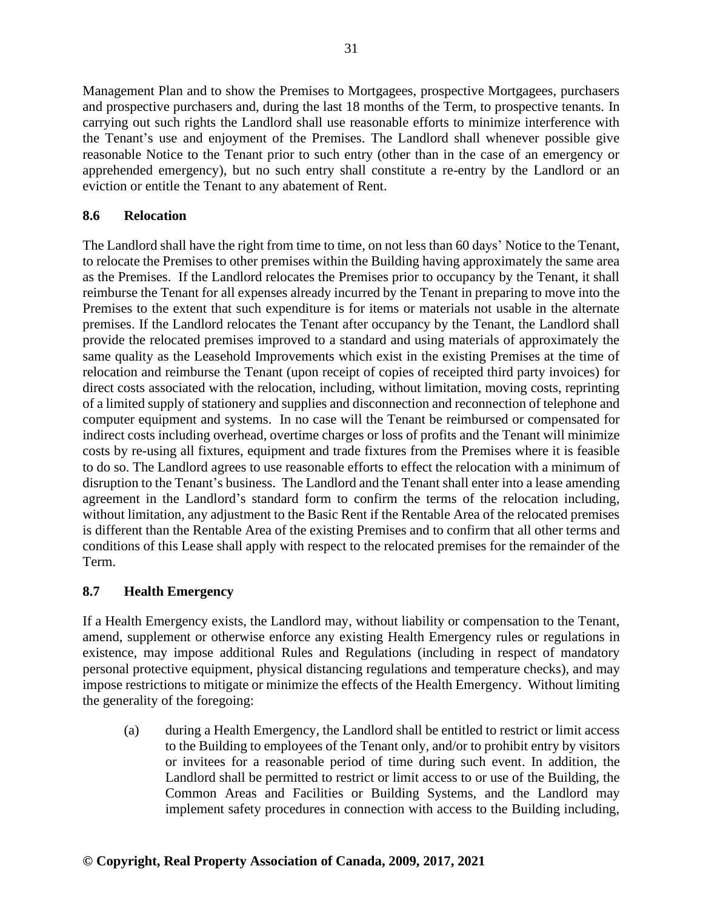Management Plan and to show the Premises to Mortgagees, prospective Mortgagees, purchasers and prospective purchasers and, during the last 18 months of the Term, to prospective tenants. In carrying out such rights the Landlord shall use reasonable efforts to minimize interference with the Tenant's use and enjoyment of the Premises. The Landlord shall whenever possible give reasonable Notice to the Tenant prior to such entry (other than in the case of an emergency or apprehended emergency), but no such entry shall constitute a re-entry by the Landlord or an eviction or entitle the Tenant to any abatement of Rent.

## 8.6 Relocation

The Landlord shall have the right from time to time, on not less than 60 days' Notice to the Tenant, to relocate the Premises to other premises within the Building having approximately the same area as the Premises. If the Landlord relocates the Premises prior to occupancy by the Tenant, it shall reimburse the Tenant for all expenses already incurred by the Tenant in preparing to move into the Premises to the extent that such expenditure is for items or materials not usable in the alternate premises. If the Landlord relocates the Tenant after occupancy by the Tenant, the Landlord shall provide the relocated premises improved to a standard and using materials of approximately the same quality as the Leasehold Improvements which exist in the existing Premises at the time of relocation and reimburse the Tenant (upon receipt of copies of receipted third party invoices) for direct costs associated with the relocation, including, without limitation, moving costs, reprinting of a limited supply of stationery and supplies and disconnection and reconnection of telephone and computer equipment and systems. In no case will the Tenant be reimbursed or compensated for indirect costs including overhead, overtime charges or loss of profits and the Tenant will minimize costs by re-using all fixtures, equipment and trade fixtures from the Premises where it is feasible to do so. The Landlord agrees to use reasonable efforts to effect the relocation with a minimum of disruption to the Tenant's business. The Landlord and the Tenant shall enter into a lease amending agreement in the Landlord's standard form to confirm the terms of the relocation including, without limitation, any adjustment to the Basic Rent if the Rentable Area of the relocated premises is different than the Rentable Area of the existing Premises and to confirm that all other terms and conditions of this Lease shall apply with respect to the relocated premises for the remainder of the Term.

## 8.7 Health Emergency

If a Health Emergency exists, the Landlord may, without liability or compensation to the Tenant, amend, supplement or otherwise enforce any existing Health Emergency rules or regulations in existence, may impose additional Rules and Regulations (including in respect of mandatory personal protective equipment, physical distancing regulations and temperature checks), and may impose restrictions to mitigate or minimize the effects of the Health Emergency. Without limiting the generality of the foregoing:

(a) during a Health Emergency, the Landlord shall be entitled to restrict or limit access to the Building to employees of the Tenant only, and/or to prohibit entry by visitors or invitees for a reasonable period of time during such event. In addition, the Landlord shall be permitted to restrict or limit access to or use of the Building, the Common Areas and Facilities or Building Systems, and the Landlord may implement safety procedures in connection with access to the Building including,

**© Copyright, Real Property Association of Canada, 2009, 2017, 2021**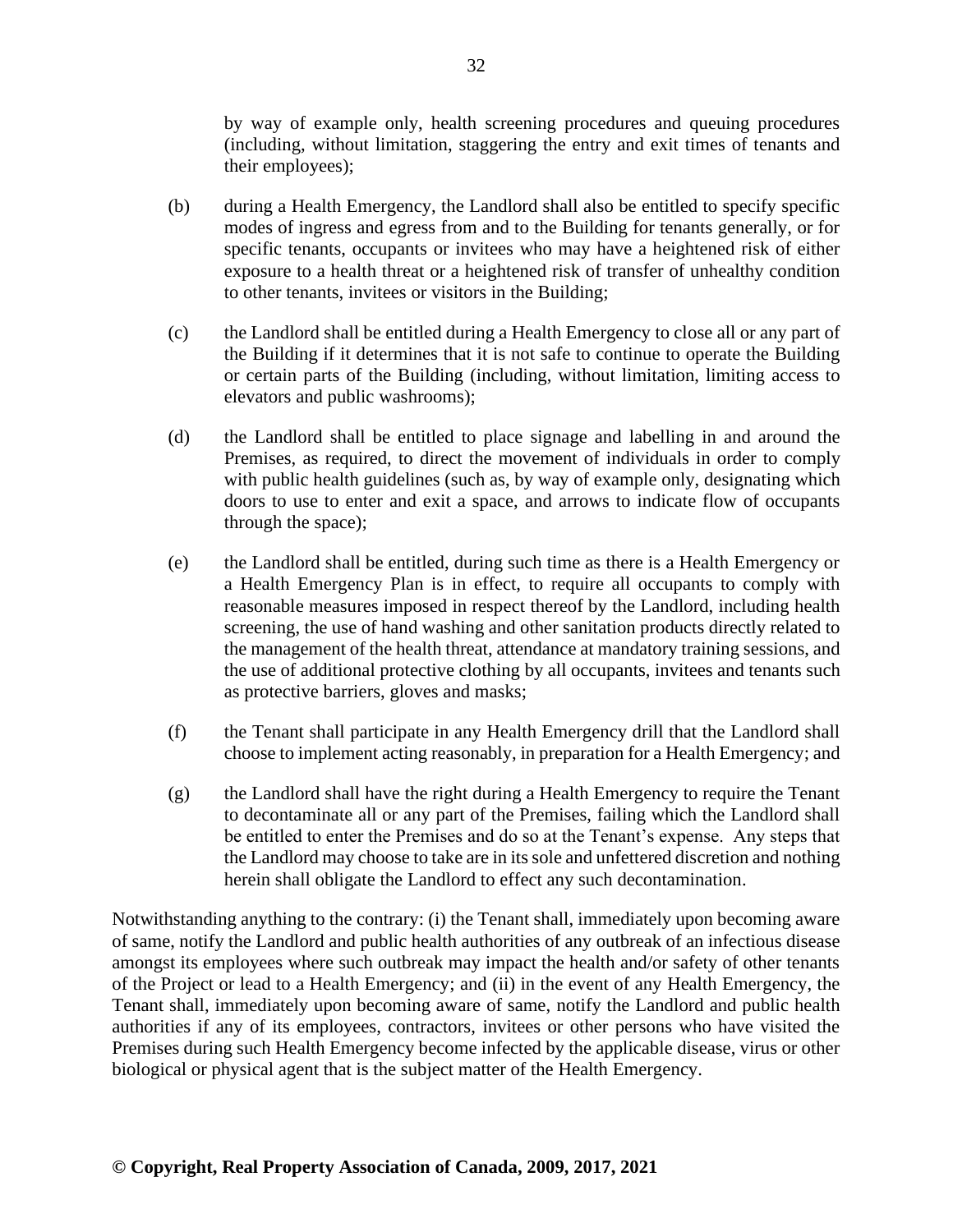by way of example only, health screening procedures and queuing procedures (including, without limitation, staggering the entry and exit times of tenants and their employees);

(b) during a Health Emergency, the Landlord shall also be entitled to specify specific modes of ingress and egress from and to the Building for tenants generally, or for specific tenants, occupants or invitees who may have a heightened risk of either exposure to a health threat or a heightened risk of transfer of unhealthy condition to other tenants, invitees or visitors in the Building;

(c) the Landlord shall be entitled during a Health Emergency to close all or any part of the Building if it determines that it is not safe to continue to operate the Building or certain parts of the Building (including, without limitation, limiting access to elevators and public washrooms);

(d) the Landlord shall be entitled to place signage and labelling in and around the Premises, as required, to direct the movement of individuals in order to comply with public health guidelines (such as, by way of example only, designating which doors to use to enter and exit a space, and arrows to indicate flow of occupants through the space);

(e) the Landlord shall be entitled, during such time as there is a Health Emergency or a Health Emergency Plan is in effect, to require all occupants to comply with reasonable measures imposed in respect thereof by the Landlord, including health screening, the use of hand washing and other sanitation products directly related to the management of the health threat, attendance at mandatory training sessions, and the use of additional protective clothing by all occupants, invitees and tenants such as protective barriers, gloves and masks;

(f) the Tenant shall participate in any Health Emergency drill that the Landlord shall choose to implement acting reasonably, in preparation for a Health Emergency; and

(g) the Landlord shall have the right during a Health Emergency to require the Tenant to decontaminate all or any part of the Premises, failing which the Landlord shall be entitled to enter the Premises and do so at the Tenant's expense. Any steps that the Landlord may choose to take are in its sole and unfettered discretion and nothing herein shall obligate the Landlord to effect any such decontamination.

Notwithstanding anything to the contrary: (i) the Tenant shall, immediately upon becoming aware of same, notify the Landlord and public health authorities of any outbreak of an infectious disease amongst its employees where such outbreak may impact the health and/or safety of other tenants of the Project or lead to a Health Emergency; and (ii) in the event of any Health Emergency, the Tenant shall, immediately upon becoming aware of same, notify the Landlord and public health authorities if any of its employees, contractors, invitees or other persons who have visited the Premises during such Health Emergency become infected by the applicable disease, virus or other biological or physical agent that is the subject matter of the Health Emergency.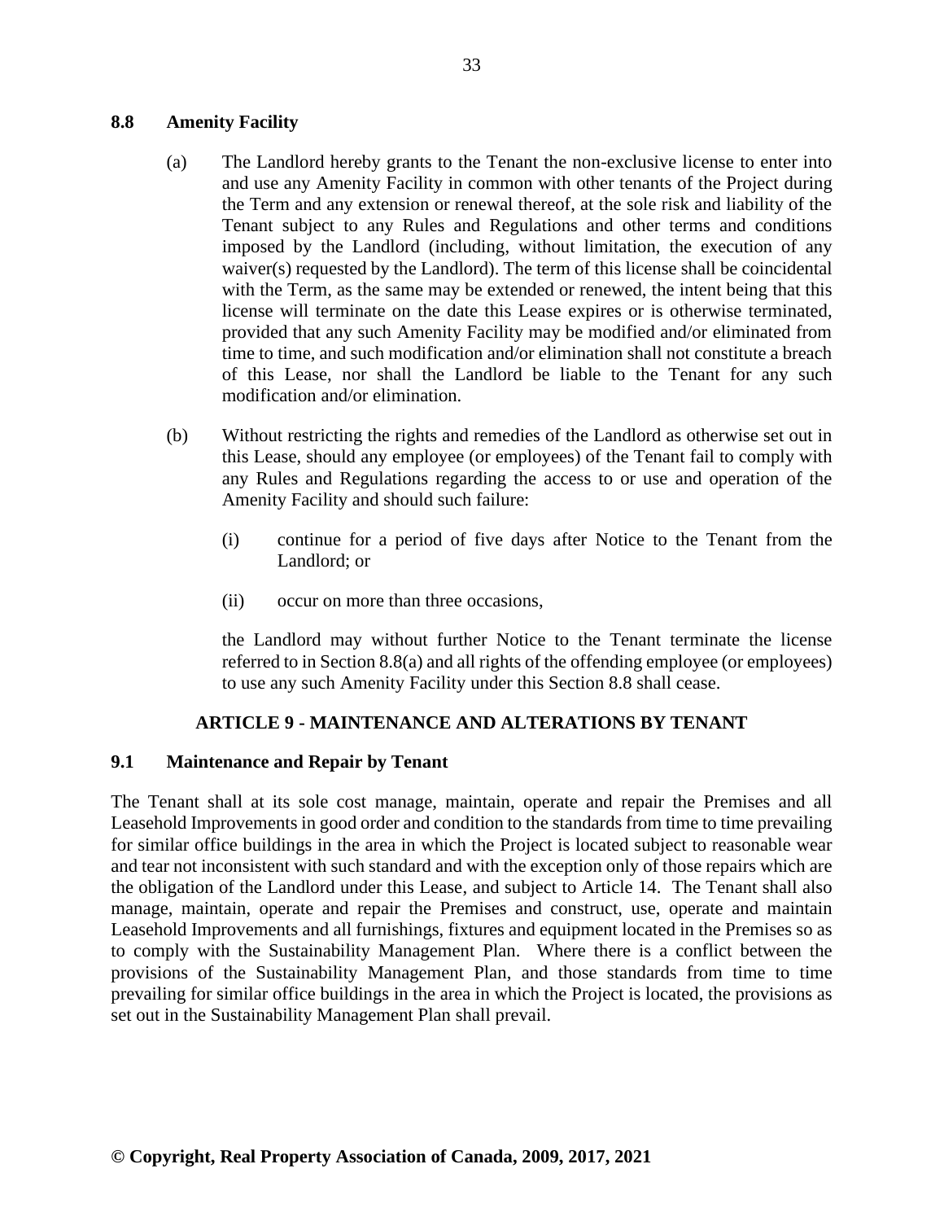### 8.8 Amenity Facility

(a) The Landlord hereby grants to the Tenant the non-exclusive license to enter into and use any Amenity Facility in common with other tenants of the Project during the Term and any extension or renewal thereof, at the sole risk and liability of the Tenant subject to any Rules and Regulations and other terms and conditions imposed by the Landlord (including, without limitation, the execution of any waiver(s) requested by the Landlord). The term of this license shall be coincidental with the Term, as the same may be extended or renewed, the intent being that this license will terminate on the date this Lease expires or is otherwise terminated, provided that any such Amenity Facility may be modified and/or eliminated from time to time, and such modification and/or elimination shall not constitute a breach of this Lease, nor shall the Landlord be liable to the Tenant for any such modification and/or elimination.

(b) Without restricting the rights and remedies of the Landlord as otherwise set out in this Lease, should any employee (or employees) of the Tenant fail to comply with any Rules and Regulations regarding the access to or use and operation of the Amenity Facility and should such failure:

   (i) continue for a period of five days after Notice to the Tenant from the Landlord; or

   (ii) occur on more than three occasions,

   the Landlord may without further Notice to the Tenant terminate the license referred to in Section 8.8(a) and all rights of the offending employee (or employees) to use any such Amenity Facility under this Section 8.8 shall cease.

## ARTICLE 9 - MAINTENANCE AND ALTERATIONS BY TENANT

### 9.1 Maintenance and Repair by Tenant

The Tenant shall at its sole cost manage, maintain, operate and repair the Premises and all Leasehold Improvements in good order and condition to the standards from time to time prevailing for similar office buildings in the area in which the Project is located subject to reasonable wear and tear not inconsistent with such standard and with the exception only of those repairs which are the obligation of the Landlord under this Lease, and subject to Article 14. The Tenant shall also manage, maintain, operate and repair the Premises and construct, use, operate and maintain Leasehold Improvements and all furnishings, fixtures and equipment located in the Premises so as to comply with the Sustainability Management Plan. Where there is a conflict between the provisions of the Sustainability Management Plan, and those standards from time to time prevailing for similar office buildings in the area in which the Project is located, the provisions as set out in the Sustainability Management Plan shall prevail.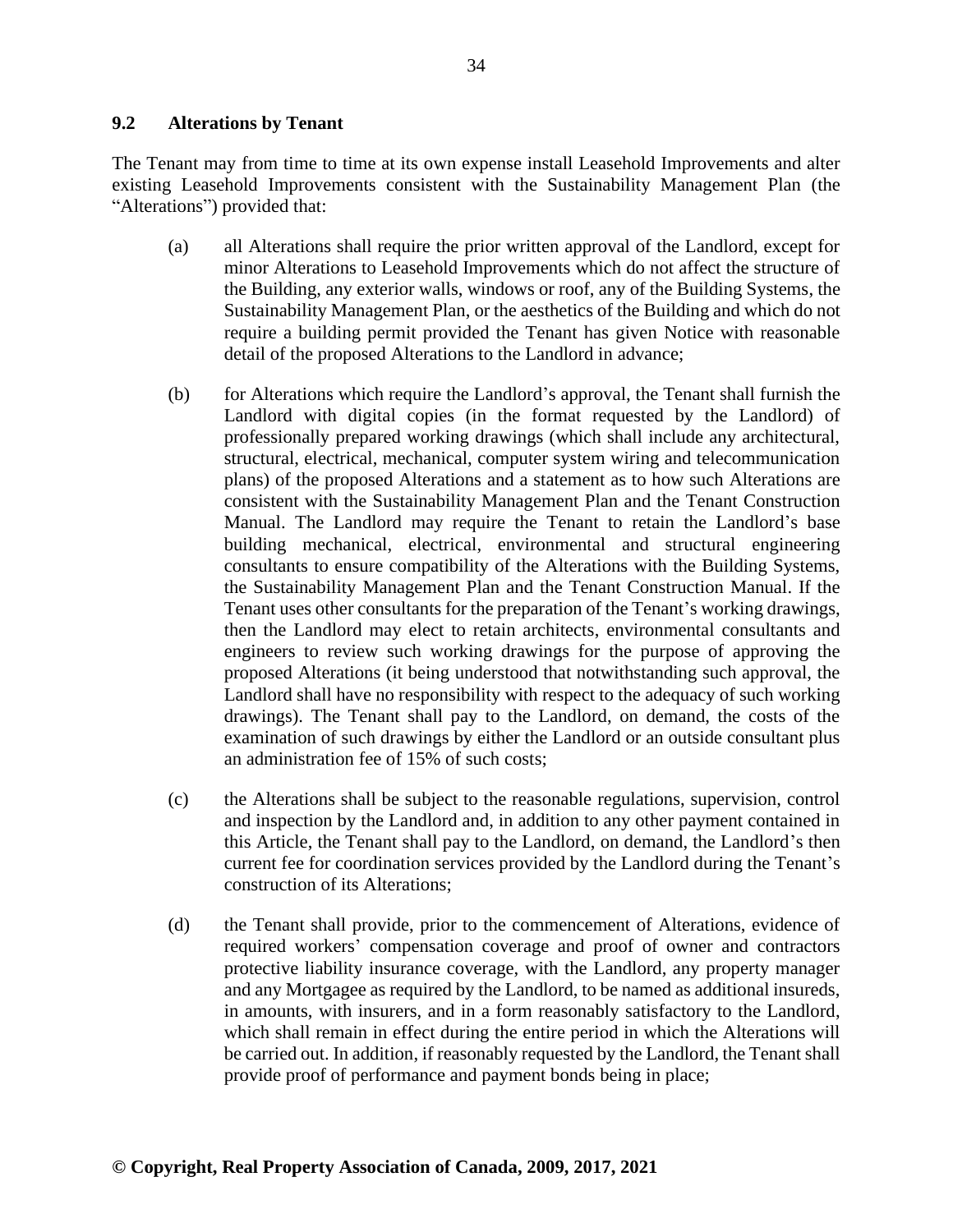### 9.2 Alterations by Tenant

The Tenant may from time to time at its own expense install Leasehold Improvements and alter existing Leasehold Improvements consistent with the Sustainability Management Plan (the "Alterations") provided that:

(a) all Alterations shall require the prior written approval of the Landlord, except for minor Alterations to Leasehold Improvements which do not affect the structure of the Building, any exterior walls, windows or roof, any of the Building Systems, the Sustainability Management Plan, or the aesthetics of the Building and which do not require a building permit provided the Tenant has given Notice with reasonable detail of the proposed Alterations to the Landlord in advance;

(b) for Alterations which require the Landlord's approval, the Tenant shall furnish the Landlord with digital copies (in the format requested by the Landlord) of professionally prepared working drawings (which shall include any architectural, structural, electrical, mechanical, computer system wiring and telecommunication plans) of the proposed Alterations and a statement as to how such Alterations are consistent with the Sustainability Management Plan and the Tenant Construction Manual. The Landlord may require the Tenant to retain the Landlord's base building mechanical, electrical, environmental and structural engineering consultants to ensure compatibility of the Alterations with the Building Systems, the Sustainability Management Plan and the Tenant Construction Manual. If the Tenant uses other consultants for the preparation of the Tenant's working drawings, then the Landlord may elect to retain architects, environmental consultants and engineers to review such working drawings for the purpose of approving the proposed Alterations (it being understood that notwithstanding such approval, the Landlord shall have no responsibility with respect to the adequacy of such working drawings). The Tenant shall pay to the Landlord, on demand, the costs of the examination of such drawings by either the Landlord or an outside consultant plus an administration fee of 15% of such costs;

(c) the Alterations shall be subject to the reasonable regulations, supervision, control and inspection by the Landlord and, in addition to any other payment contained in this Article, the Tenant shall pay to the Landlord, on demand, the Landlord's then current fee for coordination services provided by the Landlord during the Tenant's construction of its Alterations;

(d) the Tenant shall provide, prior to the commencement of Alterations, evidence of required workers' compensation coverage and proof of owner and contractors protective liability insurance coverage, with the Landlord, any property manager and any Mortgagee as required by the Landlord, to be named as additional insureds, in amounts, with insurers, and in a form reasonably satisfactory to the Landlord, which shall remain in effect during the entire period in which the Alterations will be carried out. In addition, if reasonably requested by the Landlord, the Tenant shall provide proof of performance and payment bonds being in place;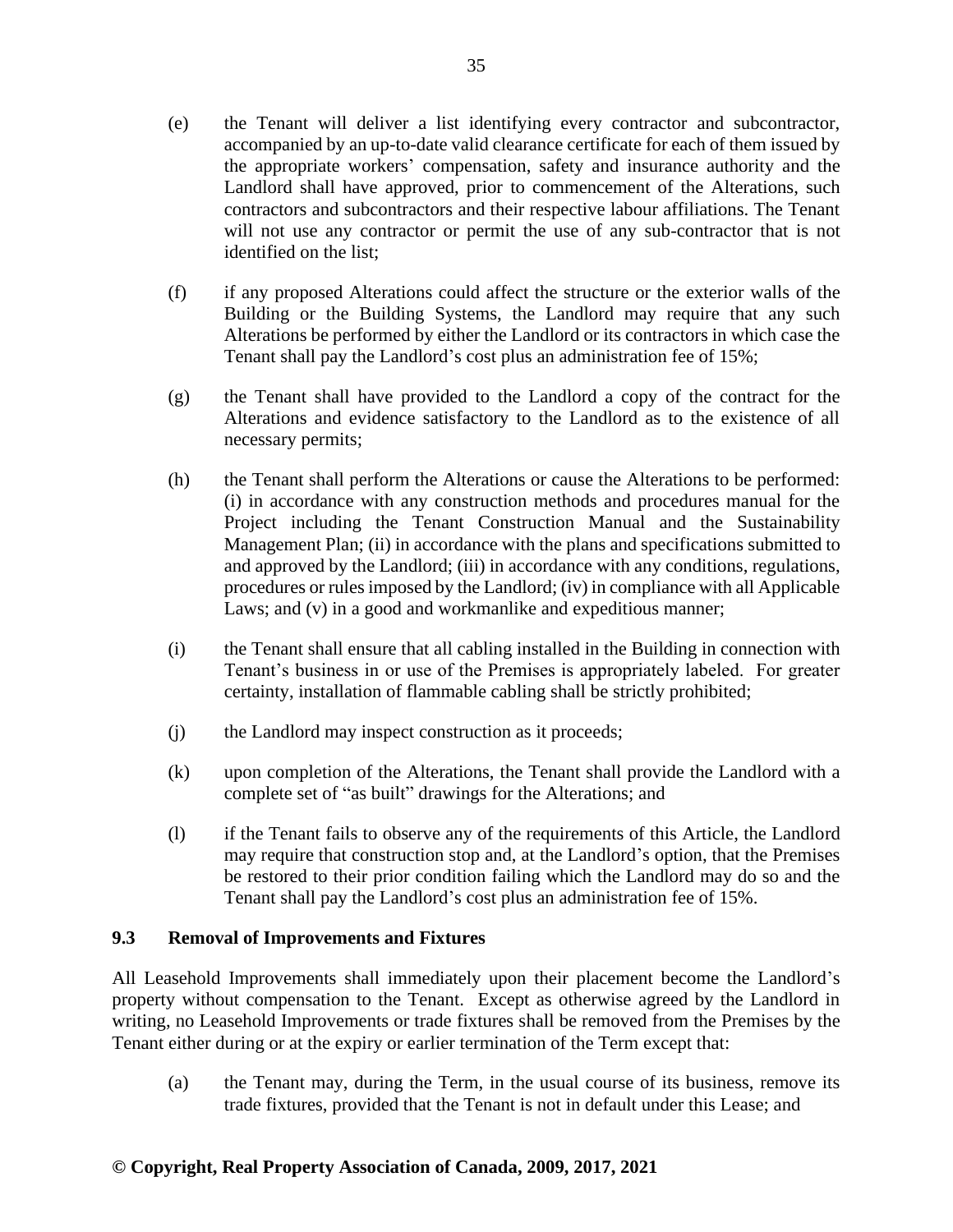(e) the Tenant will deliver a list identifying every contractor and subcontractor, accompanied by an up-to-date valid clearance certificate for each of them issued by the appropriate workers' compensation, safety and insurance authority and the Landlord shall have approved, prior to commencement of the Alterations, such contractors and subcontractors and their respective labour affiliations. The Tenant will not use any contractor or permit the use of any sub-contractor that is not identified on the list;

(f) if any proposed Alterations could affect the structure or the exterior walls of the Building or the Building Systems, the Landlord may require that any such Alterations be performed by either the Landlord or its contractors in which case the Tenant shall pay the Landlord's cost plus an administration fee of 15%;

(g) the Tenant shall have provided to the Landlord a copy of the contract for the Alterations and evidence satisfactory to the Landlord as to the existence of all necessary permits;

(h) the Tenant shall perform the Alterations or cause the Alterations to be performed: (i) in accordance with any construction methods and procedures manual for the Project including the Tenant Construction Manual and the Sustainability Management Plan; (ii) in accordance with the plans and specifications submitted to and approved by the Landlord; (iii) in accordance with any conditions, regulations, procedures or rules imposed by the Landlord; (iv) in compliance with all Applicable Laws; and (v) in a good and workmanlike and expeditious manner;

(i) the Tenant shall ensure that all cabling installed in the Building in connection with Tenant's business in or use of the Premises is appropriately labeled. For greater certainty, installation of flammable cabling shall be strictly prohibited;

(j) the Landlord may inspect construction as it proceeds;

(k) upon completion of the Alterations, the Tenant shall provide the Landlord with a complete set of "as built" drawings for the Alterations; and

(l) if the Tenant fails to observe any of the requirements of this Article, the Landlord may require that construction stop and, at the Landlord's option, that the Premises be restored to their prior condition failing which the Landlord may do so and the Tenant shall pay the Landlord's cost plus an administration fee of 15%.

### 9.3 Removal of Improvements and Fixtures

All Leasehold Improvements shall immediately upon their placement become the Landlord's property without compensation to the Tenant. Except as otherwise agreed by the Landlord in writing, no Leasehold Improvements or trade fixtures shall be removed from the Premises by the Tenant either during or at the expiry or earlier termination of the Term except that:

(a) the Tenant may, during the Term, in the usual course of its business, remove its trade fixtures, provided that the Tenant is not in default under this Lease; and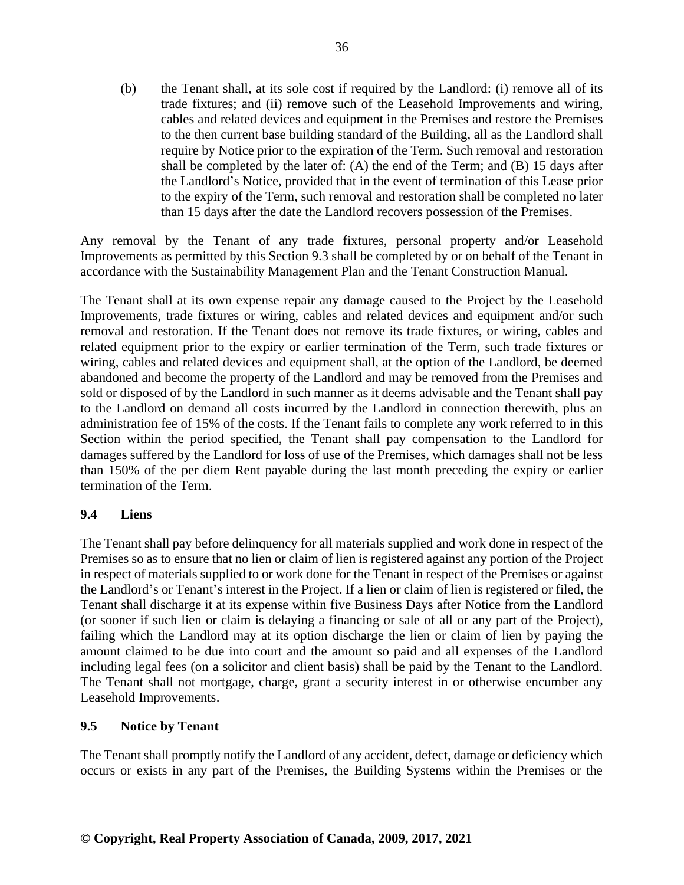(b) the Tenant shall, at its sole cost if required by the Landlord: (i) remove all of its trade fixtures; and (ii) remove such of the Leasehold Improvements and wiring, cables and related devices and equipment in the Premises and restore the Premises to the then current base building standard of the Building, all as the Landlord shall require by Notice prior to the expiration of the Term. Such removal and restoration shall be completed by the later of: (A) the end of the Term; and (B) 15 days after the Landlord's Notice, provided that in the event of termination of this Lease prior to the expiry of the Term, such removal and restoration shall be completed no later than 15 days after the date the Landlord recovers possession of the Premises.

Any removal by the Tenant of any trade fixtures, personal property and/or Leasehold Improvements as permitted by this Section 9.3 shall be completed by or on behalf of the Tenant in accordance with the Sustainability Management Plan and the Tenant Construction Manual.

The Tenant shall at its own expense repair any damage caused to the Project by the Leasehold Improvements, trade fixtures or wiring, cables and related devices and equipment and/or such removal and restoration. If the Tenant does not remove its trade fixtures, or wiring, cables and related equipment prior to the expiry or earlier termination of the Term, such trade fixtures or wiring, cables and related devices and equipment shall, at the option of the Landlord, be deemed abandoned and become the property of the Landlord and may be removed from the Premises and sold or disposed of by the Landlord in such manner as it deems advisable and the Tenant shall pay to the Landlord on demand all costs incurred by the Landlord in connection therewith, plus an administration fee of 15% of the costs. If the Tenant fails to complete any work referred to in this Section within the period specified, the Tenant shall pay compensation to the Landlord for damages suffered by the Landlord for loss of use of the Premises, which damages shall not be less than 150% of the per diem Rent payable during the last month preceding the expiry or earlier termination of the Term.

### 9.4 Liens

The Tenant shall pay before delinquency for all materials supplied and work done in respect of the Premises so as to ensure that no lien or claim of lien is registered against any portion of the Project in respect of materials supplied to or work done for the Tenant in respect of the Premises or against the Landlord's or Tenant's interest in the Project. If a lien or claim of lien is registered or filed, the Tenant shall discharge it at its expense within five Business Days after Notice from the Landlord (or sooner if such lien or claim is delaying a financing or sale of all or any part of the Project), failing which the Landlord may at its option discharge the lien or claim of lien by paying the amount claimed to be due into court and the amount so paid and all expenses of the Landlord including legal fees (on a solicitor and client basis) shall be paid by the Tenant to the Landlord. The Tenant shall not mortgage, charge, grant a security interest in or otherwise encumber any Leasehold Improvements.

### 9.5 Notice by Tenant

The Tenant shall promptly notify the Landlord of any accident, defect, damage or deficiency which occurs or exists in any part of the Premises, the Building Systems within the Premises or the

**© Copyright, Real Property Association of Canada, 2009, 2017, 2021**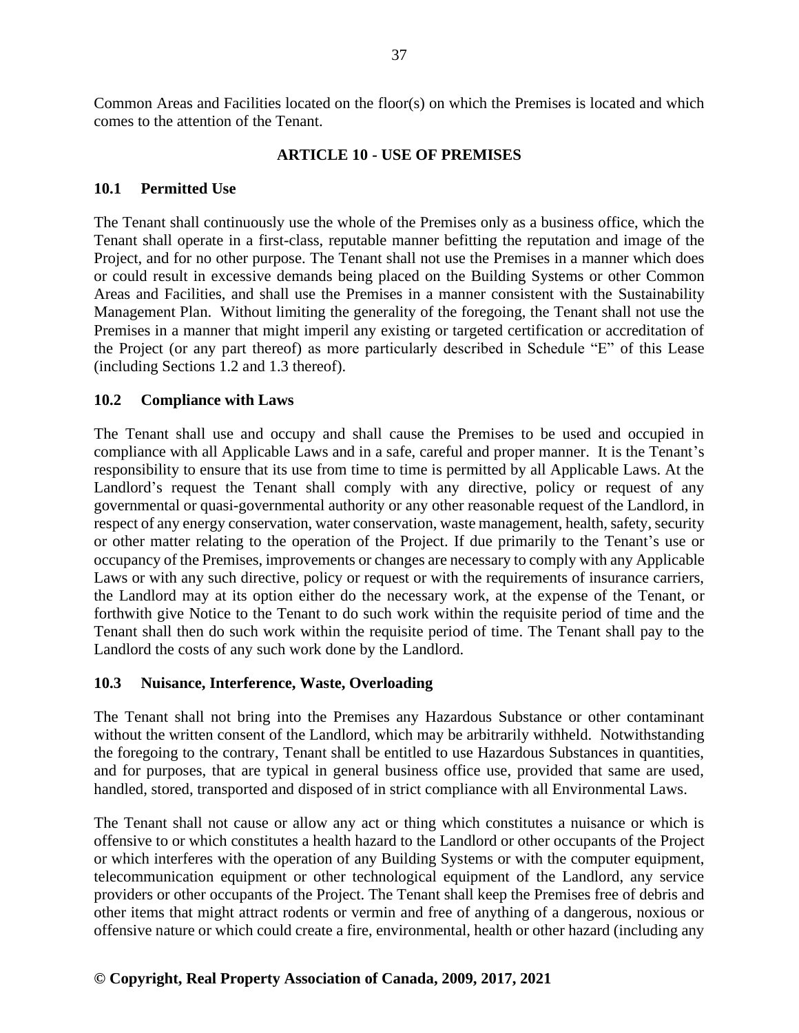Common Areas and Facilities located on the floor(s) on which the Premises is located and which comes to the attention of the Tenant.

## ARTICLE 10 - USE OF PREMISES

### 10.1 Permitted Use

The Tenant shall continuously use the whole of the Premises only as a business office, which the Tenant shall operate in a first-class, reputable manner befitting the reputation and image of the Project, and for no other purpose. The Tenant shall not use the Premises in a manner which does or could result in excessive demands being placed on the Building Systems or other Common Areas and Facilities, and shall use the Premises in a manner consistent with the Sustainability Management Plan. Without limiting the generality of the foregoing, the Tenant shall not use the Premises in a manner that might imperil any existing or targeted certification or accreditation of the Project (or any part thereof) as more particularly described in Schedule "E" of this Lease (including Sections 1.2 and 1.3 thereof).

### 10.2 Compliance with Laws

The Tenant shall use and occupy and shall cause the Premises to be used and occupied in compliance with all Applicable Laws and in a safe, careful and proper manner. It is the Tenant's responsibility to ensure that its use from time to time is permitted by all Applicable Laws. At the Landlord's request the Tenant shall comply with any directive, policy or request of any governmental or quasi-governmental authority or any other reasonable request of the Landlord, in respect of any energy conservation, water conservation, waste management, health, safety, security or other matter relating to the operation of the Project. If due primarily to the Tenant's use or occupancy of the Premises, improvements or changes are necessary to comply with any Applicable Laws or with any such directive, policy or request or with the requirements of insurance carriers, the Landlord may at its option either do the necessary work, at the expense of the Tenant, or forthwith give Notice to the Tenant to do such work within the requisite period of time and the Tenant shall then do such work within the requisite period of time. The Tenant shall pay to the Landlord the costs of any such work done by the Landlord.

### 10.3 Nuisance, Interference, Waste, Overloading

The Tenant shall not bring into the Premises any Hazardous Substance or other contaminant without the written consent of the Landlord, which may be arbitrarily withheld. Notwithstanding the foregoing to the contrary, Tenant shall be entitled to use Hazardous Substances in quantities, and for purposes, that are typical in general business office use, provided that same are used, handled, stored, transported and disposed of in strict compliance with all Environmental Laws.

The Tenant shall not cause or allow any act or thing which constitutes a nuisance or which is offensive to or which constitutes a health hazard to the Landlord or other occupants of the Project or which interferes with the operation of any Building Systems or with the computer equipment, telecommunication equipment or other technological equipment of the Landlord, any service providers or other occupants of the Project. The Tenant shall keep the Premises free of debris and other items that might attract rodents or vermin and free of anything of a dangerous, noxious or offensive nature or which could create a fire, environmental, health or other hazard (including any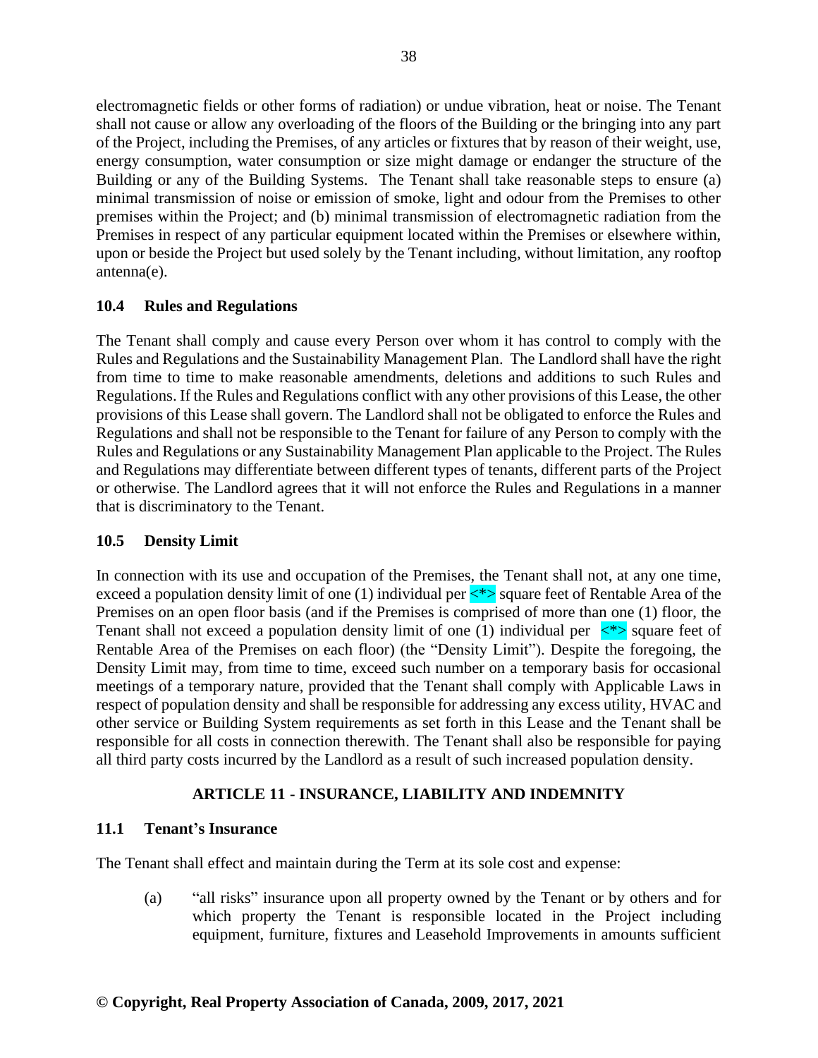electromagnetic fields or other forms of radiation) or undue vibration, heat or noise. The Tenant shall not cause or allow any overloading of the floors of the Building or the bringing into any part of the Project, including the Premises, of any articles or fixtures that by reason of their weight, use, energy consumption, water consumption or size might damage or endanger the structure of the Building or any of the Building Systems. The Tenant shall take reasonable steps to ensure (a) minimal transmission of noise or emission of smoke, light and odour from the Premises to other premises within the Project; and (b) minimal transmission of electromagnetic radiation from the Premises in respect of any particular equipment located within the Premises or elsewhere within, upon or beside the Project but used solely by the Tenant including, without limitation, any rooftop antenna(e).

### 10.4 Rules and Regulations

The Tenant shall comply and cause every Person over whom it has control to comply with the Rules and Regulations and the Sustainability Management Plan. The Landlord shall have the right from time to time to make reasonable amendments, deletions and additions to such Rules and Regulations. If the Rules and Regulations conflict with any other provisions of this Lease, the other provisions of this Lease shall govern. The Landlord shall not be obligated to enforce the Rules and Regulations and shall not be responsible to the Tenant for failure of any Person to comply with the Rules and Regulations or any Sustainability Management Plan applicable to the Project. The Rules and Regulations may differentiate between different types of tenants, different parts of the Project or otherwise. The Landlord agrees that it will not enforce the Rules and Regulations in a manner that is discriminatory to the Tenant.

### 10.5 Density Limit

In connection with its use and occupation of the Premises, the Tenant shall not, at any one time, exceed a population density limit of one (1) individual per <*> square feet of Rentable Area of the Premises on an open floor basis (and if the Premises is comprised of more than one (1) floor, the Tenant shall not exceed a population density limit of one (1) individual per <*> square feet of Rentable Area of the Premises on each floor) (the "Density Limit"). Despite the foregoing, the Density Limit may, from time to time, exceed such number on a temporary basis for occasional meetings of a temporary nature, provided that the Tenant shall comply with Applicable Laws in respect of population density and shall be responsible for addressing any excess utility, HVAC and other service or Building System requirements as set forth in this Lease and the Tenant shall be responsible for all costs in connection therewith. The Tenant shall also be responsible for paying all third party costs incurred by the Landlord as a result of such increased population density.

## ARTICLE 11 - INSURANCE, LIABILITY AND INDEMNITY

### 11.1 Tenant's Insurance

The Tenant shall effect and maintain during the Term at its sole cost and expense:

(a) "all risks" insurance upon all property owned by the Tenant or by others and for which property the Tenant is responsible located in the Project including equipment, furniture, fixtures and Leasehold Improvements in amounts sufficient

**© Copyright, Real Property Association of Canada, 2009, 2017, 2021**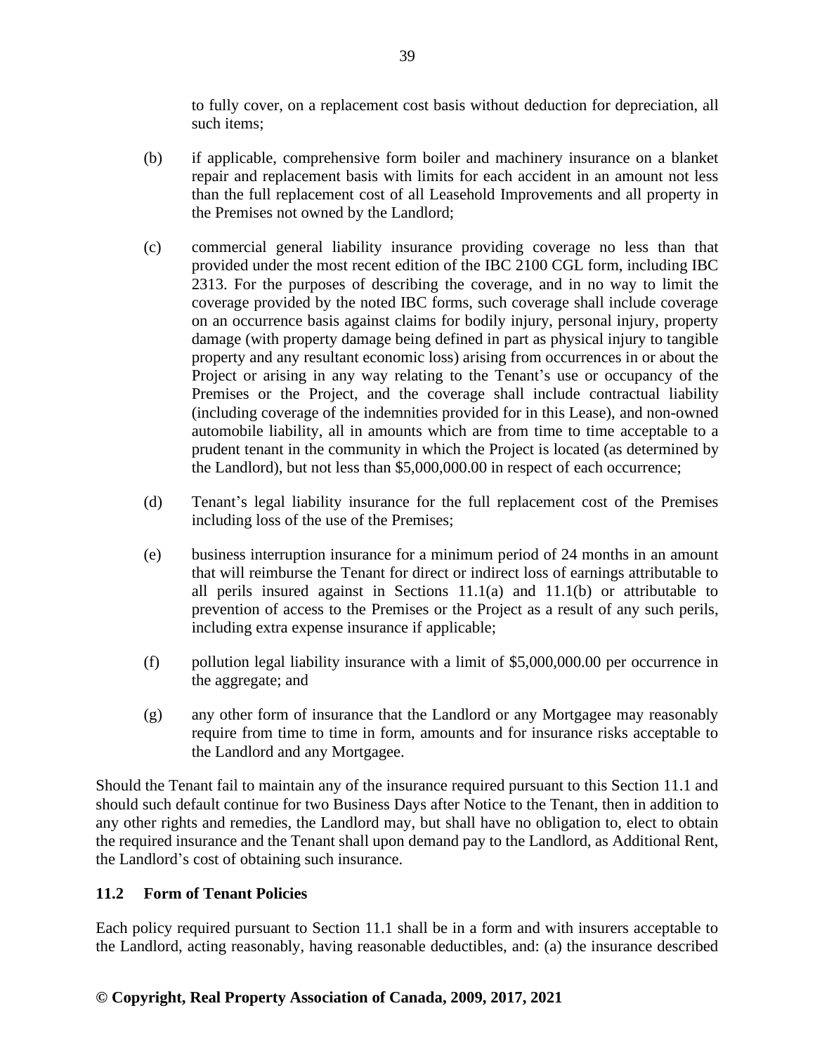to fully cover, on a replacement cost basis without deduction for depreciation, all such items;

(b) if applicable, comprehensive form boiler and machinery insurance on a blanket repair and replacement basis with limits for each accident in an amount not less than the full replacement cost of all Leasehold Improvements and all property in the Premises not owned by the Landlord;

(c) commercial general liability insurance providing coverage no less than that provided under the most recent edition of the IBC 2100 CGL form, including IBC 2313. For the purposes of describing the coverage, and in no way to limit the coverage provided by the noted IBC forms, such coverage shall include coverage on an occurrence basis against claims for bodily injury, personal injury, property damage (with property damage being defined in part as physical injury to tangible property and any resultant economic loss) arising from occurrences in or about the Project or arising in any way relating to the Tenant's use or occupancy of the Premises or the Project, and the coverage shall include contractual liability (including coverage of the indemnities provided for in this Lease), and non-owned automobile liability, all in amounts which are from time to time acceptable to a prudent tenant in the community in which the Project is located (as determined by the Landlord), but not less than $5,000,000.00 in respect of each occurrence;

(d) Tenant's legal liability insurance for the full replacement cost of the Premises including loss of the use of the Premises;

(e) business interruption insurance for a minimum period of 24 months in an amount that will reimburse the Tenant for direct or indirect loss of earnings attributable to all perils insured against in Sections 11.1(a) and 11.1(b) or attributable to prevention of access to the Premises or the Project as a result of any such perils, including extra expense insurance if applicable;

(f) pollution legal liability insurance with a limit of $5,000,000.00 per occurrence in the aggregate; and

(g) any other form of insurance that the Landlord or any Mortgagee may reasonably require from time to time in form, amounts and for insurance risks acceptable to the Landlord and any Mortgagee.

Should the Tenant fail to maintain any of the insurance required pursuant to this Section 11.1 and should such default continue for two Business Days after Notice to the Tenant, then in addition to any other rights and remedies, the Landlord may, but shall have no obligation to, elect to obtain the required insurance and the Tenant shall upon demand pay to the Landlord, as Additional Rent, the Landlord's cost of obtaining such insurance.

### 11.2 Form of Tenant Policies

Each policy required pursuant to Section 11.1 shall be in a form and with insurers acceptable to the Landlord, acting reasonably, having reasonable deductibles, and: (a) the insurance described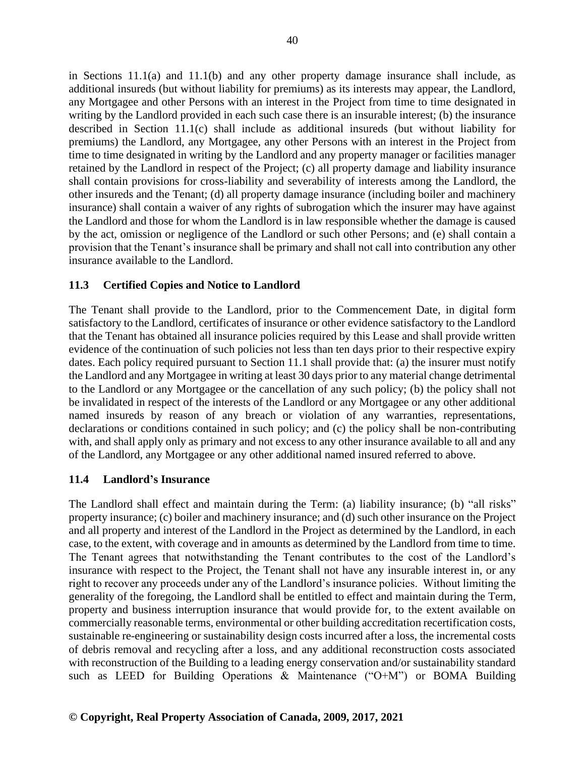in Sections 11.1(a) and 11.1(b) and any other property damage insurance shall include, as additional insureds (but without liability for premiums) as its interests may appear, the Landlord, any Mortgagee and other Persons with an interest in the Project from time to time designated in writing by the Landlord provided in each such case there is an insurable interest; (b) the insurance described in Section 11.1(c) shall include as additional insureds (but without liability for premiums) the Landlord, any Mortgagee, any other Persons with an interest in the Project from time to time designated in writing by the Landlord and any property manager or facilities manager retained by the Landlord in respect of the Project; (c) all property damage and liability insurance shall contain provisions for cross-liability and severability of interests among the Landlord, the other insureds and the Tenant; (d) all property damage insurance (including boiler and machinery insurance) shall contain a waiver of any rights of subrogation which the insurer may have against the Landlord and those for whom the Landlord is in law responsible whether the damage is caused by the act, omission or negligence of the Landlord or such other Persons; and (e) shall contain a provision that the Tenant's insurance shall be primary and shall not call into contribution any other insurance available to the Landlord.

### 11.3 Certified Copies and Notice to Landlord

The Tenant shall provide to the Landlord, prior to the Commencement Date, in digital form satisfactory to the Landlord, certificates of insurance or other evidence satisfactory to the Landlord that the Tenant has obtained all insurance policies required by this Lease and shall provide written evidence of the continuation of such policies not less than ten days prior to their respective expiry dates. Each policy required pursuant to Section 11.1 shall provide that: (a) the insurer must notify the Landlord and any Mortgagee in writing at least 30 days prior to any material change detrimental to the Landlord or any Mortgagee or the cancellation of any such policy; (b) the policy shall not be invalidated in respect of the interests of the Landlord or any Mortgagee or any other additional named insureds by reason of any breach or violation of any warranties, representations, declarations or conditions contained in such policy; and (c) the policy shall be non-contributing with, and shall apply only as primary and not excess to any other insurance available to all and any of the Landlord, any Mortgagee or any other additional named insured referred to above.

### 11.4 Landlord's Insurance

The Landlord shall effect and maintain during the Term: (a) liability insurance; (b) "all risks" property insurance; (c) boiler and machinery insurance; and (d) such other insurance on the Project and all property and interest of the Landlord in the Project as determined by the Landlord, in each case, to the extent, with coverage and in amounts as determined by the Landlord from time to time. The Tenant agrees that notwithstanding the Tenant contributes to the cost of the Landlord's insurance with respect to the Project, the Tenant shall not have any insurable interest in, or any right to recover any proceeds under any of the Landlord's insurance policies. Without limiting the generality of the foregoing, the Landlord shall be entitled to effect and maintain during the Term, property and business interruption insurance that would provide for, to the extent available on commercially reasonable terms, environmental or other building accreditation recertification costs, sustainable re-engineering or sustainability design costs incurred after a loss, the incremental costs of debris removal and recycling after a loss, and any additional reconstruction costs associated with reconstruction of the Building to a leading energy conservation and/or sustainability standard such as LEED for Building Operations & Maintenance ("O+M") or BOMA Building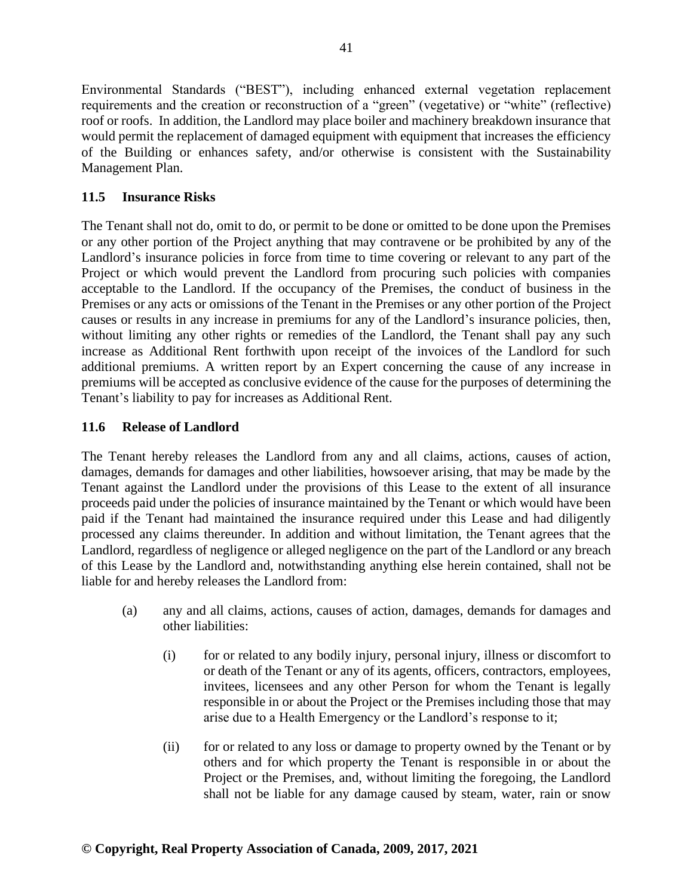Environmental Standards ("BEST"), including enhanced external vegetation replacement requirements and the creation or reconstruction of a "green" (vegetative) or "white" (reflective) roof or roofs. In addition, the Landlord may place boiler and machinery breakdown insurance that would permit the replacement of damaged equipment with equipment that increases the efficiency of the Building or enhances safety, and/or otherwise is consistent with the Sustainability Management Plan.

### 11.5 Insurance Risks

The Tenant shall not do, omit to do, or permit to be done or omitted to be done upon the Premises or any other portion of the Project anything that may contravene or be prohibited by any of the Landlord's insurance policies in force from time to time covering or relevant to any part of the Project or which would prevent the Landlord from procuring such policies with companies acceptable to the Landlord. If the occupancy of the Premises, the conduct of business in the Premises or any acts or omissions of the Tenant in the Premises or any other portion of the Project causes or results in any increase in premiums for any of the Landlord's insurance policies, then, without limiting any other rights or remedies of the Landlord, the Tenant shall pay any such increase as Additional Rent forthwith upon receipt of the invoices of the Landlord for such additional premiums. A written report by an Expert concerning the cause of any increase in premiums will be accepted as conclusive evidence of the cause for the purposes of determining the Tenant's liability to pay for increases as Additional Rent.

### 11.6 Release of Landlord

The Tenant hereby releases the Landlord from any and all claims, actions, causes of action, damages, demands for damages and other liabilities, howsoever arising, that may be made by the Tenant against the Landlord under the provisions of this Lease to the extent of all insurance proceeds paid under the policies of insurance maintained by the Tenant or which would have been paid if the Tenant had maintained the insurance required under this Lease and had diligently processed any claims thereunder. In addition and without limitation, the Tenant agrees that the Landlord, regardless of negligence or alleged negligence on the part of the Landlord or any breach of this Lease by the Landlord and, notwithstanding anything else herein contained, shall not be liable for and hereby releases the Landlord from:

(a) any and all claims, actions, causes of action, damages, demands for damages and other liabilities:

  (i) for or related to any bodily injury, personal injury, illness or discomfort to or death of the Tenant or any of its agents, officers, contractors, employees, invitees, licensees and any other Person for whom the Tenant is legally responsible in or about the Project or the Premises including those that may arise due to a Health Emergency or the Landlord's response to it;

  (ii) for or related to any loss or damage to property owned by the Tenant or by others and for which property the Tenant is responsible in or about the Project or the Premises, and, without limiting the foregoing, the Landlord shall not be liable for any damage caused by steam, water, rain or snow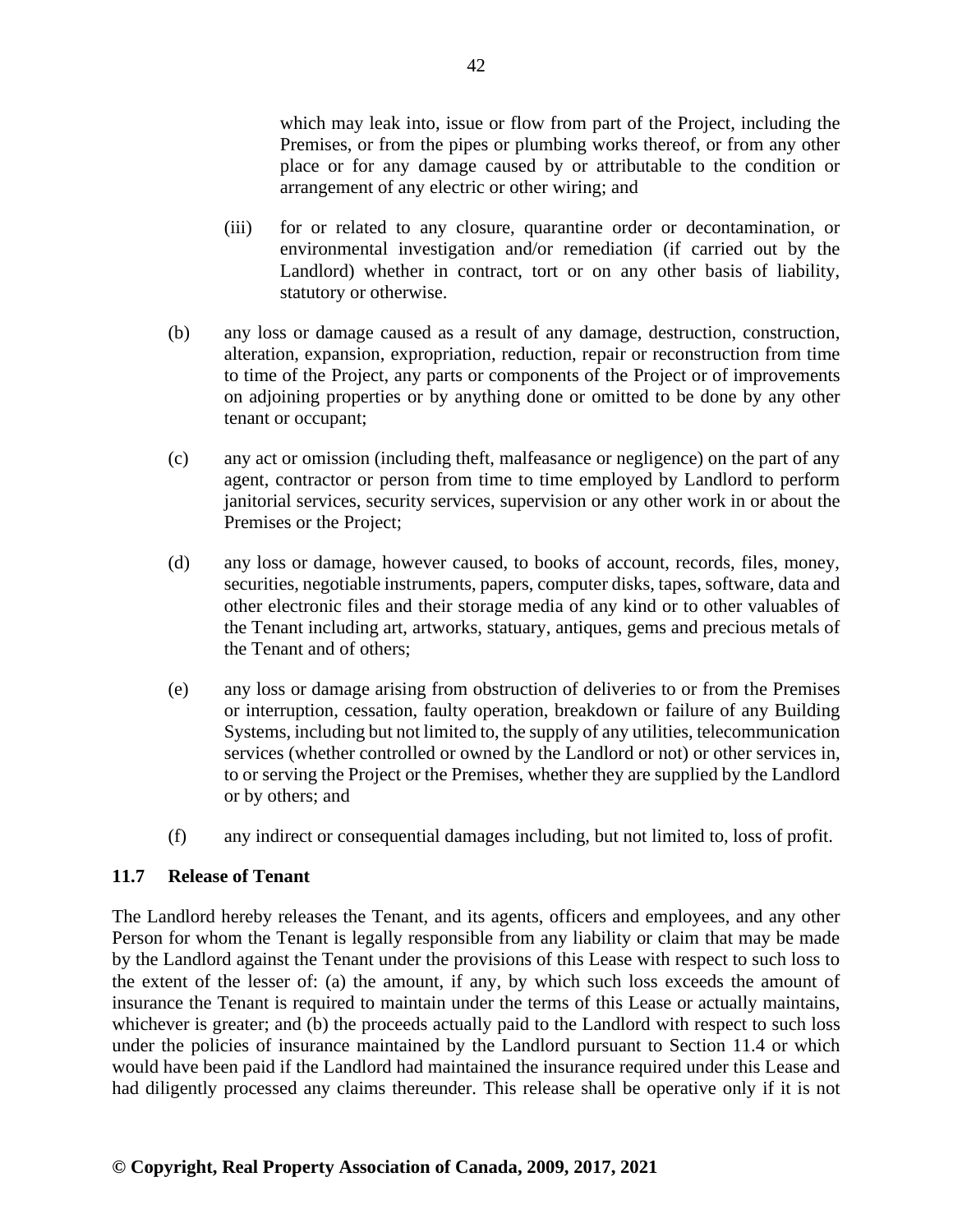which may leak into, issue or flow from part of the Project, including the Premises, or from the pipes or plumbing works thereof, or from any other place or for any damage caused by or attributable to the condition or arrangement of any electric or other wiring; and

(iii) for or related to any closure, quarantine order or decontamination, or environmental investigation and/or remediation (if carried out by the Landlord) whether in contract, tort or on any other basis of liability, statutory or otherwise.

(b) any loss or damage caused as a result of any damage, destruction, construction, alteration, expansion, expropriation, reduction, repair or reconstruction from time to time of the Project, any parts or components of the Project or of improvements on adjoining properties or by anything done or omitted to be done by any other tenant or occupant;

(c) any act or omission (including theft, malfeasance or negligence) on the part of any agent, contractor or person from time to time employed by Landlord to perform janitorial services, security services, supervision or any other work in or about the Premises or the Project;

(d) any loss or damage, however caused, to books of account, records, files, money, securities, negotiable instruments, papers, computer disks, tapes, software, data and other electronic files and their storage media of any kind or to other valuables of the Tenant including art, artworks, statuary, antiques, gems and precious metals of the Tenant and of others;

(e) any loss or damage arising from obstruction of deliveries to or from the Premises or interruption, cessation, faulty operation, breakdown or failure of any Building Systems, including but not limited to, the supply of any utilities, telecommunication services (whether controlled or owned by the Landlord or not) or other services in, to or serving the Project or the Premises, whether they are supplied by the Landlord or by others; and

(f) any indirect or consequential damages including, but not limited to, loss of profit.

### 11.7 Release of Tenant

The Landlord hereby releases the Tenant, and its agents, officers and employees, and any other Person for whom the Tenant is legally responsible from any liability or claim that may be made by the Landlord against the Tenant under the provisions of this Lease with respect to such loss to the extent of the lesser of: (a) the amount, if any, by which such loss exceeds the amount of insurance the Tenant is required to maintain under the terms of this Lease or actually maintains, whichever is greater; and (b) the proceeds actually paid to the Landlord with respect to such loss under the policies of insurance maintained by the Landlord pursuant to Section 11.4 or which would have been paid if the Landlord had maintained the insurance required under this Lease and had diligently processed any claims thereunder. This release shall be operative only if it is not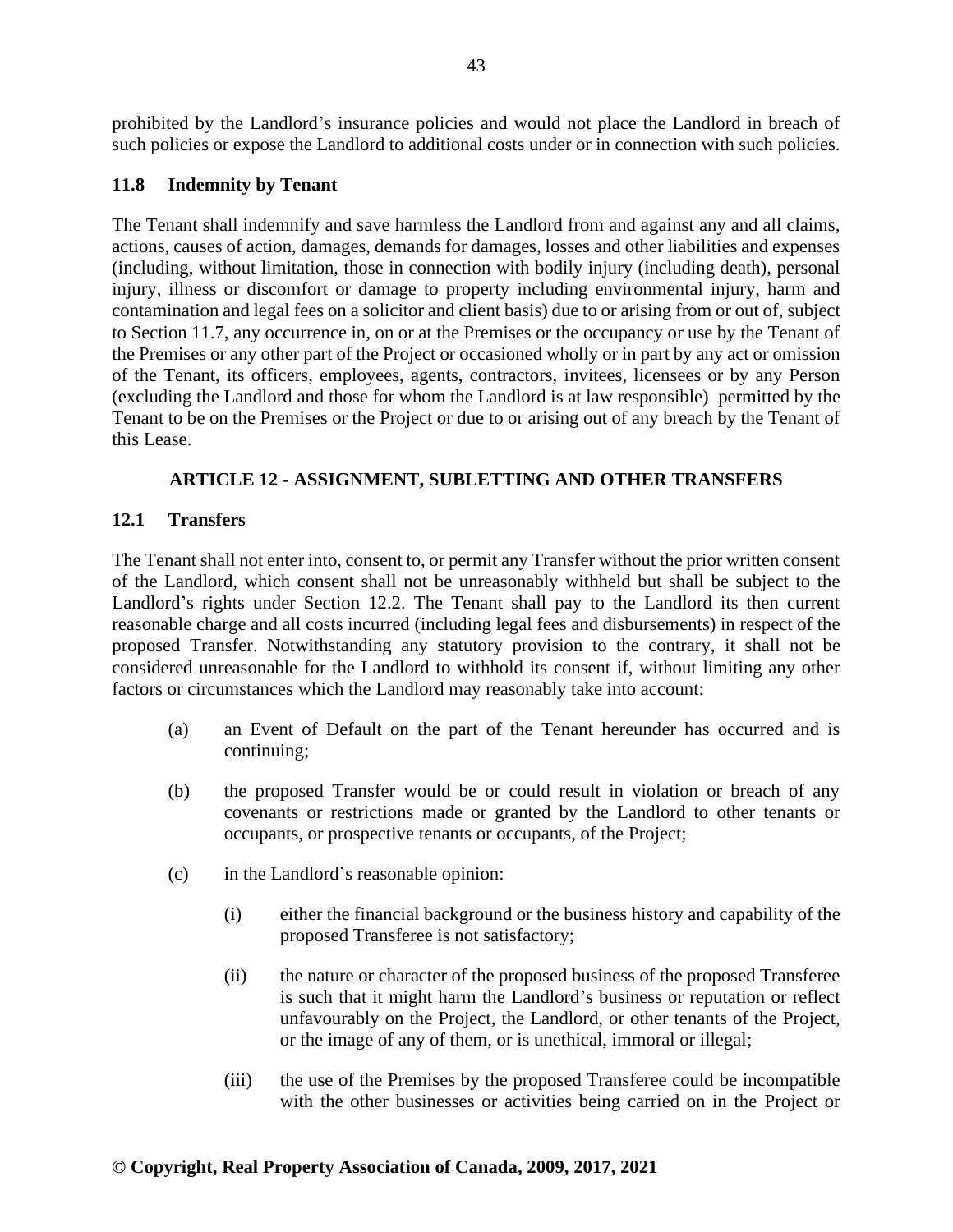prohibited by the Landlord's insurance policies and would not place the Landlord in breach of such policies or expose the Landlord to additional costs under or in connection with such policies.

### 11.8 Indemnity by Tenant

The Tenant shall indemnify and save harmless the Landlord from and against any and all claims, actions, causes of action, damages, demands for damages, losses and other liabilities and expenses (including, without limitation, those in connection with bodily injury (including death), personal injury, illness or discomfort or damage to property including environmental injury, harm and contamination and legal fees on a solicitor and client basis) due to or arising from or out of, subject to Section 11.7, any occurrence in, on or at the Premises or the occupancy or use by the Tenant of the Premises or any other part of the Project or occasioned wholly or in part by any act or omission of the Tenant, its officers, employees, agents, contractors, invitees, licensees or by any Person (excluding the Landlord and those for whom the Landlord is at law responsible) permitted by the Tenant to be on the Premises or the Project or due to or arising out of any breach by the Tenant of this Lease.

## ARTICLE 12 - ASSIGNMENT, SUBLETTING AND OTHER TRANSFERS

### 12.1 Transfers

The Tenant shall not enter into, consent to, or permit any Transfer without the prior written consent of the Landlord, which consent shall not be unreasonably withheld but shall be subject to the Landlord's rights under Section 12.2. The Tenant shall pay to the Landlord its then current reasonable charge and all costs incurred (including legal fees and disbursements) in respect of the proposed Transfer. Notwithstanding any statutory provision to the contrary, it shall not be considered unreasonable for the Landlord to withhold its consent if, without limiting any other factors or circumstances which the Landlord may reasonably take into account:

(a) an Event of Default on the part of the Tenant hereunder has occurred and is continuing;

(b) the proposed Transfer would be or could result in violation or breach of any covenants or restrictions made or granted by the Landlord to other tenants or occupants, or prospective tenants or occupants, of the Project;

(c) in the Landlord's reasonable opinion:

  (i) either the financial background or the business history and capability of the proposed Transferee is not satisfactory;

  (ii) the nature or character of the proposed business of the proposed Transferee is such that it might harm the Landlord's business or reputation or reflect unfavourably on the Project, the Landlord, or other tenants of the Project, or the image of any of them, or is unethical, immoral or illegal;

  (iii) the use of the Premises by the proposed Transferee could be incompatible with the other businesses or activities being carried on in the Project or

© Copyright, Real Property Association of Canada, 2009, 2017, 2021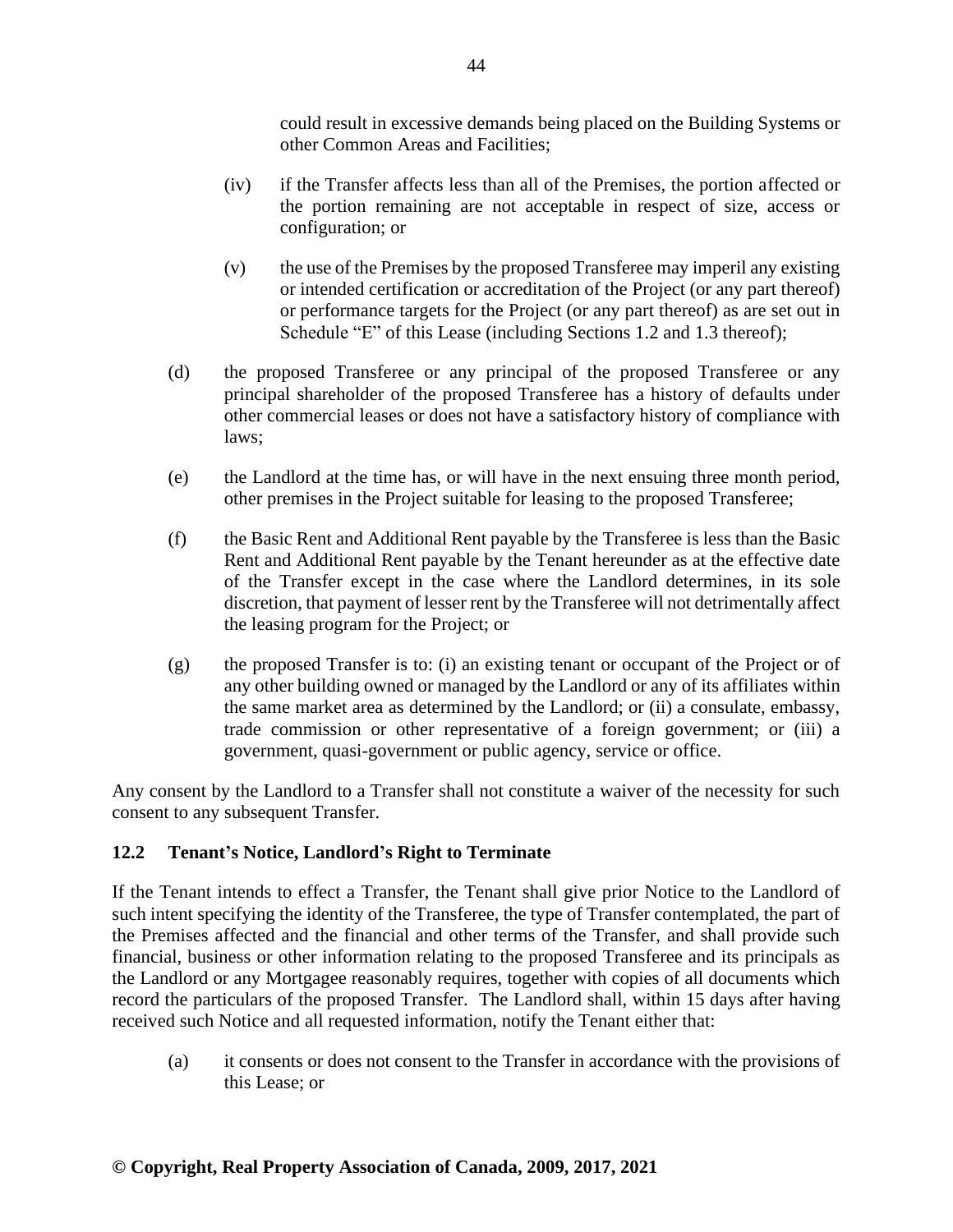could result in excessive demands being placed on the Building Systems or other Common Areas and Facilities;

(iv) if the Transfer affects less than all of the Premises, the portion affected or the portion remaining are not acceptable in respect of size, access or configuration; or

(v) the use of the Premises by the proposed Transferee may imperil any existing or intended certification or accreditation of the Project (or any part thereof) or performance targets for the Project (or any part thereof) as are set out in Schedule "E" of this Lease (including Sections 1.2 and 1.3 thereof);

(d) the proposed Transferee or any principal of the proposed Transferee or any principal shareholder of the proposed Transferee has a history of defaults under other commercial leases or does not have a satisfactory history of compliance with laws;

(e) the Landlord at the time has, or will have in the next ensuing three month period, other premises in the Project suitable for leasing to the proposed Transferee;

(f) the Basic Rent and Additional Rent payable by the Transferee is less than the Basic Rent and Additional Rent payable by the Tenant hereunder as at the effective date of the Transfer except in the case where the Landlord determines, in its sole discretion, that payment of lesser rent by the Transferee will not detrimentally affect the leasing program for the Project; or

(g) the proposed Transfer is to: (i) an existing tenant or occupant of the Project or of any other building owned or managed by the Landlord or any of its affiliates within the same market area as determined by the Landlord; or (ii) a consulate, embassy, trade commission or other representative of a foreign government; or (iii) a government, quasi-government or public agency, service or office.

Any consent by the Landlord to a Transfer shall not constitute a waiver of the necessity for such consent to any subsequent Transfer.

### 12.2 Tenant's Notice, Landlord's Right to Terminate

If the Tenant intends to effect a Transfer, the Tenant shall give prior Notice to the Landlord of such intent specifying the identity of the Transferee, the type of Transfer contemplated, the part of the Premises affected and the financial and other terms of the Transfer, and shall provide such financial, business or other information relating to the proposed Transferee and its principals as the Landlord or any Mortgagee reasonably requires, together with copies of all documents which record the particulars of the proposed Transfer. The Landlord shall, within 15 days after having received such Notice and all requested information, notify the Tenant either that:

(a) it consents or does not consent to the Transfer in accordance with the provisions of this Lease; or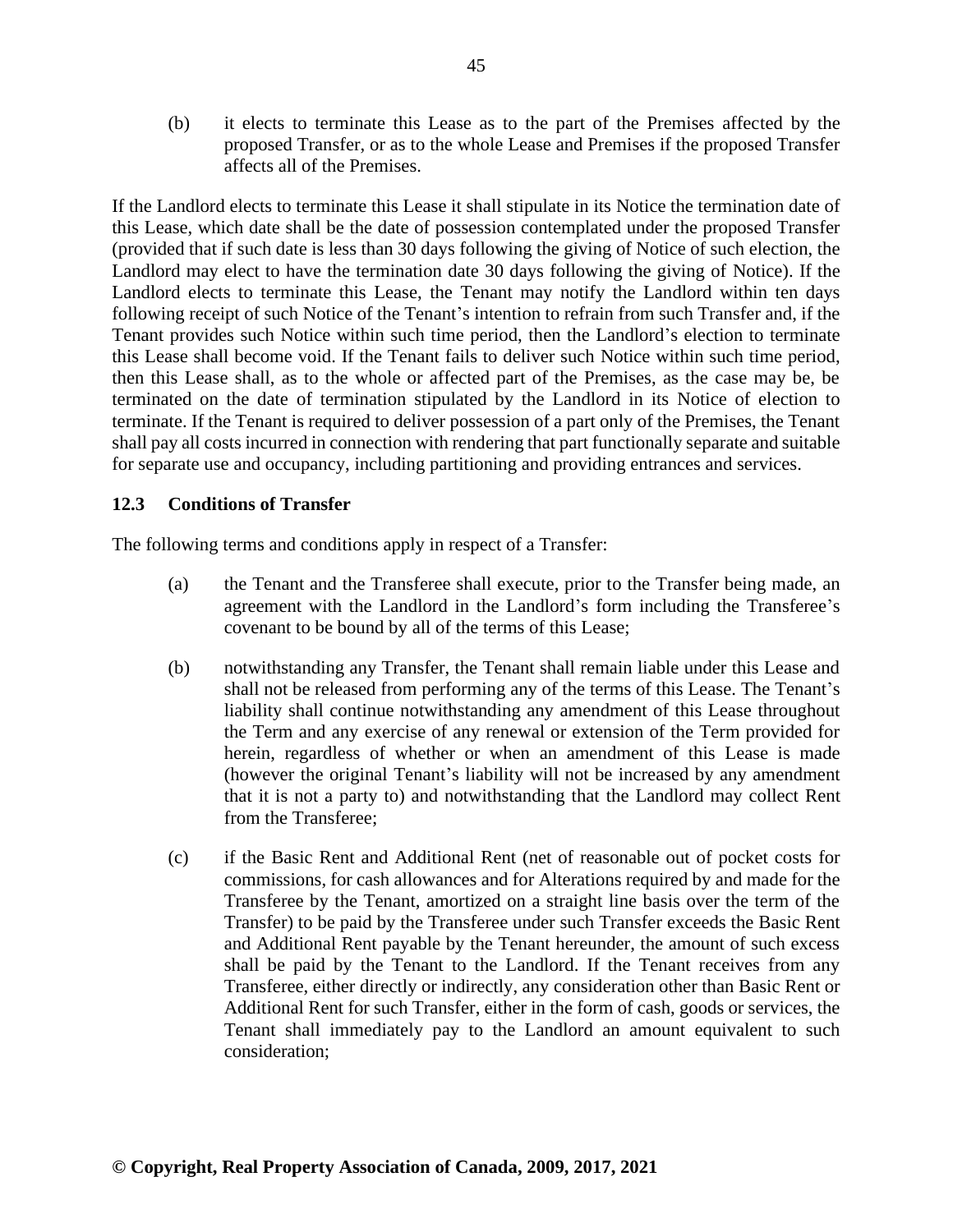(b) it elects to terminate this Lease as to the part of the Premises affected by the proposed Transfer, or as to the whole Lease and Premises if the proposed Transfer affects all of the Premises.

If the Landlord elects to terminate this Lease it shall stipulate in its Notice the termination date of this Lease, which date shall be the date of possession contemplated under the proposed Transfer (provided that if such date is less than 30 days following the giving of Notice of such election, the Landlord may elect to have the termination date 30 days following the giving of Notice). If the Landlord elects to terminate this Lease, the Tenant may notify the Landlord within ten days following receipt of such Notice of the Tenant's intention to refrain from such Transfer and, if the Tenant provides such Notice within such time period, then the Landlord's election to terminate this Lease shall become void. If the Tenant fails to deliver such Notice within such time period, then this Lease shall, as to the whole or affected part of the Premises, as the case may be, be terminated on the date of termination stipulated by the Landlord in its Notice of election to terminate. If the Tenant is required to deliver possession of a part only of the Premises, the Tenant shall pay all costs incurred in connection with rendering that part functionally separate and suitable for separate use and occupancy, including partitioning and providing entrances and services.

### 12.3 Conditions of Transfer

The following terms and conditions apply in respect of a Transfer:

(a) the Tenant and the Transferee shall execute, prior to the Transfer being made, an agreement with the Landlord in the Landlord's form including the Transferee's covenant to be bound by all of the terms of this Lease;

(b) notwithstanding any Transfer, the Tenant shall remain liable under this Lease and shall not be released from performing any of the terms of this Lease. The Tenant's liability shall continue notwithstanding any amendment of this Lease throughout the Term and any exercise of any renewal or extension of the Term provided for herein, regardless of whether or when an amendment of this Lease is made (however the original Tenant's liability will not be increased by any amendment that it is not a party to) and notwithstanding that the Landlord may collect Rent from the Transferee;

(c) if the Basic Rent and Additional Rent (net of reasonable out of pocket costs for commissions, for cash allowances and for Alterations required by and made for the Transferee by the Tenant, amortized on a straight line basis over the term of the Transfer) to be paid by the Transferee under such Transfer exceeds the Basic Rent and Additional Rent payable by the Tenant hereunder, the amount of such excess shall be paid by the Tenant to the Landlord. If the Tenant receives from any Transferee, either directly or indirectly, any consideration other than Basic Rent or Additional Rent for such Transfer, either in the form of cash, goods or services, the Tenant shall immediately pay to the Landlord an amount equivalent to such consideration;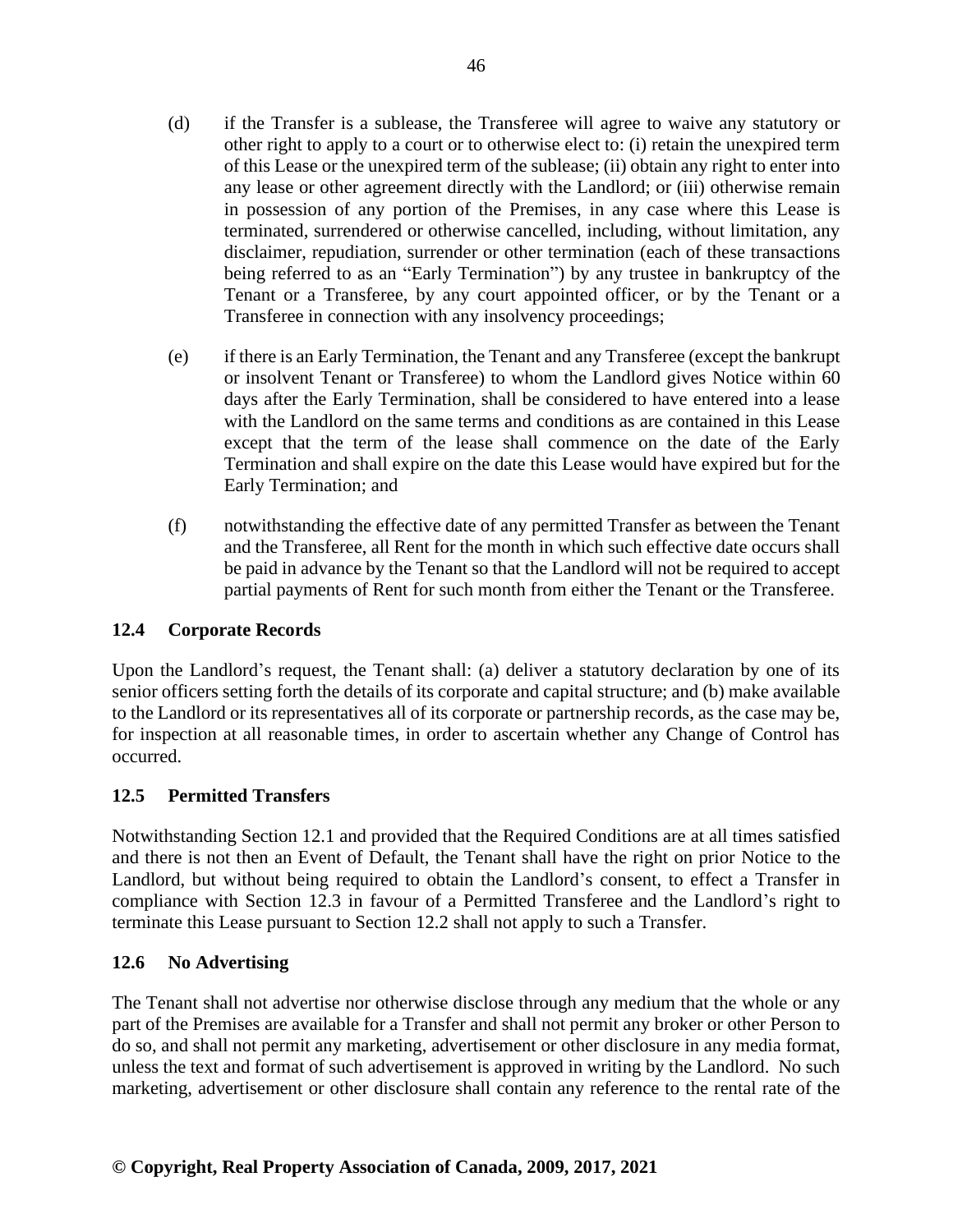(d) if the Transfer is a sublease, the Transferee will agree to waive any statutory or other right to apply to a court or to otherwise elect to: (i) retain the unexpired term of this Lease or the unexpired term of the sublease; (ii) obtain any right to enter into any lease or other agreement directly with the Landlord; or (iii) otherwise remain in possession of any portion of the Premises, in any case where this Lease is terminated, surrendered or otherwise cancelled, including, without limitation, any disclaimer, repudiation, surrender or other termination (each of these transactions being referred to as an "Early Termination") by any trustee in bankruptcy of the Tenant or a Transferee, by any court appointed officer, or by the Tenant or a Transferee in connection with any insolvency proceedings;

(e) if there is an Early Termination, the Tenant and any Transferee (except the bankrupt or insolvent Tenant or Transferee) to whom the Landlord gives Notice within 60 days after the Early Termination, shall be considered to have entered into a lease with the Landlord on the same terms and conditions as are contained in this Lease except that the term of the lease shall commence on the date of the Early Termination and shall expire on the date this Lease would have expired but for the Early Termination; and

(f) notwithstanding the effective date of any permitted Transfer as between the Tenant and the Transferee, all Rent for the month in which such effective date occurs shall be paid in advance by the Tenant so that the Landlord will not be required to accept partial payments of Rent for such month from either the Tenant or the Transferee.

## 12.4 Corporate Records

Upon the Landlord's request, the Tenant shall: (a) deliver a statutory declaration by one of its senior officers setting forth the details of its corporate and capital structure; and (b) make available to the Landlord or its representatives all of its corporate or partnership records, as the case may be, for inspection at all reasonable times, in order to ascertain whether any Change of Control has occurred.

## 12.5 Permitted Transfers

Notwithstanding Section 12.1 and provided that the Required Conditions are at all times satisfied and there is not then an Event of Default, the Tenant shall have the right on prior Notice to the Landlord, but without being required to obtain the Landlord's consent, to effect a Transfer in compliance with Section 12.3 in favour of a Permitted Transferee and the Landlord's right to terminate this Lease pursuant to Section 12.2 shall not apply to such a Transfer.

## 12.6 No Advertising

The Tenant shall not advertise nor otherwise disclose through any medium that the whole or any part of the Premises are available for a Transfer and shall not permit any broker or other Person to do so, and shall not permit any marketing, advertisement or other disclosure in any media format, unless the text and format of such advertisement is approved in writing by the Landlord. No such marketing, advertisement or other disclosure shall contain any reference to the rental rate of the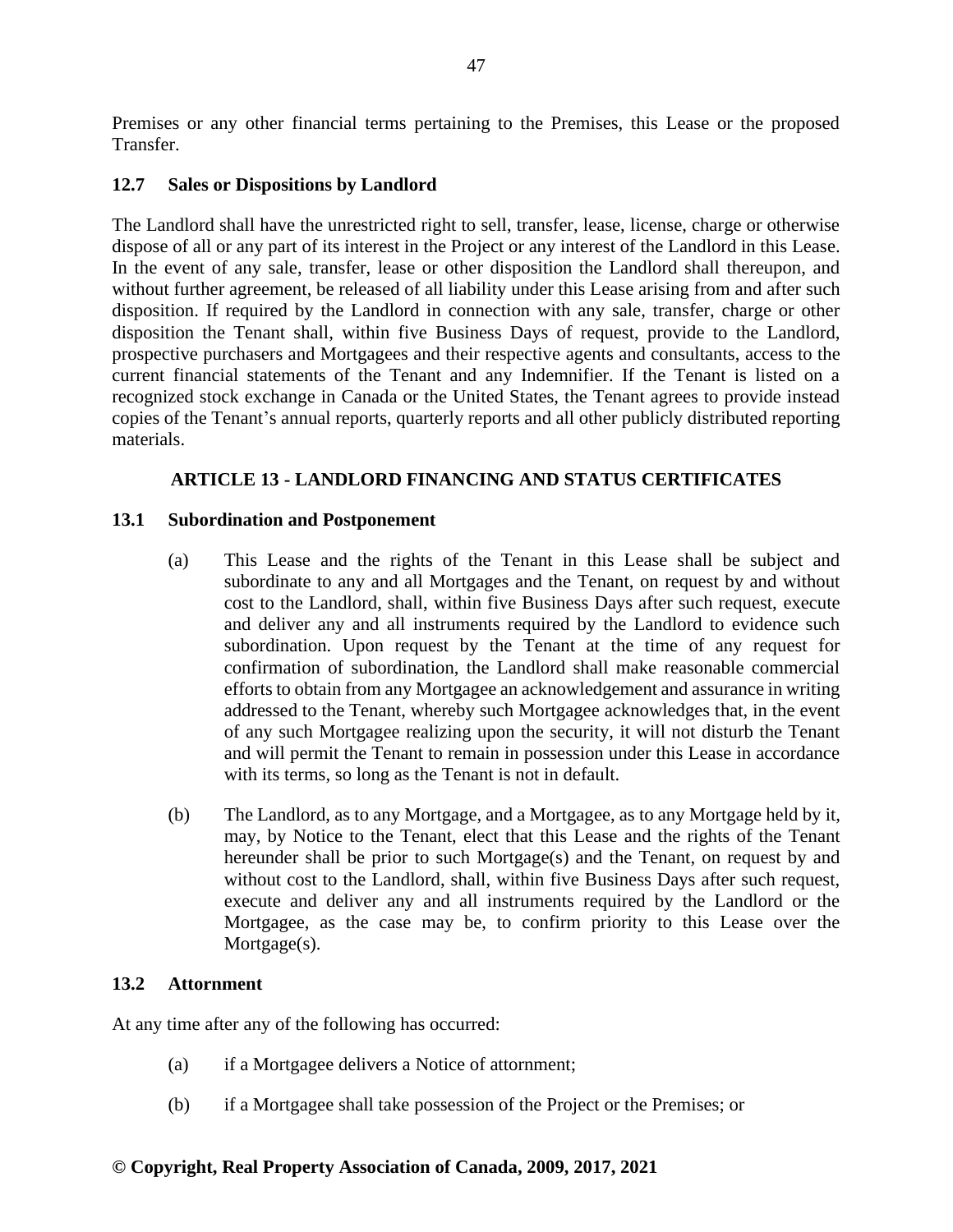Premises or any other financial terms pertaining to the Premises, this Lease or the proposed Transfer.

### 12.7 Sales or Dispositions by Landlord

The Landlord shall have the unrestricted right to sell, transfer, lease, license, charge or otherwise dispose of all or any part of its interest in the Project or any interest of the Landlord in this Lease. In the event of any sale, transfer, lease or other disposition the Landlord shall thereupon, and without further agreement, be released of all liability under this Lease arising from and after such disposition. If required by the Landlord in connection with any sale, transfer, charge or other disposition the Tenant shall, within five Business Days of request, provide to the Landlord, prospective purchasers and Mortgagees and their respective agents and consultants, access to the current financial statements of the Tenant and any Indemnifier. If the Tenant is listed on a recognized stock exchange in Canada or the United States, the Tenant agrees to provide instead copies of the Tenant's annual reports, quarterly reports and all other publicly distributed reporting materials.

## ARTICLE 13 - LANDLORD FINANCING AND STATUS CERTIFICATES

### 13.1 Subordination and Postponement

(a) This Lease and the rights of the Tenant in this Lease shall be subject and subordinate to any and all Mortgages and the Tenant, on request by and without cost to the Landlord, shall, within five Business Days after such request, execute and deliver any and all instruments required by the Landlord to evidence such subordination. Upon request by the Tenant at the time of any request for confirmation of subordination, the Landlord shall make reasonable commercial efforts to obtain from any Mortgagee an acknowledgement and assurance in writing addressed to the Tenant, whereby such Mortgagee acknowledges that, in the event of any such Mortgagee realizing upon the security, it will not disturb the Tenant and will permit the Tenant to remain in possession under this Lease in accordance with its terms, so long as the Tenant is not in default.

(b) The Landlord, as to any Mortgage, and a Mortgagee, as to any Mortgage held by it, may, by Notice to the Tenant, elect that this Lease and the rights of the Tenant hereunder shall be prior to such Mortgage(s) and the Tenant, on request by and without cost to the Landlord, shall, within five Business Days after such request, execute and deliver any and all instruments required by the Landlord or the Mortgagee, as the case may be, to confirm priority to this Lease over the Mortgage(s).

### 13.2 Attornment

At any time after any of the following has occurred:

(a) if a Mortgagee delivers a Notice of attornment;

(b) if a Mortgagee shall take possession of the Project or the Premises; or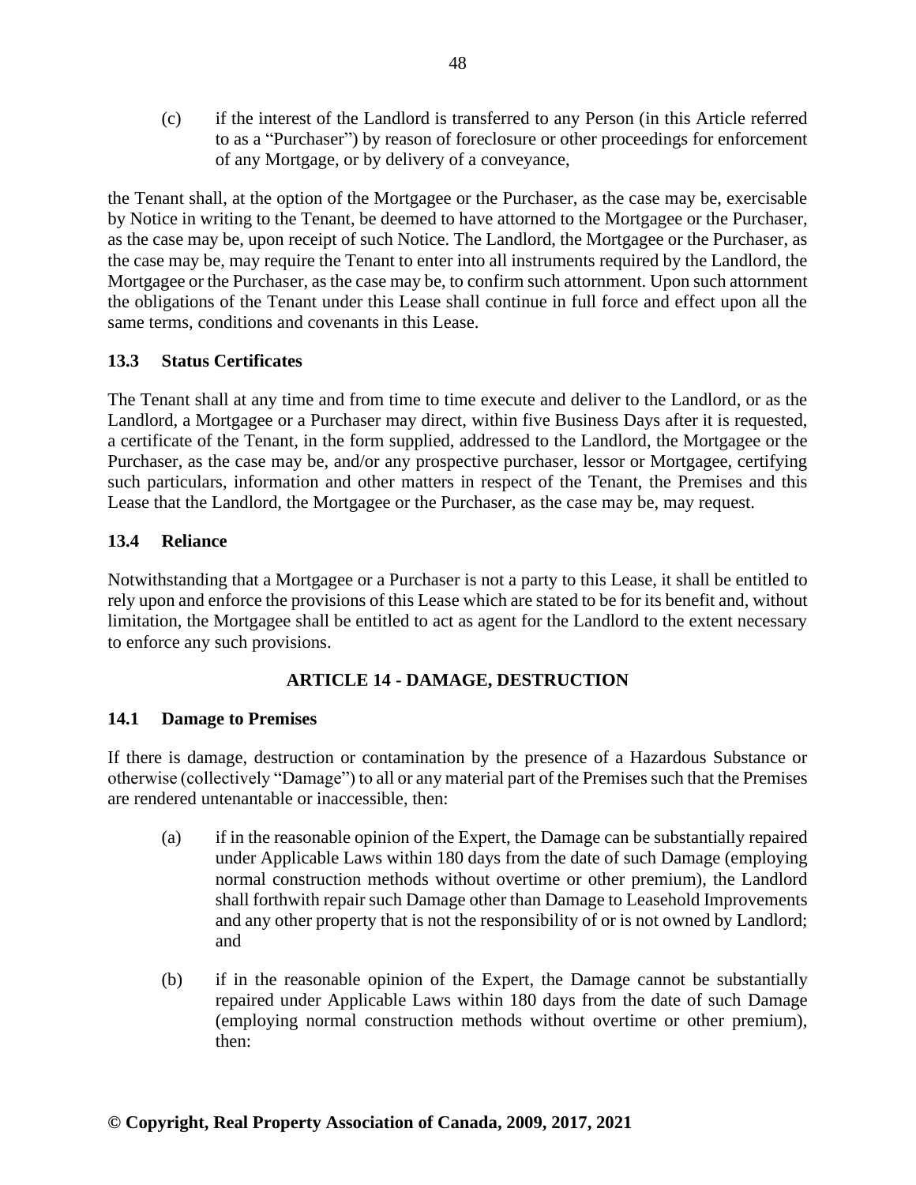(c) if the interest of the Landlord is transferred to any Person (in this Article referred to as a "Purchaser") by reason of foreclosure or other proceedings for enforcement of any Mortgage, or by delivery of a conveyance,

the Tenant shall, at the option of the Mortgagee or the Purchaser, as the case may be, exercisable by Notice in writing to the Tenant, be deemed to have attorned to the Mortgagee or the Purchaser, as the case may be, upon receipt of such Notice. The Landlord, the Mortgagee or the Purchaser, as the case may be, may require the Tenant to enter into all instruments required by the Landlord, the Mortgagee or the Purchaser, as the case may be, to confirm such attornment. Upon such attornment the obligations of the Tenant under this Lease shall continue in full force and effect upon all the same terms, conditions and covenants in this Lease.

### 13.3 Status Certificates

The Tenant shall at any time and from time to time execute and deliver to the Landlord, or as the Landlord, a Mortgagee or a Purchaser may direct, within five Business Days after it is requested, a certificate of the Tenant, in the form supplied, addressed to the Landlord, the Mortgagee or the Purchaser, as the case may be, and/or any prospective purchaser, lessor or Mortgagee, certifying such particulars, information and other matters in respect of the Tenant, the Premises and this Lease that the Landlord, the Mortgagee or the Purchaser, as the case may be, may request.

### 13.4 Reliance

Notwithstanding that a Mortgagee or a Purchaser is not a party to this Lease, it shall be entitled to rely upon and enforce the provisions of this Lease which are stated to be for its benefit and, without limitation, the Mortgagee shall be entitled to act as agent for the Landlord to the extent necessary to enforce any such provisions.

## ARTICLE 14 - DAMAGE, DESTRUCTION

### 14.1 Damage to Premises

If there is damage, destruction or contamination by the presence of a Hazardous Substance or otherwise (collectively "Damage") to all or any material part of the Premises such that the Premises are rendered untenantable or inaccessible, then:

(a) if in the reasonable opinion of the Expert, the Damage can be substantially repaired under Applicable Laws within 180 days from the date of such Damage (employing normal construction methods without overtime or other premium), the Landlord shall forthwith repair such Damage other than Damage to Leasehold Improvements and any other property that is not the responsibility of or is not owned by Landlord; and

(b) if in the reasonable opinion of the Expert, the Damage cannot be substantially repaired under Applicable Laws within 180 days from the date of such Damage (employing normal construction methods without overtime or other premium), then: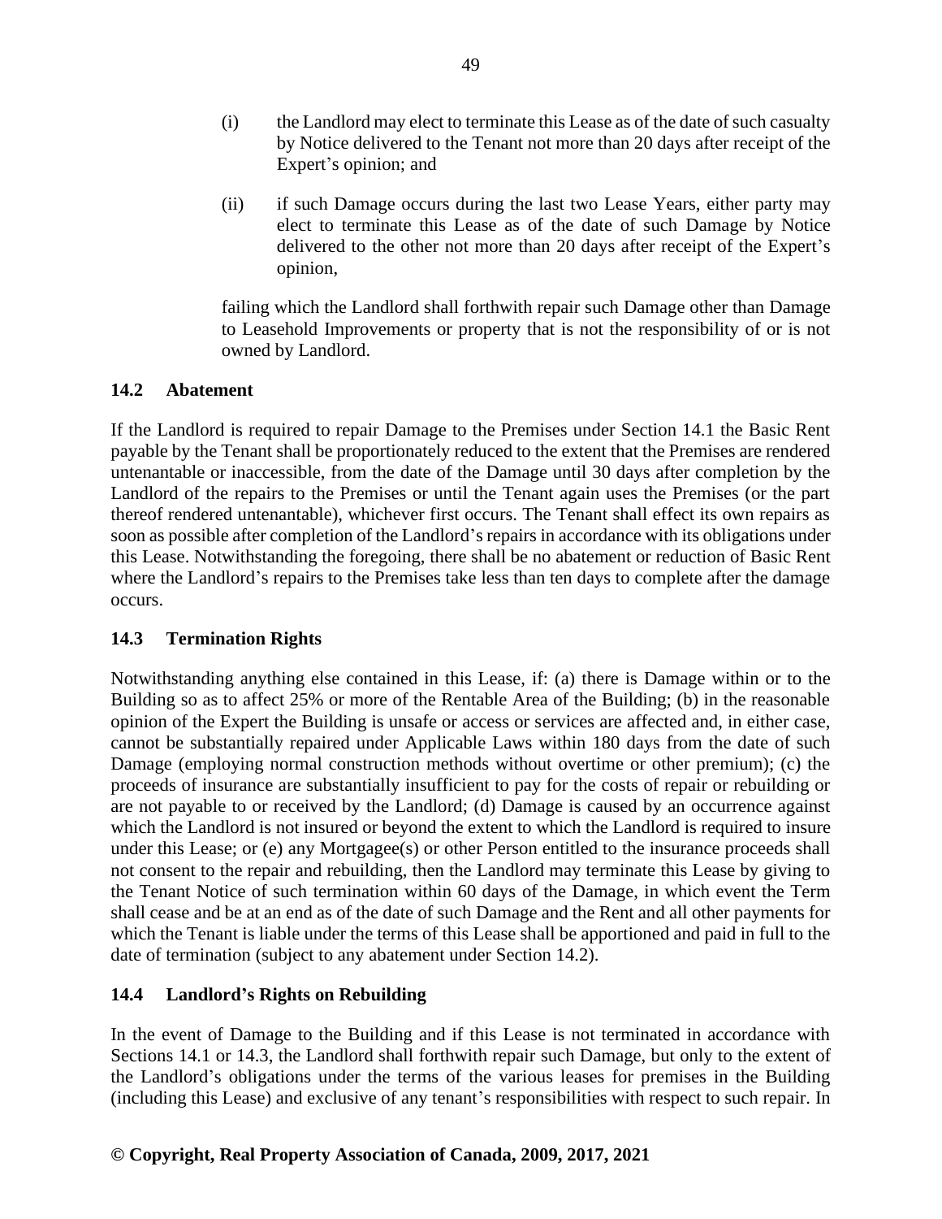(i) the Landlord may elect to terminate this Lease as of the date of such casualty by Notice delivered to the Tenant not more than 20 days after receipt of the Expert's opinion; and

(ii) if such Damage occurs during the last two Lease Years, either party may elect to terminate this Lease as of the date of such Damage by Notice delivered to the other not more than 20 days after receipt of the Expert's opinion,

failing which the Landlord shall forthwith repair such Damage other than Damage to Leasehold Improvements or property that is not the responsibility of or is not owned by Landlord.

### 14.2 Abatement

If the Landlord is required to repair Damage to the Premises under Section 14.1 the Basic Rent payable by the Tenant shall be proportionately reduced to the extent that the Premises are rendered untenantable or inaccessible, from the date of the Damage until 30 days after completion by the Landlord of the repairs to the Premises or until the Tenant again uses the Premises (or the part thereof rendered untenantable), whichever first occurs. The Tenant shall effect its own repairs as soon as possible after completion of the Landlord's repairs in accordance with its obligations under this Lease. Notwithstanding the foregoing, there shall be no abatement or reduction of Basic Rent where the Landlord's repairs to the Premises take less than ten days to complete after the damage occurs.

### 14.3 Termination Rights

Notwithstanding anything else contained in this Lease, if: (a) there is Damage within or to the Building so as to affect 25% or more of the Rentable Area of the Building; (b) in the reasonable opinion of the Expert the Building is unsafe or access or services are affected and, in either case, cannot be substantially repaired under Applicable Laws within 180 days from the date of such Damage (employing normal construction methods without overtime or other premium); (c) the proceeds of insurance are substantially insufficient to pay for the costs of repair or rebuilding or are not payable to or received by the Landlord; (d) Damage is caused by an occurrence against which the Landlord is not insured or beyond the extent to which the Landlord is required to insure under this Lease; or (e) any Mortgagee(s) or other Person entitled to the insurance proceeds shall not consent to the repair and rebuilding, then the Landlord may terminate this Lease by giving to the Tenant Notice of such termination within 60 days of the Damage, in which event the Term shall cease and be at an end as of the date of such Damage and the Rent and all other payments for which the Tenant is liable under the terms of this Lease shall be apportioned and paid in full to the date of termination (subject to any abatement under Section 14.2).

### 14.4 Landlord's Rights on Rebuilding

In the event of Damage to the Building and if this Lease is not terminated in accordance with Sections 14.1 or 14.3, the Landlord shall forthwith repair such Damage, but only to the extent of the Landlord's obligations under the terms of the various leases for premises in the Building (including this Lease) and exclusive of any tenant's responsibilities with respect to such repair. In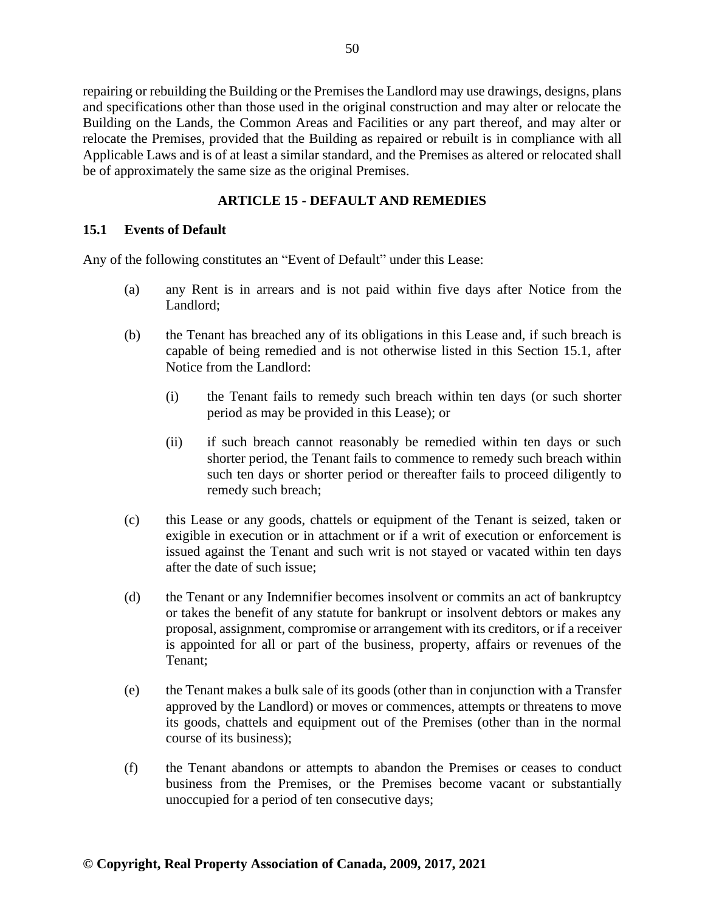repairing or rebuilding the Building or the Premises the Landlord may use drawings, designs, plans and specifications other than those used in the original construction and may alter or relocate the Building on the Lands, the Common Areas and Facilities or any part thereof, and may alter or relocate the Premises, provided that the Building as repaired or rebuilt is in compliance with all Applicable Laws and is of at least a similar standard, and the Premises as altered or relocated shall be of approximately the same size as the original Premises.

## ARTICLE 15 - DEFAULT AND REMEDIES

### 15.1 Events of Default

Any of the following constitutes an "Event of Default" under this Lease:

(a) any Rent is in arrears and is not paid within five days after Notice from the Landlord;

(b) the Tenant has breached any of its obligations in this Lease and, if such breach is capable of being remedied and is not otherwise listed in this Section 15.1, after Notice from the Landlord:

 (i) the Tenant fails to remedy such breach within ten days (or such shorter period as may be provided in this Lease); or

 (ii) if such breach cannot reasonably be remedied within ten days or such shorter period, the Tenant fails to commence to remedy such breach within such ten days or shorter period or thereafter fails to proceed diligently to remedy such breach;

(c) this Lease or any goods, chattels or equipment of the Tenant is seized, taken or exigible in execution or in attachment or if a writ of execution or enforcement is issued against the Tenant and such writ is not stayed or vacated within ten days after the date of such issue;

(d) the Tenant or any Indemnifier becomes insolvent or commits an act of bankruptcy or takes the benefit of any statute for bankrupt or insolvent debtors or makes any proposal, assignment, compromise or arrangement with its creditors, or if a receiver is appointed for all or part of the business, property, affairs or revenues of the Tenant;

(e) the Tenant makes a bulk sale of its goods (other than in conjunction with a Transfer approved by the Landlord) or moves or commences, attempts or threatens to move its goods, chattels and equipment out of the Premises (other than in the normal course of its business);

(f) the Tenant abandons or attempts to abandon the Premises or ceases to conduct business from the Premises, or the Premises become vacant or substantially unoccupied for a period of ten consecutive days;

**© Copyright, Real Property Association of Canada, 2009, 2017, 2021**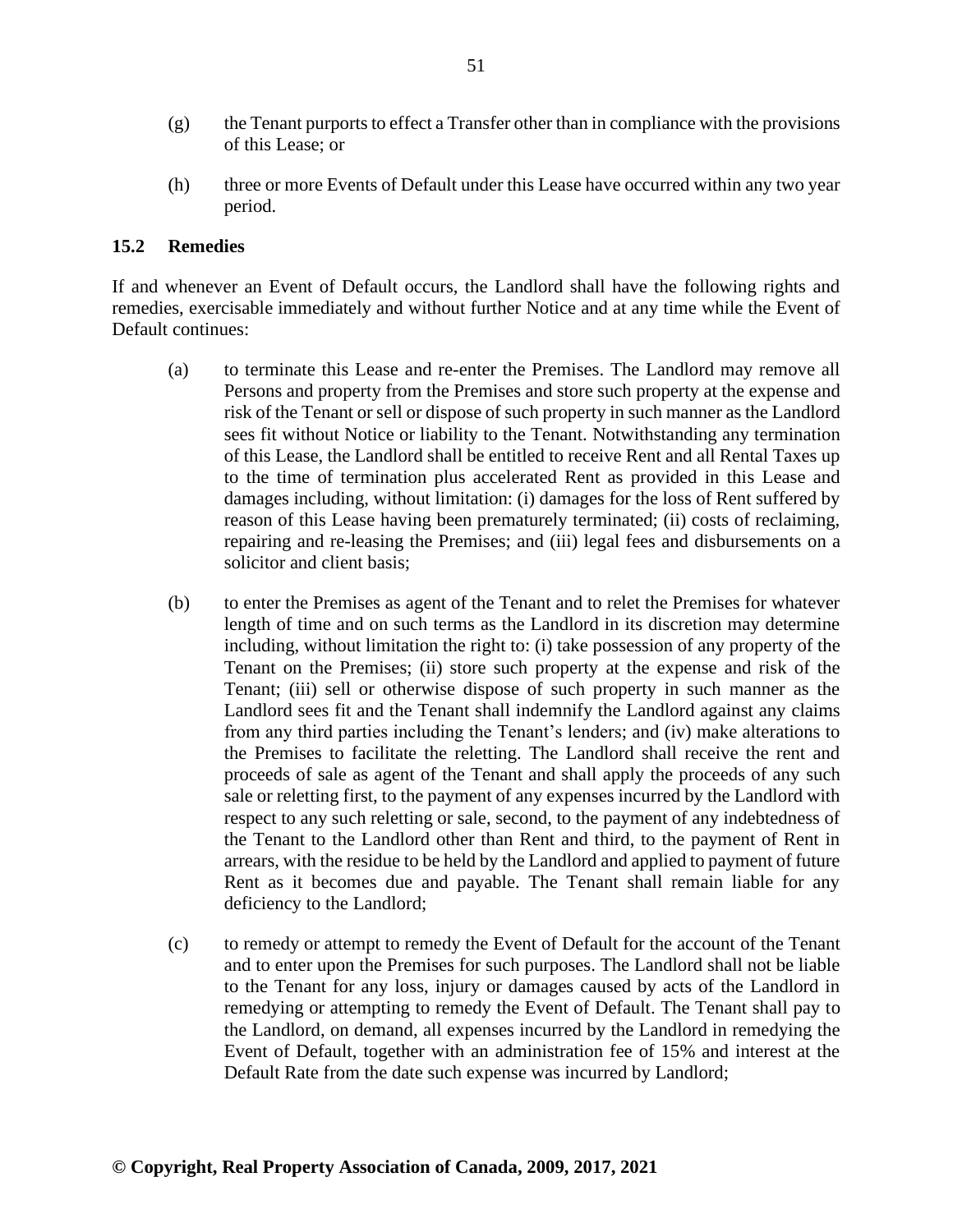(g) the Tenant purports to effect a Transfer other than in compliance with the provisions of this Lease; or

(h) three or more Events of Default under this Lease have occurred within any two year period.

### 15.2 Remedies

If and whenever an Event of Default occurs, the Landlord shall have the following rights and remedies, exercisable immediately and without further Notice and at any time while the Event of Default continues:

(a) to terminate this Lease and re-enter the Premises. The Landlord may remove all Persons and property from the Premises and store such property at the expense and risk of the Tenant or sell or dispose of such property in such manner as the Landlord sees fit without Notice or liability to the Tenant. Notwithstanding any termination of this Lease, the Landlord shall be entitled to receive Rent and all Rental Taxes up to the time of termination plus accelerated Rent as provided in this Lease and damages including, without limitation: (i) damages for the loss of Rent suffered by reason of this Lease having been prematurely terminated; (ii) costs of reclaiming, repairing and re-leasing the Premises; and (iii) legal fees and disbursements on a solicitor and client basis;

(b) to enter the Premises as agent of the Tenant and to relet the Premises for whatever length of time and on such terms as the Landlord in its discretion may determine including, without limitation the right to: (i) take possession of any property of the Tenant on the Premises; (ii) store such property at the expense and risk of the Tenant; (iii) sell or otherwise dispose of such property in such manner as the Landlord sees fit and the Tenant shall indemnify the Landlord against any claims from any third parties including the Tenant's lenders; and (iv) make alterations to the Premises to facilitate the reletting. The Landlord shall receive the rent and proceeds of sale as agent of the Tenant and shall apply the proceeds of any such sale or reletting first, to the payment of any expenses incurred by the Landlord with respect to any such reletting or sale, second, to the payment of any indebtedness of the Tenant to the Landlord other than Rent and third, to the payment of Rent in arrears, with the residue to be held by the Landlord and applied to payment of future Rent as it becomes due and payable. The Tenant shall remain liable for any deficiency to the Landlord;

(c) to remedy or attempt to remedy the Event of Default for the account of the Tenant and to enter upon the Premises for such purposes. The Landlord shall not be liable to the Tenant for any loss, injury or damages caused by acts of the Landlord in remedying or attempting to remedy the Event of Default. The Tenant shall pay to the Landlord, on demand, all expenses incurred by the Landlord in remedying the Event of Default, together with an administration fee of 15% and interest at the Default Rate from the date such expense was incurred by Landlord;

**© Copyright, Real Property Association of Canada, 2009, 2017, 2021**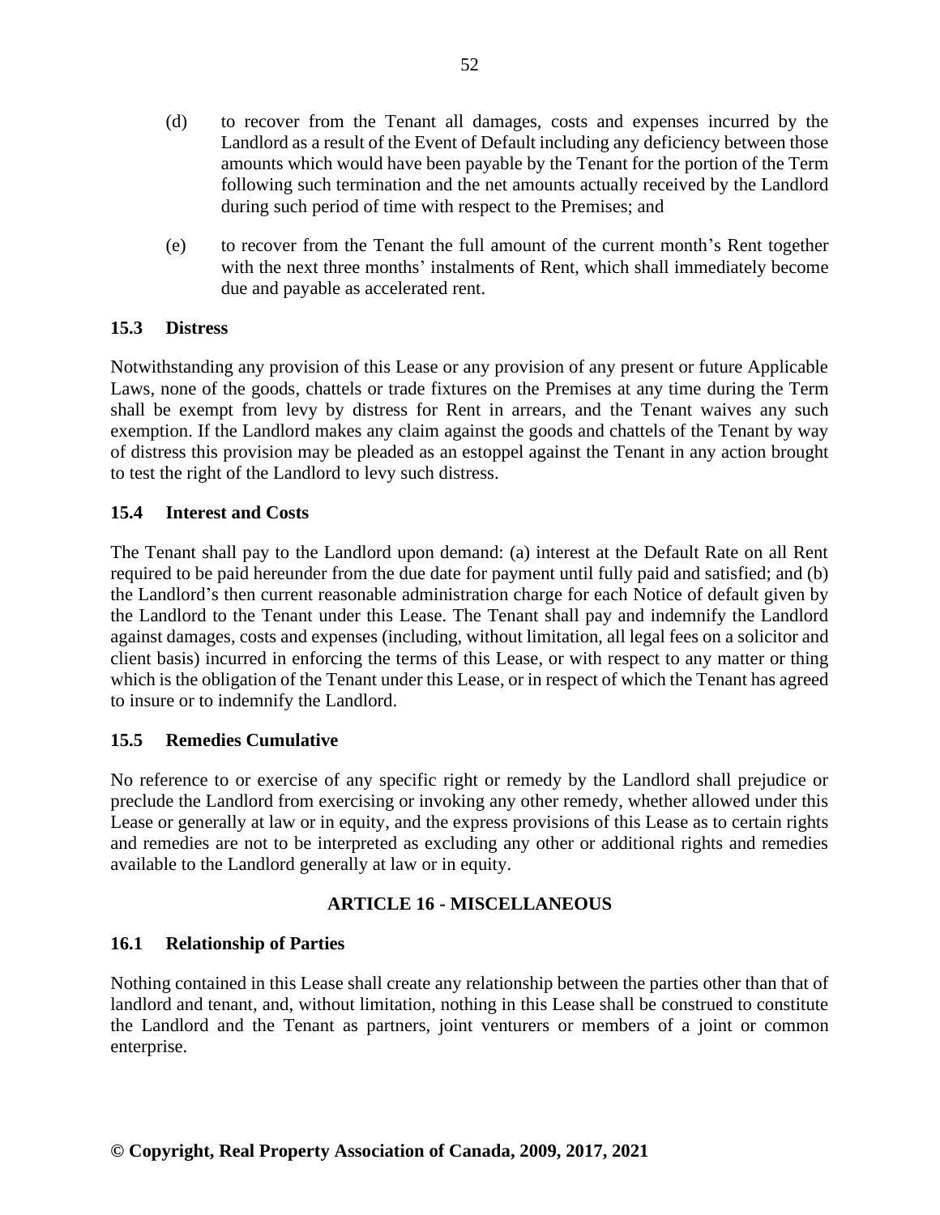(d) to recover from the Tenant all damages, costs and expenses incurred by the Landlord as a result of the Event of Default including any deficiency between those amounts which would have been payable by the Tenant for the portion of the Term following such termination and the net amounts actually received by the Landlord during such period of time with respect to the Premises; and

(e) to recover from the Tenant the full amount of the current month's Rent together with the next three months' instalments of Rent, which shall immediately become due and payable as accelerated rent.

### 15.3 Distress

Notwithstanding any provision of this Lease or any provision of any present or future Applicable Laws, none of the goods, chattels or trade fixtures on the Premises at any time during the Term shall be exempt from levy by distress for Rent in arrears, and the Tenant waives any such exemption. If the Landlord makes any claim against the goods and chattels of the Tenant by way of distress this provision may be pleaded as an estoppel against the Tenant in any action brought to test the right of the Landlord to levy such distress.

### 15.4 Interest and Costs

The Tenant shall pay to the Landlord upon demand: (a) interest at the Default Rate on all Rent required to be paid hereunder from the due date for payment until fully paid and satisfied; and (b) the Landlord's then current reasonable administration charge for each Notice of default given by the Landlord to the Tenant under this Lease. The Tenant shall pay and indemnify the Landlord against damages, costs and expenses (including, without limitation, all legal fees on a solicitor and client basis) incurred in enforcing the terms of this Lease, or with respect to any matter or thing which is the obligation of the Tenant under this Lease, or in respect of which the Tenant has agreed to insure or to indemnify the Landlord.

### 15.5 Remedies Cumulative

No reference to or exercise of any specific right or remedy by the Landlord shall prejudice or preclude the Landlord from exercising or invoking any other remedy, whether allowed under this Lease or generally at law or in equity, and the express provisions of this Lease as to certain rights and remedies are not to be interpreted as excluding any other or additional rights and remedies available to the Landlord generally at law or in equity.

## ARTICLE 16 - MISCELLANEOUS

### 16.1 Relationship of Parties

Nothing contained in this Lease shall create any relationship between the parties other than that of landlord and tenant, and, without limitation, nothing in this Lease shall be construed to constitute the Landlord and the Tenant as partners, joint venturers or members of a joint or common enterprise.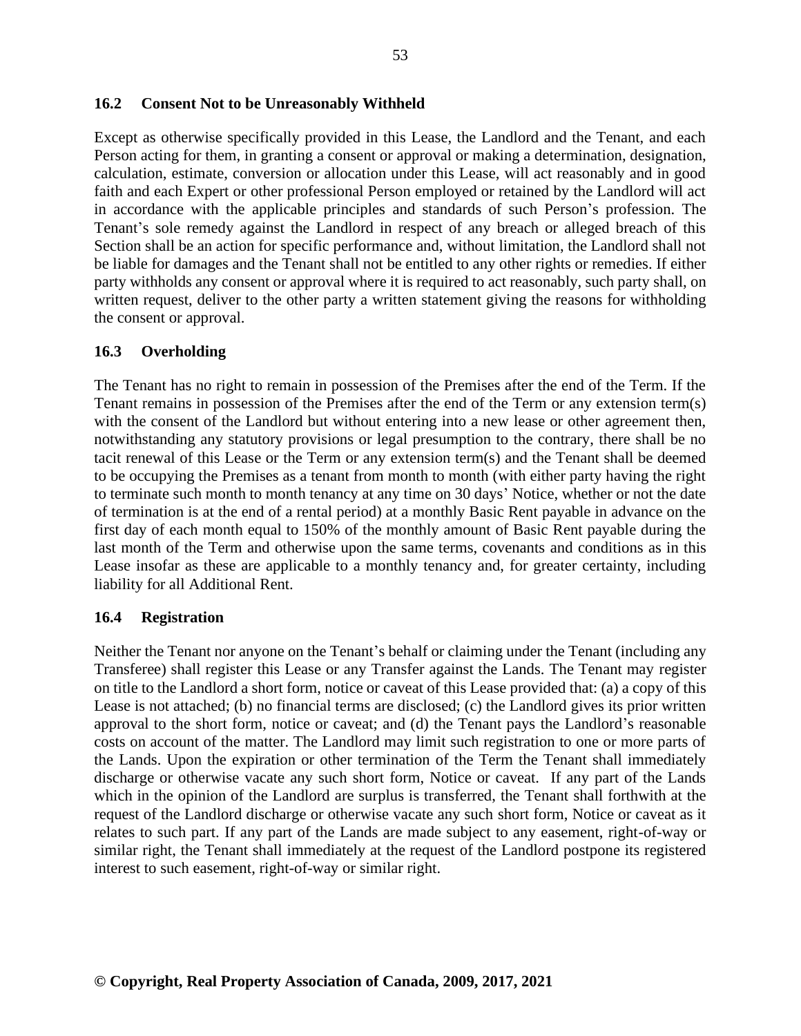### 16.2 Consent Not to be Unreasonably Withheld

Except as otherwise specifically provided in this Lease, the Landlord and the Tenant, and each Person acting for them, in granting a consent or approval or making a determination, designation, calculation, estimate, conversion or allocation under this Lease, will act reasonably and in good faith and each Expert or other professional Person employed or retained by the Landlord will act in accordance with the applicable principles and standards of such Person's profession. The Tenant's sole remedy against the Landlord in respect of any breach or alleged breach of this Section shall be an action for specific performance and, without limitation, the Landlord shall not be liable for damages and the Tenant shall not be entitled to any other rights or remedies. If either party withholds any consent or approval where it is required to act reasonably, such party shall, on written request, deliver to the other party a written statement giving the reasons for withholding the consent or approval.

### 16.3 Overholding

The Tenant has no right to remain in possession of the Premises after the end of the Term. If the Tenant remains in possession of the Premises after the end of the Term or any extension term(s) with the consent of the Landlord but without entering into a new lease or other agreement then, notwithstanding any statutory provisions or legal presumption to the contrary, there shall be no tacit renewal of this Lease or the Term or any extension term(s) and the Tenant shall be deemed to be occupying the Premises as a tenant from month to month (with either party having the right to terminate such month to month tenancy at any time on 30 days' Notice, whether or not the date of termination is at the end of a rental period) at a monthly Basic Rent payable in advance on the first day of each month equal to 150% of the monthly amount of Basic Rent payable during the last month of the Term and otherwise upon the same terms, covenants and conditions as in this Lease insofar as these are applicable to a monthly tenancy and, for greater certainty, including liability for all Additional Rent.

### 16.4 Registration

Neither the Tenant nor anyone on the Tenant's behalf or claiming under the Tenant (including any Transferee) shall register this Lease or any Transfer against the Lands. The Tenant may register on title to the Landlord a short form, notice or caveat of this Lease provided that: (a) a copy of this Lease is not attached; (b) no financial terms are disclosed; (c) the Landlord gives its prior written approval to the short form, notice or caveat; and (d) the Tenant pays the Landlord's reasonable costs on account of the matter. The Landlord may limit such registration to one or more parts of the Lands. Upon the expiration or other termination of the Term the Tenant shall immediately discharge or otherwise vacate any such short form, Notice or caveat. If any part of the Lands which in the opinion of the Landlord are surplus is transferred, the Tenant shall forthwith at the request of the Landlord discharge or otherwise vacate any such short form, Notice or caveat as it relates to such part. If any part of the Lands are made subject to any easement, right-of-way or similar right, the Tenant shall immediately at the request of the Landlord postpone its registered interest to such easement, right-of-way or similar right.

**© Copyright, Real Property Association of Canada, 2009, 2017, 2021**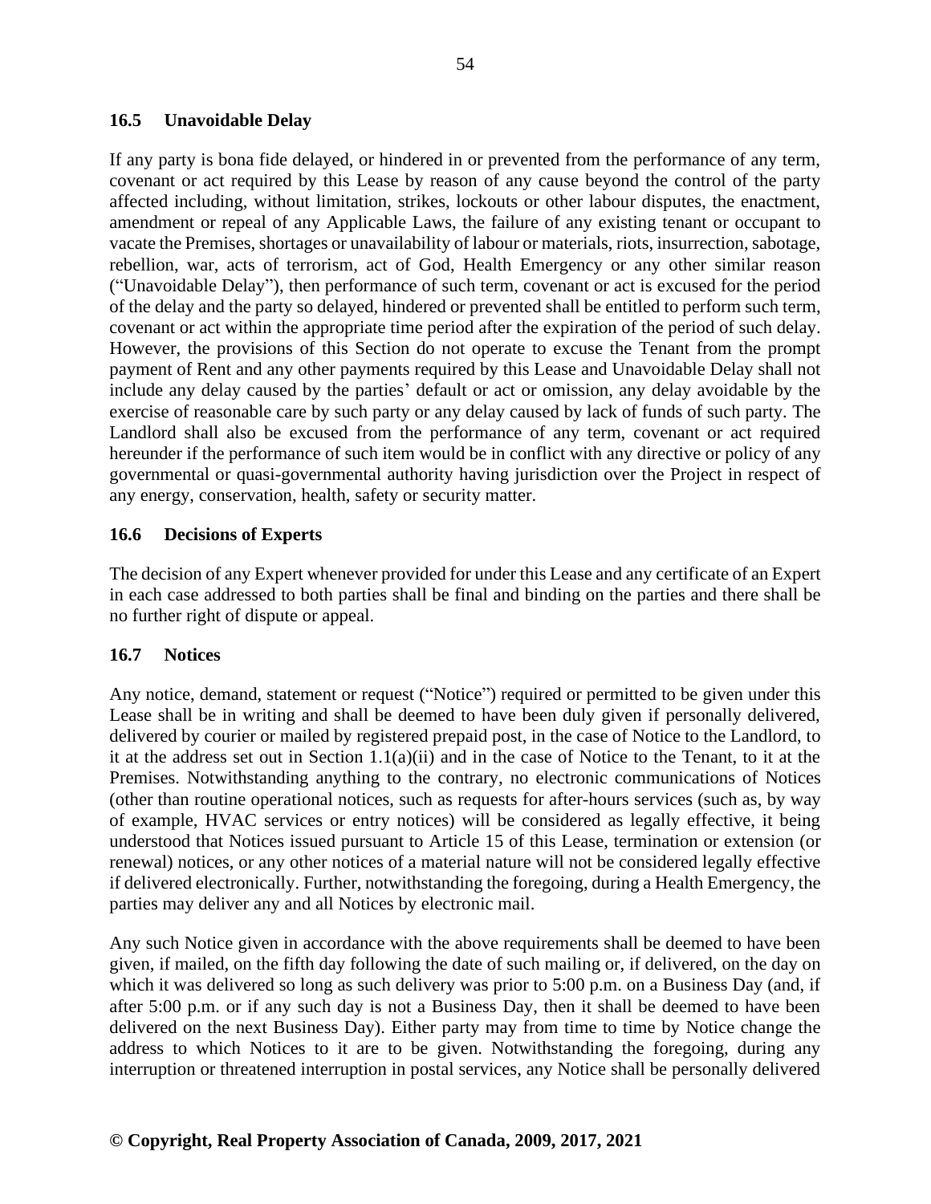### 16.5 Unavoidable Delay

If any party is bona fide delayed, or hindered in or prevented from the performance of any term, covenant or act required by this Lease by reason of any cause beyond the control of the party affected including, without limitation, strikes, lockouts or other labour disputes, the enactment, amendment or repeal of any Applicable Laws, the failure of any existing tenant or occupant to vacate the Premises, shortages or unavailability of labour or materials, riots, insurrection, sabotage, rebellion, war, acts of terrorism, act of God, Health Emergency or any other similar reason ("Unavoidable Delay"), then performance of such term, covenant or act is excused for the period of the delay and the party so delayed, hindered or prevented shall be entitled to perform such term, covenant or act within the appropriate time period after the expiration of the period of such delay. However, the provisions of this Section do not operate to excuse the Tenant from the prompt payment of Rent and any other payments required by this Lease and Unavoidable Delay shall not include any delay caused by the parties' default or act or omission, any delay avoidable by the exercise of reasonable care by such party or any delay caused by lack of funds of such party. The Landlord shall also be excused from the performance of any term, covenant or act required hereunder if the performance of such item would be in conflict with any directive or policy of any governmental or quasi-governmental authority having jurisdiction over the Project in respect of any energy, conservation, health, safety or security matter.

### 16.6 Decisions of Experts

The decision of any Expert whenever provided for under this Lease and any certificate of an Expert in each case addressed to both parties shall be final and binding on the parties and there shall be no further right of dispute or appeal.

### 16.7 Notices

Any notice, demand, statement or request ("Notice") required or permitted to be given under this Lease shall be in writing and shall be deemed to have been duly given if personally delivered, delivered by courier or mailed by registered prepaid post, in the case of Notice to the Landlord, to it at the address set out in Section 1.1(a)(ii) and in the case of Notice to the Tenant, to it at the Premises. Notwithstanding anything to the contrary, no electronic communications of Notices (other than routine operational notices, such as requests for after-hours services (such as, by way of example, HVAC services or entry notices) will be considered as legally effective, it being understood that Notices issued pursuant to Article 15 of this Lease, termination or extension (or renewal) notices, or any other notices of a material nature will not be considered legally effective if delivered electronically. Further, notwithstanding the foregoing, during a Health Emergency, the parties may deliver any and all Notices by electronic mail.

Any such Notice given in accordance with the above requirements shall be deemed to have been given, if mailed, on the fifth day following the date of such mailing or, if delivered, on the day on which it was delivered so long as such delivery was prior to 5:00 p.m. on a Business Day (and, if after 5:00 p.m. or if any such day is not a Business Day, then it shall be deemed to have been delivered on the next Business Day). Either party may from time to time by Notice change the address to which Notices to it are to be given. Notwithstanding the foregoing, during any interruption or threatened interruption in postal services, any Notice shall be personally delivered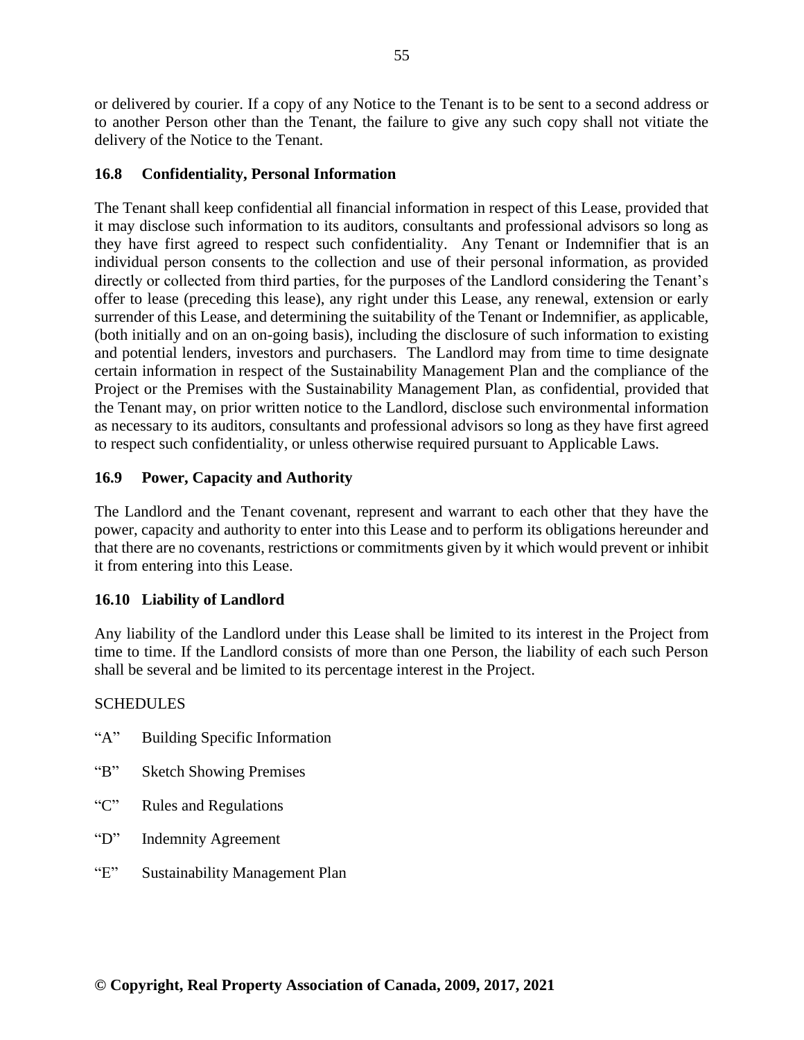or delivered by courier. If a copy of any Notice to the Tenant is to be sent to a second address or to another Person other than the Tenant, the failure to give any such copy shall not vitiate the delivery of the Notice to the Tenant.

### 16.8 Confidentiality, Personal Information

The Tenant shall keep confidential all financial information in respect of this Lease, provided that it may disclose such information to its auditors, consultants and professional advisors so long as they have first agreed to respect such confidentiality. Any Tenant or Indemnifier that is an individual person consents to the collection and use of their personal information, as provided directly or collected from third parties, for the purposes of the Landlord considering the Tenant's offer to lease (preceding this lease), any right under this Lease, any renewal, extension or early surrender of this Lease, and determining the suitability of the Tenant or Indemnifier, as applicable, (both initially and on an on-going basis), including the disclosure of such information to existing and potential lenders, investors and purchasers. The Landlord may from time to time designate certain information in respect of the Sustainability Management Plan and the compliance of the Project or the Premises with the Sustainability Management Plan, as confidential, provided that the Tenant may, on prior written notice to the Landlord, disclose such environmental information as necessary to its auditors, consultants and professional advisors so long as they have first agreed to respect such confidentiality, or unless otherwise required pursuant to Applicable Laws.

### 16.9 Power, Capacity and Authority

The Landlord and the Tenant covenant, represent and warrant to each other that they have the power, capacity and authority to enter into this Lease and to perform its obligations hereunder and that there are no covenants, restrictions or commitments given by it which would prevent or inhibit it from entering into this Lease.

### 16.10 Liability of Landlord

Any liability of the Landlord under this Lease shall be limited to its interest in the Project from time to time. If the Landlord consists of more than one Person, the liability of each such Person shall be several and be limited to its percentage interest in the Project.

SCHEDULES

"A" Building Specific Information

"B" Sketch Showing Premises

"C" Rules and Regulations

"D" Indemnity Agreement

"E" Sustainability Management Plan

**© Copyright, Real Property Association of Canada, 2009, 2017, 2021**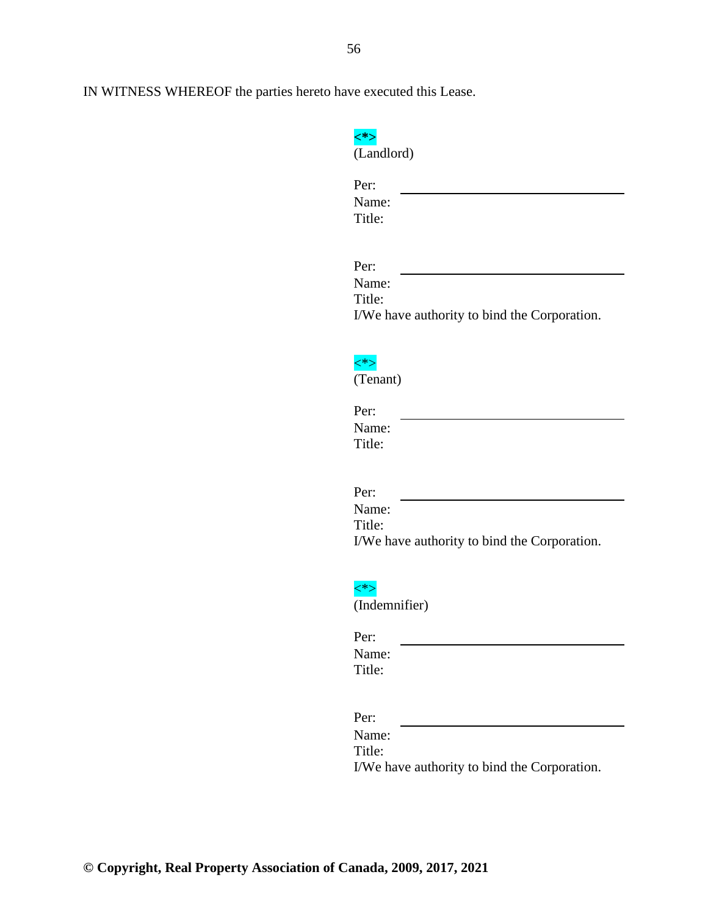IN WITNESS WHEREOF the parties hereto have executed this Lease.

<*>
(Landlord)

Per: ______________________________
Name:
Title:

Per: ______________________________
Name:
Title:
I/We have authority to bind the Corporation.

<*>
(Tenant)

Per: ______________________________
Name:
Title:

Per: ______________________________
Name:
Title:
I/We have authority to bind the Corporation.

<*>
(Indemnifier)

Per: ______________________________
Name:
Title:

Per: ______________________________
Name:
Title:
I/We have authority to bind the Corporation.

**© Copyright, Real Property Association of Canada, 2009, 2017, 2021**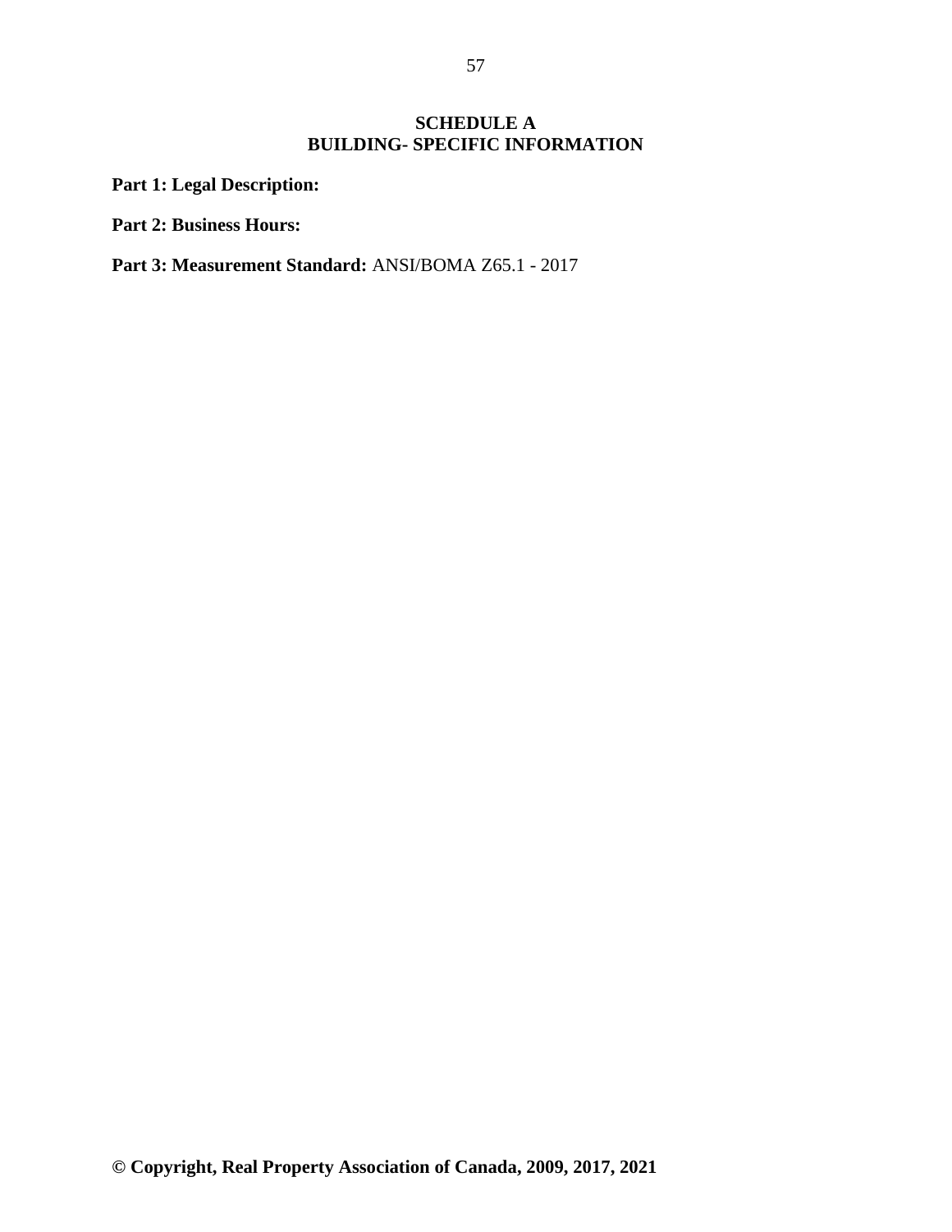# SCHEDULE A
# BUILDING- SPECIFIC INFORMATION

**Part 1: Legal Description:**

**Part 2: Business Hours:**

**Part 3: Measurement Standard:** ANSI/BOMA Z65.1 - 2017

**© Copyright, Real Property Association of Canada, 2009, 2017, 2021**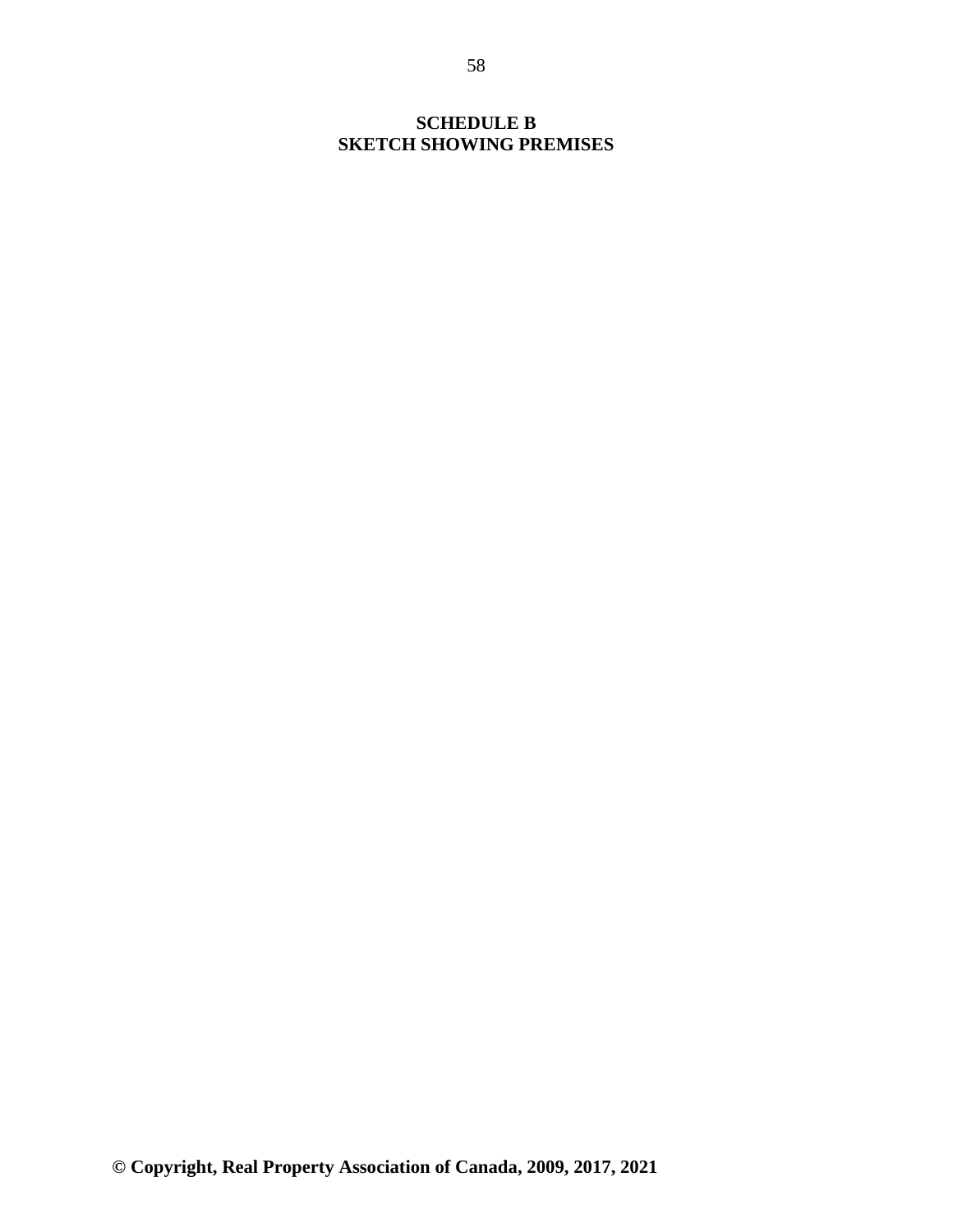**SCHEDULE B**
**SKETCH SHOWING PREMISES**

**© Copyright, Real Property Association of Canada, 2009, 2017, 2021**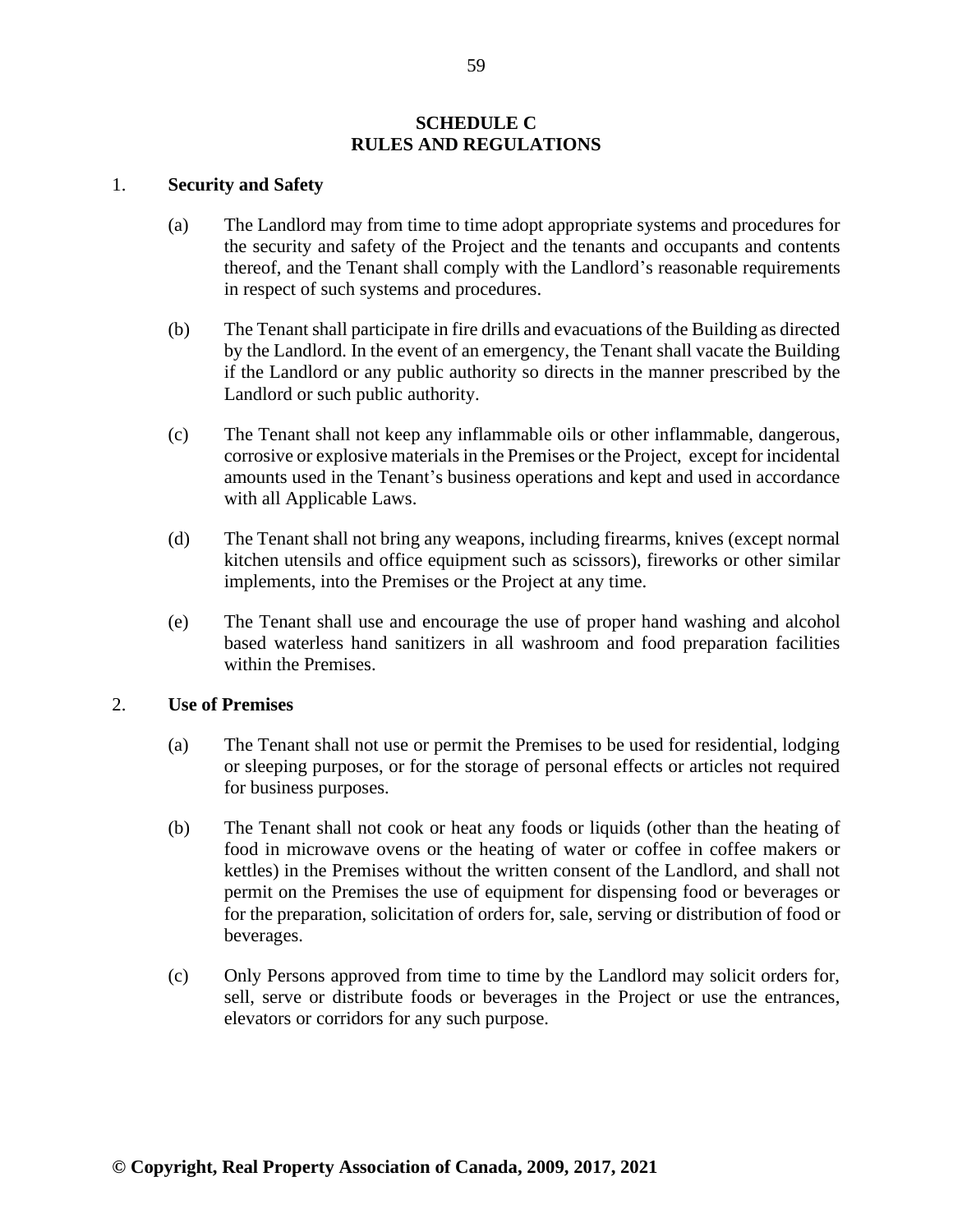# SCHEDULE C
# RULES AND REGULATIONS

1. **Security and Safety**

   (a) The Landlord may from time to time adopt appropriate systems and procedures for the security and safety of the Project and the tenants and occupants and contents thereof, and the Tenant shall comply with the Landlord's reasonable requirements in respect of such systems and procedures.

   (b) The Tenant shall participate in fire drills and evacuations of the Building as directed by the Landlord. In the event of an emergency, the Tenant shall vacate the Building if the Landlord or any public authority so directs in the manner prescribed by the Landlord or such public authority.

   (c) The Tenant shall not keep any inflammable oils or other inflammable, dangerous, corrosive or explosive materials in the Premises or the Project, except for incidental amounts used in the Tenant's business operations and kept and used in accordance with all Applicable Laws.

   (d) The Tenant shall not bring any weapons, including firearms, knives (except normal kitchen utensils and office equipment such as scissors), fireworks or other similar implements, into the Premises or the Project at any time.

   (e) The Tenant shall use and encourage the use of proper hand washing and alcohol based waterless hand sanitizers in all washroom and food preparation facilities within the Premises.

2. **Use of Premises**

   (a) The Tenant shall not use or permit the Premises to be used for residential, lodging or sleeping purposes, or for the storage of personal effects or articles not required for business purposes.

   (b) The Tenant shall not cook or heat any foods or liquids (other than the heating of food in microwave ovens or the heating of water or coffee in coffee makers or kettles) in the Premises without the written consent of the Landlord, and shall not permit on the Premises the use of equipment for dispensing food or beverages or for the preparation, solicitation of orders for, sale, serving or distribution of food or beverages.

   (c) Only Persons approved from time to time by the Landlord may solicit orders for, sell, serve or distribute foods or beverages in the Project or use the entrances, elevators or corridors for any such purpose.

**© Copyright, Real Property Association of Canada, 2009, 2017, 2021**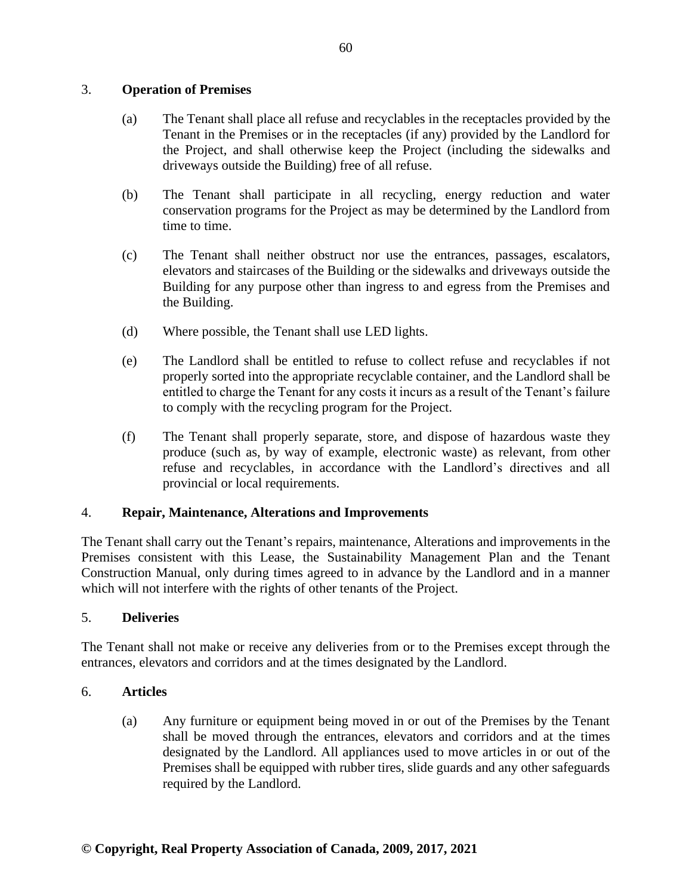## 3. **Operation of Premises**

(a) The Tenant shall place all refuse and recyclables in the receptacles provided by the Tenant in the Premises or in the receptacles (if any) provided by the Landlord for the Project, and shall otherwise keep the Project (including the sidewalks and driveways outside the Building) free of all refuse.

(b) The Tenant shall participate in all recycling, energy reduction and water conservation programs for the Project as may be determined by the Landlord from time to time.

(c) The Tenant shall neither obstruct nor use the entrances, passages, escalators, elevators and staircases of the Building or the sidewalks and driveways outside the Building for any purpose other than ingress to and egress from the Premises and the Building.

(d) Where possible, the Tenant shall use LED lights.

(e) The Landlord shall be entitled to refuse to collect refuse and recyclables if not properly sorted into the appropriate recyclable container, and the Landlord shall be entitled to charge the Tenant for any costs it incurs as a result of the Tenant's failure to comply with the recycling program for the Project.

(f) The Tenant shall properly separate, store, and dispose of hazardous waste they produce (such as, by way of example, electronic waste) as relevant, from other refuse and recyclables, in accordance with the Landlord's directives and all provincial or local requirements.

## 4. **Repair, Maintenance, Alterations and Improvements**

The Tenant shall carry out the Tenant's repairs, maintenance, Alterations and improvements in the Premises consistent with this Lease, the Sustainability Management Plan and the Tenant Construction Manual, only during times agreed to in advance by the Landlord and in a manner which will not interfere with the rights of other tenants of the Project.

## 5. **Deliveries**

The Tenant shall not make or receive any deliveries from or to the Premises except through the entrances, elevators and corridors and at the times designated by the Landlord.

## 6. **Articles**

(a) Any furniture or equipment being moved in or out of the Premises by the Tenant shall be moved through the entrances, elevators and corridors and at the times designated by the Landlord. All appliances used to move articles in or out of the Premises shall be equipped with rubber tires, slide guards and any other safeguards required by the Landlord.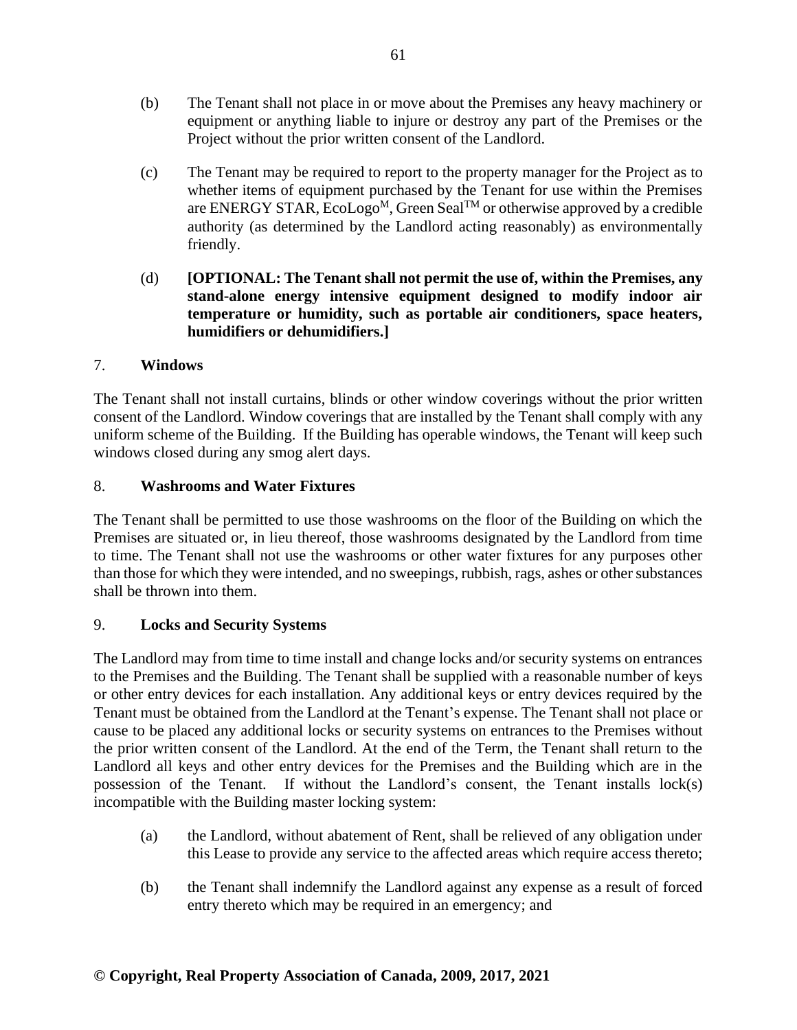(b) The Tenant shall not place in or move about the Premises any heavy machinery or equipment or anything liable to injure or destroy any part of the Premises or the Project without the prior written consent of the Landlord.

(c) The Tenant may be required to report to the property manager for the Project as to whether items of equipment purchased by the Tenant for use within the Premises are ENERGY STAR, EcoLogo[M], Green Seal[TM] or otherwise approved by a credible authority (as determined by the Landlord acting reasonably) as environmentally friendly.

(d) **[OPTIONAL: The Tenant shall not permit the use of, within the Premises, any stand-alone energy intensive equipment designed to modify indoor air temperature or humidity, such as portable air conditioners, space heaters, humidifiers or dehumidifiers.]**

## 7. **Windows**

The Tenant shall not install curtains, blinds or other window coverings without the prior written consent of the Landlord. Window coverings that are installed by the Tenant shall comply with any uniform scheme of the Building. If the Building has operable windows, the Tenant will keep such windows closed during any smog alert days.

## 8. **Washrooms and Water Fixtures**

The Tenant shall be permitted to use those washrooms on the floor of the Building on which the Premises are situated or, in lieu thereof, those washrooms designated by the Landlord from time to time. The Tenant shall not use the washrooms or other water fixtures for any purposes other than those for which they were intended, and no sweepings, rubbish, rags, ashes or other substances shall be thrown into them.

## 9. **Locks and Security Systems**

The Landlord may from time to time install and change locks and/or security systems on entrances to the Premises and the Building. The Tenant shall be supplied with a reasonable number of keys or other entry devices for each installation. Any additional keys or entry devices required by the Tenant must be obtained from the Landlord at the Tenant's expense. The Tenant shall not place or cause to be placed any additional locks or security systems on entrances to the Premises without the prior written consent of the Landlord. At the end of the Term, the Tenant shall return to the Landlord all keys and other entry devices for the Premises and the Building which are in the possession of the Tenant. If without the Landlord's consent, the Tenant installs lock(s) incompatible with the Building master locking system:

(a) the Landlord, without abatement of Rent, shall be relieved of any obligation under this Lease to provide any service to the affected areas which require access thereto;

(b) the Tenant shall indemnify the Landlord against any expense as a result of forced entry thereto which may be required in an emergency; and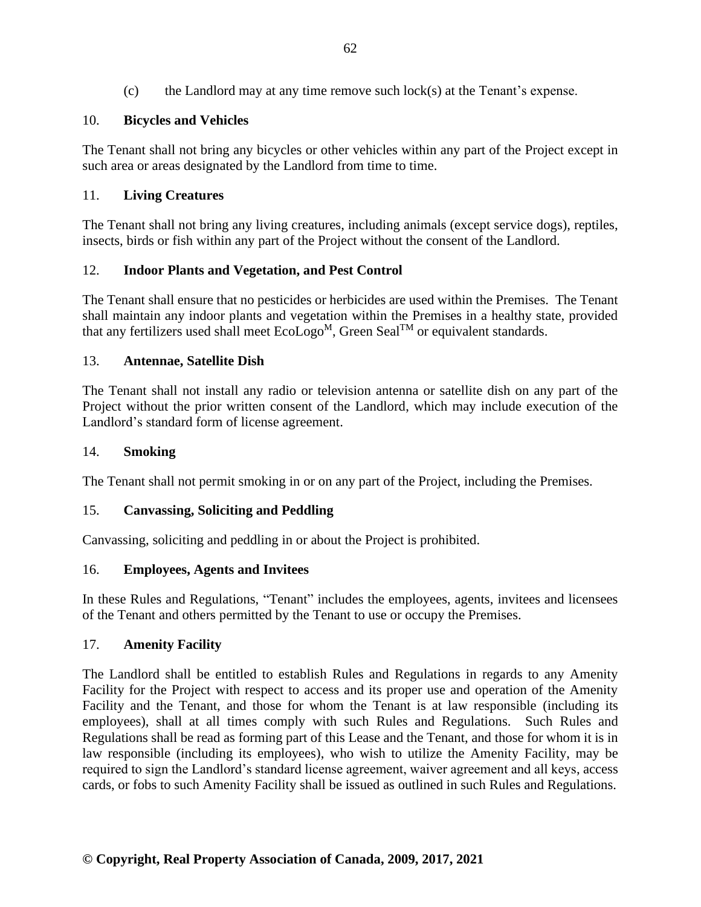(c) the Landlord may at any time remove such lock(s) at the Tenant's expense.

10. **Bicycles and Vehicles**

The Tenant shall not bring any bicycles or other vehicles within any part of the Project except in such area or areas designated by the Landlord from time to time.

11. **Living Creatures**

The Tenant shall not bring any living creatures, including animals (except service dogs), reptiles, insects, birds or fish within any part of the Project without the consent of the Landlord.

12. **Indoor Plants and Vegetation, and Pest Control**

The Tenant shall ensure that no pesticides or herbicides are used within the Premises. The Tenant shall maintain any indoor plants and vegetation within the Premises in a healthy state, provided that any fertilizers used shall meet EcoLogo^M, Green Seal^TM or equivalent standards.

13. **Antennae, Satellite Dish**

The Tenant shall not install any radio or television antenna or satellite dish on any part of the Project without the prior written consent of the Landlord, which may include execution of the Landlord's standard form of license agreement.

14. **Smoking**

The Tenant shall not permit smoking in or on any part of the Project, including the Premises.

15. **Canvassing, Soliciting and Peddling**

Canvassing, soliciting and peddling in or about the Project is prohibited.

16. **Employees, Agents and Invitees**

In these Rules and Regulations, "Tenant" includes the employees, agents, invitees and licensees of the Tenant and others permitted by the Tenant to use or occupy the Premises.

17. **Amenity Facility**

The Landlord shall be entitled to establish Rules and Regulations in regards to any Amenity Facility for the Project with respect to access and its proper use and operation of the Amenity Facility and the Tenant, and those for whom the Tenant is at law responsible (including its employees), shall at all times comply with such Rules and Regulations. Such Rules and Regulations shall be read as forming part of this Lease and the Tenant, and those for whom it is in law responsible (including its employees), who wish to utilize the Amenity Facility, may be required to sign the Landlord's standard license agreement, waiver agreement and all keys, access cards, or fobs to such Amenity Facility shall be issued as outlined in such Rules and Regulations.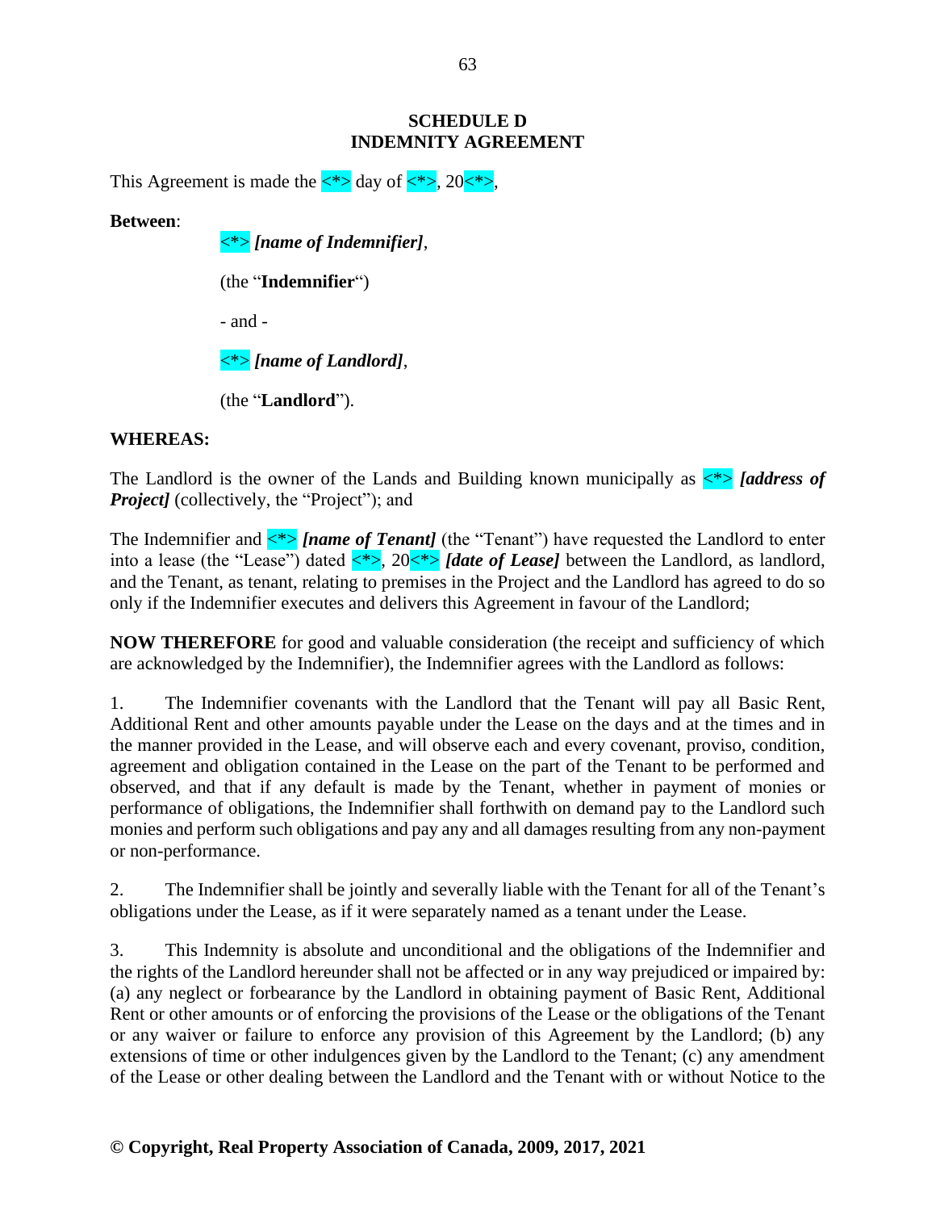## SCHEDULE D
## INDEMNITY AGREEMENT

This Agreement is made the <*> day of <*>, 20<*>,

**Between**:

<*> ***[name of Indemnifier]***,

(the "**Indemnifier**")

- and -

<*> ***[name of Landlord]***,

(the "**Landlord**").

**WHEREAS:**

The Landlord is the owner of the Lands and Building known municipally as <*> ***[address of Project]*** (collectively, the "Project"); and

The Indemnifier and <*> ***[name of Tenant]*** (the "Tenant") have requested the Landlord to enter into a lease (the "Lease") dated <*>, 20<*> ***[date of Lease]*** between the Landlord, as landlord, and the Tenant, as tenant, relating to premises in the Project and the Landlord has agreed to do so only if the Indemnifier executes and delivers this Agreement in favour of the Landlord;

**NOW THEREFORE** for good and valuable consideration (the receipt and sufficiency of which are acknowledged by the Indemnifier), the Indemnifier agrees with the Landlord as follows:

1. The Indemnifier covenants with the Landlord that the Tenant will pay all Basic Rent, Additional Rent and other amounts payable under the Lease on the days and at the times and in the manner provided in the Lease, and will observe each and every covenant, proviso, condition, agreement and obligation contained in the Lease on the part of the Tenant to be performed and observed, and that if any default is made by the Tenant, whether in payment of monies or performance of obligations, the Indemnifier shall forthwith on demand pay to the Landlord such monies and perform such obligations and pay any and all damages resulting from any non-payment or non-performance.

2. The Indemnifier shall be jointly and severally liable with the Tenant for all of the Tenant's obligations under the Lease, as if it were separately named as a tenant under the Lease.

3. This Indemnity is absolute and unconditional and the obligations of the Indemnifier and the rights of the Landlord hereunder shall not be affected or in any way prejudiced or impaired by: (a) any neglect or forbearance by the Landlord in obtaining payment of Basic Rent, Additional Rent or other amounts or of enforcing the provisions of the Lease or the obligations of the Tenant or any waiver or failure to enforce any provision of this Agreement by the Landlord; (b) any extensions of time or other indulgences given by the Landlord to the Tenant; (c) any amendment of the Lease or other dealing between the Landlord and the Tenant with or without Notice to the

**© Copyright, Real Property Association of Canada, 2009, 2017, 2021**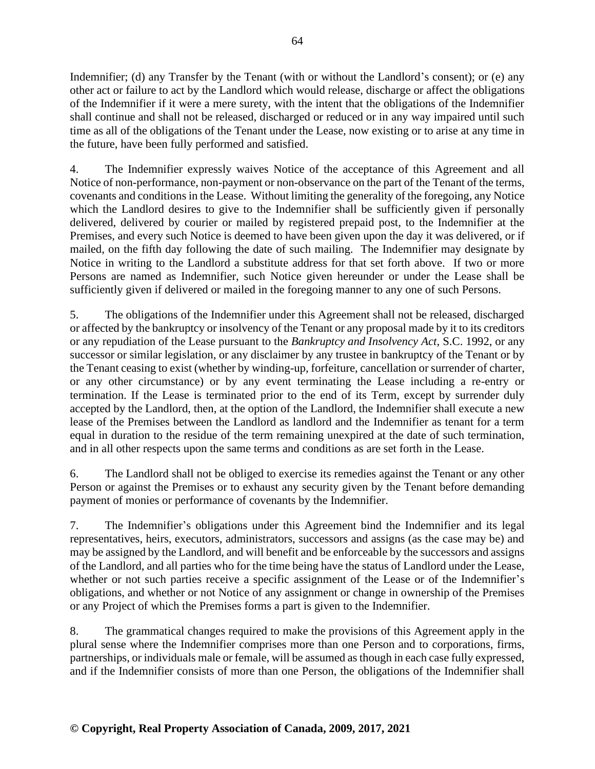Indemnifier; (d) any Transfer by the Tenant (with or without the Landlord's consent); or (e) any other act or failure to act by the Landlord which would release, discharge or affect the obligations of the Indemnifier if it were a mere surety, with the intent that the obligations of the Indemnifier shall continue and shall not be released, discharged or reduced or in any way impaired until such time as all of the obligations of the Tenant under the Lease, now existing or to arise at any time in the future, have been fully performed and satisfied.

4. The Indemnifier expressly waives Notice of the acceptance of this Agreement and all Notice of non-performance, non-payment or non-observance on the part of the Tenant of the terms, covenants and conditions in the Lease. Without limiting the generality of the foregoing, any Notice which the Landlord desires to give to the Indemnifier shall be sufficiently given if personally delivered, delivered by courier or mailed by registered prepaid post, to the Indemnifier at the Premises, and every such Notice is deemed to have been given upon the day it was delivered, or if mailed, on the fifth day following the date of such mailing. The Indemnifier may designate by Notice in writing to the Landlord a substitute address for that set forth above. If two or more Persons are named as Indemnifier, such Notice given hereunder or under the Lease shall be sufficiently given if delivered or mailed in the foregoing manner to any one of such Persons.

5. The obligations of the Indemnifier under this Agreement shall not be released, discharged or affected by the bankruptcy or insolvency of the Tenant or any proposal made by it to its creditors or any repudiation of the Lease pursuant to the *Bankruptcy and Insolvency Act*, S.C. 1992, or any successor or similar legislation, or any disclaimer by any trustee in bankruptcy of the Tenant or by the Tenant ceasing to exist (whether by winding-up, forfeiture, cancellation or surrender of charter, or any other circumstance) or by any event terminating the Lease including a re-entry or termination. If the Lease is terminated prior to the end of its Term, except by surrender duly accepted by the Landlord, then, at the option of the Landlord, the Indemnifier shall execute a new lease of the Premises between the Landlord as landlord and the Indemnifier as tenant for a term equal in duration to the residue of the term remaining unexpired at the date of such termination, and in all other respects upon the same terms and conditions as are set forth in the Lease.

6. The Landlord shall not be obliged to exercise its remedies against the Tenant or any other Person or against the Premises or to exhaust any security given by the Tenant before demanding payment of monies or performance of covenants by the Indemnifier.

7. The Indemnifier's obligations under this Agreement bind the Indemnifier and its legal representatives, heirs, executors, administrators, successors and assigns (as the case may be) and may be assigned by the Landlord, and will benefit and be enforceable by the successors and assigns of the Landlord, and all parties who for the time being have the status of Landlord under the Lease, whether or not such parties receive a specific assignment of the Lease or of the Indemnifier's obligations, and whether or not Notice of any assignment or change in ownership of the Premises or any Project of which the Premises forms a part is given to the Indemnifier.

8. The grammatical changes required to make the provisions of this Agreement apply in the plural sense where the Indemnifier comprises more than one Person and to corporations, firms, partnerships, or individuals male or female, will be assumed as though in each case fully expressed, and if the Indemnifier consists of more than one Person, the obligations of the Indemnifier shall

**© Copyright, Real Property Association of Canada, 2009, 2017, 2021**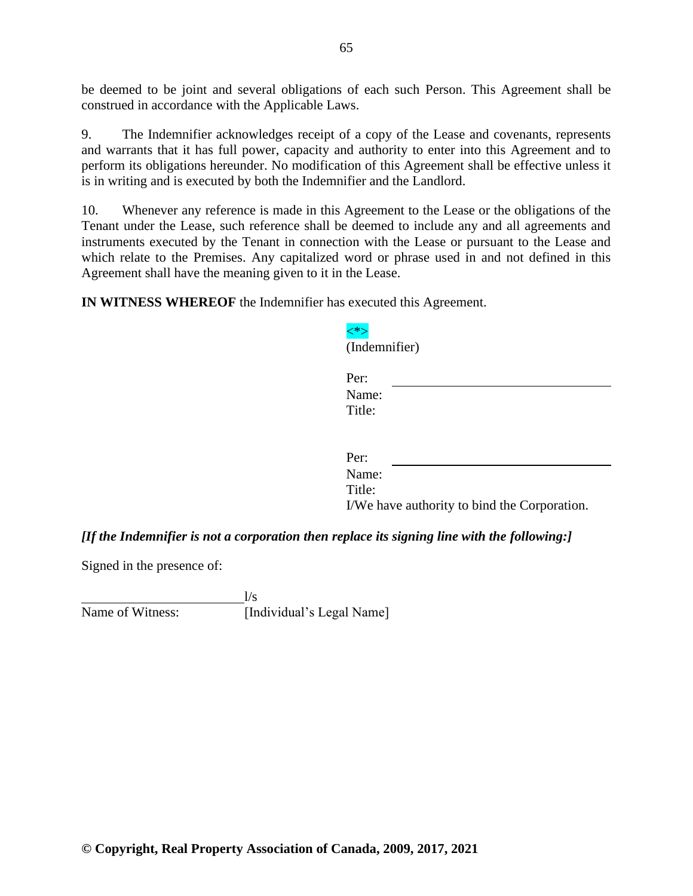be deemed to be joint and several obligations of each such Person. This Agreement shall be construed in accordance with the Applicable Laws.

9. The Indemnifier acknowledges receipt of a copy of the Lease and covenants, represents and warrants that it has full power, capacity and authority to enter into this Agreement and to perform its obligations hereunder. No modification of this Agreement shall be effective unless it is in writing and is executed by both the Indemnifier and the Landlord.

10. Whenever any reference is made in this Agreement to the Lease or the obligations of the Tenant under the Lease, such reference shall be deemed to include any and all agreements and instruments executed by the Tenant in connection with the Lease or pursuant to the Lease and which relate to the Premises. Any capitalized word or phrase used in and not defined in this Agreement shall have the meaning given to it in the Lease.

**IN WITNESS WHEREOF** the Indemnifier has executed this Agreement.

<*>
(Indemnifier)

Per: ______________________________
Name:
Title:

Per: ______________________________
Name:
Title:
I/We have authority to bind the Corporation.

***[If the Indemnifier is not a corporation then replace its signing line with the following:]***

Signed in the presence of:

______________________ l/s
Name of Witness: [Individual's Legal Name]

**© Copyright, Real Property Association of Canada, 2009, 2017, 2021**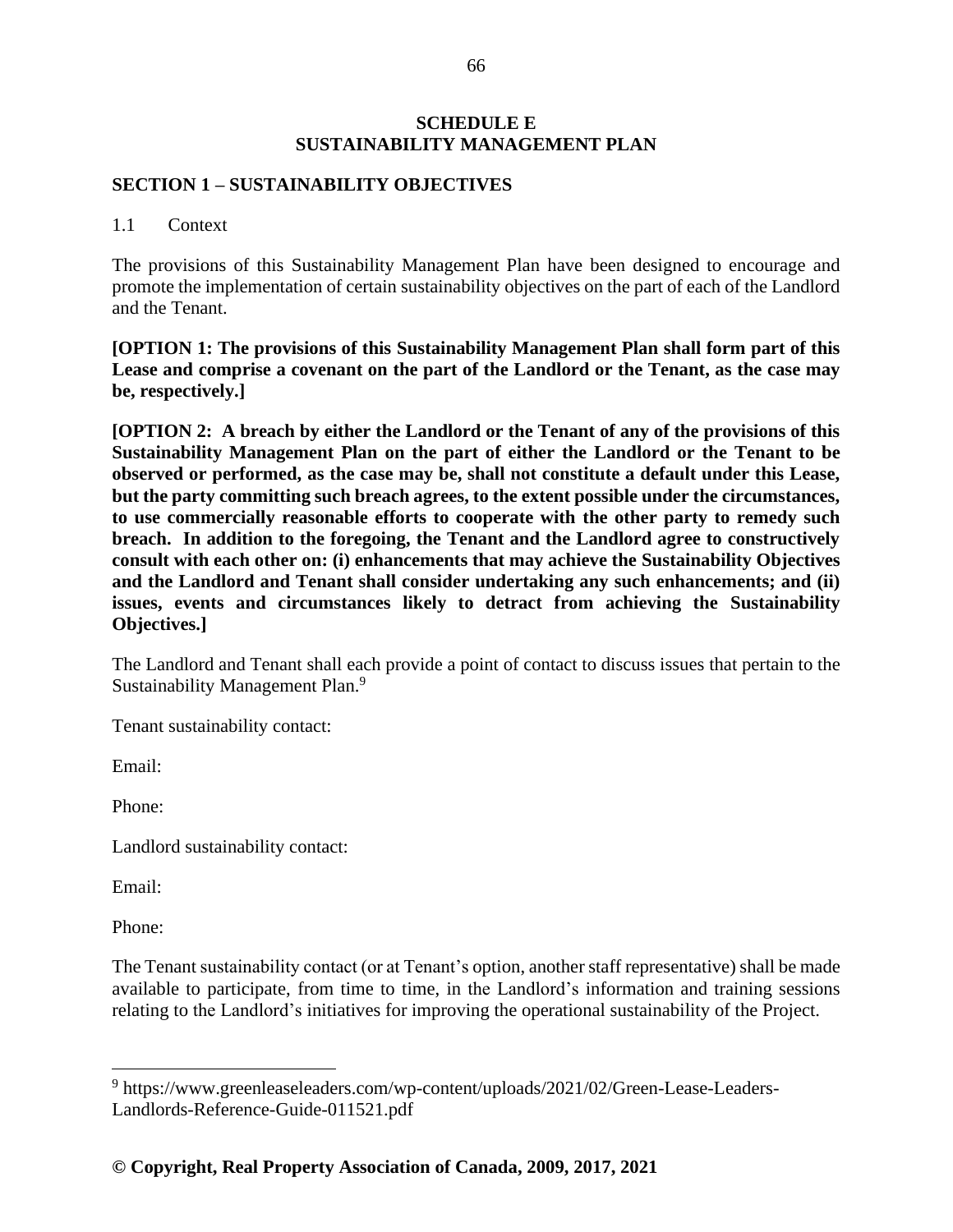# SCHEDULE E
# SUSTAINABILITY MANAGEMENT PLAN

## SECTION 1 – SUSTAINABILITY OBJECTIVES

1.1 Context

The provisions of this Sustainability Management Plan have been designed to encourage and promote the implementation of certain sustainability objectives on the part of each of the Landlord and the Tenant.

**[OPTION 1: The provisions of this Sustainability Management Plan shall form part of this Lease and comprise a covenant on the part of the Landlord or the Tenant, as the case may be, respectively.]**

**[OPTION 2: A breach by either the Landlord or the Tenant of any of the provisions of this Sustainability Management Plan on the part of either the Landlord or the Tenant to be observed or performed, as the case may be, shall not constitute a default under this Lease, but the party committing such breach agrees, to the extent possible under the circumstances, to use commercially reasonable efforts to cooperate with the other party to remedy such breach. In addition to the foregoing, the Tenant and the Landlord agree to constructively consult with each other on: (i) enhancements that may achieve the Sustainability Objectives and the Landlord and Tenant shall consider undertaking any such enhancements; and (ii) issues, events and circumstances likely to detract from achieving the Sustainability Objectives.]**

The Landlord and Tenant shall each provide a point of contact to discuss issues that pertain to the Sustainability Management Plan.[9]

Tenant sustainability contact:

Email:

Phone:

Landlord sustainability contact:

Email:

Phone:

The Tenant sustainability contact (or at Tenant's option, another staff representative) shall be made available to participate, from time to time, in the Landlord's information and training sessions relating to the Landlord's initiatives for improving the operational sustainability of the Project.

---

[9] https://www.greenleaseleaders.com/wp-content/uploads/2021/02/Green-Lease-Leaders-Landlords-Reference-Guide-011521.pdf

**© Copyright, Real Property Association of Canada, 2009, 2017, 2021**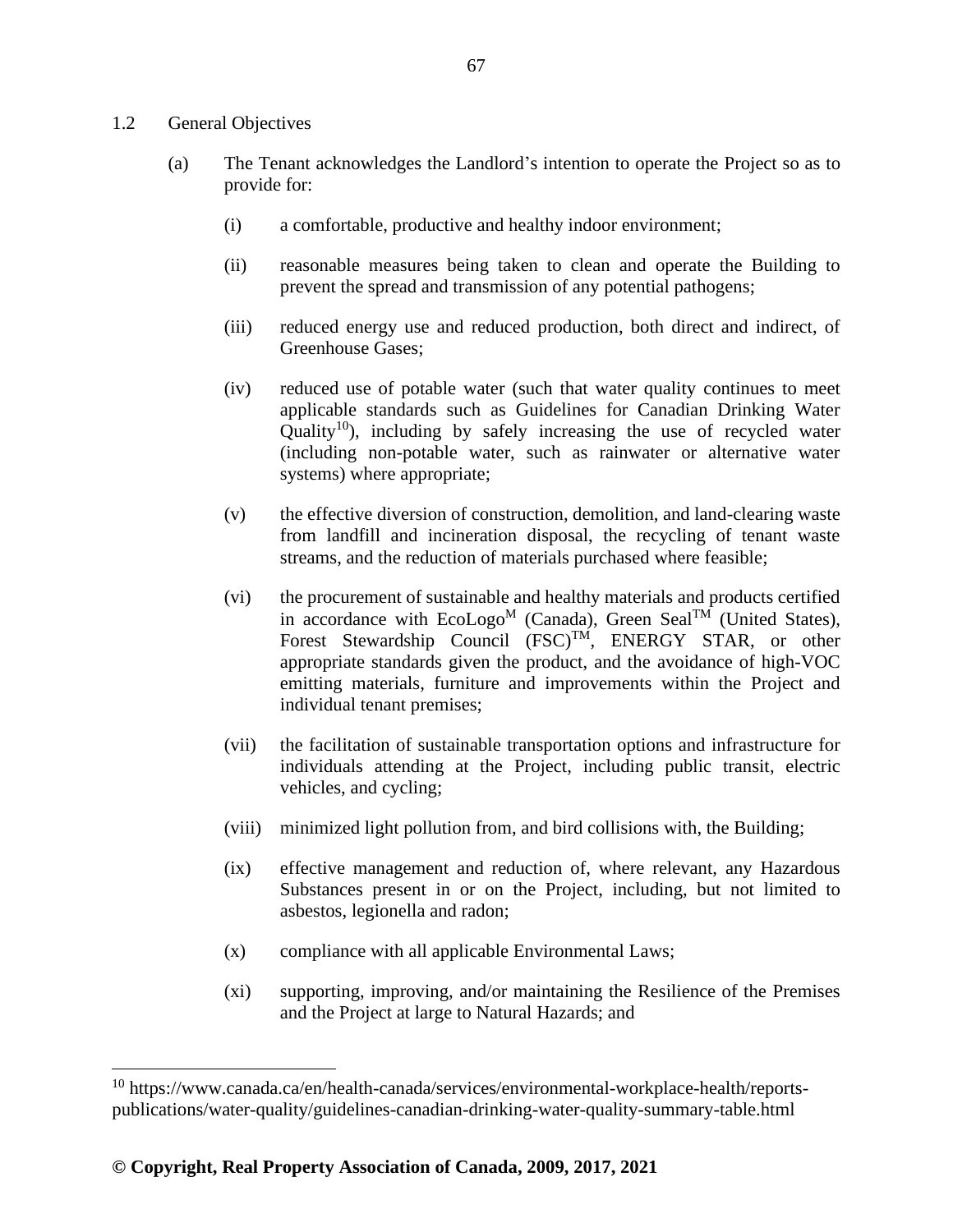1.2 General Objectives

(a) The Tenant acknowledges the Landlord's intention to operate the Project so as to provide for:

(i) a comfortable, productive and healthy indoor environment;

(ii) reasonable measures being taken to clean and operate the Building to prevent the spread and transmission of any potential pathogens;

(iii) reduced energy use and reduced production, both direct and indirect, of Greenhouse Gases;

(iv) reduced use of potable water (such that water quality continues to meet applicable standards such as Guidelines for Canadian Drinking Water Quality[10]), including by safely increasing the use of recycled water (including non-potable water, such as rainwater or alternative water systems) where appropriate;

(v) the effective diversion of construction, demolition, and land-clearing waste from landfill and incineration disposal, the recycling of tenant waste streams, and the reduction of materials purchased where feasible;

(vi) the procurement of sustainable and healthy materials and products certified in accordance with EcoLogo<sup>M</sup> (Canada), Green Seal™ (United States), Forest Stewardship Council (FSC)™, ENERGY STAR, or other appropriate standards given the product, and the avoidance of high-VOC emitting materials, furniture and improvements within the Project and individual tenant premises;

(vii) the facilitation of sustainable transportation options and infrastructure for individuals attending at the Project, including public transit, electric vehicles, and cycling;

(viii) minimized light pollution from, and bird collisions with, the Building;

(ix) effective management and reduction of, where relevant, any Hazardous Substances present in or on the Project, including, but not limited to asbestos, legionella and radon;

(x) compliance with all applicable Environmental Laws;

(xi) supporting, improving, and/or maintaining the Resilience of the Premises and the Project at large to Natural Hazards; and

---

[10] https://www.canada.ca/en/health-canada/services/environmental-workplace-health/reports-publications/water-quality/guidelines-canadian-drinking-water-quality-summary-table.html

**© Copyright, Real Property Association of Canada, 2009, 2017, 2021**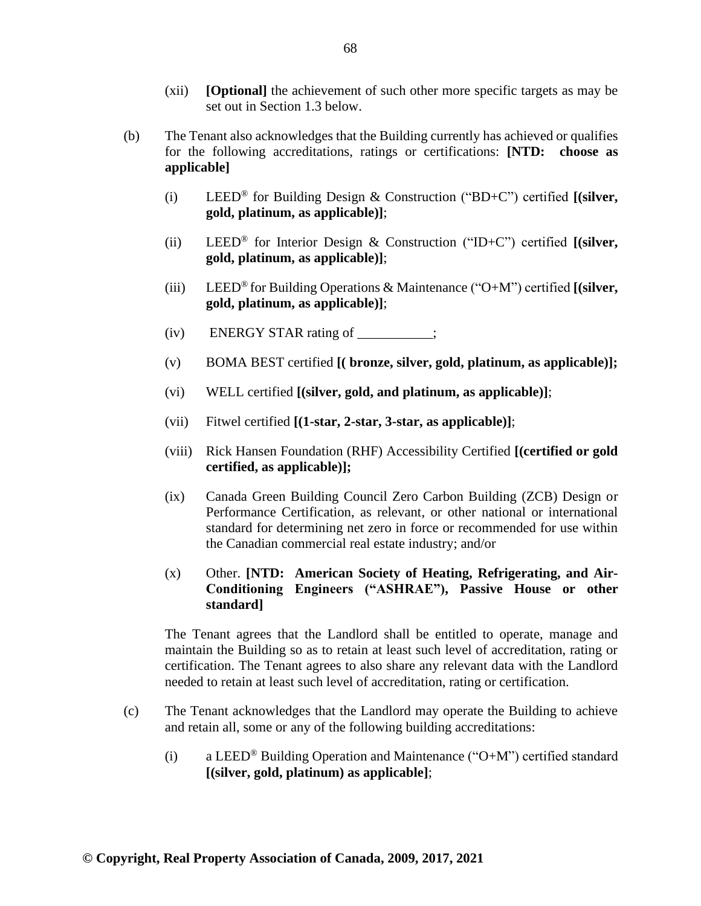(xii) **[Optional]** the achievement of such other more specific targets as may be set out in Section 1.3 below.

(b) The Tenant also acknowledges that the Building currently has achieved or qualifies for the following accreditations, ratings or certifications: **[NTD: choose as applicable]**

(i) LEED® for Building Design & Construction ("BD+C") certified **[(silver, gold, platinum, as applicable)]**;

(ii) LEED® for Interior Design & Construction ("ID+C") certified **[(silver, gold, platinum, as applicable)]**;

(iii) LEED® for Building Operations & Maintenance ("O+M") certified **[(silver, gold, platinum, as applicable)]**;

(iv) ENERGY STAR rating of ___________;

(v) BOMA BEST certified **[( bronze, silver, gold, platinum, as applicable)];**

(vi) WELL certified **[(silver, gold, and platinum, as applicable)]**;

(vii) Fitwel certified **[(1-star, 2-star, 3-star, as applicable)]**;

(viii) Rick Hansen Foundation (RHF) Accessibility Certified **[(certified or gold certified, as applicable)];**

(ix) Canada Green Building Council Zero Carbon Building (ZCB) Design or Performance Certification, as relevant, or other national or international standard for determining net zero in force or recommended for use within the Canadian commercial real estate industry; and/or

(x) Other. **[NTD: American Society of Heating, Refrigerating, and Air-Conditioning Engineers ("ASHRAE"), Passive House or other standard]**

The Tenant agrees that the Landlord shall be entitled to operate, manage and maintain the Building so as to retain at least such level of accreditation, rating or certification. The Tenant agrees to also share any relevant data with the Landlord needed to retain at least such level of accreditation, rating or certification.

(c) The Tenant acknowledges that the Landlord may operate the Building to achieve and retain all, some or any of the following building accreditations:

(i) a LEED® Building Operation and Maintenance ("O+M") certified standard **[(silver, gold, platinum) as applicable]**;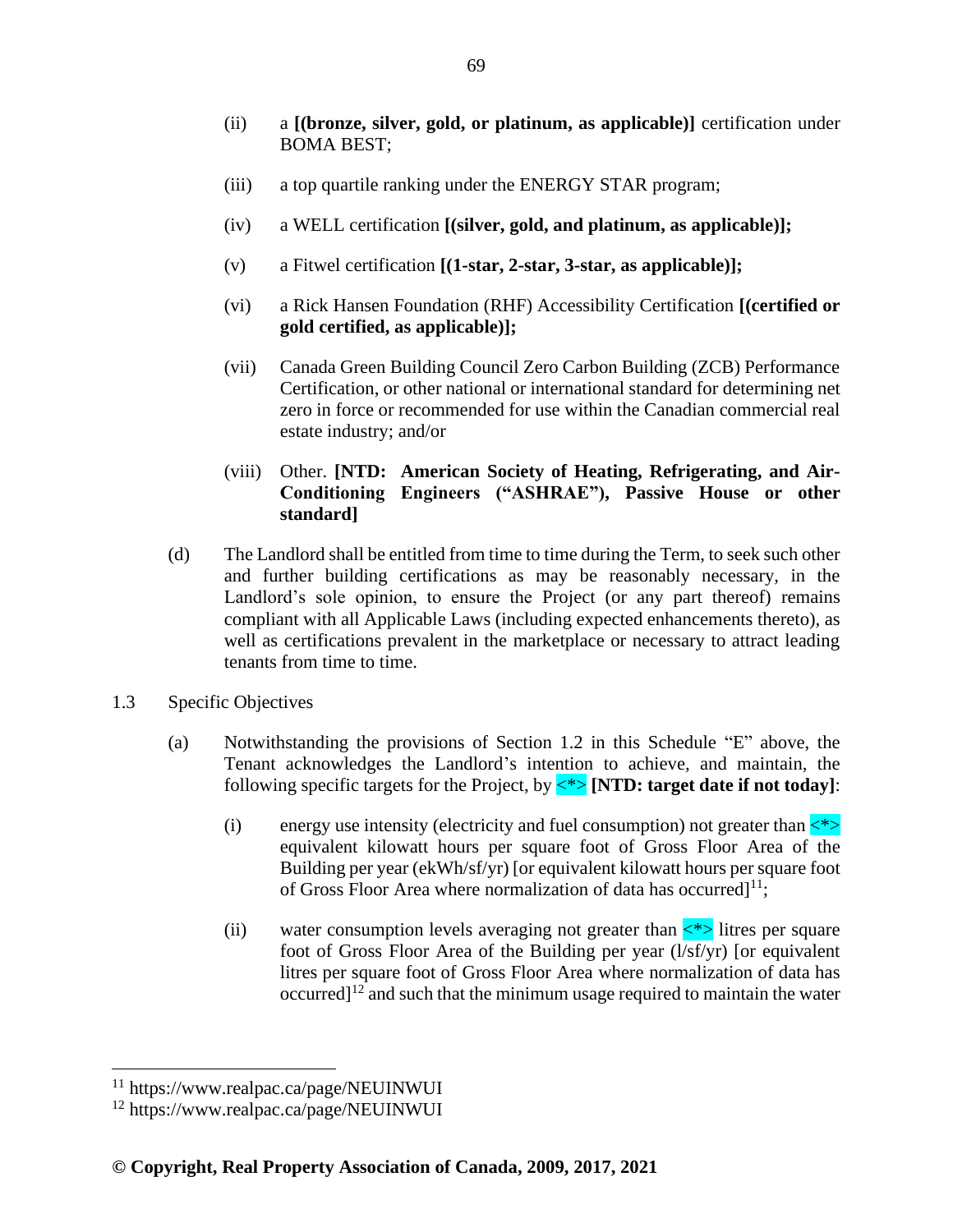(ii) a **[(bronze, silver, gold, or platinum, as applicable)]** certification under BOMA BEST;

(iii) a top quartile ranking under the ENERGY STAR program;

(iv) a WELL certification **[(silver, gold, and platinum, as applicable)];**

(v) a Fitwel certification **[(1-star, 2-star, 3-star, as applicable)];**

(vi) a Rick Hansen Foundation (RHF) Accessibility Certification **[(certified or gold certified, as applicable)];**

(vii) Canada Green Building Council Zero Carbon Building (ZCB) Performance Certification, or other national or international standard for determining net zero in force or recommended for use within the Canadian commercial real estate industry; and/or

(viii) Other. **[NTD: American Society of Heating, Refrigerating, and Air-Conditioning Engineers ("ASHRAE"), Passive House or other standard]**

(d) The Landlord shall be entitled from time to time during the Term, to seek such other and further building certifications as may be reasonably necessary, in the Landlord's sole opinion, to ensure the Project (or any part thereof) remains compliant with all Applicable Laws (including expected enhancements thereto), as well as certifications prevalent in the marketplace or necessary to attract leading tenants from time to time.

1.3 Specific Objectives

(a) Notwithstanding the provisions of Section 1.2 in this Schedule "E" above, the Tenant acknowledges the Landlord's intention to achieve, and maintain, the following specific targets for the Project, by <*> **[NTD: target date if not today]**:

(i) energy use intensity (electricity and fuel consumption) not greater than <*> equivalent kilowatt hours per square foot of Gross Floor Area of the Building per year (ekWh/sf/yr) [or equivalent kilowatt hours per square foot of Gross Floor Area where normalization of data has occurred][11];

(ii) water consumption levels averaging not greater than <*> litres per square foot of Gross Floor Area of the Building per year (l/sf/yr) [or equivalent litres per square foot of Gross Floor Area where normalization of data has occurred][12] and such that the minimum usage required to maintain the water

---

[11] https://www.realpac.ca/page/NEUINWUI

[12] https://www.realpac.ca/page/NEUINWUI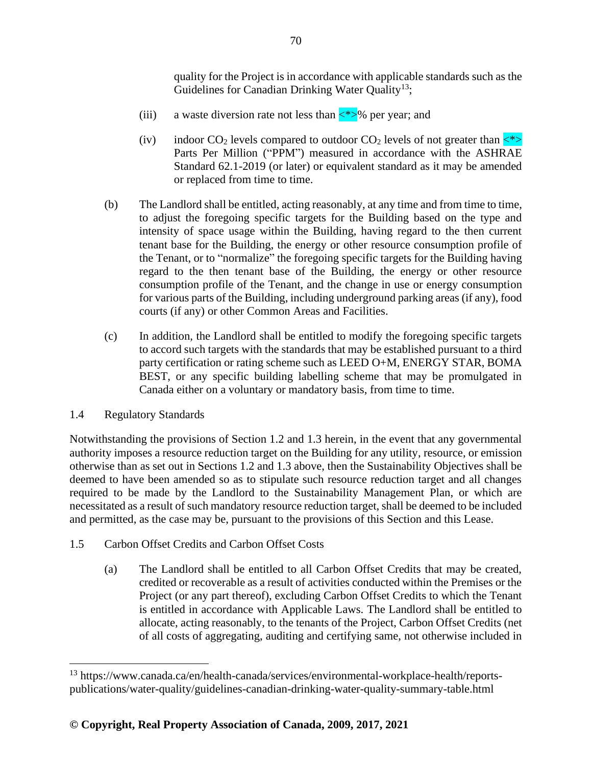quality for the Project is in accordance with applicable standards such as the Guidelines for Canadian Drinking Water Quality[13];

(iii) a waste diversion rate not less than <*>% per year; and

(iv) indoor $CO_2$ levels compared to outdoor $CO_2$ levels of not greater than <*> Parts Per Million ("PPM") measured in accordance with the ASHRAE Standard 62.1-2019 (or later) or equivalent standard as it may be amended or replaced from time to time.

(b) The Landlord shall be entitled, acting reasonably, at any time and from time to time, to adjust the foregoing specific targets for the Building based on the type and intensity of space usage within the Building, having regard to the then current tenant base for the Building, the energy or other resource consumption profile of the Tenant, or to "normalize" the foregoing specific targets for the Building having regard to the then tenant base of the Building, the energy or other resource consumption profile of the Tenant, and the change in use or energy consumption for various parts of the Building, including underground parking areas (if any), food courts (if any) or other Common Areas and Facilities.

(c) In addition, the Landlord shall be entitled to modify the foregoing specific targets to accord such targets with the standards that may be established pursuant to a third party certification or rating scheme such as LEED O+M, ENERGY STAR, BOMA BEST, or any specific building labelling scheme that may be promulgated in Canada either on a voluntary or mandatory basis, from time to time.

1.4 Regulatory Standards

Notwithstanding the provisions of Section 1.2 and 1.3 herein, in the event that any governmental authority imposes a resource reduction target on the Building for any utility, resource, or emission otherwise than as set out in Sections 1.2 and 1.3 above, then the Sustainability Objectives shall be deemed to have been amended so as to stipulate such resource reduction target and all changes required to be made by the Landlord to the Sustainability Management Plan, or which are necessitated as a result of such mandatory resource reduction target, shall be deemed to be included and permitted, as the case may be, pursuant to the provisions of this Section and this Lease.

1.5 Carbon Offset Credits and Carbon Offset Costs

(a) The Landlord shall be entitled to all Carbon Offset Credits that may be created, credited or recoverable as a result of activities conducted within the Premises or the Project (or any part thereof), excluding Carbon Offset Credits to which the Tenant is entitled in accordance with Applicable Laws. The Landlord shall be entitled to allocate, acting reasonably, to the tenants of the Project, Carbon Offset Credits (net of all costs of aggregating, auditing and certifying same, not otherwise included in

[13] https://www.canada.ca/en/health-canada/services/environmental-workplace-health/reports-publications/water-quality/guidelines-canadian-drinking-water-quality-summary-table.html

**© Copyright, Real Property Association of Canada, 2009, 2017, 2021**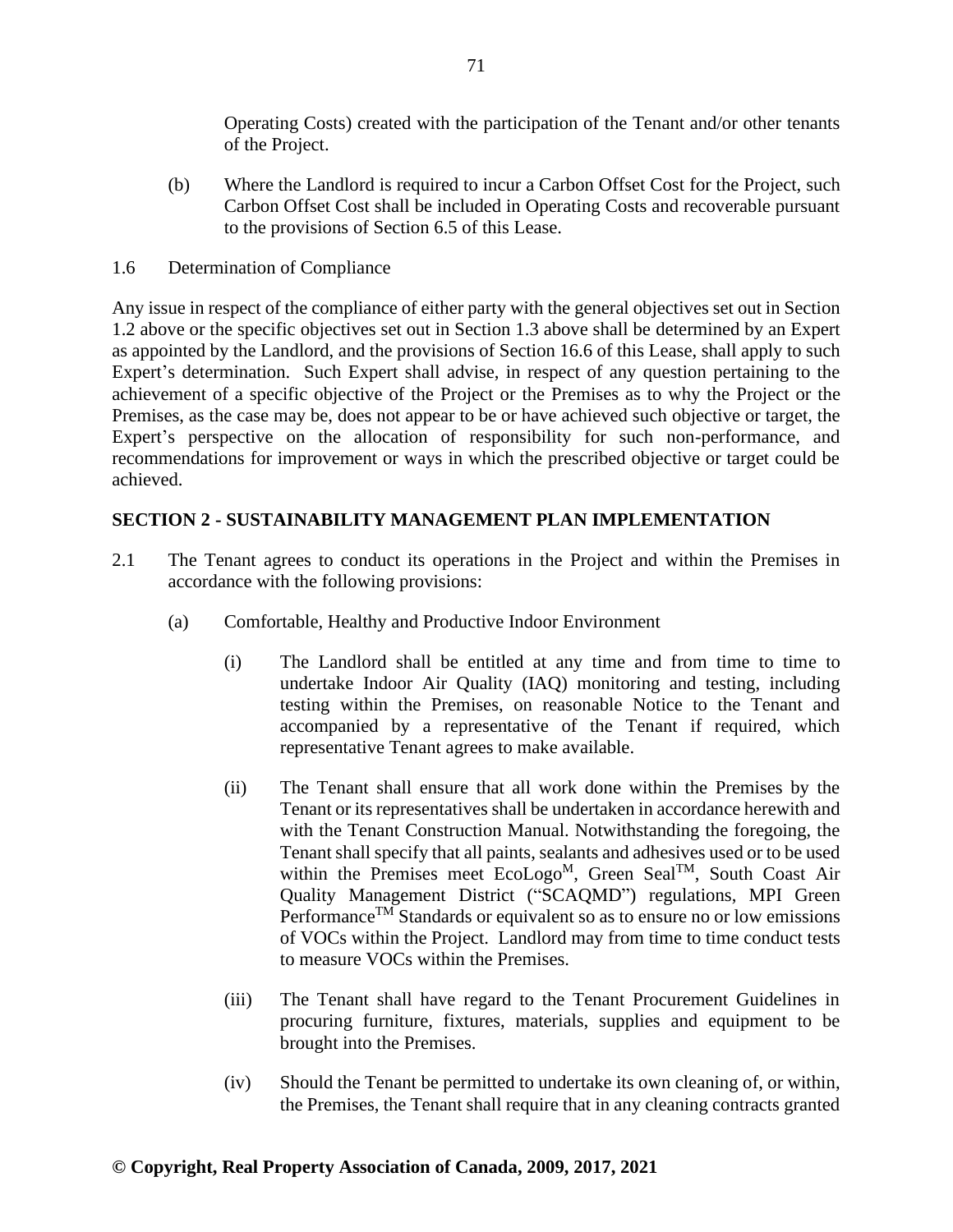Operating Costs) created with the participation of the Tenant and/or other tenants of the Project.

(b) Where the Landlord is required to incur a Carbon Offset Cost for the Project, such Carbon Offset Cost shall be included in Operating Costs and recoverable pursuant to the provisions of Section 6.5 of this Lease.

1.6 Determination of Compliance

Any issue in respect of the compliance of either party with the general objectives set out in Section 1.2 above or the specific objectives set out in Section 1.3 above shall be determined by an Expert as appointed by the Landlord, and the provisions of Section 16.6 of this Lease, shall apply to such Expert's determination. Such Expert shall advise, in respect of any question pertaining to the achievement of a specific objective of the Project or the Premises as to why the Project or the Premises, as the case may be, does not appear to be or have achieved such objective or target, the Expert's perspective on the allocation of responsibility for such non-performance, and recommendations for improvement or ways in which the prescribed objective or target could be achieved.

**SECTION 2 - SUSTAINABILITY MANAGEMENT PLAN IMPLEMENTATION**

2.1 The Tenant agrees to conduct its operations in the Project and within the Premises in accordance with the following provisions:

(a) Comfortable, Healthy and Productive Indoor Environment

(i) The Landlord shall be entitled at any time and from time to time to undertake Indoor Air Quality (IAQ) monitoring and testing, including testing within the Premises, on reasonable Notice to the Tenant and accompanied by a representative of the Tenant if required, which representative Tenant agrees to make available.

(ii) The Tenant shall ensure that all work done within the Premises by the Tenant or its representatives shall be undertaken in accordance herewith and with the Tenant Construction Manual. Notwithstanding the foregoing, the Tenant shall specify that all paints, sealants and adhesives used or to be used within the Premises meet EcoLogo^M, Green Seal^TM, South Coast Air Quality Management District ("SCAQMD") regulations, MPI Green Performance^TM Standards or equivalent so as to ensure no or low emissions of VOCs within the Project. Landlord may from time to time conduct tests to measure VOCs within the Premises.

(iii) The Tenant shall have regard to the Tenant Procurement Guidelines in procuring furniture, fixtures, materials, supplies and equipment to be brought into the Premises.

(iv) Should the Tenant be permitted to undertake its own cleaning of, or within, the Premises, the Tenant shall require that in any cleaning contracts granted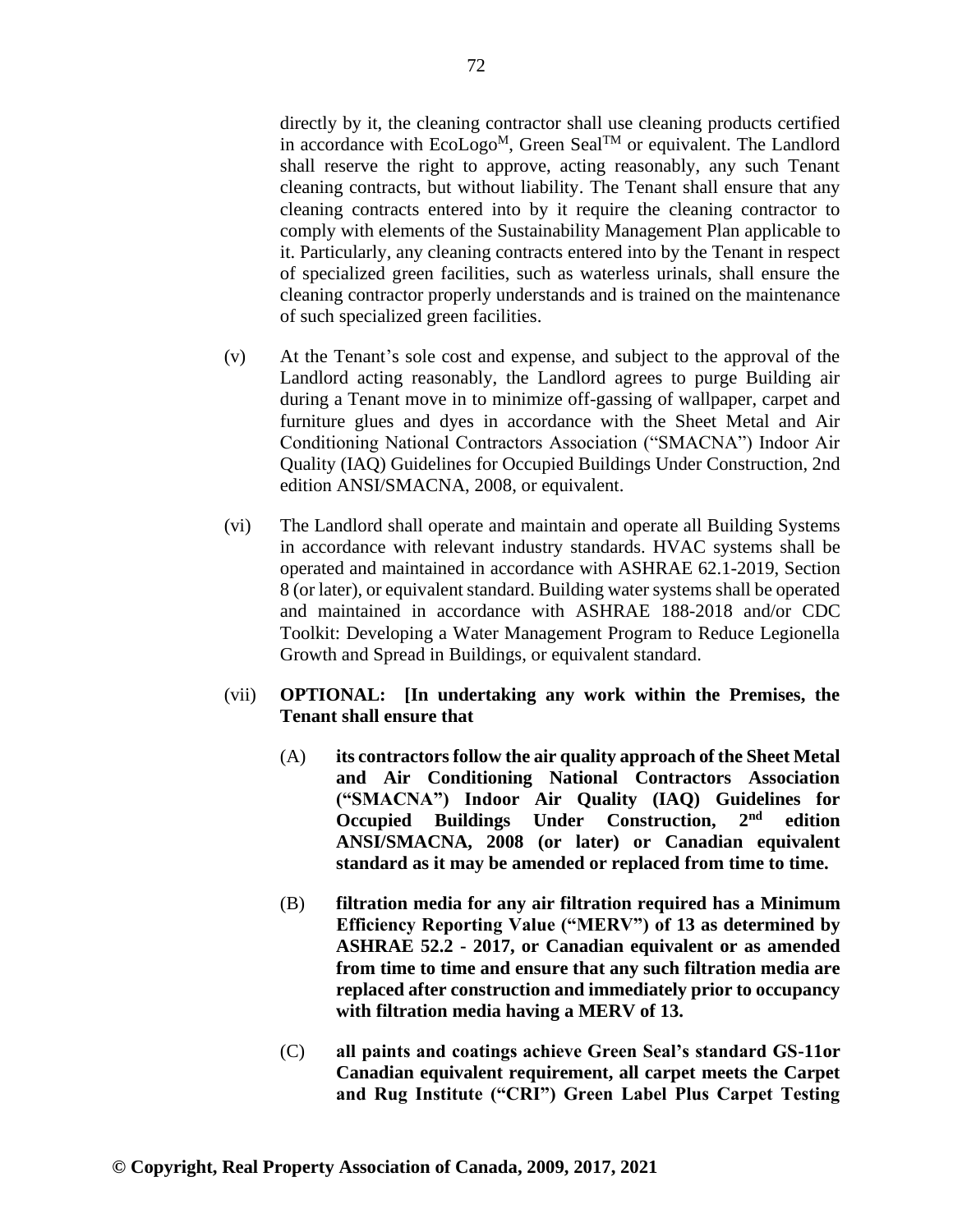directly by it, the cleaning contractor shall use cleaning products certified in accordance with EcoLogo$^{M}$, Green Seal$^{TM}$ or equivalent. The Landlord shall reserve the right to approve, acting reasonably, any such Tenant cleaning contracts, but without liability. The Tenant shall ensure that any cleaning contracts entered into by it require the cleaning contractor to comply with elements of the Sustainability Management Plan applicable to it. Particularly, any cleaning contracts entered into by the Tenant in respect of specialized green facilities, such as waterless urinals, shall ensure the cleaning contractor properly understands and is trained on the maintenance of such specialized green facilities.

(v) At the Tenant's sole cost and expense, and subject to the approval of the Landlord acting reasonably, the Landlord agrees to purge Building air during a Tenant move in to minimize off-gassing of wallpaper, carpet and furniture glues and dyes in accordance with the Sheet Metal and Air Conditioning National Contractors Association ("SMACNA") Indoor Air Quality (IAQ) Guidelines for Occupied Buildings Under Construction, 2nd edition ANSI/SMACNA, 2008, or equivalent.

(vi) The Landlord shall operate and maintain and operate all Building Systems in accordance with relevant industry standards. HVAC systems shall be operated and maintained in accordance with ASHRAE 62.1-2019, Section 8 (or later), or equivalent standard. Building water systems shall be operated and maintained in accordance with ASHRAE 188-2018 and/or CDC Toolkit: Developing a Water Management Program to Reduce Legionella Growth and Spread in Buildings, or equivalent standard.

(vii) **OPTIONAL: [In undertaking any work within the Premises, the Tenant shall ensure that**

(A) **its contractors follow the air quality approach of the Sheet Metal and Air Conditioning National Contractors Association ("SMACNA") Indoor Air Quality (IAQ) Guidelines for Occupied Buildings Under Construction, 2nd edition ANSI/SMACNA, 2008 (or later) or Canadian equivalent standard as it may be amended or replaced from time to time.**

(B) **filtration media for any air filtration required has a Minimum Efficiency Reporting Value ("MERV") of 13 as determined by ASHRAE 52.2 - 2017, or Canadian equivalent or as amended from time to time and ensure that any such filtration media are replaced after construction and immediately prior to occupancy with filtration media having a MERV of 13.**

(C) **all paints and coatings achieve Green Seal's standard GS-11or Canadian equivalent requirement, all carpet meets the Carpet and Rug Institute ("CRI") Green Label Plus Carpet Testing**

**© Copyright, Real Property Association of Canada, 2009, 2017, 2021**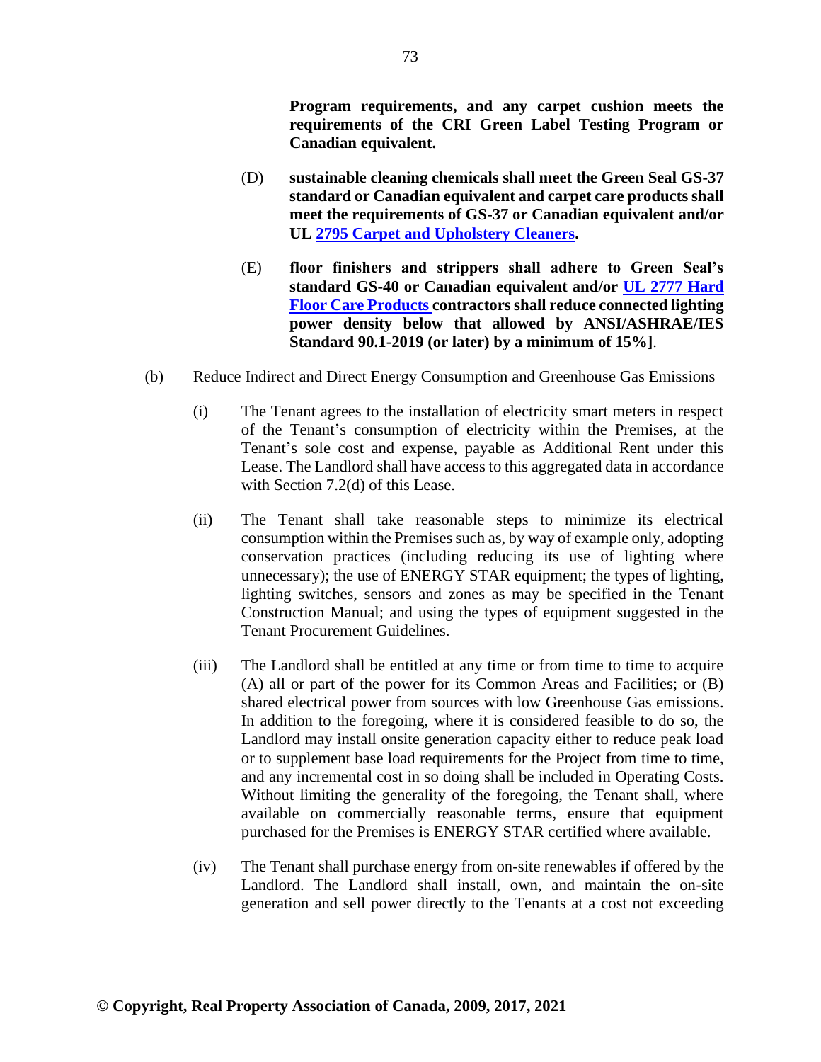**Program requirements, and any carpet cushion meets the requirements of the CRI Green Label Testing Program or Canadian equivalent.**

(D) **sustainable cleaning chemicals shall meet the Green Seal GS-37 standard or Canadian equivalent and carpet care products shall meet the requirements of GS-37 or Canadian equivalent and/or UL 2795 Carpet and Upholstery Cleaners.**

(E) **floor finishers and strippers shall adhere to Green Seal's standard GS-40 or Canadian equivalent and/or UL 2777 Hard Floor Care Products contractors shall reduce connected lighting power density below that allowed by ANSI/ASHRAE/IES Standard 90.1-2019 (or later) by a minimum of 15%]**.

(b) Reduce Indirect and Direct Energy Consumption and Greenhouse Gas Emissions

(i) The Tenant agrees to the installation of electricity smart meters in respect of the Tenant's consumption of electricity within the Premises, at the Tenant's sole cost and expense, payable as Additional Rent under this Lease. The Landlord shall have access to this aggregated data in accordance with Section 7.2(d) of this Lease.

(ii) The Tenant shall take reasonable steps to minimize its electrical consumption within the Premises such as, by way of example only, adopting conservation practices (including reducing its use of lighting where unnecessary); the use of ENERGY STAR equipment; the types of lighting, lighting switches, sensors and zones as may be specified in the Tenant Construction Manual; and using the types of equipment suggested in the Tenant Procurement Guidelines.

(iii) The Landlord shall be entitled at any time or from time to time to acquire (A) all or part of the power for its Common Areas and Facilities; or (B) shared electrical power from sources with low Greenhouse Gas emissions. In addition to the foregoing, where it is considered feasible to do so, the Landlord may install onsite generation capacity either to reduce peak load or to supplement base load requirements for the Project from time to time, and any incremental cost in so doing shall be included in Operating Costs. Without limiting the generality of the foregoing, the Tenant shall, where available on commercially reasonable terms, ensure that equipment purchased for the Premises is ENERGY STAR certified where available.

(iv) The Tenant shall purchase energy from on-site renewables if offered by the Landlord. The Landlord shall install, own, and maintain the on-site generation and sell power directly to the Tenants at a cost not exceeding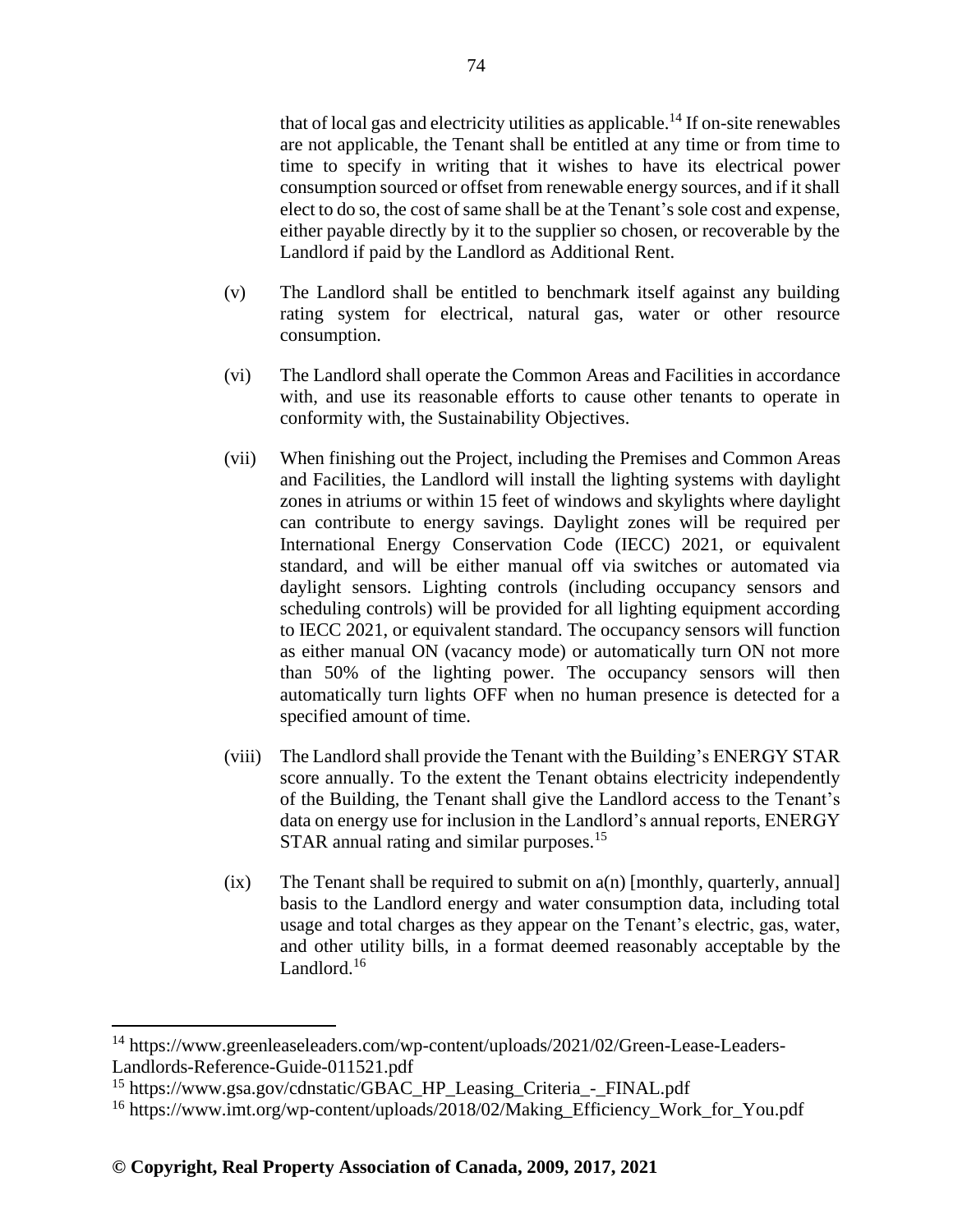that of local gas and electricity utilities as applicable.[14] If on-site renewables are not applicable, the Tenant shall be entitled at any time or from time to time to specify in writing that it wishes to have its electrical power consumption sourced or offset from renewable energy sources, and if it shall elect to do so, the cost of same shall be at the Tenant's sole cost and expense, either payable directly by it to the supplier so chosen, or recoverable by the Landlord if paid by the Landlord as Additional Rent.

(v) The Landlord shall be entitled to benchmark itself against any building rating system for electrical, natural gas, water or other resource consumption.

(vi) The Landlord shall operate the Common Areas and Facilities in accordance with, and use its reasonable efforts to cause other tenants to operate in conformity with, the Sustainability Objectives.

(vii) When finishing out the Project, including the Premises and Common Areas and Facilities, the Landlord will install the lighting systems with daylight zones in atriums or within 15 feet of windows and skylights where daylight can contribute to energy savings. Daylight zones will be required per International Energy Conservation Code (IECC) 2021, or equivalent standard, and will be either manual off via switches or automated via daylight sensors. Lighting controls (including occupancy sensors and scheduling controls) will be provided for all lighting equipment according to IECC 2021, or equivalent standard. The occupancy sensors will function as either manual ON (vacancy mode) or automatically turn ON not more than 50% of the lighting power. The occupancy sensors will then automatically turn lights OFF when no human presence is detected for a specified amount of time.

(viii) The Landlord shall provide the Tenant with the Building's ENERGY STAR score annually. To the extent the Tenant obtains electricity independently of the Building, the Tenant shall give the Landlord access to the Tenant's data on energy use for inclusion in the Landlord's annual reports, ENERGY STAR annual rating and similar purposes.[15]

(ix) The Tenant shall be required to submit on a(n) [monthly, quarterly, annual] basis to the Landlord energy and water consumption data, including total usage and total charges as they appear on the Tenant's electric, gas, water, and other utility bills, in a format deemed reasonably acceptable by the Landlord.[16]

---

[14] https://www.greenleaseleaders.com/wp-content/uploads/2021/02/Green-Lease-Leaders-Landlords-Reference-Guide-011521.pdf

[15] https://www.gsa.gov/cdnstatic/GBAC_HP_Leasing_Criteria_-_FINAL.pdf

[16] https://www.imt.org/wp-content/uploads/2018/02/Making_Efficiency_Work_for_You.pdf

**© Copyright, Real Property Association of Canada, 2009, 2017, 2021**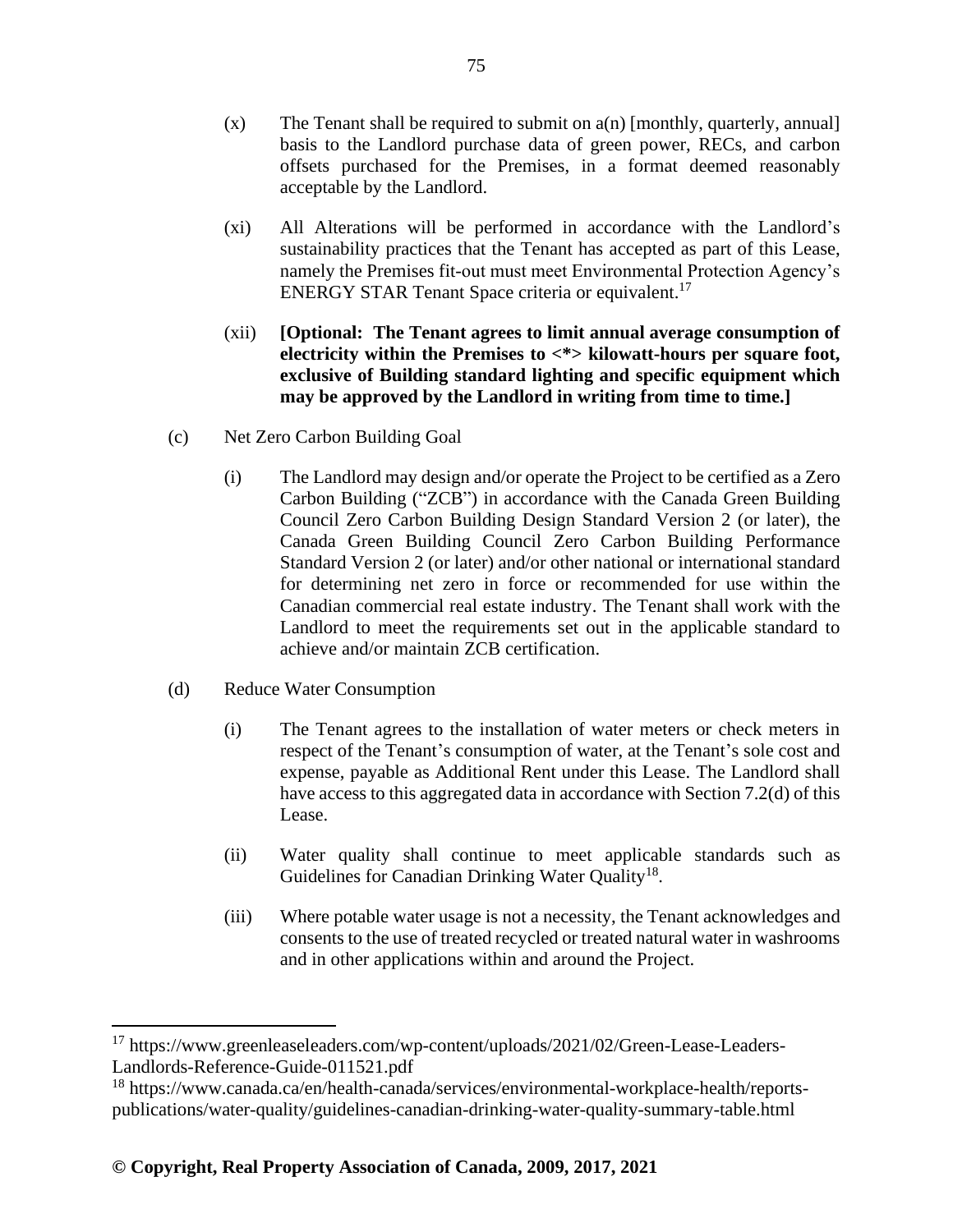(x) The Tenant shall be required to submit on a(n) [monthly, quarterly, annual] basis to the Landlord purchase data of green power, RECs, and carbon offsets purchased for the Premises, in a format deemed reasonably acceptable by the Landlord.

(xi) All Alterations will be performed in accordance with the Landlord's sustainability practices that the Tenant has accepted as part of this Lease, namely the Premises fit-out must meet Environmental Protection Agency's ENERGY STAR Tenant Space criteria or equivalent.[17]

(xii) **[Optional: The Tenant agrees to limit annual average consumption of electricity within the Premises to <*> kilowatt-hours per square foot, exclusive of Building standard lighting and specific equipment which may be approved by the Landlord in writing from time to time.]**

(c) Net Zero Carbon Building Goal

(i) The Landlord may design and/or operate the Project to be certified as a Zero Carbon Building ("ZCB") in accordance with the Canada Green Building Council Zero Carbon Building Design Standard Version 2 (or later), the Canada Green Building Council Zero Carbon Building Performance Standard Version 2 (or later) and/or other national or international standard for determining net zero in force or recommended for use within the Canadian commercial real estate industry. The Tenant shall work with the Landlord to meet the requirements set out in the applicable standard to achieve and/or maintain ZCB certification.

(d) Reduce Water Consumption

(i) The Tenant agrees to the installation of water meters or check meters in respect of the Tenant's consumption of water, at the Tenant's sole cost and expense, payable as Additional Rent under this Lease. The Landlord shall have access to this aggregated data in accordance with Section 7.2(d) of this Lease.

(ii) Water quality shall continue to meet applicable standards such as Guidelines for Canadian Drinking Water Quality[18].

(iii) Where potable water usage is not a necessity, the Tenant acknowledges and consents to the use of treated recycled or treated natural water in washrooms and in other applications within and around the Project.

---

[17] https://www.greenleaseleaders.com/wp-content/uploads/2021/02/Green-Lease-Leaders-Landlords-Reference-Guide-011521.pdf

[18] https://www.canada.ca/en/health-canada/services/environmental-workplace-health/reports-publications/water-quality/guidelines-canadian-drinking-water-quality-summary-table.html

**© Copyright, Real Property Association of Canada, 2009, 2017, 2021**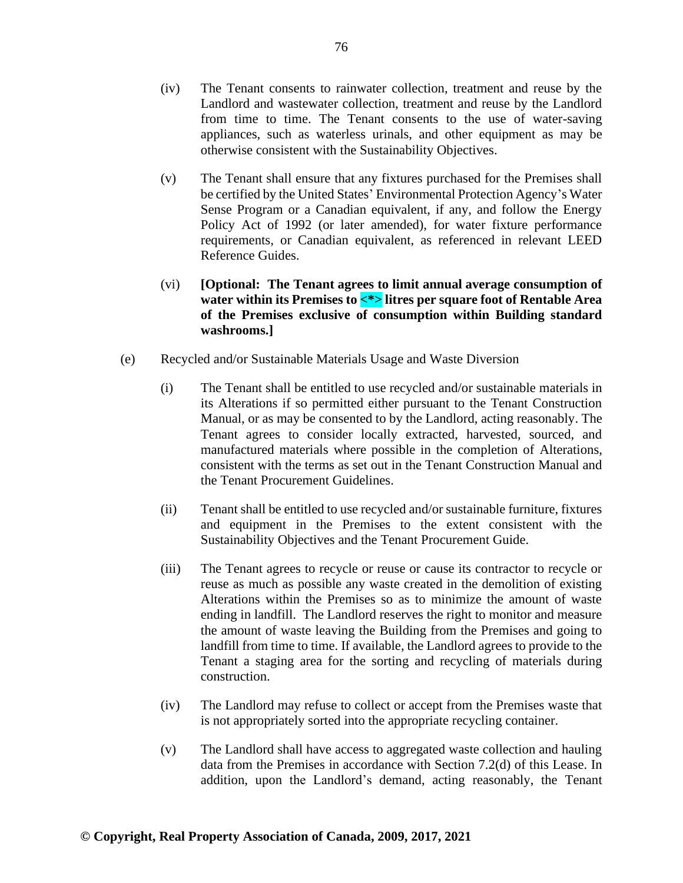(iv) The Tenant consents to rainwater collection, treatment and reuse by the Landlord and wastewater collection, treatment and reuse by the Landlord from time to time. The Tenant consents to the use of water-saving appliances, such as waterless urinals, and other equipment as may be otherwise consistent with the Sustainability Objectives.

(v) The Tenant shall ensure that any fixtures purchased for the Premises shall be certified by the United States' Environmental Protection Agency's Water Sense Program or a Canadian equivalent, if any, and follow the Energy Policy Act of 1992 (or later amended), for water fixture performance requirements, or Canadian equivalent, as referenced in relevant LEED Reference Guides.

(vi) **[Optional: The Tenant agrees to limit annual average consumption of water within its Premises to <*> litres per square foot of Rentable Area of the Premises exclusive of consumption within Building standard washrooms.]**

(e) Recycled and/or Sustainable Materials Usage and Waste Diversion

(i) The Tenant shall be entitled to use recycled and/or sustainable materials in its Alterations if so permitted either pursuant to the Tenant Construction Manual, or as may be consented to by the Landlord, acting reasonably. The Tenant agrees to consider locally extracted, harvested, sourced, and manufactured materials where possible in the completion of Alterations, consistent with the terms as set out in the Tenant Construction Manual and the Tenant Procurement Guidelines.

(ii) Tenant shall be entitled to use recycled and/or sustainable furniture, fixtures and equipment in the Premises to the extent consistent with the Sustainability Objectives and the Tenant Procurement Guide.

(iii) The Tenant agrees to recycle or reuse or cause its contractor to recycle or reuse as much as possible any waste created in the demolition of existing Alterations within the Premises so as to minimize the amount of waste ending in landfill. The Landlord reserves the right to monitor and measure the amount of waste leaving the Building from the Premises and going to landfill from time to time. If available, the Landlord agrees to provide to the Tenant a staging area for the sorting and recycling of materials during construction.

(iv) The Landlord may refuse to collect or accept from the Premises waste that is not appropriately sorted into the appropriate recycling container.

(v) The Landlord shall have access to aggregated waste collection and hauling data from the Premises in accordance with Section 7.2(d) of this Lease. In addition, upon the Landlord's demand, acting reasonably, the Tenant

**© Copyright, Real Property Association of Canada, 2009, 2017, 2021**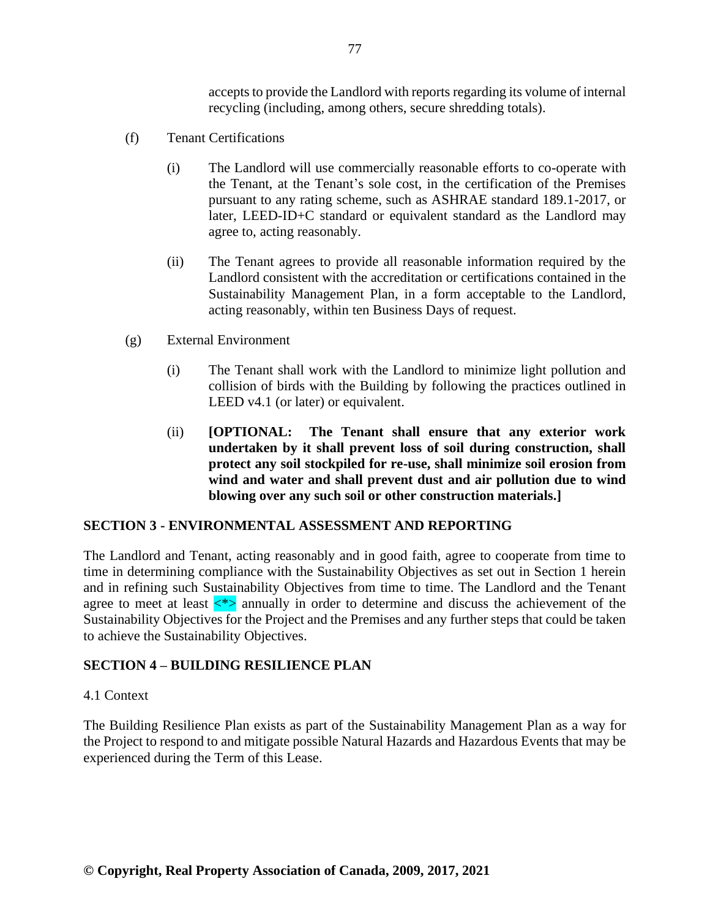accepts to provide the Landlord with reports regarding its volume of internal recycling (including, among others, secure shredding totals).

(f) Tenant Certifications

(i) The Landlord will use commercially reasonable efforts to co-operate with the Tenant, at the Tenant's sole cost, in the certification of the Premises pursuant to any rating scheme, such as ASHRAE standard 189.1-2017, or later, LEED-ID+C standard or equivalent standard as the Landlord may agree to, acting reasonably.

(ii) The Tenant agrees to provide all reasonable information required by the Landlord consistent with the accreditation or certifications contained in the Sustainability Management Plan, in a form acceptable to the Landlord, acting reasonably, within ten Business Days of request.

(g) External Environment

(i) The Tenant shall work with the Landlord to minimize light pollution and collision of birds with the Building by following the practices outlined in LEED v4.1 (or later) or equivalent.

(ii) **[OPTIONAL: The Tenant shall ensure that any exterior work undertaken by it shall prevent loss of soil during construction, shall protect any soil stockpiled for re-use, shall minimize soil erosion from wind and water and shall prevent dust and air pollution due to wind blowing over any such soil or other construction materials.]**

## SECTION 3 - ENVIRONMENTAL ASSESSMENT AND REPORTING

The Landlord and Tenant, acting reasonably and in good faith, agree to cooperate from time to time in determining compliance with the Sustainability Objectives as set out in Section 1 herein and in refining such Sustainability Objectives from time to time. The Landlord and the Tenant agree to meet at least <*> annually in order to determine and discuss the achievement of the Sustainability Objectives for the Project and the Premises and any further steps that could be taken to achieve the Sustainability Objectives.

## SECTION 4 – BUILDING RESILIENCE PLAN

4.1 Context

The Building Resilience Plan exists as part of the Sustainability Management Plan as a way for the Project to respond to and mitigate possible Natural Hazards and Hazardous Events that may be experienced during the Term of this Lease.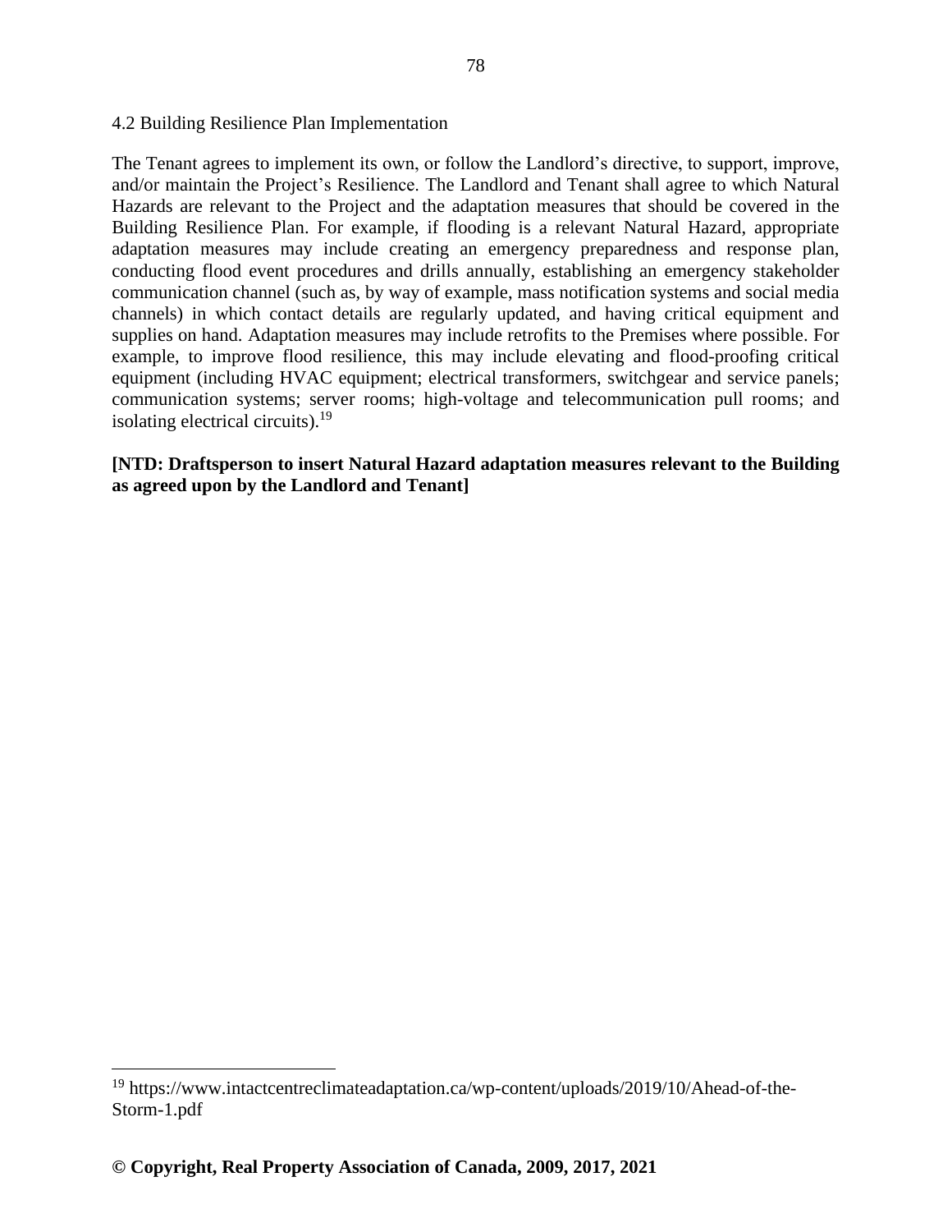### 4.2 Building Resilience Plan Implementation

The Tenant agrees to implement its own, or follow the Landlord's directive, to support, improve, and/or maintain the Project's Resilience. The Landlord and Tenant shall agree to which Natural Hazards are relevant to the Project and the adaptation measures that should be covered in the Building Resilience Plan. For example, if flooding is a relevant Natural Hazard, appropriate adaptation measures may include creating an emergency preparedness and response plan, conducting flood event procedures and drills annually, establishing an emergency stakeholder communication channel (such as, by way of example, mass notification systems and social media channels) in which contact details are regularly updated, and having critical equipment and supplies on hand. Adaptation measures may include retrofits to the Premises where possible. For example, to improve flood resilience, this may include elevating and flood-proofing critical equipment (including HVAC equipment; electrical transformers, switchgear and service panels; communication systems; server rooms; high-voltage and telecommunication pull rooms; and isolating electrical circuits).[19]

**[NTD: Draftsperson to insert Natural Hazard adaptation measures relevant to the Building as agreed upon by the Landlord and Tenant]**

---

[19] https://www.intactcentreclimateadaptation.ca/wp-content/uploads/2019/10/Ahead-of-the-Storm-1.pdf

**© Copyright, Real Property Association of Canada, 2009, 2017, 2021**